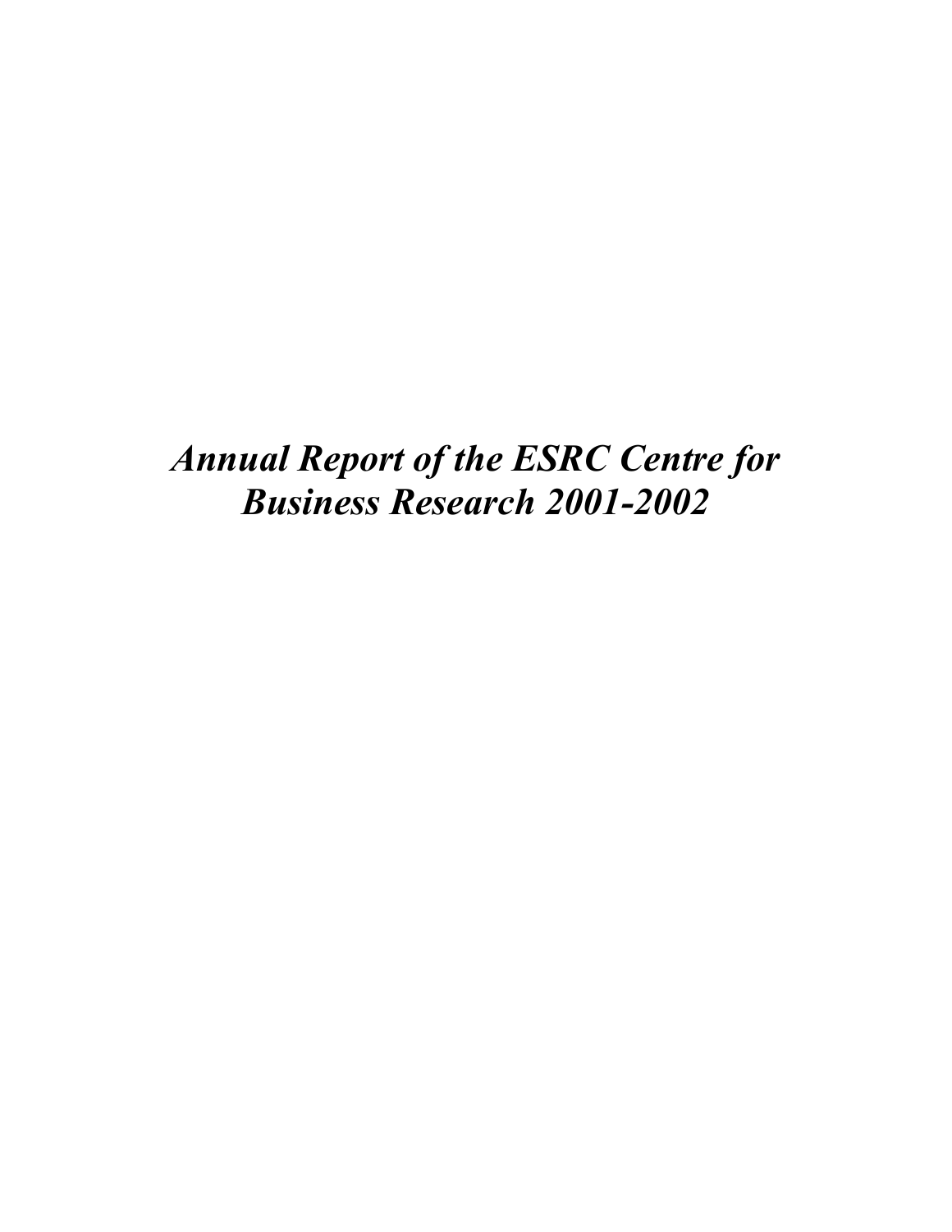# *Annual Report of the ESRC Centre for Business Research 2001-2002*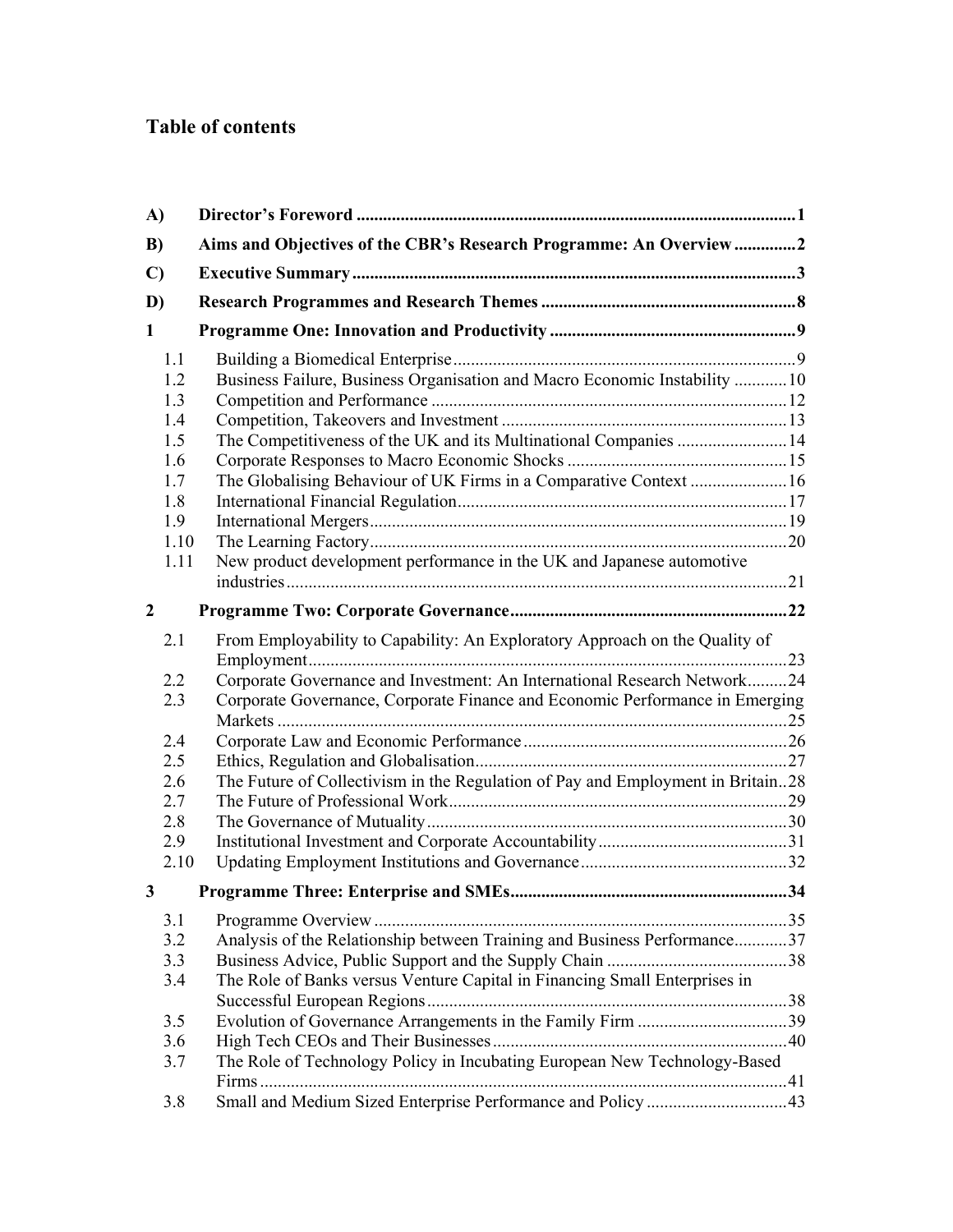# Table of contents

| | | |
|---|---|---|
| **A)** | **Director's Foreword** | **1** |
| **B)** | **Aims and Objectives of the CBR's Research Programme: An Overview** | **2** |
| **C)** | **Executive Summary** | **3** |
| **D)** | **Research Programmes and Research Themes** | **8** |
| **1** | **Programme One: Innovation and Productivity** | **9** |
| 1.1 | Building a Biomedical Enterprise | 9 |
| 1.2 | Business Failure, Business Organisation and Macro Economic Instability | 10 |
| 1.3 | Competition and Performance | 12 |
| 1.4 | Competition, Takeovers and Investment | 13 |
| 1.5 | The Competitiveness of the UK and its Multinational Companies | 14 |
| 1.6 | Corporate Responses to Macro Economic Shocks | 15 |
| 1.7 | The Globalising Behaviour of UK Firms in a Comparative Context | 16 |
| 1.8 | International Financial Regulation | 17 |
| 1.9 | International Mergers | 19 |
| 1.10 | The Learning Factory | 20 |
| 1.11 | New product development performance in the UK and Japanese automotive industries | 21 |
| **2** | **Programme Two: Corporate Governance** | **22** |
| 2.1 | From Employability to Capability: An Exploratory Approach on the Quality of Employment | 23 |
| 2.2 | Corporate Governance and Investment: An International Research Network | 24 |
| 2.3 | Corporate Governance, Corporate Finance and Economic Performance in Emerging Markets | 25 |
| 2.4 | Corporate Law and Economic Performance | 26 |
| 2.5 | Ethics, Regulation and Globalisation | 27 |
| 2.6 | The Future of Collectivism in the Regulation of Pay and Employment in Britain | 28 |
| 2.7 | The Future of Professional Work | 29 |
| 2.8 | The Governance of Mutuality | 30 |
| 2.9 | Institutional Investment and Corporate Accountability | 31 |
| 2.10 | Updating Employment Institutions and Governance | 32 |
| **3** | **Programme Three: Enterprise and SMEs** | **34** |
| 3.1 | Programme Overview | 35 |
| 3.2 | Analysis of the Relationship between Training and Business Performance | 37 |
| 3.3 | Business Advice, Public Support and the Supply Chain | 38 |
| 3.4 | The Role of Banks versus Venture Capital in Financing Small Enterprises in Successful European Regions | 38 |
| 3.5 | Evolution of Governance Arrangements in the Family Firm | 39 |
| 3.6 | High Tech CEOs and Their Businesses | 40 |
| 3.7 | The Role of Technology Policy in Incubating European New Technology-Based Firms | 41 |
| 3.8 | Small and Medium Sized Enterprise Performance and Policy | 43 |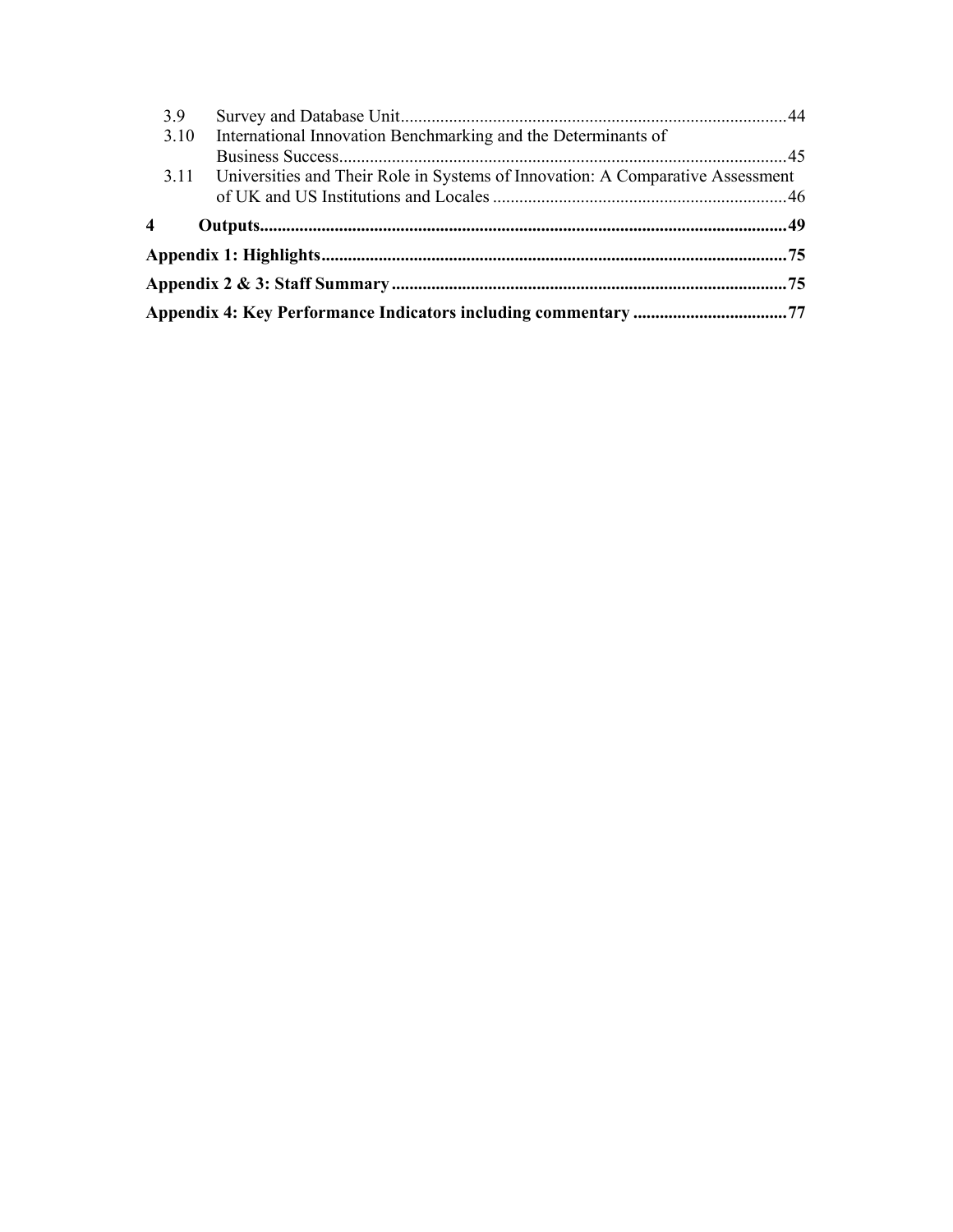3.9 Survey and Database Unit ........................................................................................ 44
3.10 International Innovation Benchmarking and the Determinants of Business Success ........................................................................................ 45
3.11 Universities and Their Role in Systems of Innovation: A Comparative Assessment of UK and US Institutions and Locales ........................................................................ 46

**4 Outputs ........................................................................................................................ 49**

**Appendix 1: Highlights ........................................................................................... 75**

**Appendix 2 & 3: Staff Summary ........................................................................... 75**

**Appendix 4: Key Performance Indicators including commentary ..................................... 77**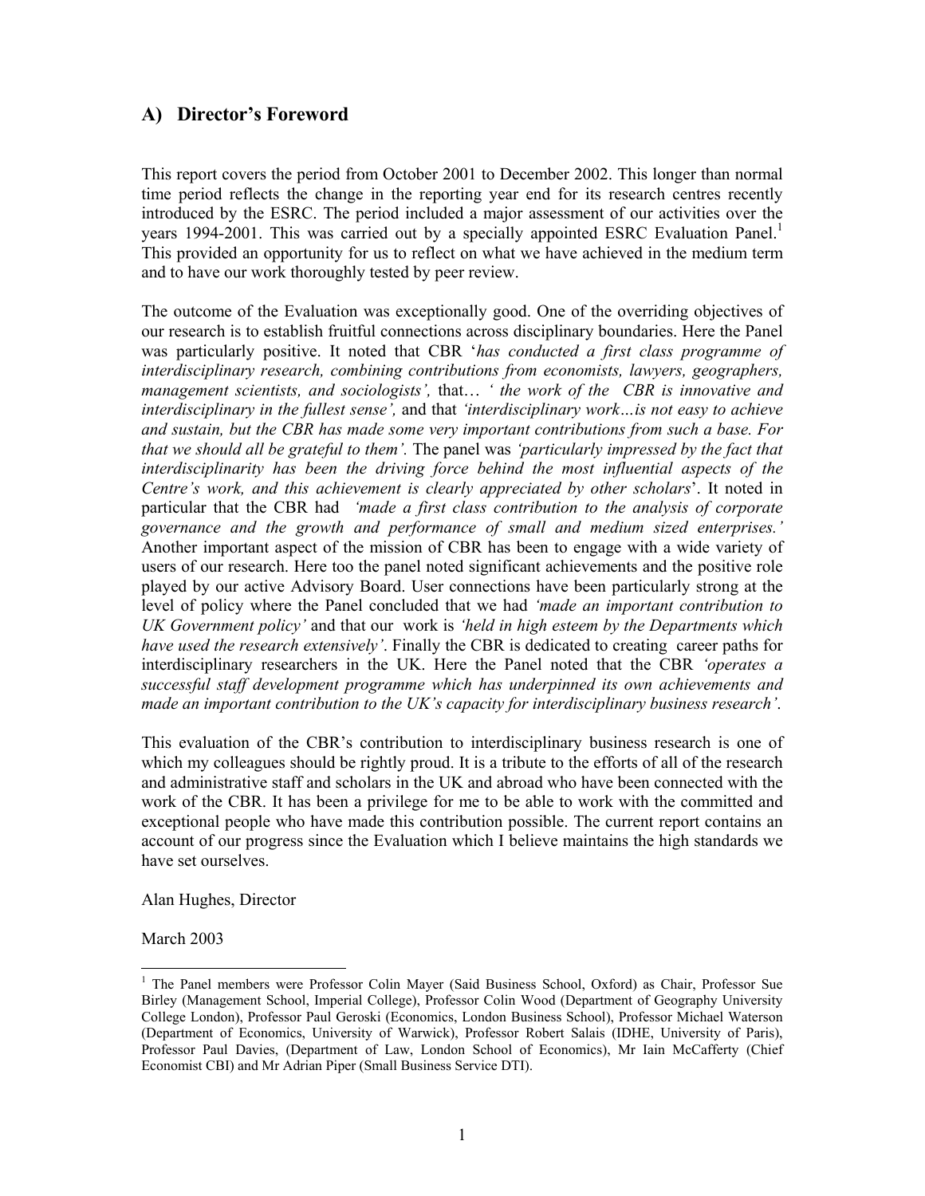## A) Director's Foreword

This report covers the period from October 2001 to December 2002. This longer than normal time period reflects the change in the reporting year end for its research centres recently introduced by the ESRC. The period included a major assessment of our activities over the years 1994-2001. This was carried out by a specially appointed ESRC Evaluation Panel.[1] This provided an opportunity for us to reflect on what we have achieved in the medium term and to have our work thoroughly tested by peer review.

The outcome of the Evaluation was exceptionally good. One of the overriding objectives of our research is to establish fruitful connections across disciplinary boundaries. Here the Panel was particularly positive. It noted that CBR '*has conducted a first class programme of interdisciplinary research, combining contributions from economists, lawyers, geographers, management scientists, and sociologists',* that… *' the work of the CBR is innovative and interdisciplinary in the fullest sense',* and that *'interdisciplinary work…is not easy to achieve and sustain, but the CBR has made some very important contributions from such a base. For that we should all be grateful to them'.* The panel was *'particularly impressed by the fact that interdisciplinarity has been the driving force behind the most influential aspects of the Centre's work, and this achievement is clearly appreciated by other scholars*'. It noted in particular that the CBR had *'made a first class contribution to the analysis of corporate governance and the growth and performance of small and medium sized enterprises.'* Another important aspect of the mission of CBR has been to engage with a wide variety of users of our research. Here too the panel noted significant achievements and the positive role played by our active Advisory Board. User connections have been particularly strong at the level of policy where the Panel concluded that we had *'made an important contribution to UK Government policy'* and that our work is *'held in high esteem by the Departments which have used the research extensively'*. Finally the CBR is dedicated to creating career paths for interdisciplinary researchers in the UK. Here the Panel noted that the CBR *'operates a successful staff development programme which has underpinned its own achievements and made an important contribution to the UK's capacity for interdisciplinary business research'.*

This evaluation of the CBR's contribution to interdisciplinary business research is one of which my colleagues should be rightly proud. It is a tribute to the efforts of all of the research and administrative staff and scholars in the UK and abroad who have been connected with the work of the CBR. It has been a privilege for me to be able to work with the committed and exceptional people who have made this contribution possible. The current report contains an account of our progress since the Evaluation which I believe maintains the high standards we have set ourselves.

Alan Hughes, Director

March 2003

---

[1] The Panel members were Professor Colin Mayer (Said Business School, Oxford) as Chair, Professor Sue Birley (Management School, Imperial College), Professor Colin Wood (Department of Geography University College London), Professor Paul Geroski (Economics, London Business School), Professor Michael Waterson (Department of Economics, University of Warwick), Professor Robert Salais (IDHE, University of Paris), Professor Paul Davies, (Department of Law, London School of Economics), Mr Iain McCafferty (Chief Economist CBI) and Mr Adrian Piper (Small Business Service DTI).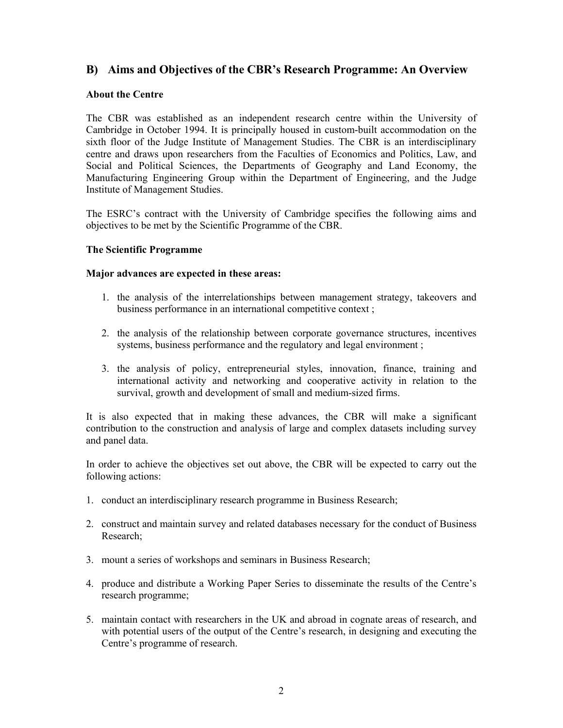## B) Aims and Objectives of the CBR's Research Programme: An Overview

**About the Centre**

The CBR was established as an independent research centre within the University of Cambridge in October 1994. It is principally housed in custom-built accommodation on the sixth floor of the Judge Institute of Management Studies. The CBR is an interdisciplinary centre and draws upon researchers from the Faculties of Economics and Politics, Law, and Social and Political Sciences, the Departments of Geography and Land Economy, the Manufacturing Engineering Group within the Department of Engineering, and the Judge Institute of Management Studies.

The ESRC's contract with the University of Cambridge specifies the following aims and objectives to be met by the Scientific Programme of the CBR.

**The Scientific Programme**

**Major advances are expected in these areas:**

1. the analysis of the interrelationships between management strategy, takeovers and business performance in an international competitive context ;

2. the analysis of the relationship between corporate governance structures, incentives systems, business performance and the regulatory and legal environment ;

3. the analysis of policy, entrepreneurial styles, innovation, finance, training and international activity and networking and cooperative activity in relation to the survival, growth and development of small and medium-sized firms.

It is also expected that in making these advances, the CBR will make a significant contribution to the construction and analysis of large and complex datasets including survey and panel data.

In order to achieve the objectives set out above, the CBR will be expected to carry out the following actions:

1. conduct an interdisciplinary research programme in Business Research;

2. construct and maintain survey and related databases necessary for the conduct of Business Research;

3. mount a series of workshops and seminars in Business Research;

4. produce and distribute a Working Paper Series to disseminate the results of the Centre's research programme;

5. maintain contact with researchers in the UK and abroad in cognate areas of research, and with potential users of the output of the Centre's research, in designing and executing the Centre's programme of research.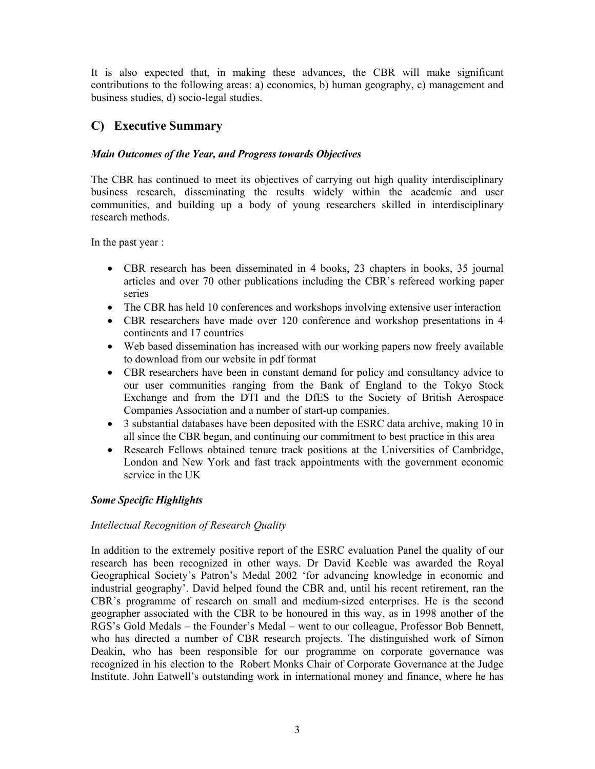It is also expected that, in making these advances, the CBR will make significant contributions to the following areas: a) economics, b) human geography, c) management and business studies, d) socio-legal studies.

## C) Executive Summary

***Main Outcomes of the Year, and Progress towards Objectives***

The CBR has continued to meet its objectives of carrying out high quality interdisciplinary business research, disseminating the results widely within the academic and user communities, and building up a body of young researchers skilled in interdisciplinary research methods.

In the past year :

- CBR research has been disseminated in 4 books, 23 chapters in books, 35 journal articles and over 70 other publications including the CBR's refereed working paper series
- The CBR has held 10 conferences and workshops involving extensive user interaction
- CBR researchers have made over 120 conference and workshop presentations in 4 continents and 17 countries
- Web based dissemination has increased with our working papers now freely available to download from our website in pdf format
- CBR researchers have been in constant demand for policy and consultancy advice to our user communities ranging from the Bank of England to the Tokyo Stock Exchange and from the DTI and the DfES to the Society of British Aerospace Companies Association and a number of start-up companies.
- 3 substantial databases have been deposited with the ESRC data archive, making 10 in all since the CBR began, and continuing our commitment to best practice in this area
- Research Fellows obtained tenure track positions at the Universities of Cambridge, London and New York and fast track appointments with the government economic service in the UK

***Some Specific Highlights***

*Intellectual Recognition of Research Quality*

In addition to the extremely positive report of the ESRC evaluation Panel the quality of our research has been recognized in other ways. Dr David Keeble was awarded the Royal Geographical Society's Patron's Medal 2002 'for advancing knowledge in economic and industrial geography'. David helped found the CBR and, until his recent retirement, ran the CBR's programme of research on small and medium-sized enterprises. He is the second geographer associated with the CBR to be honoured in this way, as in 1998 another of the RGS's Gold Medals – the Founder's Medal – went to our colleague, Professor Bob Bennett, who has directed a number of CBR research projects. The distinguished work of Simon Deakin, who has been responsible for our programme on corporate governance was recognized in his election to the Robert Monks Chair of Corporate Governance at the Judge Institute. John Eatwell's outstanding work in international money and finance, where he has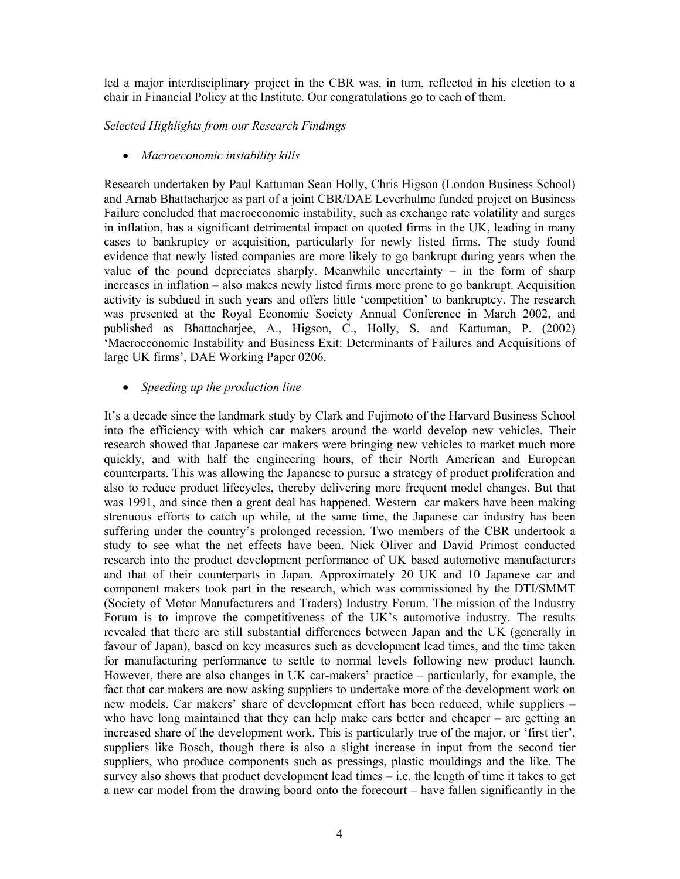led a major interdisciplinary project in the CBR was, in turn, reflected in his election to a chair in Financial Policy at the Institute. Our congratulations go to each of them.

*Selected Highlights from our Research Findings*

- *Macroeconomic instability kills*

Research undertaken by Paul Kattuman Sean Holly, Chris Higson (London Business School) and Arnab Bhattacharjee as part of a joint CBR/DAE Leverhulme funded project on Business Failure concluded that macroeconomic instability, such as exchange rate volatility and surges in inflation, has a significant detrimental impact on quoted firms in the UK, leading in many cases to bankruptcy or acquisition, particularly for newly listed firms. The study found evidence that newly listed companies are more likely to go bankrupt during years when the value of the pound depreciates sharply. Meanwhile uncertainty – in the form of sharp increases in inflation – also makes newly listed firms more prone to go bankrupt. Acquisition activity is subdued in such years and offers little 'competition' to bankruptcy. The research was presented at the Royal Economic Society Annual Conference in March 2002, and published as Bhattacharjee, A., Higson, C., Holly, S. and Kattuman, P. (2002) 'Macroeconomic Instability and Business Exit: Determinants of Failures and Acquisitions of large UK firms', DAE Working Paper 0206.

- *Speeding up the production line*

It's a decade since the landmark study by Clark and Fujimoto of the Harvard Business School into the efficiency with which car makers around the world develop new vehicles. Their research showed that Japanese car makers were bringing new vehicles to market much more quickly, and with half the engineering hours, of their North American and European counterparts. This was allowing the Japanese to pursue a strategy of product proliferation and also to reduce product lifecycles, thereby delivering more frequent model changes. But that was 1991, and since then a great deal has happened. Western car makers have been making strenuous efforts to catch up while, at the same time, the Japanese car industry has been suffering under the country's prolonged recession. Two members of the CBR undertook a study to see what the net effects have been. Nick Oliver and David Primost conducted research into the product development performance of UK based automotive manufacturers and that of their counterparts in Japan. Approximately 20 UK and 10 Japanese car and component makers took part in the research, which was commissioned by the DTI/SMMT (Society of Motor Manufacturers and Traders) Industry Forum. The mission of the Industry Forum is to improve the competitiveness of the UK's automotive industry. The results revealed that there are still substantial differences between Japan and the UK (generally in favour of Japan), based on key measures such as development lead times, and the time taken for manufacturing performance to settle to normal levels following new product launch. However, there are also changes in UK car-makers' practice – particularly, for example, the fact that car makers are now asking suppliers to undertake more of the development work on new models. Car makers' share of development effort has been reduced, while suppliers – who have long maintained that they can help make cars better and cheaper – are getting an increased share of the development work. This is particularly true of the major, or 'first tier', suppliers like Bosch, though there is also a slight increase in input from the second tier suppliers, who produce components such as pressings, plastic mouldings and the like. The survey also shows that product development lead times – i.e. the length of time it takes to get a new car model from the drawing board onto the forecourt – have fallen significantly in the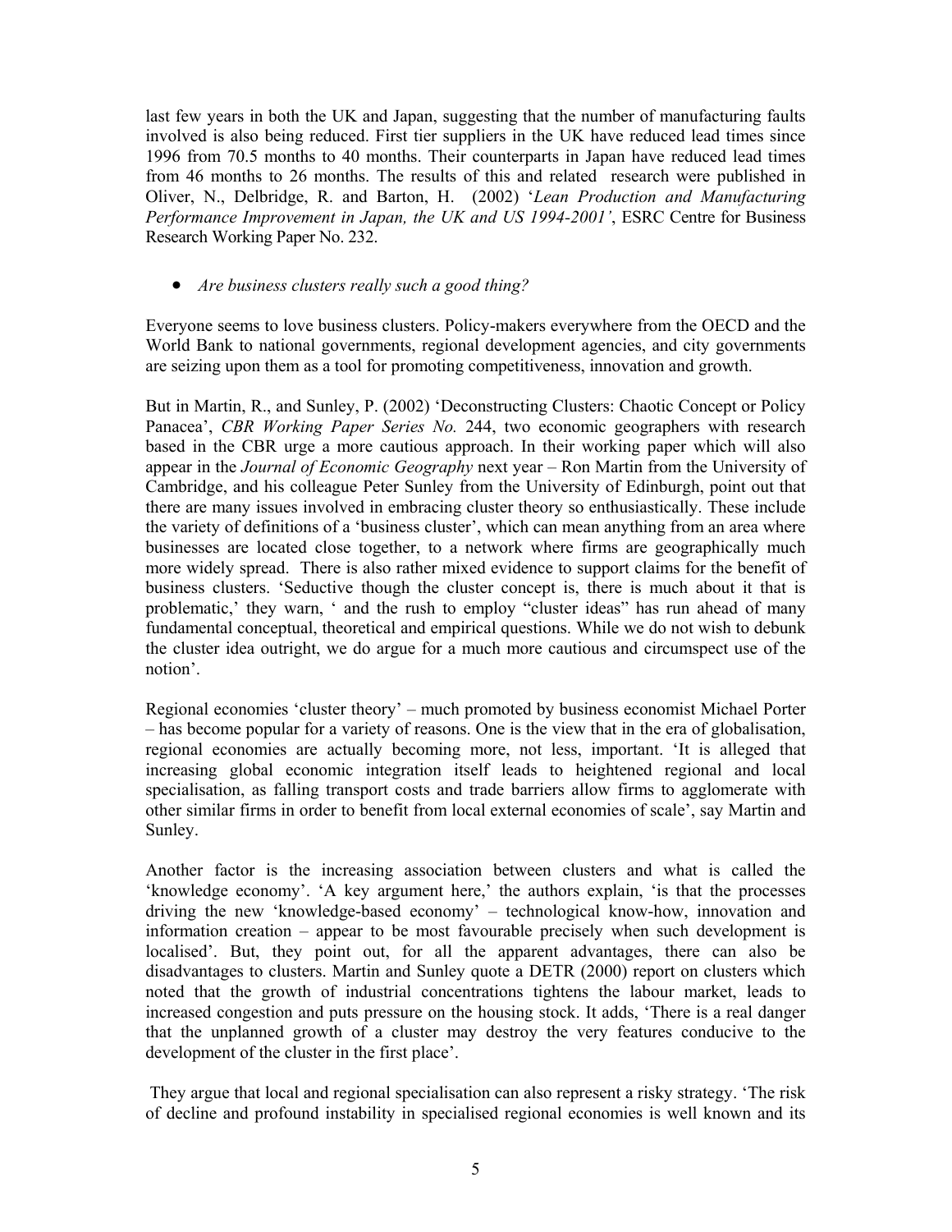last few years in both the UK and Japan, suggesting that the number of manufacturing faults involved is also being reduced. First tier suppliers in the UK have reduced lead times since 1996 from 70.5 months to 40 months. Their counterparts in Japan have reduced lead times from 46 months to 26 months. The results of this and related research were published in Oliver, N., Delbridge, R. and Barton, H. (2002) '*Lean Production and Manufacturing Performance Improvement in Japan, the UK and US 1994-2001'*, ESRC Centre for Business Research Working Paper No. 232.

- *Are business clusters really such a good thing?*

Everyone seems to love business clusters. Policy-makers everywhere from the OECD and the World Bank to national governments, regional development agencies, and city governments are seizing upon them as a tool for promoting competitiveness, innovation and growth.

But in Martin, R., and Sunley, P. (2002) 'Deconstructing Clusters: Chaotic Concept or Policy Panacea', *CBR Working Paper Series No.* 244, two economic geographers with research based in the CBR urge a more cautious approach. In their working paper which will also appear in the *Journal of Economic Geography* next year – Ron Martin from the University of Cambridge, and his colleague Peter Sunley from the University of Edinburgh, point out that there are many issues involved in embracing cluster theory so enthusiastically. These include the variety of definitions of a 'business cluster', which can mean anything from an area where businesses are located close together, to a network where firms are geographically much more widely spread. There is also rather mixed evidence to support claims for the benefit of business clusters. 'Seductive though the cluster concept is, there is much about it that is problematic,' they warn, ' and the rush to employ "cluster ideas" has run ahead of many fundamental conceptual, theoretical and empirical questions. While we do not wish to debunk the cluster idea outright, we do argue for a much more cautious and circumspect use of the notion'.

Regional economies 'cluster theory' – much promoted by business economist Michael Porter – has become popular for a variety of reasons. One is the view that in the era of globalisation, regional economies are actually becoming more, not less, important. 'It is alleged that increasing global economic integration itself leads to heightened regional and local specialisation, as falling transport costs and trade barriers allow firms to agglomerate with other similar firms in order to benefit from local external economies of scale', say Martin and Sunley.

Another factor is the increasing association between clusters and what is called the 'knowledge economy'. 'A key argument here,' the authors explain, 'is that the processes driving the new 'knowledge-based economy' – technological know-how, innovation and information creation – appear to be most favourable precisely when such development is localised'. But, they point out, for all the apparent advantages, there can also be disadvantages to clusters. Martin and Sunley quote a DETR (2000) report on clusters which noted that the growth of industrial concentrations tightens the labour market, leads to increased congestion and puts pressure on the housing stock. It adds, 'There is a real danger that the unplanned growth of a cluster may destroy the very features conducive to the development of the cluster in the first place'.

They argue that local and regional specialisation can also represent a risky strategy. 'The risk of decline and profound instability in specialised regional economies is well known and its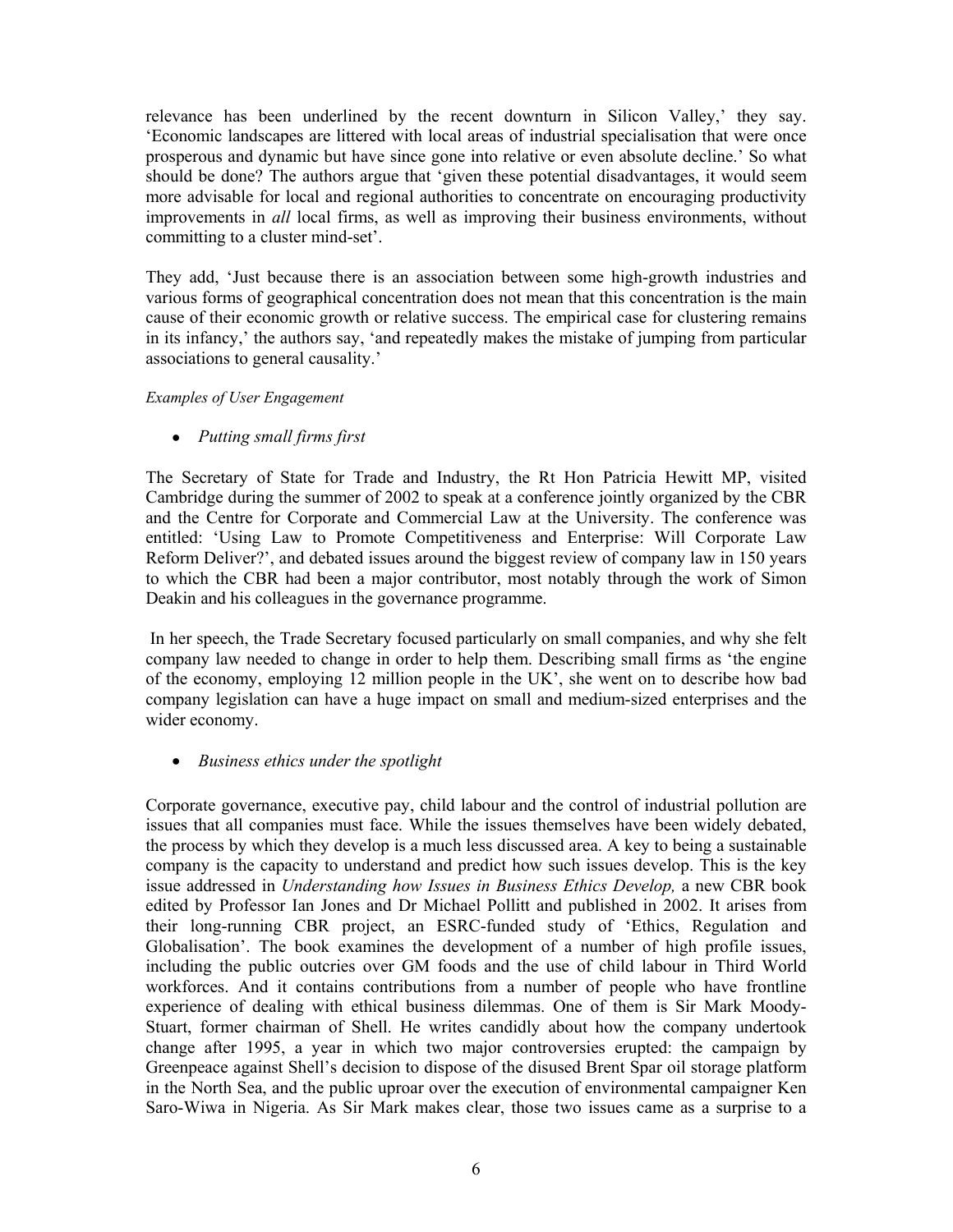relevance has been underlined by the recent downturn in Silicon Valley,' they say. 'Economic landscapes are littered with local areas of industrial specialisation that were once prosperous and dynamic but have since gone into relative or even absolute decline.' So what should be done? The authors argue that 'given these potential disadvantages, it would seem more advisable for local and regional authorities to concentrate on encouraging productivity improvements in *all* local firms, as well as improving their business environments, without committing to a cluster mind-set'.

They add, 'Just because there is an association between some high-growth industries and various forms of geographical concentration does not mean that this concentration is the main cause of their economic growth or relative success. The empirical case for clustering remains in its infancy,' the authors say, 'and repeatedly makes the mistake of jumping from particular associations to general causality.'

*Examples of User Engagement*

- *Putting small firms first*

The Secretary of State for Trade and Industry, the Rt Hon Patricia Hewitt MP, visited Cambridge during the summer of 2002 to speak at a conference jointly organized by the CBR and the Centre for Corporate and Commercial Law at the University. The conference was entitled: 'Using Law to Promote Competitiveness and Enterprise: Will Corporate Law Reform Deliver?', and debated issues around the biggest review of company law in 150 years to which the CBR had been a major contributor, most notably through the work of Simon Deakin and his colleagues in the governance programme.

In her speech, the Trade Secretary focused particularly on small companies, and why she felt company law needed to change in order to help them. Describing small firms as 'the engine of the economy, employing 12 million people in the UK', she went on to describe how bad company legislation can have a huge impact on small and medium-sized enterprises and the wider economy.

- *Business ethics under the spotlight*

Corporate governance, executive pay, child labour and the control of industrial pollution are issues that all companies must face. While the issues themselves have been widely debated, the process by which they develop is a much less discussed area. A key to being a sustainable company is the capacity to understand and predict how such issues develop. This is the key issue addressed in *Understanding how Issues in Business Ethics Develop,* a new CBR book edited by Professor Ian Jones and Dr Michael Pollitt and published in 2002. It arises from their long-running CBR project, an ESRC-funded study of 'Ethics, Regulation and Globalisation'. The book examines the development of a number of high profile issues, including the public outcries over GM foods and the use of child labour in Third World workforces. And it contains contributions from a number of people who have frontline experience of dealing with ethical business dilemmas. One of them is Sir Mark Moody-Stuart, former chairman of Shell. He writes candidly about how the company undertook change after 1995, a year in which two major controversies erupted: the campaign by Greenpeace against Shell's decision to dispose of the disused Brent Spar oil storage platform in the North Sea, and the public uproar over the execution of environmental campaigner Ken Saro-Wiwa in Nigeria. As Sir Mark makes clear, those two issues came as a surprise to a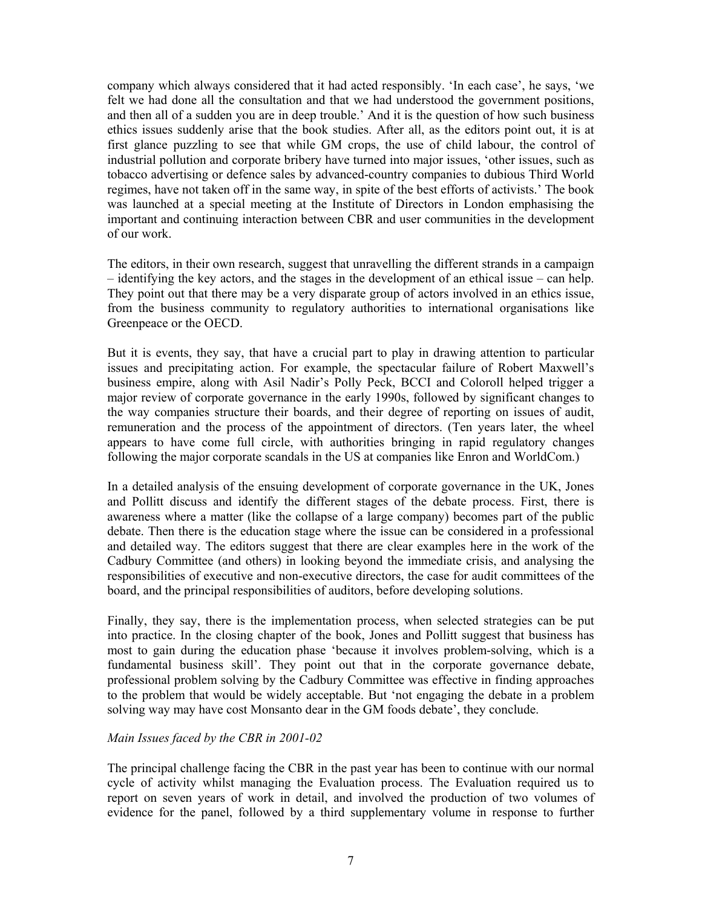company which always considered that it had acted responsibly. 'In each case', he says, 'we felt we had done all the consultation and that we had understood the government positions, and then all of a sudden you are in deep trouble.' And it is the question of how such business ethics issues suddenly arise that the book studies. After all, as the editors point out, it is at first glance puzzling to see that while GM crops, the use of child labour, the control of industrial pollution and corporate bribery have turned into major issues, 'other issues, such as tobacco advertising or defence sales by advanced-country companies to dubious Third World regimes, have not taken off in the same way, in spite of the best efforts of activists.' The book was launched at a special meeting at the Institute of Directors in London emphasising the important and continuing interaction between CBR and user communities in the development of our work.

The editors, in their own research, suggest that unravelling the different strands in a campaign – identifying the key actors, and the stages in the development of an ethical issue – can help. They point out that there may be a very disparate group of actors involved in an ethics issue, from the business community to regulatory authorities to international organisations like Greenpeace or the OECD.

But it is events, they say, that have a crucial part to play in drawing attention to particular issues and precipitating action. For example, the spectacular failure of Robert Maxwell's business empire, along with Asil Nadir's Polly Peck, BCCI and Coloroll helped trigger a major review of corporate governance in the early 1990s, followed by significant changes to the way companies structure their boards, and their degree of reporting on issues of audit, remuneration and the process of the appointment of directors. (Ten years later, the wheel appears to have come full circle, with authorities bringing in rapid regulatory changes following the major corporate scandals in the US at companies like Enron and WorldCom.)

In a detailed analysis of the ensuing development of corporate governance in the UK, Jones and Pollitt discuss and identify the different stages of the debate process. First, there is awareness where a matter (like the collapse of a large company) becomes part of the public debate. Then there is the education stage where the issue can be considered in a professional and detailed way. The editors suggest that there are clear examples here in the work of the Cadbury Committee (and others) in looking beyond the immediate crisis, and analysing the responsibilities of executive and non-executive directors, the case for audit committees of the board, and the principal responsibilities of auditors, before developing solutions.

Finally, they say, there is the implementation process, when selected strategies can be put into practice. In the closing chapter of the book, Jones and Pollitt suggest that business has most to gain during the education phase 'because it involves problem-solving, which is a fundamental business skill'. They point out that in the corporate governance debate, professional problem solving by the Cadbury Committee was effective in finding approaches to the problem that would be widely acceptable. But 'not engaging the debate in a problem solving way may have cost Monsanto dear in the GM foods debate', they conclude.

*Main Issues faced by the CBR in 2001-02*

The principal challenge facing the CBR in the past year has been to continue with our normal cycle of activity whilst managing the Evaluation process. The Evaluation required us to report on seven years of work in detail, and involved the production of two volumes of evidence for the panel, followed by a third supplementary volume in response to further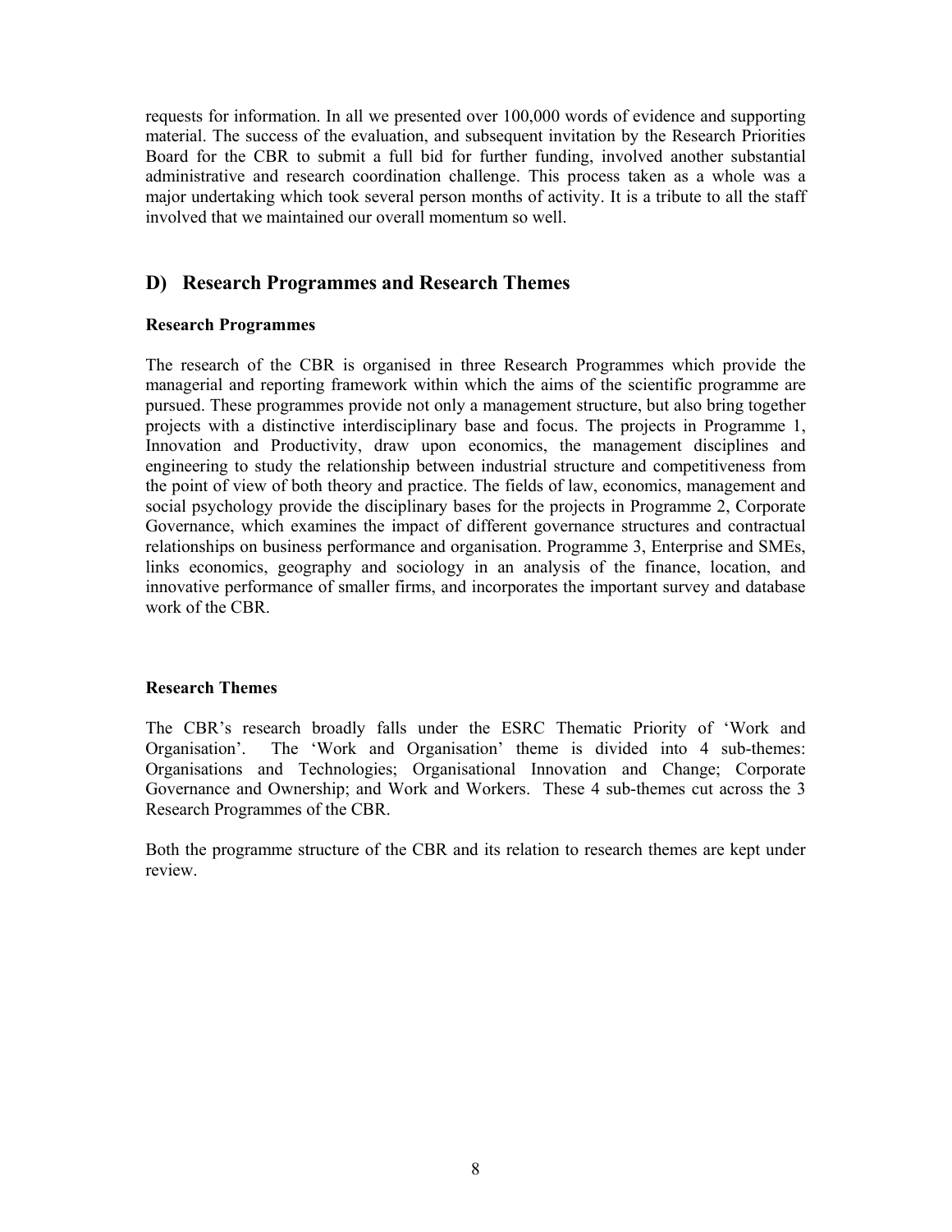requests for information. In all we presented over 100,000 words of evidence and supporting material. The success of the evaluation, and subsequent invitation by the Research Priorities Board for the CBR to submit a full bid for further funding, involved another substantial administrative and research coordination challenge. This process taken as a whole was a major undertaking which took several person months of activity. It is a tribute to all the staff involved that we maintained our overall momentum so well.

## D) Research Programmes and Research Themes

**Research Programmes**

The research of the CBR is organised in three Research Programmes which provide the managerial and reporting framework within which the aims of the scientific programme are pursued. These programmes provide not only a management structure, but also bring together projects with a distinctive interdisciplinary base and focus. The projects in Programme 1, Innovation and Productivity, draw upon economics, the management disciplines and engineering to study the relationship between industrial structure and competitiveness from the point of view of both theory and practice. The fields of law, economics, management and social psychology provide the disciplinary bases for the projects in Programme 2, Corporate Governance, which examines the impact of different governance structures and contractual relationships on business performance and organisation. Programme 3, Enterprise and SMEs, links economics, geography and sociology in an analysis of the finance, location, and innovative performance of smaller firms, and incorporates the important survey and database work of the CBR.

**Research Themes**

The CBR's research broadly falls under the ESRC Thematic Priority of 'Work and Organisation'. The 'Work and Organisation' theme is divided into 4 sub-themes: Organisations and Technologies; Organisational Innovation and Change; Corporate Governance and Ownership; and Work and Workers. These 4 sub-themes cut across the 3 Research Programmes of the CBR.

Both the programme structure of the CBR and its relation to research themes are kept under review.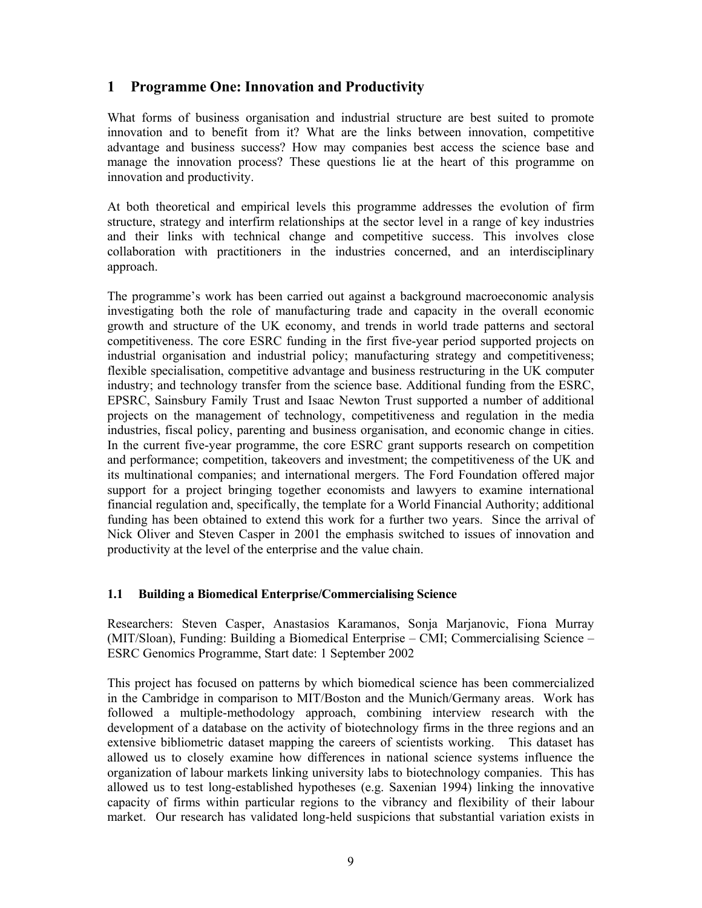# 1 Programme One: Innovation and Productivity

What forms of business organisation and industrial structure are best suited to promote innovation and to benefit from it? What are the links between innovation, competitive advantage and business success? How may companies best access the science base and manage the innovation process? These questions lie at the heart of this programme on innovation and productivity.

At both theoretical and empirical levels this programme addresses the evolution of firm structure, strategy and interfirm relationships at the sector level in a range of key industries and their links with technical change and competitive success. This involves close collaboration with practitioners in the industries concerned, and an interdisciplinary approach.

The programme's work has been carried out against a background macroeconomic analysis investigating both the role of manufacturing trade and capacity in the overall economic growth and structure of the UK economy, and trends in world trade patterns and sectoral competitiveness. The core ESRC funding in the first five-year period supported projects on industrial organisation and industrial policy; manufacturing strategy and competitiveness; flexible specialisation, competitive advantage and business restructuring in the UK computer industry; and technology transfer from the science base. Additional funding from the ESRC, EPSRC, Sainsbury Family Trust and Isaac Newton Trust supported a number of additional projects on the management of technology, competitiveness and regulation in the media industries, fiscal policy, parenting and business organisation, and economic change in cities. In the current five-year programme, the core ESRC grant supports research on competition and performance; competition, takeovers and investment; the competitiveness of the UK and its multinational companies; and international mergers. The Ford Foundation offered major support for a project bringing together economists and lawyers to examine international financial regulation and, specifically, the template for a World Financial Authority; additional funding has been obtained to extend this work for a further two years. Since the arrival of Nick Oliver and Steven Casper in 2001 the emphasis switched to issues of innovation and productivity at the level of the enterprise and the value chain.

### 1.1 Building a Biomedical Enterprise/Commercialising Science

Researchers: Steven Casper, Anastasios Karamanos, Sonja Marjanovic, Fiona Murray (MIT/Sloan), Funding: Building a Biomedical Enterprise – CMI; Commercialising Science – ESRC Genomics Programme, Start date: 1 September 2002

This project has focused on patterns by which biomedical science has been commercialized in the Cambridge in comparison to MIT/Boston and the Munich/Germany areas. Work has followed a multiple-methodology approach, combining interview research with the development of a database on the activity of biotechnology firms in the three regions and an extensive bibliometric dataset mapping the careers of scientists working. This dataset has allowed us to closely examine how differences in national science systems influence the organization of labour markets linking university labs to biotechnology companies. This has allowed us to test long-established hypotheses (e.g. Saxenian 1994) linking the innovative capacity of firms within particular regions to the vibrancy and flexibility of their labour market. Our research has validated long-held suspicions that substantial variation exists in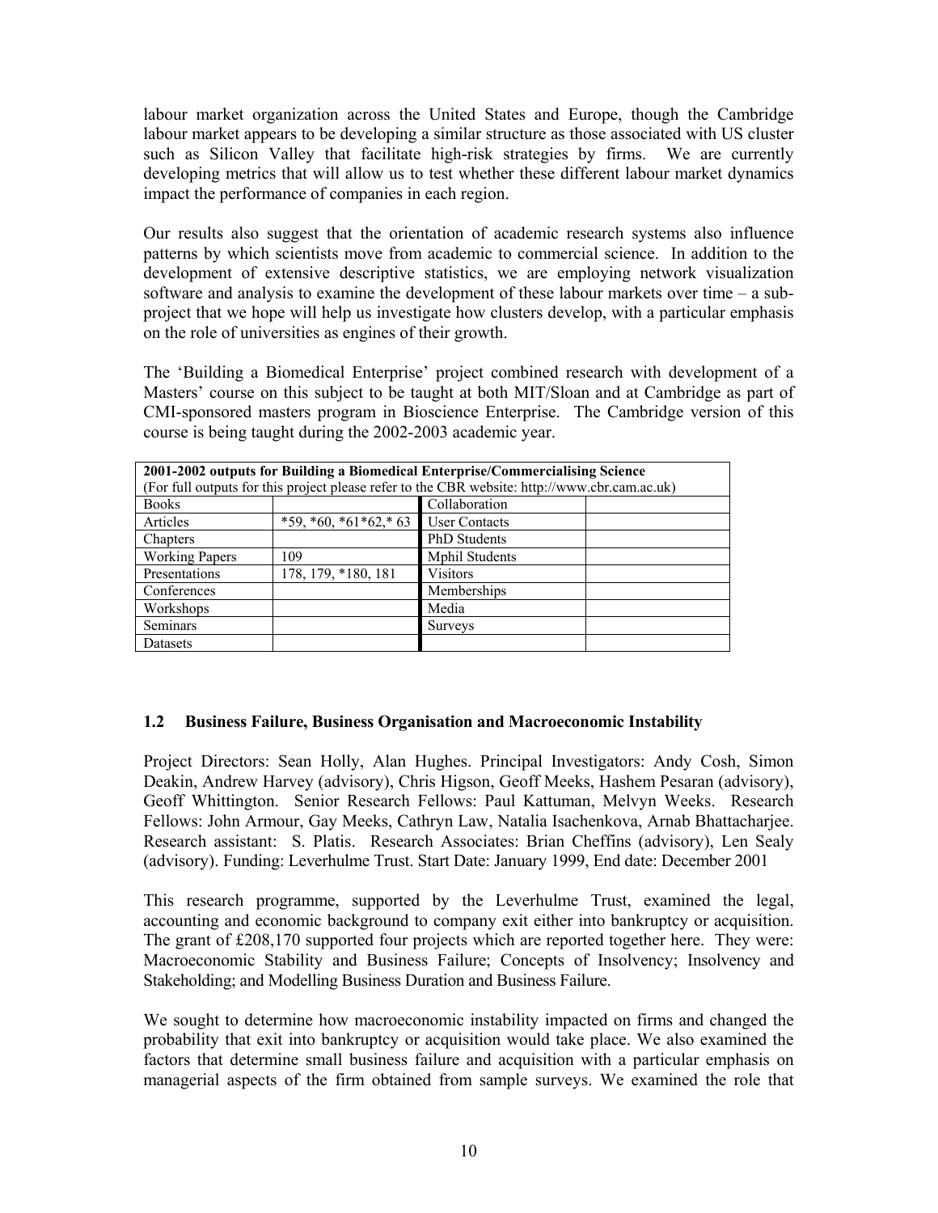labour market organization across the United States and Europe, though the Cambridge labour market appears to be developing a similar structure as those associated with US cluster such as Silicon Valley that facilitate high-risk strategies by firms. We are currently developing metrics that will allow us to test whether these different labour market dynamics impact the performance of companies in each region.

Our results also suggest that the orientation of academic research systems also influence patterns by which scientists move from academic to commercial science. In addition to the development of extensive descriptive statistics, we are employing network visualization software and analysis to examine the development of these labour markets over time – a sub-project that we hope will help us investigate how clusters develop, with a particular emphasis on the role of universities as engines of their growth.

The 'Building a Biomedical Enterprise' project combined research with development of a Masters' course on this subject to be taught at both MIT/Sloan and at Cambridge as part of CMI-sponsored masters program in Bioscience Enterprise. The Cambridge version of this course is being taught during the 2002-2003 academic year.

| **2001-2002 outputs for Building a Biomedical Enterprise/Commercialising Science** (For full outputs for this project please refer to the CBR website: http://www.cbr.cam.ac.uk) | | | |
|---|---|---|---|
| Books | | Collaboration | |
| Articles | *59, *60, *61*62,* 63 | User Contacts | |
| Chapters | | PhD Students | |
| Working Papers | 109 | Mphil Students | |
| Presentations | 178, 179, *180, 181 | Visitors | |
| Conferences | | Memberships | |
| Workshops | | Media | |
| Seminars | | Surveys | |
| Datasets | | | |

### 1.2 Business Failure, Business Organisation and Macroeconomic Instability

Project Directors: Sean Holly, Alan Hughes. Principal Investigators: Andy Cosh, Simon Deakin, Andrew Harvey (advisory), Chris Higson, Geoff Meeks, Hashem Pesaran (advisory), Geoff Whittington. Senior Research Fellows: Paul Kattuman, Melvyn Weeks. Research Fellows: John Armour, Gay Meeks, Cathryn Law, Natalia Isachenkova, Arnab Bhattacharjee. Research assistant: S. Platis. Research Associates: Brian Cheffins (advisory), Len Sealy (advisory). Funding: Leverhulme Trust. Start Date: January 1999, End date: December 2001

This research programme, supported by the Leverhulme Trust, examined the legal, accounting and economic background to company exit either into bankruptcy or acquisition. The grant of £208,170 supported four projects which are reported together here. They were: Macroeconomic Stability and Business Failure; Concepts of Insolvency; Insolvency and Stakeholding; and Modelling Business Duration and Business Failure.

We sought to determine how macroeconomic instability impacted on firms and changed the probability that exit into bankruptcy or acquisition would take place. We also examined the factors that determine small business failure and acquisition with a particular emphasis on managerial aspects of the firm obtained from sample surveys. We examined the role that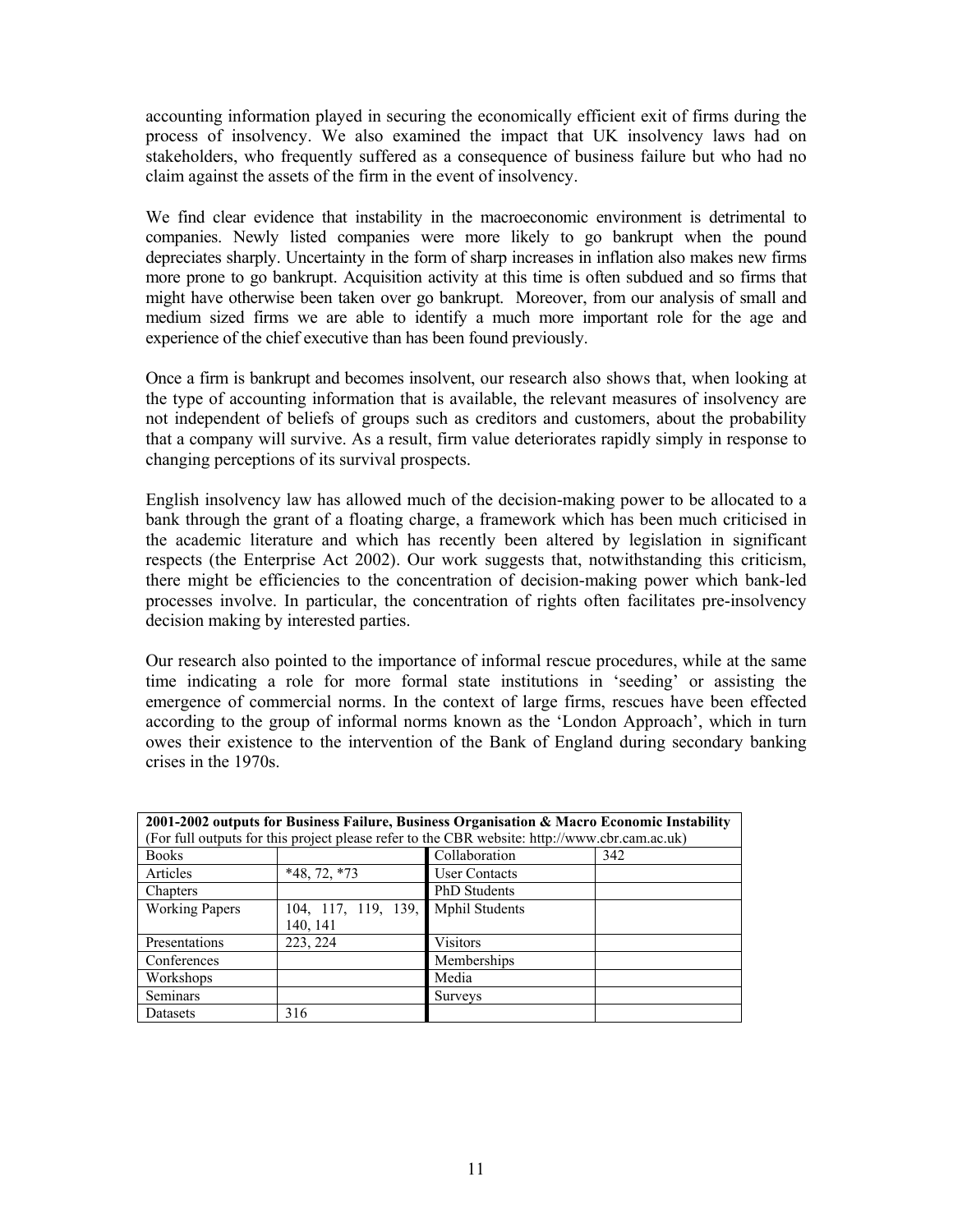accounting information played in securing the economically efficient exit of firms during the process of insolvency. We also examined the impact that UK insolvency laws had on stakeholders, who frequently suffered as a consequence of business failure but who had no claim against the assets of the firm in the event of insolvency.

We find clear evidence that instability in the macroeconomic environment is detrimental to companies. Newly listed companies were more likely to go bankrupt when the pound depreciates sharply. Uncertainty in the form of sharp increases in inflation also makes new firms more prone to go bankrupt. Acquisition activity at this time is often subdued and so firms that might have otherwise been taken over go bankrupt. Moreover, from our analysis of small and medium sized firms we are able to identify a much more important role for the age and experience of the chief executive than has been found previously.

Once a firm is bankrupt and becomes insolvent, our research also shows that, when looking at the type of accounting information that is available, the relevant measures of insolvency are not independent of beliefs of groups such as creditors and customers, about the probability that a company will survive. As a result, firm value deteriorates rapidly simply in response to changing perceptions of its survival prospects.

English insolvency law has allowed much of the decision-making power to be allocated to a bank through the grant of a floating charge, a framework which has been much criticised in the academic literature and which has recently been altered by legislation in significant respects (the Enterprise Act 2002). Our work suggests that, notwithstanding this criticism, there might be efficiencies to the concentration of decision-making power which bank-led processes involve. In particular, the concentration of rights often facilitates pre-insolvency decision making by interested parties.

Our research also pointed to the importance of informal rescue procedures, while at the same time indicating a role for more formal state institutions in 'seeding' or assisting the emergence of commercial norms. In the context of large firms, rescues have been effected according to the group of informal norms known as the 'London Approach', which in turn owes their existence to the intervention of the Bank of England during secondary banking crises in the 1970s.

| **2001-2002 outputs for Business Failure, Business Organisation & Macro Economic Instability** (For full outputs for this project please refer to the CBR website: http://www.cbr.cam.ac.uk) | | | |
|---|---|---|---|
| Books | | Collaboration | 342 |
| Articles | *48, 72, *73 | User Contacts | |
| Chapters | | PhD Students | |
| Working Papers | 104, 117, 119, 139, 140, 141 | Mphil Students | |
| Presentations | 223, 224 | Visitors | |
| Conferences | | Memberships | |
| Workshops | | Media | |
| Seminars | | Surveys | |
| Datasets | 316 | | |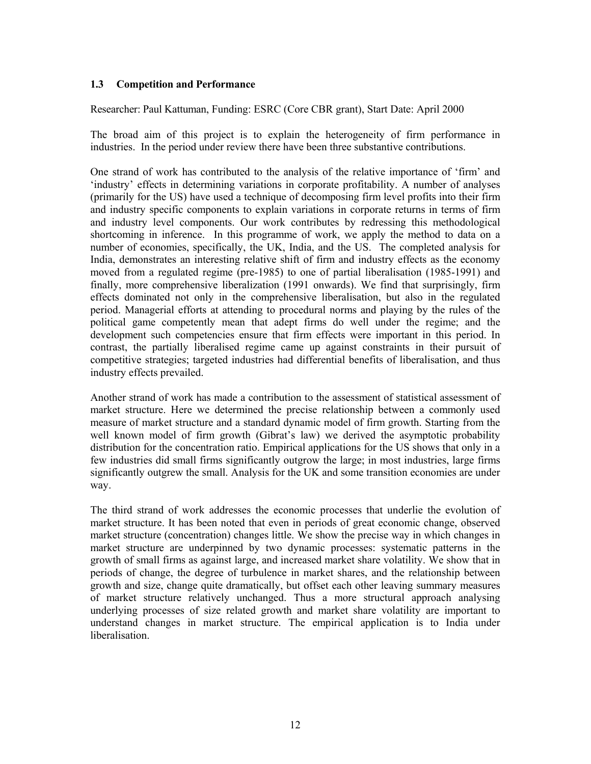### 1.3 Competition and Performance

Researcher: Paul Kattuman, Funding: ESRC (Core CBR grant), Start Date: April 2000

The broad aim of this project is to explain the heterogeneity of firm performance in industries. In the period under review there have been three substantive contributions.

One strand of work has contributed to the analysis of the relative importance of 'firm' and 'industry' effects in determining variations in corporate profitability. A number of analyses (primarily for the US) have used a technique of decomposing firm level profits into their firm and industry specific components to explain variations in corporate returns in terms of firm and industry level components. Our work contributes by redressing this methodological shortcoming in inference. In this programme of work, we apply the method to data on a number of economies, specifically, the UK, India, and the US. The completed analysis for India, demonstrates an interesting relative shift of firm and industry effects as the economy moved from a regulated regime (pre-1985) to one of partial liberalisation (1985-1991) and finally, more comprehensive liberalization (1991 onwards). We find that surprisingly, firm effects dominated not only in the comprehensive liberalisation, but also in the regulated period. Managerial efforts at attending to procedural norms and playing by the rules of the political game competently mean that adept firms do well under the regime; and the development such competencies ensure that firm effects were important in this period. In contrast, the partially liberalised regime came up against constraints in their pursuit of competitive strategies; targeted industries had differential benefits of liberalisation, and thus industry effects prevailed.

Another strand of work has made a contribution to the assessment of statistical assessment of market structure. Here we determined the precise relationship between a commonly used measure of market structure and a standard dynamic model of firm growth. Starting from the well known model of firm growth (Gibrat's law) we derived the asymptotic probability distribution for the concentration ratio. Empirical applications for the US shows that only in a few industries did small firms significantly outgrow the large; in most industries, large firms significantly outgrew the small. Analysis for the UK and some transition economies are under way.

The third strand of work addresses the economic processes that underlie the evolution of market structure. It has been noted that even in periods of great economic change, observed market structure (concentration) changes little. We show the precise way in which changes in market structure are underpinned by two dynamic processes: systematic patterns in the growth of small firms as against large, and increased market share volatility. We show that in periods of change, the degree of turbulence in market shares, and the relationship between growth and size, change quite dramatically, but offset each other leaving summary measures of market structure relatively unchanged. Thus a more structural approach analysing underlying processes of size related growth and market share volatility are important to understand changes in market structure. The empirical application is to India under liberalisation.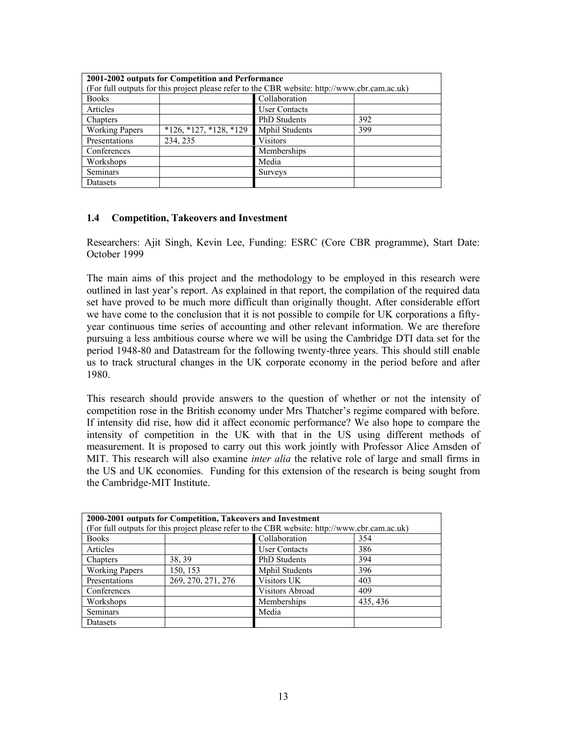| 2001-2002 outputs for Competition and Performance<br>(For full outputs for this project please refer to the CBR website: http://www.cbr.cam.ac.uk) | | | |
|---|---|---|---|
| Books | | Collaboration | |
| Articles | | User Contacts | |
| Chapters | | PhD Students | 392 |
| Working Papers | *126, *127, *128, *129 | Mphil Students | 399 |
| Presentations | 234, 235 | Visitors | |
| Conferences | | Memberships | |
| Workshops | | Media | |
| Seminars | | Surveys | |
| Datasets | | | |

### 1.4 Competition, Takeovers and Investment

Researchers: Ajit Singh, Kevin Lee, Funding: ESRC (Core CBR programme), Start Date: October 1999

The main aims of this project and the methodology to be employed in this research were outlined in last year's report. As explained in that report, the compilation of the required data set have proved to be much more difficult than originally thought. After considerable effort we have come to the conclusion that it is not possible to compile for UK corporations a fifty-year continuous time series of accounting and other relevant information. We are therefore pursuing a less ambitious course where we will be using the Cambridge DTI data set for the period 1948-80 and Datastream for the following twenty-three years. This should still enable us to track structural changes in the UK corporate economy in the period before and after 1980.

This research should provide answers to the question of whether or not the intensity of competition rose in the British economy under Mrs Thatcher's regime compared with before. If intensity did rise, how did it affect economic performance? We also hope to compare the intensity of competition in the UK with that in the US using different methods of measurement. It is proposed to carry out this work jointly with Professor Alice Amsden of MIT. This research will also examine *inter alia* the relative role of large and small firms in the US and UK economies. Funding for this extension of the research is being sought from the Cambridge-MIT Institute.

| 2000-2001 outputs for Competition, Takeovers and Investment<br>(For full outputs for this project please refer to the CBR website: http://www.cbr.cam.ac.uk) | | | |
|---|---|---|---|
| Books | | Collaboration | 354 |
| Articles | | User Contacts | 386 |
| Chapters | 38, 39 | PhD Students | 394 |
| Working Papers | 150, 153 | Mphil Students | 396 |
| Presentations | 269, 270, 271, 276 | Visitors UK | 403 |
| Conferences | | Visitors Abroad | 409 |
| Workshops | | Memberships | 435, 436 |
| Seminars | | Media | |
| Datasets | | | |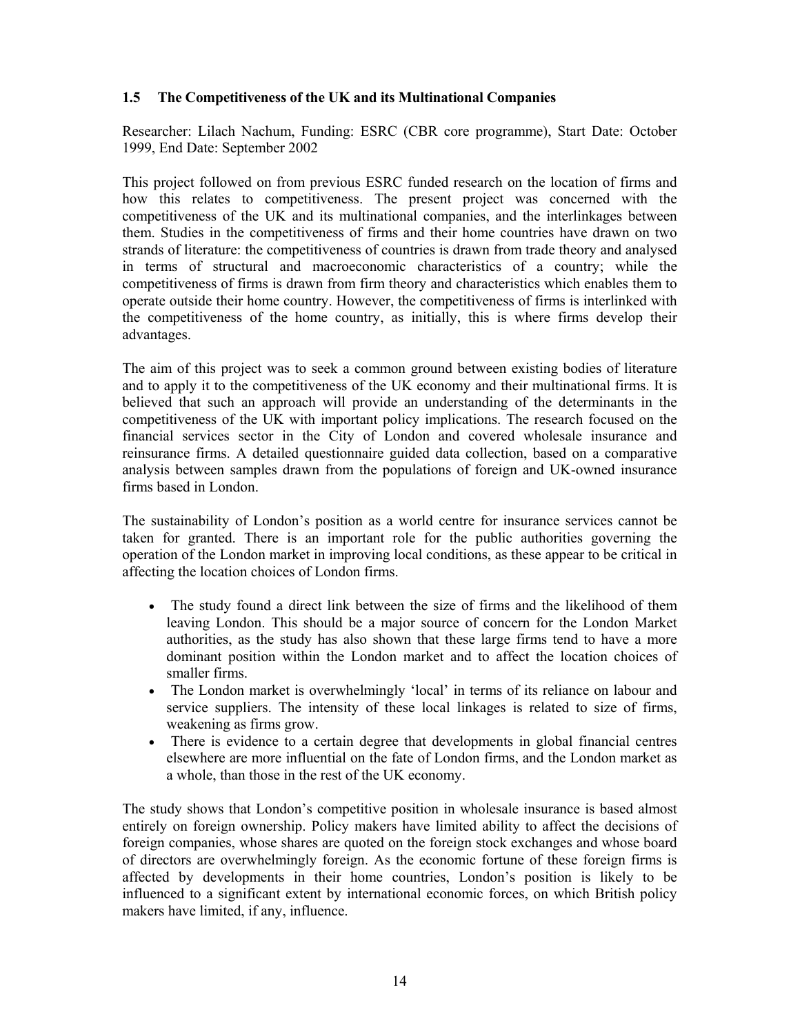### 1.5 The Competitiveness of the UK and its Multinational Companies

Researcher: Lilach Nachum, Funding: ESRC (CBR core programme), Start Date: October 1999, End Date: September 2002

This project followed on from previous ESRC funded research on the location of firms and how this relates to competitiveness. The present project was concerned with the competitiveness of the UK and its multinational companies, and the interlinkages between them. Studies in the competitiveness of firms and their home countries have drawn on two strands of literature: the competitiveness of countries is drawn from trade theory and analysed in terms of structural and macroeconomic characteristics of a country; while the competitiveness of firms is drawn from firm theory and characteristics which enables them to operate outside their home country. However, the competitiveness of firms is interlinked with the competitiveness of the home country, as initially, this is where firms develop their advantages.

The aim of this project was to seek a common ground between existing bodies of literature and to apply it to the competitiveness of the UK economy and their multinational firms. It is believed that such an approach will provide an understanding of the determinants in the competitiveness of the UK with important policy implications. The research focused on the financial services sector in the City of London and covered wholesale insurance and reinsurance firms. A detailed questionnaire guided data collection, based on a comparative analysis between samples drawn from the populations of foreign and UK-owned insurance firms based in London.

The sustainability of London's position as a world centre for insurance services cannot be taken for granted. There is an important role for the public authorities governing the operation of the London market in improving local conditions, as these appear to be critical in affecting the location choices of London firms.

- The study found a direct link between the size of firms and the likelihood of them leaving London. This should be a major source of concern for the London Market authorities, as the study has also shown that these large firms tend to have a more dominant position within the London market and to affect the location choices of smaller firms.
- The London market is overwhelmingly 'local' in terms of its reliance on labour and service suppliers. The intensity of these local linkages is related to size of firms, weakening as firms grow.
- There is evidence to a certain degree that developments in global financial centres elsewhere are more influential on the fate of London firms, and the London market as a whole, than those in the rest of the UK economy.

The study shows that London's competitive position in wholesale insurance is based almost entirely on foreign ownership. Policy makers have limited ability to affect the decisions of foreign companies, whose shares are quoted on the foreign stock exchanges and whose board of directors are overwhelmingly foreign. As the economic fortune of these foreign firms is affected by developments in their home countries, London's position is likely to be influenced to a significant extent by international economic forces, on which British policy makers have limited, if any, influence.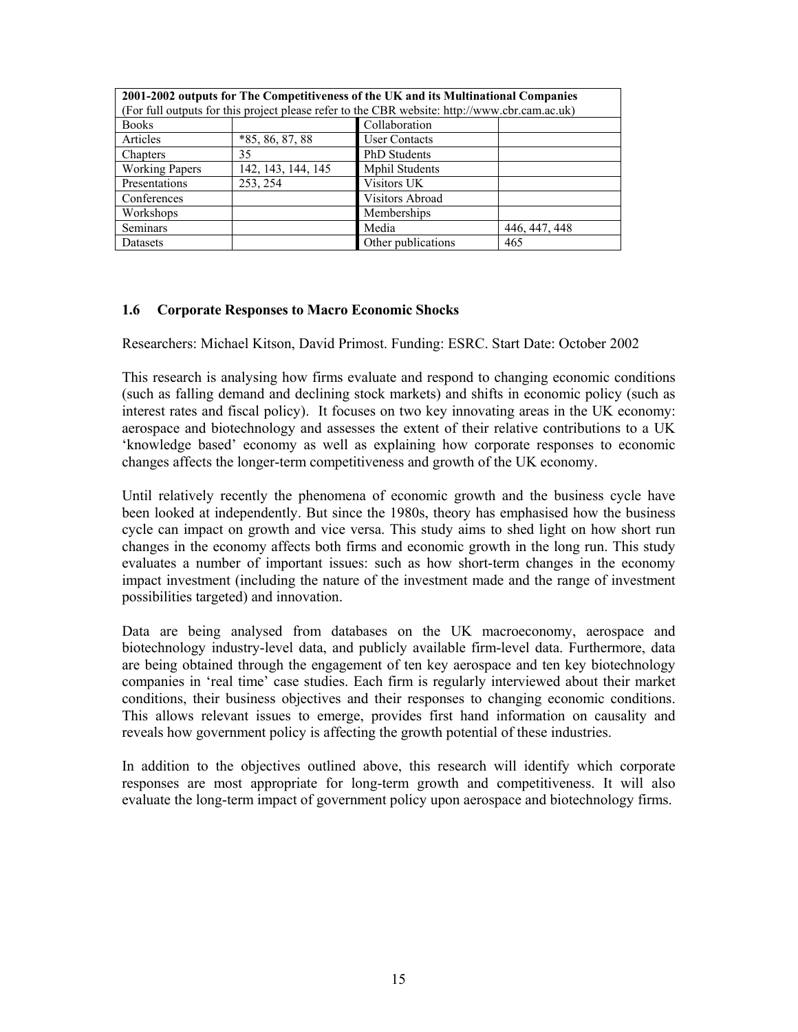| 2001-2002 outputs for The Competitiveness of the UK and its Multinational Companies | | | |
|---|---|---|---|
| (For full outputs for this project please refer to the CBR website: http://www.cbr.cam.ac.uk) | | | |
| Books | | Collaboration | |
| Articles | *85, 86, 87, 88 | User Contacts | |
| Chapters | 35 | PhD Students | |
| Working Papers | 142, 143, 144, 145 | Mphil Students | |
| Presentations | 253, 254 | Visitors UK | |
| Conferences | | Visitors Abroad | |
| Workshops | | Memberships | |
| Seminars | | Media | 446, 447, 448 |
| Datasets | | Other publications | 465 |

### 1.6 Corporate Responses to Macro Economic Shocks

Researchers: Michael Kitson, David Primost. Funding: ESRC. Start Date: October 2002

This research is analysing how firms evaluate and respond to changing economic conditions (such as falling demand and declining stock markets) and shifts in economic policy (such as interest rates and fiscal policy). It focuses on two key innovating areas in the UK economy: aerospace and biotechnology and assesses the extent of their relative contributions to a UK 'knowledge based' economy as well as explaining how corporate responses to economic changes affects the longer-term competitiveness and growth of the UK economy.

Until relatively recently the phenomena of economic growth and the business cycle have been looked at independently. But since the 1980s, theory has emphasised how the business cycle can impact on growth and vice versa. This study aims to shed light on how short run changes in the economy affects both firms and economic growth in the long run. This study evaluates a number of important issues: such as how short-term changes in the economy impact investment (including the nature of the investment made and the range of investment possibilities targeted) and innovation.

Data are being analysed from databases on the UK macroeconomy, aerospace and biotechnology industry-level data, and publicly available firm-level data. Furthermore, data are being obtained through the engagement of ten key aerospace and ten key biotechnology companies in 'real time' case studies. Each firm is regularly interviewed about their market conditions, their business objectives and their responses to changing economic conditions. This allows relevant issues to emerge, provides first hand information on causality and reveals how government policy is affecting the growth potential of these industries.

In addition to the objectives outlined above, this research will identify which corporate responses are most appropriate for long-term growth and competitiveness. It will also evaluate the long-term impact of government policy upon aerospace and biotechnology firms.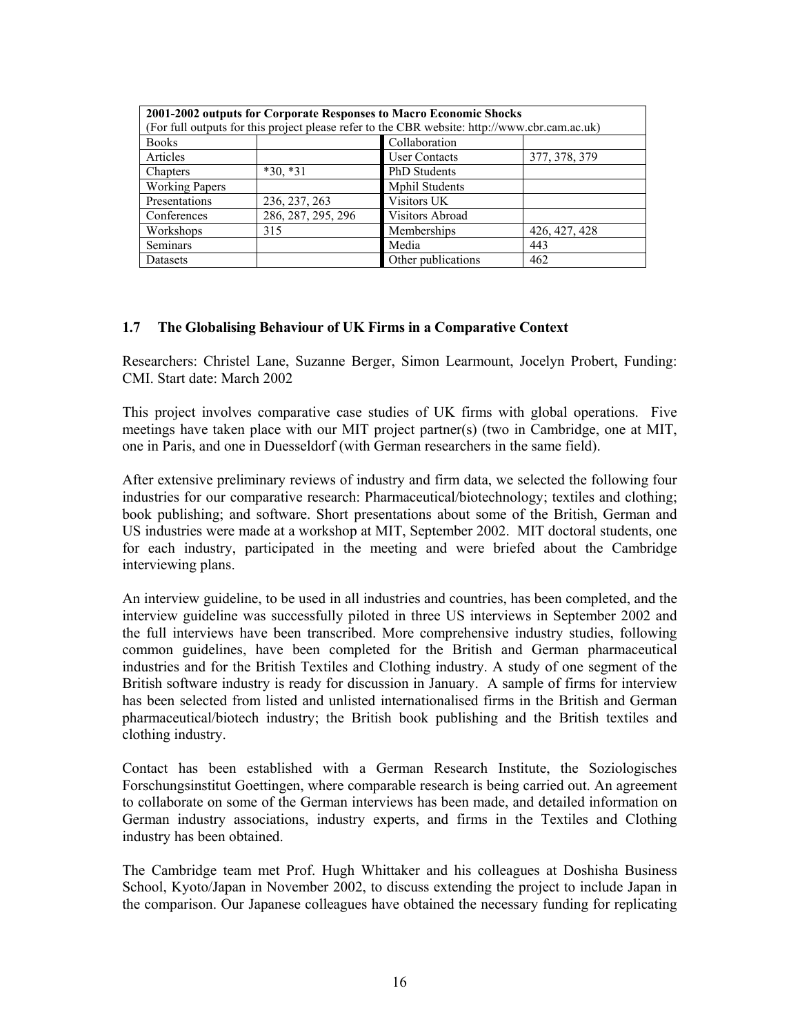| **2001-2002 outputs for Corporate Responses to Macro Economic Shocks** (For full outputs for this project please refer to the CBR website: http://www.cbr.cam.ac.uk) | | | |
|---|---|---|---|
| Books | | Collaboration | |
| Articles | | User Contacts | 377, 378, 379 |
| Chapters | *30, *31 | PhD Students | |
| Working Papers | | Mphil Students | |
| Presentations | 236, 237, 263 | Visitors UK | |
| Conferences | 286, 287, 295, 296 | Visitors Abroad | |
| Workshops | 315 | Memberships | 426, 427, 428 |
| Seminars | | Media | 443 |
| Datasets | | Other publications | 462 |

### 1.7 The Globalising Behaviour of UK Firms in a Comparative Context

Researchers: Christel Lane, Suzanne Berger, Simon Learmount, Jocelyn Probert, Funding: CMI. Start date: March 2002

This project involves comparative case studies of UK firms with global operations. Five meetings have taken place with our MIT project partner(s) (two in Cambridge, one at MIT, one in Paris, and one in Duesseldorf (with German researchers in the same field).

After extensive preliminary reviews of industry and firm data, we selected the following four industries for our comparative research: Pharmaceutical/biotechnology; textiles and clothing; book publishing; and software. Short presentations about some of the British, German and US industries were made at a workshop at MIT, September 2002. MIT doctoral students, one for each industry, participated in the meeting and were briefed about the Cambridge interviewing plans.

An interview guideline, to be used in all industries and countries, has been completed, and the interview guideline was successfully piloted in three US interviews in September 2002 and the full interviews have been transcribed. More comprehensive industry studies, following common guidelines, have been completed for the British and German pharmaceutical industries and for the British Textiles and Clothing industry. A study of one segment of the British software industry is ready for discussion in January. A sample of firms for interview has been selected from listed and unlisted internationalised firms in the British and German pharmaceutical/biotech industry; the British book publishing and the British textiles and clothing industry.

Contact has been established with a German Research Institute, the Soziologisches Forschungsinstitut Goettingen, where comparable research is being carried out. An agreement to collaborate on some of the German interviews has been made, and detailed information on German industry associations, industry experts, and firms in the Textiles and Clothing industry has been obtained.

The Cambridge team met Prof. Hugh Whittaker and his colleagues at Doshisha Business School, Kyoto/Japan in November 2002, to discuss extending the project to include Japan in the comparison. Our Japanese colleagues have obtained the necessary funding for replicating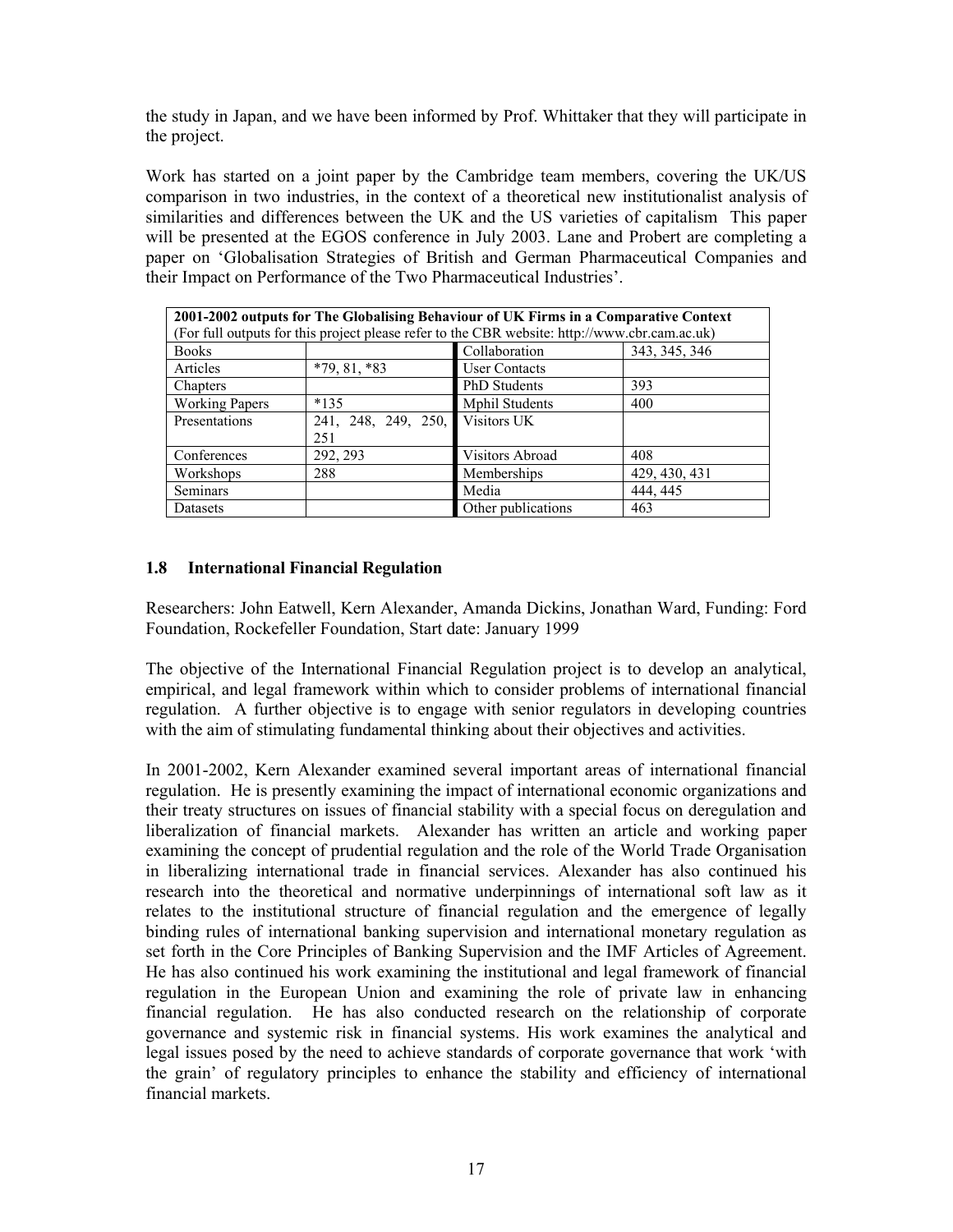the study in Japan, and we have been informed by Prof. Whittaker that they will participate in the project.

Work has started on a joint paper by the Cambridge team members, covering the UK/US comparison in two industries, in the context of a theoretical new institutionalist analysis of similarities and differences between the UK and the US varieties of capitalism This paper will be presented at the EGOS conference in July 2003. Lane and Probert are completing a paper on 'Globalisation Strategies of British and German Pharmaceutical Companies and their Impact on Performance of the Two Pharmaceutical Industries'.

| **2001-2002 outputs for The Globalising Behaviour of UK Firms in a Comparative Context** (For full outputs for this project please refer to the CBR website: http://www.cbr.cam.ac.uk) | | | |
|---|---|---|---|
| Books | | Collaboration | 343, 345, 346 |
| Articles | *79, 81, *83 | User Contacts | |
| Chapters | | PhD Students | 393 |
| Working Papers | *135 | Mphil Students | 400 |
| Presentations | 241, 248, 249, 250, 251 | Visitors UK | |
| Conferences | 292, 293 | Visitors Abroad | 408 |
| Workshops | 288 | Memberships | 429, 430, 431 |
| Seminars | | Media | 444, 445 |
| Datasets | | Other publications | 463 |

### 1.8 International Financial Regulation

Researchers: John Eatwell, Kern Alexander, Amanda Dickins, Jonathan Ward, Funding: Ford Foundation, Rockefeller Foundation, Start date: January 1999

The objective of the International Financial Regulation project is to develop an analytical, empirical, and legal framework within which to consider problems of international financial regulation. A further objective is to engage with senior regulators in developing countries with the aim of stimulating fundamental thinking about their objectives and activities.

In 2001-2002, Kern Alexander examined several important areas of international financial regulation. He is presently examining the impact of international economic organizations and their treaty structures on issues of financial stability with a special focus on deregulation and liberalization of financial markets. Alexander has written an article and working paper examining the concept of prudential regulation and the role of the World Trade Organisation in liberalizing international trade in financial services. Alexander has also continued his research into the theoretical and normative underpinnings of international soft law as it relates to the institutional structure of financial regulation and the emergence of legally binding rules of international banking supervision and international monetary regulation as set forth in the Core Principles of Banking Supervision and the IMF Articles of Agreement. He has also continued his work examining the institutional and legal framework of financial regulation in the European Union and examining the role of private law in enhancing financial regulation. He has also conducted research on the relationship of corporate governance and systemic risk in financial systems. His work examines the analytical and legal issues posed by the need to achieve standards of corporate governance that work 'with the grain' of regulatory principles to enhance the stability and efficiency of international financial markets.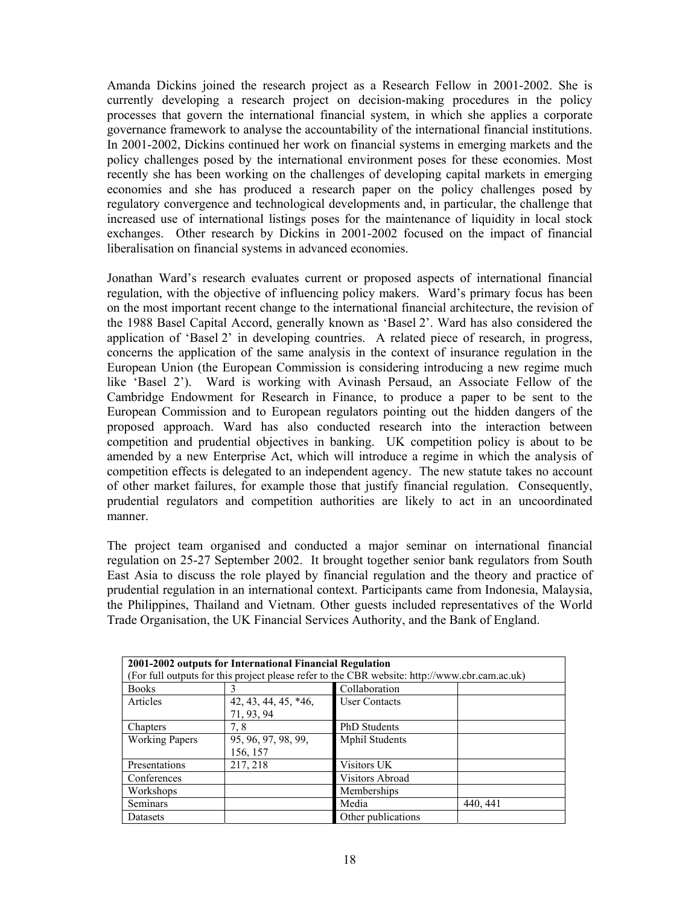Amanda Dickins joined the research project as a Research Fellow in 2001-2002. She is currently developing a research project on decision-making procedures in the policy processes that govern the international financial system, in which she applies a corporate governance framework to analyse the accountability of the international financial institutions. In 2001-2002, Dickins continued her work on financial systems in emerging markets and the policy challenges posed by the international environment poses for these economies. Most recently she has been working on the challenges of developing capital markets in emerging economies and she has produced a research paper on the policy challenges posed by regulatory convergence and technological developments and, in particular, the challenge that increased use of international listings poses for the maintenance of liquidity in local stock exchanges. Other research by Dickins in 2001-2002 focused on the impact of financial liberalisation on financial systems in advanced economies.

Jonathan Ward's research evaluates current or proposed aspects of international financial regulation, with the objective of influencing policy makers. Ward's primary focus has been on the most important recent change to the international financial architecture, the revision of the 1988 Basel Capital Accord, generally known as 'Basel 2'. Ward has also considered the application of 'Basel 2' in developing countries. A related piece of research, in progress, concerns the application of the same analysis in the context of insurance regulation in the European Union (the European Commission is considering introducing a new regime much like 'Basel 2'). Ward is working with Avinash Persaud, an Associate Fellow of the Cambridge Endowment for Research in Finance, to produce a paper to be sent to the European Commission and to European regulators pointing out the hidden dangers of the proposed approach. Ward has also conducted research into the interaction between competition and prudential objectives in banking. UK competition policy is about to be amended by a new Enterprise Act, which will introduce a regime in which the analysis of competition effects is delegated to an independent agency. The new statute takes no account of other market failures, for example those that justify financial regulation. Consequently, prudential regulators and competition authorities are likely to act in an uncoordinated manner.

The project team organised and conducted a major seminar on international financial regulation on 25-27 September 2002. It brought together senior bank regulators from South East Asia to discuss the role played by financial regulation and the theory and practice of prudential regulation in an international context. Participants came from Indonesia, Malaysia, the Philippines, Thailand and Vietnam. Other guests included representatives of the World Trade Organisation, the UK Financial Services Authority, and the Bank of England.

| **2001-2002 outputs for International Financial Regulation** (For full outputs for this project please refer to the CBR website: http://www.cbr.cam.ac.uk) | | | |
|---|---|---|---|
| Books | 3 | Collaboration | |
| Articles | 42, 43, 44, 45, *46, 71, 93, 94 | User Contacts | |
| Chapters | 7, 8 | PhD Students | |
| Working Papers | 95, 96, 97, 98, 99, 156, 157 | Mphil Students | |
| Presentations | 217, 218 | Visitors UK | |
| Conferences | | Visitors Abroad | |
| Workshops | | Memberships | |
| Seminars | | Media | 440, 441 |
| Datasets | | Other publications | |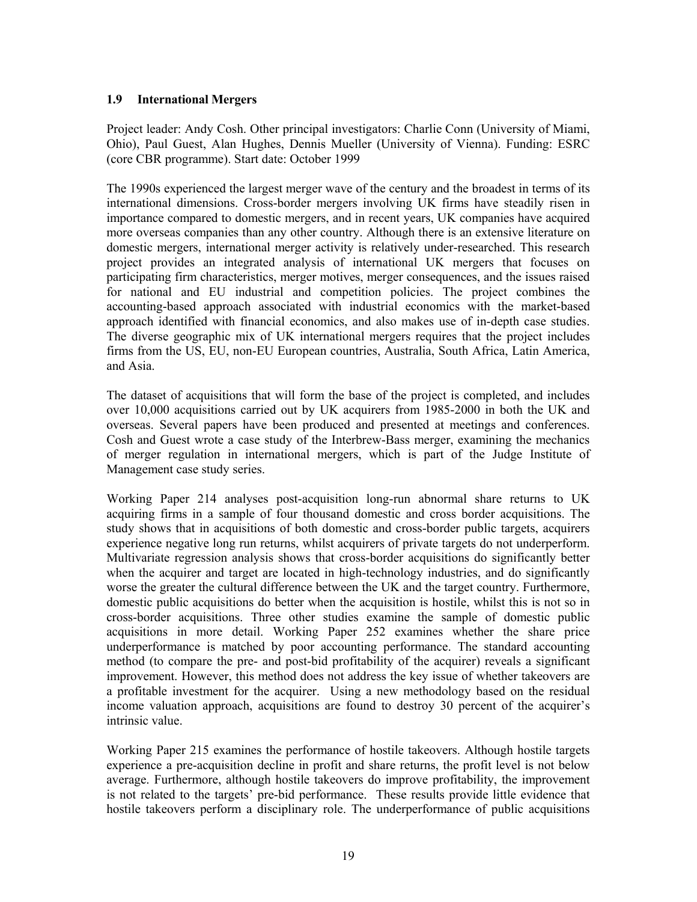### 1.9 International Mergers

Project leader: Andy Cosh. Other principal investigators: Charlie Conn (University of Miami, Ohio), Paul Guest, Alan Hughes, Dennis Mueller (University of Vienna). Funding: ESRC (core CBR programme). Start date: October 1999

The 1990s experienced the largest merger wave of the century and the broadest in terms of its international dimensions. Cross-border mergers involving UK firms have steadily risen in importance compared to domestic mergers, and in recent years, UK companies have acquired more overseas companies than any other country. Although there is an extensive literature on domestic mergers, international merger activity is relatively under-researched. This research project provides an integrated analysis of international UK mergers that focuses on participating firm characteristics, merger motives, merger consequences, and the issues raised for national and EU industrial and competition policies. The project combines the accounting-based approach associated with industrial economics with the market-based approach identified with financial economics, and also makes use of in-depth case studies. The diverse geographic mix of UK international mergers requires that the project includes firms from the US, EU, non-EU European countries, Australia, South Africa, Latin America, and Asia.

The dataset of acquisitions that will form the base of the project is completed, and includes over 10,000 acquisitions carried out by UK acquirers from 1985-2000 in both the UK and overseas. Several papers have been produced and presented at meetings and conferences. Cosh and Guest wrote a case study of the Interbrew-Bass merger, examining the mechanics of merger regulation in international mergers, which is part of the Judge Institute of Management case study series.

Working Paper 214 analyses post-acquisition long-run abnormal share returns to UK acquiring firms in a sample of four thousand domestic and cross border acquisitions. The study shows that in acquisitions of both domestic and cross-border public targets, acquirers experience negative long run returns, whilst acquirers of private targets do not underperform. Multivariate regression analysis shows that cross-border acquisitions do significantly better when the acquirer and target are located in high-technology industries, and do significantly worse the greater the cultural difference between the UK and the target country. Furthermore, domestic public acquisitions do better when the acquisition is hostile, whilst this is not so in cross-border acquisitions. Three other studies examine the sample of domestic public acquisitions in more detail. Working Paper 252 examines whether the share price underperformance is matched by poor accounting performance. The standard accounting method (to compare the pre- and post-bid profitability of the acquirer) reveals a significant improvement. However, this method does not address the key issue of whether takeovers are a profitable investment for the acquirer. Using a new methodology based on the residual income valuation approach, acquisitions are found to destroy 30 percent of the acquirer's intrinsic value.

Working Paper 215 examines the performance of hostile takeovers. Although hostile targets experience a pre-acquisition decline in profit and share returns, the profit level is not below average. Furthermore, although hostile takeovers do improve profitability, the improvement is not related to the targets' pre-bid performance. These results provide little evidence that hostile takeovers perform a disciplinary role. The underperformance of public acquisitions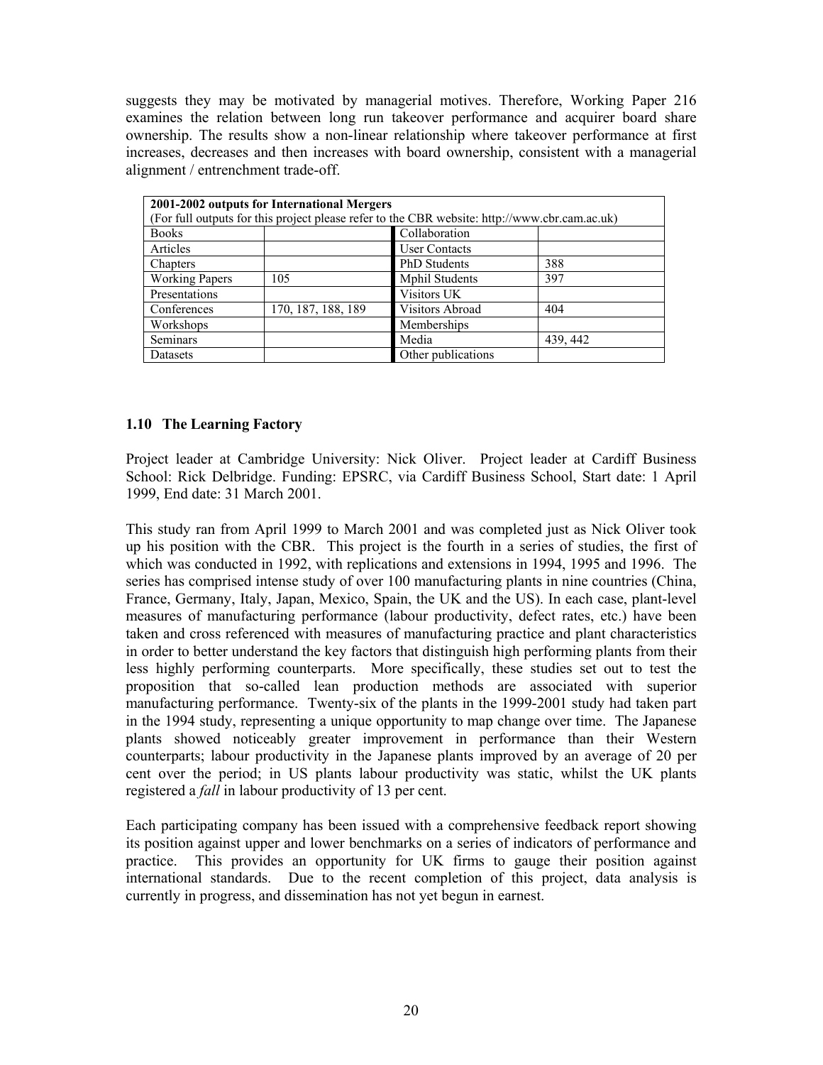suggests they may be motivated by managerial motives. Therefore, Working Paper 216 examines the relation between long run takeover performance and acquirer board share ownership. The results show a non-linear relationship where takeover performance at first increases, decreases and then increases with board ownership, consistent with a managerial alignment / entrenchment trade-off.

| **2001-2002 outputs for International Mergers**<br>(For full outputs for this project please refer to the CBR website: http://www.cbr.cam.ac.uk) | | | |
|---|---|---|---|
| Books | | Collaboration | |
| Articles | | User Contacts | |
| Chapters | | PhD Students | 388 |
| Working Papers | 105 | Mphil Students | 397 |
| Presentations | | Visitors UK | |
| Conferences | 170, 187, 188, 189 | Visitors Abroad | 404 |
| Workshops | | Memberships | |
| Seminars | | Media | 439, 442 |
| Datasets | | Other publications | |

### 1.10 The Learning Factory

Project leader at Cambridge University: Nick Oliver. Project leader at Cardiff Business School: Rick Delbridge. Funding: EPSRC, via Cardiff Business School, Start date: 1 April 1999, End date: 31 March 2001.

This study ran from April 1999 to March 2001 and was completed just as Nick Oliver took up his position with the CBR. This project is the fourth in a series of studies, the first of which was conducted in 1992, with replications and extensions in 1994, 1995 and 1996. The series has comprised intense study of over 100 manufacturing plants in nine countries (China, France, Germany, Italy, Japan, Mexico, Spain, the UK and the US). In each case, plant-level measures of manufacturing performance (labour productivity, defect rates, etc.) have been taken and cross referenced with measures of manufacturing practice and plant characteristics in order to better understand the key factors that distinguish high performing plants from their less highly performing counterparts. More specifically, these studies set out to test the proposition that so-called lean production methods are associated with superior manufacturing performance. Twenty-six of the plants in the 1999-2001 study had taken part in the 1994 study, representing a unique opportunity to map change over time. The Japanese plants showed noticeably greater improvement in performance than their Western counterparts; labour productivity in the Japanese plants improved by an average of 20 per cent over the period; in US plants labour productivity was static, whilst the UK plants registered a *fall* in labour productivity of 13 per cent.

Each participating company has been issued with a comprehensive feedback report showing its position against upper and lower benchmarks on a series of indicators of performance and practice. This provides an opportunity for UK firms to gauge their position against international standards. Due to the recent completion of this project, data analysis is currently in progress, and dissemination has not yet begun in earnest.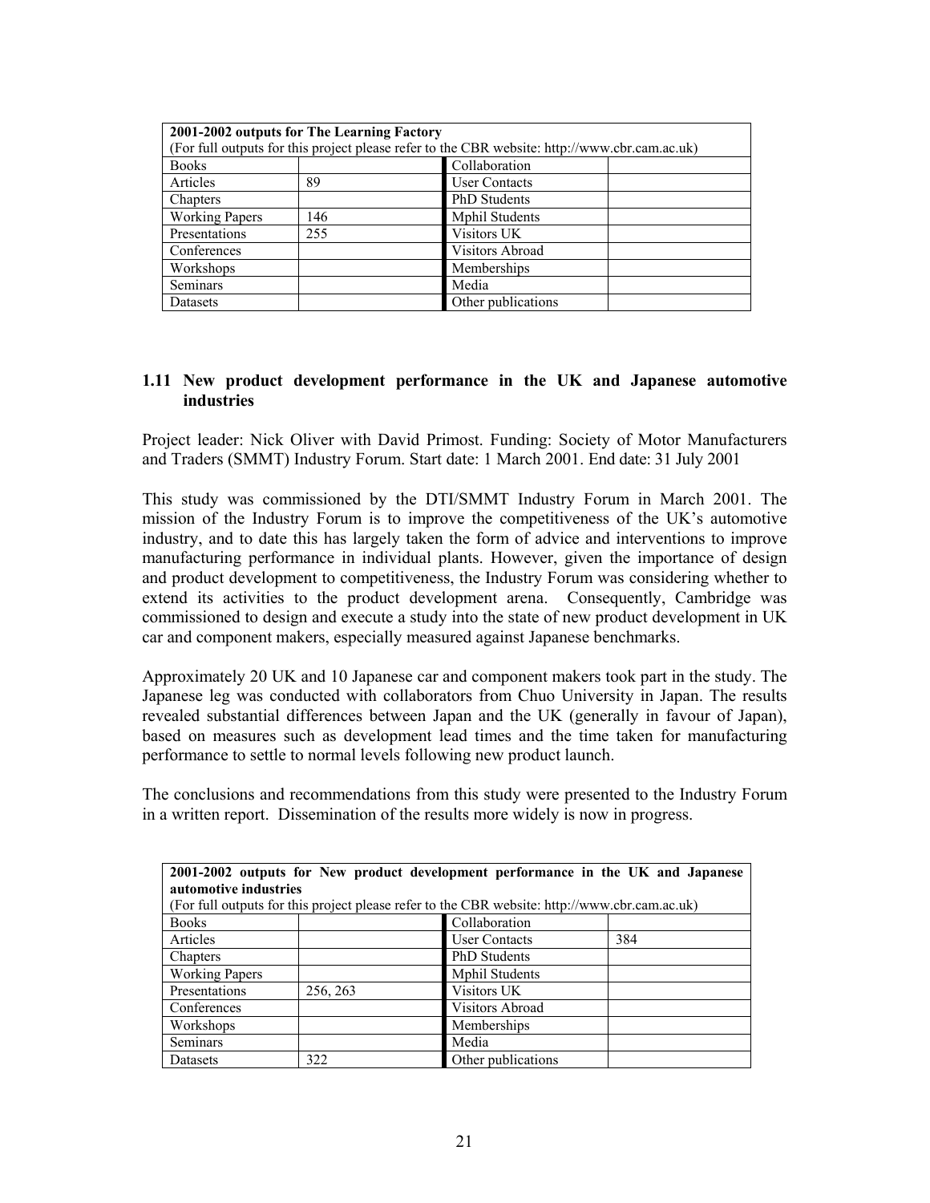| **2001-2002 outputs for The Learning Factory**<br>(For full outputs for this project please refer to the CBR website: http://www.cbr.cam.ac.uk) | | | |
|---|---|---|---|
| Books | | Collaboration | |
| Articles | 89 | User Contacts | |
| Chapters | | PhD Students | |
| Working Papers | 146 | Mphil Students | |
| Presentations | 255 | Visitors UK | |
| Conferences | | Visitors Abroad | |
| Workshops | | Memberships | |
| Seminars | | Media | |
| Datasets | | Other publications | |

## 1.11 New product development performance in the UK and Japanese automotive industries

Project leader: Nick Oliver with David Primost. Funding: Society of Motor Manufacturers and Traders (SMMT) Industry Forum. Start date: 1 March 2001. End date: 31 July 2001

This study was commissioned by the DTI/SMMT Industry Forum in March 2001. The mission of the Industry Forum is to improve the competitiveness of the UK's automotive industry, and to date this has largely taken the form of advice and interventions to improve manufacturing performance in individual plants. However, given the importance of design and product development to competitiveness, the Industry Forum was considering whether to extend its activities to the product development arena. Consequently, Cambridge was commissioned to design and execute a study into the state of new product development in UK car and component makers, especially measured against Japanese benchmarks.

Approximately 20 UK and 10 Japanese car and component makers took part in the study. The Japanese leg was conducted with collaborators from Chuo University in Japan. The results revealed substantial differences between Japan and the UK (generally in favour of Japan), based on measures such as development lead times and the time taken for manufacturing performance to settle to normal levels following new product launch.

The conclusions and recommendations from this study were presented to the Industry Forum in a written report. Dissemination of the results more widely is now in progress.

| **2001-2002 outputs for New product development performance in the UK and Japanese automotive industries**<br>(For full outputs for this project please refer to the CBR website: http://www.cbr.cam.ac.uk) | | | |
|---|---|---|---|
| Books | | Collaboration | |
| Articles | | User Contacts | 384 |
| Chapters | | PhD Students | |
| Working Papers | | Mphil Students | |
| Presentations | 256, 263 | Visitors UK | |
| Conferences | | Visitors Abroad | |
| Workshops | | Memberships | |
| Seminars | | Media | |
| Datasets | 322 | Other publications | |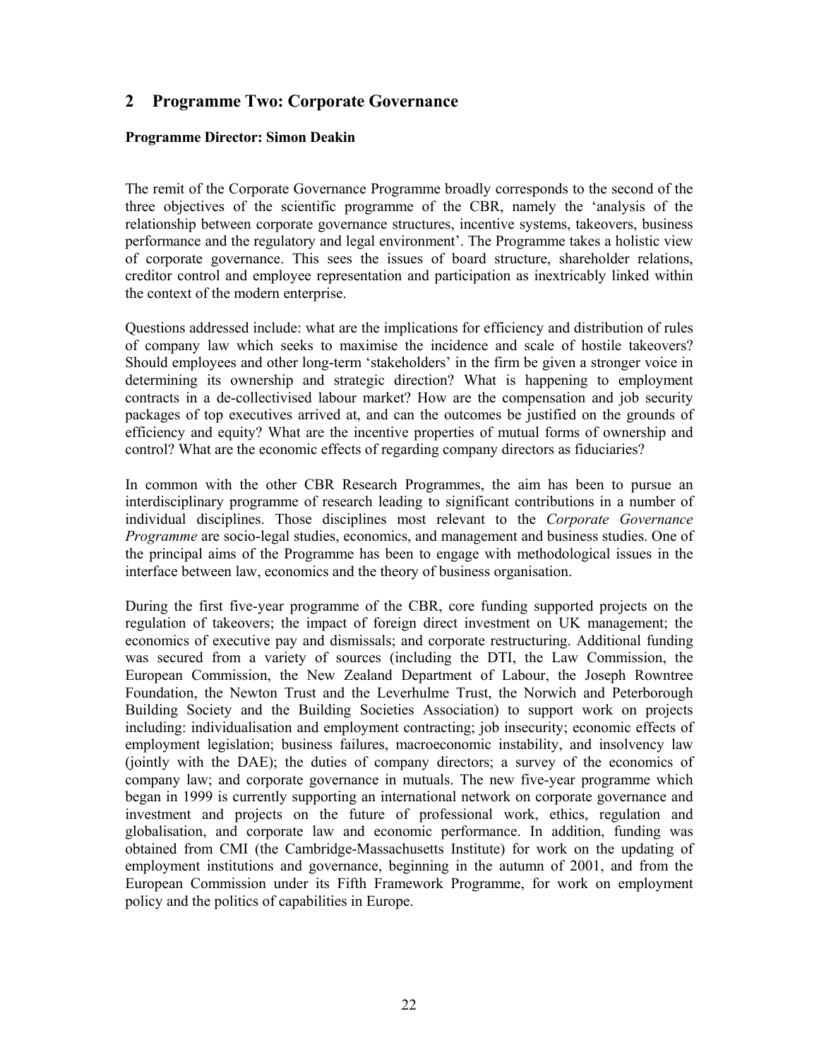## 2 Programme Two: Corporate Governance

**Programme Director: Simon Deakin**

The remit of the Corporate Governance Programme broadly corresponds to the second of the three objectives of the scientific programme of the CBR, namely the 'analysis of the relationship between corporate governance structures, incentive systems, takeovers, business performance and the regulatory and legal environment'. The Programme takes a holistic view of corporate governance. This sees the issues of board structure, shareholder relations, creditor control and employee representation and participation as inextricably linked within the context of the modern enterprise.

Questions addressed include: what are the implications for efficiency and distribution of rules of company law which seeks to maximise the incidence and scale of hostile takeovers? Should employees and other long-term 'stakeholders' in the firm be given a stronger voice in determining its ownership and strategic direction? What is happening to employment contracts in a de-collectivised labour market? How are the compensation and job security packages of top executives arrived at, and can the outcomes be justified on the grounds of efficiency and equity? What are the incentive properties of mutual forms of ownership and control? What are the economic effects of regarding company directors as fiduciaries?

In common with the other CBR Research Programmes, the aim has been to pursue an interdisciplinary programme of research leading to significant contributions in a number of individual disciplines. Those disciplines most relevant to the *Corporate Governance Programme* are socio-legal studies, economics, and management and business studies. One of the principal aims of the Programme has been to engage with methodological issues in the interface between law, economics and the theory of business organisation.

During the first five-year programme of the CBR, core funding supported projects on the regulation of takeovers; the impact of foreign direct investment on UK management; the economics of executive pay and dismissals; and corporate restructuring. Additional funding was secured from a variety of sources (including the DTI, the Law Commission, the European Commission, the New Zealand Department of Labour, the Joseph Rowntree Foundation, the Newton Trust and the Leverhulme Trust, the Norwich and Peterborough Building Society and the Building Societies Association) to support work on projects including: individualisation and employment contracting; job insecurity; economic effects of employment legislation; business failures, macroeconomic instability, and insolvency law (jointly with the DAE); the duties of company directors; a survey of the economics of company law; and corporate governance in mutuals. The new five-year programme which began in 1999 is currently supporting an international network on corporate governance and investment and projects on the future of professional work, ethics, regulation and globalisation, and corporate law and economic performance. In addition, funding was obtained from CMI (the Cambridge-Massachusetts Institute) for work on the updating of employment institutions and governance, beginning in the autumn of 2001, and from the European Commission under its Fifth Framework Programme, for work on employment policy and the politics of capabilities in Europe.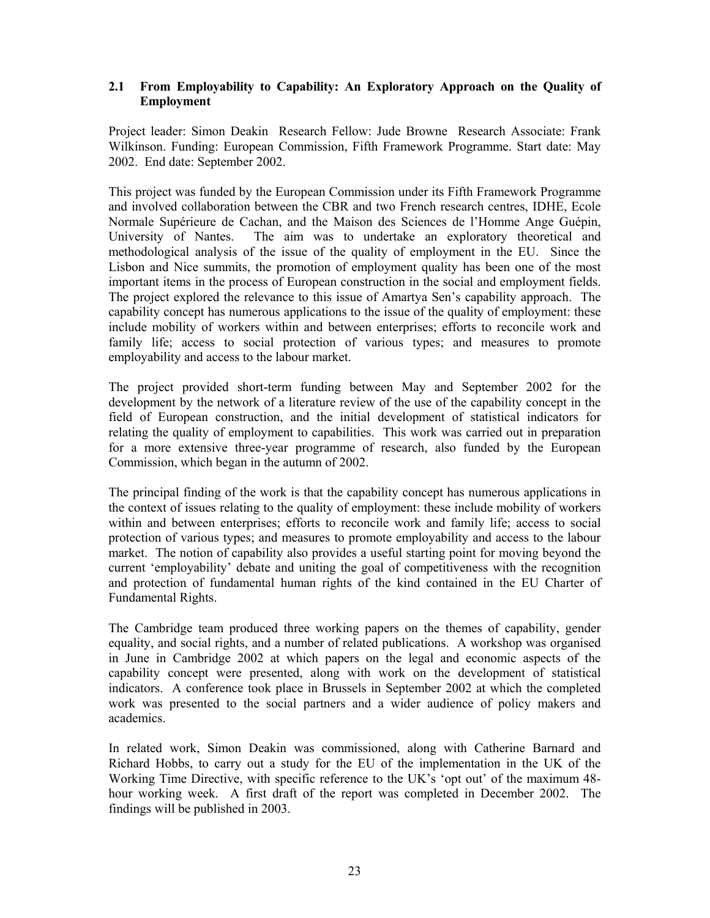### 2.1 From Employability to Capability: An Exploratory Approach on the Quality of Employment

Project leader: Simon Deakin Research Fellow: Jude Browne Research Associate: Frank Wilkinson. Funding: European Commission, Fifth Framework Programme. Start date: May 2002. End date: September 2002.

This project was funded by the European Commission under its Fifth Framework Programme and involved collaboration between the CBR and two French research centres, IDHE, Ecole Normale Supérieure de Cachan, and the Maison des Sciences de l'Homme Ange Guépin, University of Nantes. The aim was to undertake an exploratory theoretical and methodological analysis of the issue of the quality of employment in the EU. Since the Lisbon and Nice summits, the promotion of employment quality has been one of the most important items in the process of European construction in the social and employment fields. The project explored the relevance to this issue of Amartya Sen's capability approach. The capability concept has numerous applications to the issue of the quality of employment: these include mobility of workers within and between enterprises; efforts to reconcile work and family life; access to social protection of various types; and measures to promote employability and access to the labour market.

The project provided short-term funding between May and September 2002 for the development by the network of a literature review of the use of the capability concept in the field of European construction, and the initial development of statistical indicators for relating the quality of employment to capabilities. This work was carried out in preparation for a more extensive three-year programme of research, also funded by the European Commission, which began in the autumn of 2002.

The principal finding of the work is that the capability concept has numerous applications in the context of issues relating to the quality of employment: these include mobility of workers within and between enterprises; efforts to reconcile work and family life; access to social protection of various types; and measures to promote employability and access to the labour market. The notion of capability also provides a useful starting point for moving beyond the current 'employability' debate and uniting the goal of competitiveness with the recognition and protection of fundamental human rights of the kind contained in the EU Charter of Fundamental Rights.

The Cambridge team produced three working papers on the themes of capability, gender equality, and social rights, and a number of related publications. A workshop was organised in June in Cambridge 2002 at which papers on the legal and economic aspects of the capability concept were presented, along with work on the development of statistical indicators. A conference took place in Brussels in September 2002 at which the completed work was presented to the social partners and a wider audience of policy makers and academics.

In related work, Simon Deakin was commissioned, along with Catherine Barnard and Richard Hobbs, to carry out a study for the EU of the implementation in the UK of the Working Time Directive, with specific reference to the UK's 'opt out' of the maximum 48-hour working week. A first draft of the report was completed in December 2002. The findings will be published in 2003.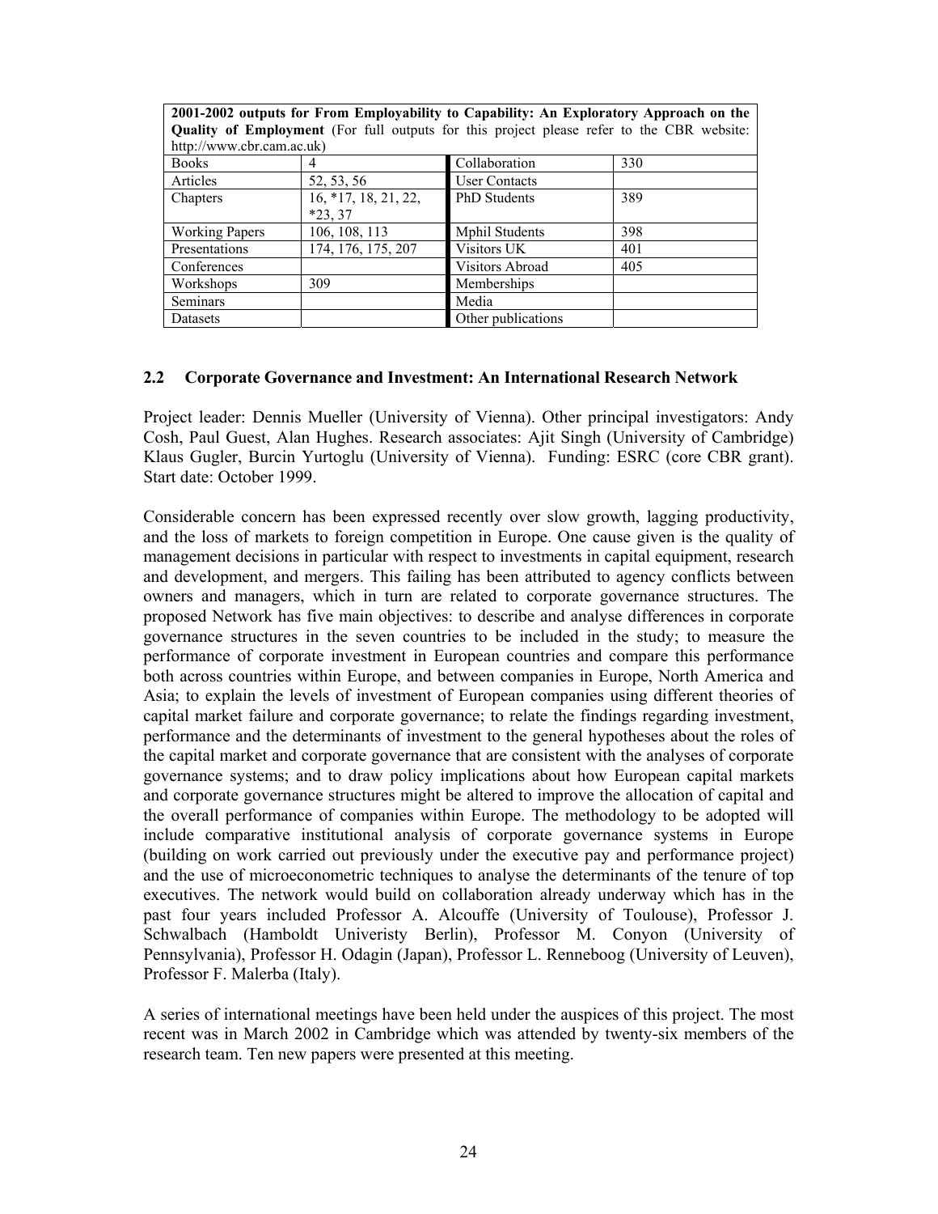| **2001-2002 outputs for From Employability to Capability: An Exploratory Approach on the Quality of Employment** (For full outputs for this project please refer to the CBR website: http://www.cbr.cam.ac.uk) | | | |
|---|---|---|---|
| Books | 4 | Collaboration | 330 |
| Articles | 52, 53, 56 | User Contacts | |
| Chapters | 16, *17, 18, 21, 22, *23, 37 | PhD Students | 389 |
| Working Papers | 106, 108, 113 | Mphil Students | 398 |
| Presentations | 174, 176, 175, 207 | Visitors UK | 401 |
| Conferences | | Visitors Abroad | 405 |
| Workshops | 309 | Memberships | |
| Seminars | | Media | |
| Datasets | | Other publications | |

## 2.2 Corporate Governance and Investment: An International Research Network

Project leader: Dennis Mueller (University of Vienna). Other principal investigators: Andy Cosh, Paul Guest, Alan Hughes. Research associates: Ajit Singh (University of Cambridge) Klaus Gugler, Burcin Yurtoglu (University of Vienna). Funding: ESRC (core CBR grant). Start date: October 1999.

Considerable concern has been expressed recently over slow growth, lagging productivity, and the loss of markets to foreign competition in Europe. One cause given is the quality of management decisions in particular with respect to investments in capital equipment, research and development, and mergers. This failing has been attributed to agency conflicts between owners and managers, which in turn are related to corporate governance structures. The proposed Network has five main objectives: to describe and analyse differences in corporate governance structures in the seven countries to be included in the study; to measure the performance of corporate investment in European countries and compare this performance both across countries within Europe, and between companies in Europe, North America and Asia; to explain the levels of investment of European companies using different theories of capital market failure and corporate governance; to relate the findings regarding investment, performance and the determinants of investment to the general hypotheses about the roles of the capital market and corporate governance that are consistent with the analyses of corporate governance systems; and to draw policy implications about how European capital markets and corporate governance structures might be altered to improve the allocation of capital and the overall performance of companies within Europe. The methodology to be adopted will include comparative institutional analysis of corporate governance systems in Europe (building on work carried out previously under the executive pay and performance project) and the use of microeconometric techniques to analyse the determinants of the tenure of top executives. The network would build on collaboration already underway which has in the past four years included Professor A. Alcouffe (University of Toulouse), Professor J. Schwalbach (Hamboldt Univeristy Berlin), Professor M. Conyon (University of Pennsylvania), Professor H. Odagin (Japan), Professor L. Renneboog (University of Leuven), Professor F. Malerba (Italy).

A series of international meetings have been held under the auspices of this project. The most recent was in March 2002 in Cambridge which was attended by twenty-six members of the research team. Ten new papers were presented at this meeting.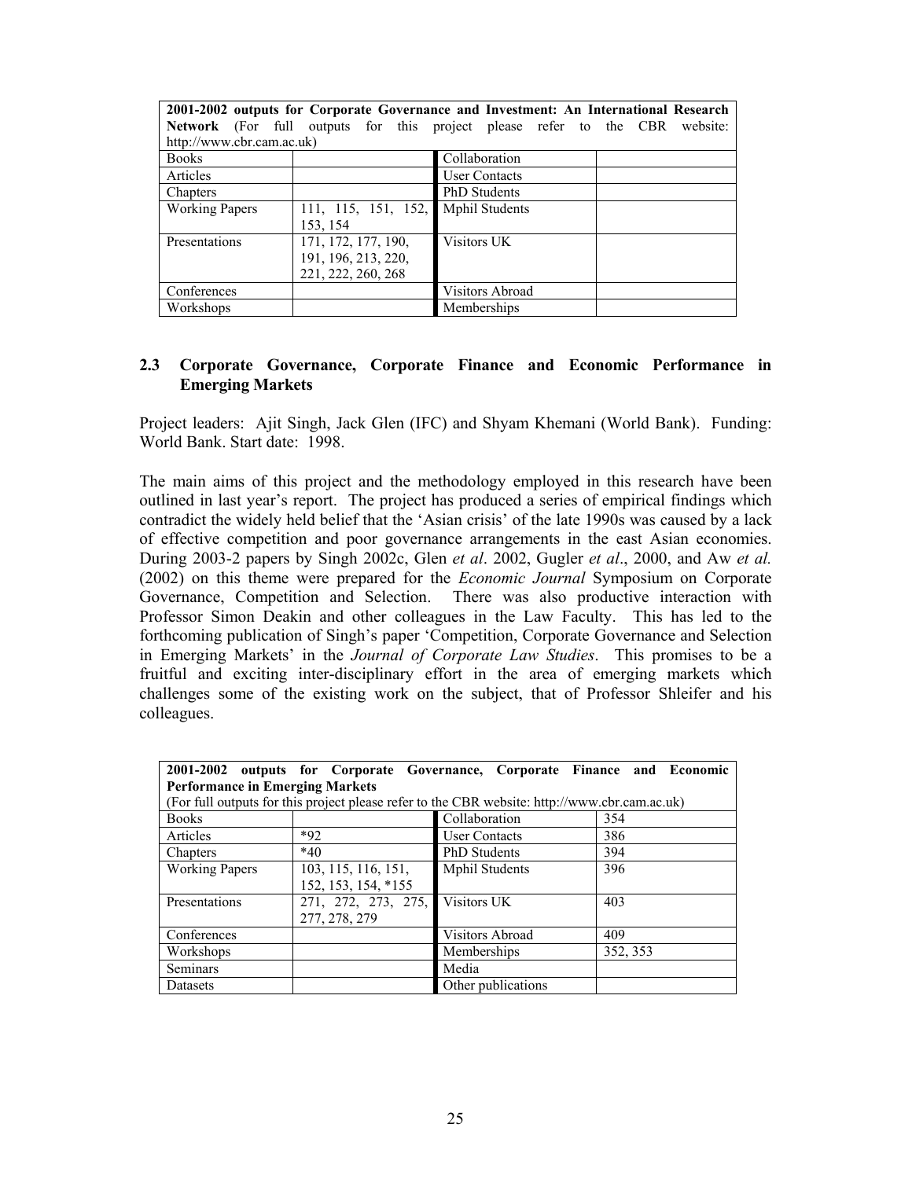| **2001-2002 outputs for Corporate Governance and Investment: An International Research Network** (For full outputs for this project please refer to the CBR website: http://www.cbr.cam.ac.uk) | | | |
|---|---|---|---|
| Books | | Collaboration | |
| Articles | | User Contacts | |
| Chapters | | PhD Students | |
| Working Papers | 111, 115, 151, 152, 153, 154 | Mphil Students | |
| Presentations | 171, 172, 177, 190, 191, 196, 213, 220, 221, 222, 260, 268 | Visitors UK | |
| Conferences | | Visitors Abroad | |
| Workshops | | Memberships | |

## 2.3 Corporate Governance, Corporate Finance and Economic Performance in Emerging Markets

Project leaders: Ajit Singh, Jack Glen (IFC) and Shyam Khemani (World Bank). Funding: World Bank. Start date: 1998.

The main aims of this project and the methodology employed in this research have been outlined in last year's report. The project has produced a series of empirical findings which contradict the widely held belief that the 'Asian crisis' of the late 1990s was caused by a lack of effective competition and poor governance arrangements in the east Asian economies. During 2003-2 papers by Singh 2002c, Glen *et al*. 2002, Gugler *et al*., 2000, and Aw *et al.* (2002) on this theme were prepared for the *Economic Journal* Symposium on Corporate Governance, Competition and Selection. There was also productive interaction with Professor Simon Deakin and other colleagues in the Law Faculty. This has led to the forthcoming publication of Singh's paper 'Competition, Corporate Governance and Selection in Emerging Markets' in the *Journal of Corporate Law Studies*. This promises to be a fruitful and exciting inter-disciplinary effort in the area of emerging markets which challenges some of the existing work on the subject, that of Professor Shleifer and his colleagues.

| **2001-2002 outputs for Corporate Governance, Corporate Finance and Economic Performance in Emerging Markets** (For full outputs for this project please refer to the CBR website: http://www.cbr.cam.ac.uk) | | | |
|---|---|---|---|
| Books | | Collaboration | 354 |
| Articles | *92 | User Contacts | 386 |
| Chapters | *40 | PhD Students | 394 |
| Working Papers | 103, 115, 116, 151, 152, 153, 154, *155 | Mphil Students | 396 |
| Presentations | 271, 272, 273, 275, 277, 278, 279 | Visitors UK | 403 |
| Conferences | | Visitors Abroad | 409 |
| Workshops | | Memberships | 352, 353 |
| Seminars | | Media | |
| Datasets | | Other publications | |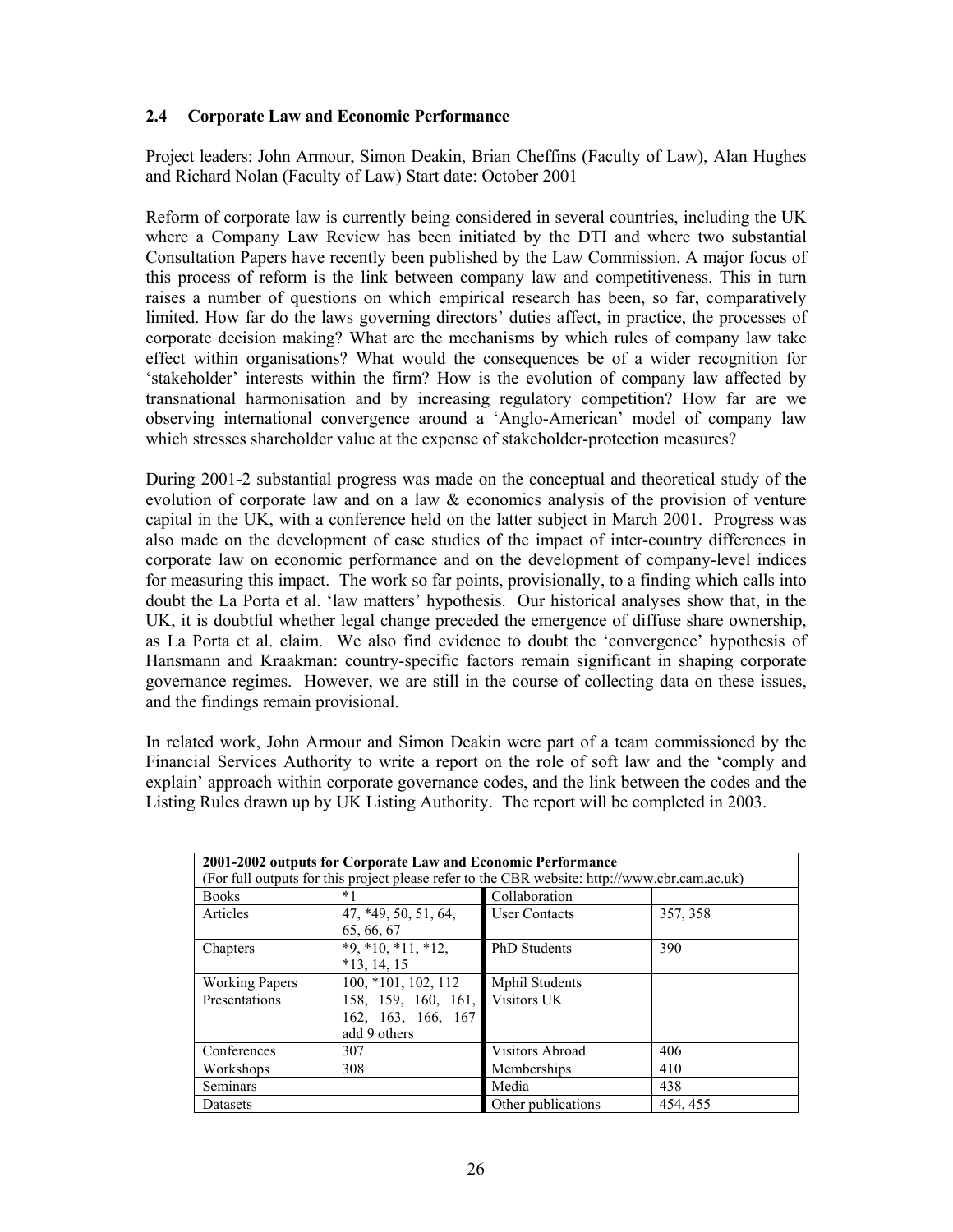## 2.4 Corporate Law and Economic Performance

Project leaders: John Armour, Simon Deakin, Brian Cheffins (Faculty of Law), Alan Hughes and Richard Nolan (Faculty of Law) Start date: October 2001

Reform of corporate law is currently being considered in several countries, including the UK where a Company Law Review has been initiated by the DTI and where two substantial Consultation Papers have recently been published by the Law Commission. A major focus of this process of reform is the link between company law and competitiveness. This in turn raises a number of questions on which empirical research has been, so far, comparatively limited. How far do the laws governing directors' duties affect, in practice, the processes of corporate decision making? What are the mechanisms by which rules of company law take effect within organisations? What would the consequences be of a wider recognition for 'stakeholder' interests within the firm? How is the evolution of company law affected by transnational harmonisation and by increasing regulatory competition? How far are we observing international convergence around a 'Anglo-American' model of company law which stresses shareholder value at the expense of stakeholder-protection measures?

During 2001-2 substantial progress was made on the conceptual and theoretical study of the evolution of corporate law and on a law & economics analysis of the provision of venture capital in the UK, with a conference held on the latter subject in March 2001. Progress was also made on the development of case studies of the impact of inter-country differences in corporate law on economic performance and on the development of company-level indices for measuring this impact. The work so far points, provisionally, to a finding which calls into doubt the La Porta et al. 'law matters' hypothesis. Our historical analyses show that, in the UK, it is doubtful whether legal change preceded the emergence of diffuse share ownership, as La Porta et al. claim. We also find evidence to doubt the 'convergence' hypothesis of Hansmann and Kraakman: country-specific factors remain significant in shaping corporate governance regimes. However, we are still in the course of collecting data on these issues, and the findings remain provisional.

In related work, John Armour and Simon Deakin were part of a team commissioned by the Financial Services Authority to write a report on the role of soft law and the 'comply and explain' approach within corporate governance codes, and the link between the codes and the Listing Rules drawn up by UK Listing Authority. The report will be completed in 2003.

| **2001-2002 outputs for Corporate Law and Economic Performance** (For full outputs for this project please refer to the CBR website: http://www.cbr.cam.ac.uk) | | | |
|---|---|---|---|
| Books | *1 | Collaboration | |
| Articles | 47, *49, 50, 51, 64, 65, 66, 67 | User Contacts | 357, 358 |
| Chapters | *9, *10, *11, *12, *13, 14, 15 | PhD Students | 390 |
| Working Papers | 100, *101, 102, 112 | Mphil Students | |
| Presentations | 158, 159, 160, 161, 162, 163, 166, 167 add 9 others | Visitors UK | |
| Conferences | 307 | Visitors Abroad | 406 |
| Workshops | 308 | Memberships | 410 |
| Seminars | | Media | 438 |
| Datasets | | Other publications | 454, 455 |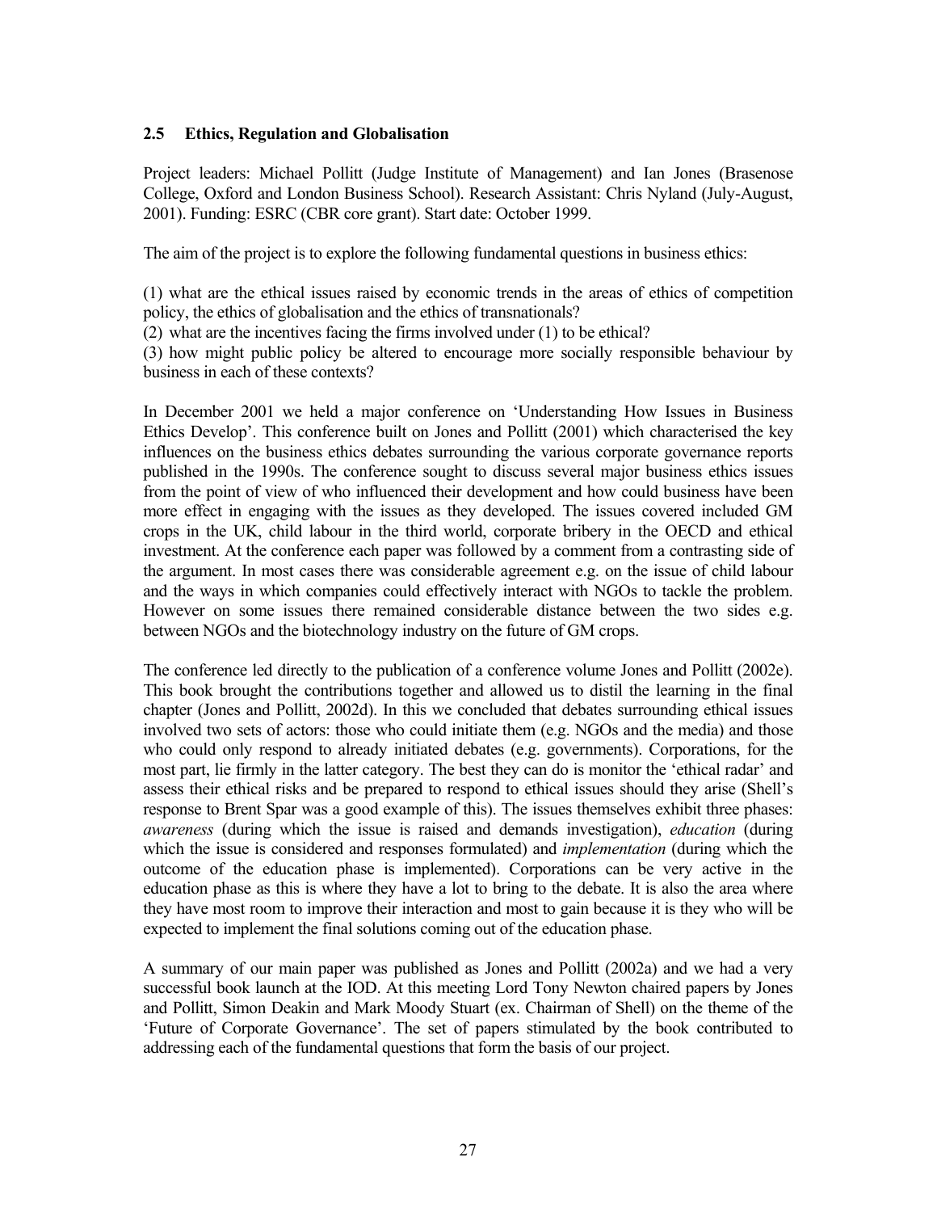### 2.5 Ethics, Regulation and Globalisation

Project leaders: Michael Pollitt (Judge Institute of Management) and Ian Jones (Brasenose College, Oxford and London Business School). Research Assistant: Chris Nyland (July-August, 2001). Funding: ESRC (CBR core grant). Start date: October 1999.

The aim of the project is to explore the following fundamental questions in business ethics:

(1) what are the ethical issues raised by economic trends in the areas of ethics of competition policy, the ethics of globalisation and the ethics of transnationals?
(2) what are the incentives facing the firms involved under (1) to be ethical?
(3) how might public policy be altered to encourage more socially responsible behaviour by business in each of these contexts?

In December 2001 we held a major conference on 'Understanding How Issues in Business Ethics Develop'. This conference built on Jones and Pollitt (2001) which characterised the key influences on the business ethics debates surrounding the various corporate governance reports published in the 1990s. The conference sought to discuss several major business ethics issues from the point of view of who influenced their development and how could business have been more effect in engaging with the issues as they developed. The issues covered included GM crops in the UK, child labour in the third world, corporate bribery in the OECD and ethical investment. At the conference each paper was followed by a comment from a contrasting side of the argument. In most cases there was considerable agreement e.g. on the issue of child labour and the ways in which companies could effectively interact with NGOs to tackle the problem. However on some issues there remained considerable distance between the two sides e.g. between NGOs and the biotechnology industry on the future of GM crops.

The conference led directly to the publication of a conference volume Jones and Pollitt (2002e). This book brought the contributions together and allowed us to distil the learning in the final chapter (Jones and Pollitt, 2002d). In this we concluded that debates surrounding ethical issues involved two sets of actors: those who could initiate them (e.g. NGOs and the media) and those who could only respond to already initiated debates (e.g. governments). Corporations, for the most part, lie firmly in the latter category. The best they can do is monitor the 'ethical radar' and assess their ethical risks and be prepared to respond to ethical issues should they arise (Shell's response to Brent Spar was a good example of this). The issues themselves exhibit three phases: *awareness* (during which the issue is raised and demands investigation), *education* (during which the issue is considered and responses formulated) and *implementation* (during which the outcome of the education phase is implemented). Corporations can be very active in the education phase as this is where they have a lot to bring to the debate. It is also the area where they have most room to improve their interaction and most to gain because it is they who will be expected to implement the final solutions coming out of the education phase.

A summary of our main paper was published as Jones and Pollitt (2002a) and we had a very successful book launch at the IOD. At this meeting Lord Tony Newton chaired papers by Jones and Pollitt, Simon Deakin and Mark Moody Stuart (ex. Chairman of Shell) on the theme of the 'Future of Corporate Governance'. The set of papers stimulated by the book contributed to addressing each of the fundamental questions that form the basis of our project.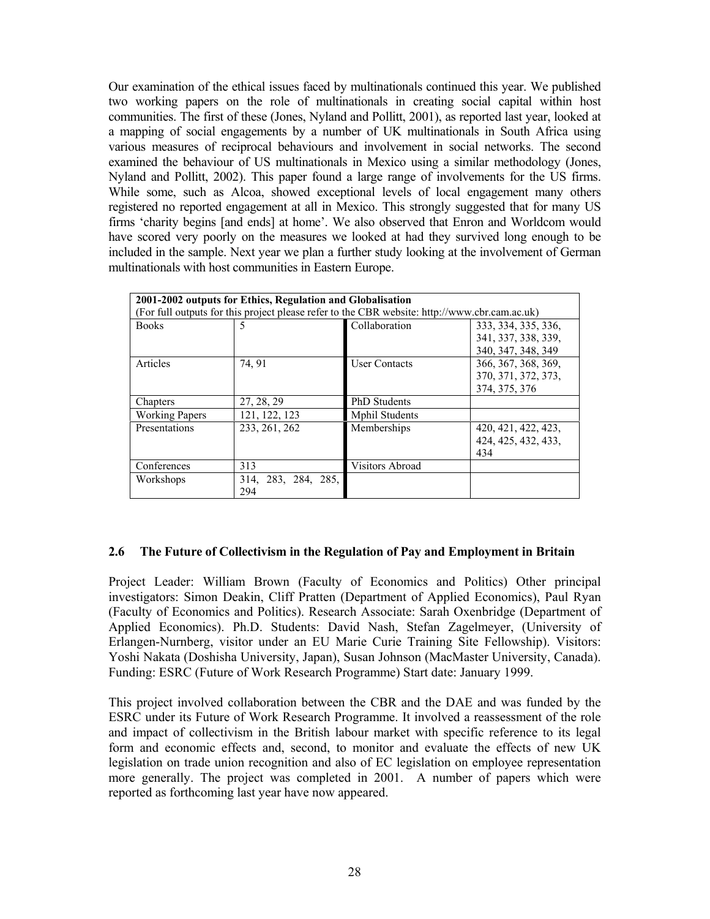Our examination of the ethical issues faced by multinationals continued this year. We published two working papers on the role of multinationals in creating social capital within host communities. The first of these (Jones, Nyland and Pollitt, 2001), as reported last year, looked at a mapping of social engagements by a number of UK multinationals in South Africa using various measures of reciprocal behaviours and involvement in social networks. The second examined the behaviour of US multinationals in Mexico using a similar methodology (Jones, Nyland and Pollitt, 2002). This paper found a large range of involvements for the US firms. While some, such as Alcoa, showed exceptional levels of local engagement many others registered no reported engagement at all in Mexico. This strongly suggested that for many US firms 'charity begins [and ends] at home'. We also observed that Enron and Worldcom would have scored very poorly on the measures we looked at had they survived long enough to be included in the sample. Next year we plan a further study looking at the involvement of German multinationals with host communities in Eastern Europe.

| **2001-2002 outputs for Ethics, Regulation and Globalisation** (For full outputs for this project please refer to the CBR website: http://www.cbr.cam.ac.uk) | | | |
|---|---|---|---|
| Books | 5 | Collaboration | 333, 334, 335, 336, 341, 337, 338, 339, 340, 347, 348, 349 |
| Articles | 74, 91 | User Contacts | 366, 367, 368, 369, 370, 371, 372, 373, 374, 375, 376 |
| Chapters | 27, 28, 29 | PhD Students | |
| Working Papers | 121, 122, 123 | Mphil Students | |
| Presentations | 233, 261, 262 | Memberships | 420, 421, 422, 423, 424, 425, 432, 433, 434 |
| Conferences | 313 | Visitors Abroad | |
| Workshops | 314, 283, 284, 285, 294 | | |

### 2.6 The Future of Collectivism in the Regulation of Pay and Employment in Britain

Project Leader: William Brown (Faculty of Economics and Politics) Other principal investigators: Simon Deakin, Cliff Pratten (Department of Applied Economics), Paul Ryan (Faculty of Economics and Politics). Research Associate: Sarah Oxenbridge (Department of Applied Economics). Ph.D. Students: David Nash, Stefan Zagelmeyer, (University of Erlangen-Nurnberg, visitor under an EU Marie Curie Training Site Fellowship). Visitors: Yoshi Nakata (Doshisha University, Japan), Susan Johnson (MacMaster University, Canada). Funding: ESRC (Future of Work Research Programme) Start date: January 1999.

This project involved collaboration between the CBR and the DAE and was funded by the ESRC under its Future of Work Research Programme. It involved a reassessment of the role and impact of collectivism in the British labour market with specific reference to its legal form and economic effects and, second, to monitor and evaluate the effects of new UK legislation on trade union recognition and also of EC legislation on employee representation more generally. The project was completed in 2001. A number of papers which were reported as forthcoming last year have now appeared.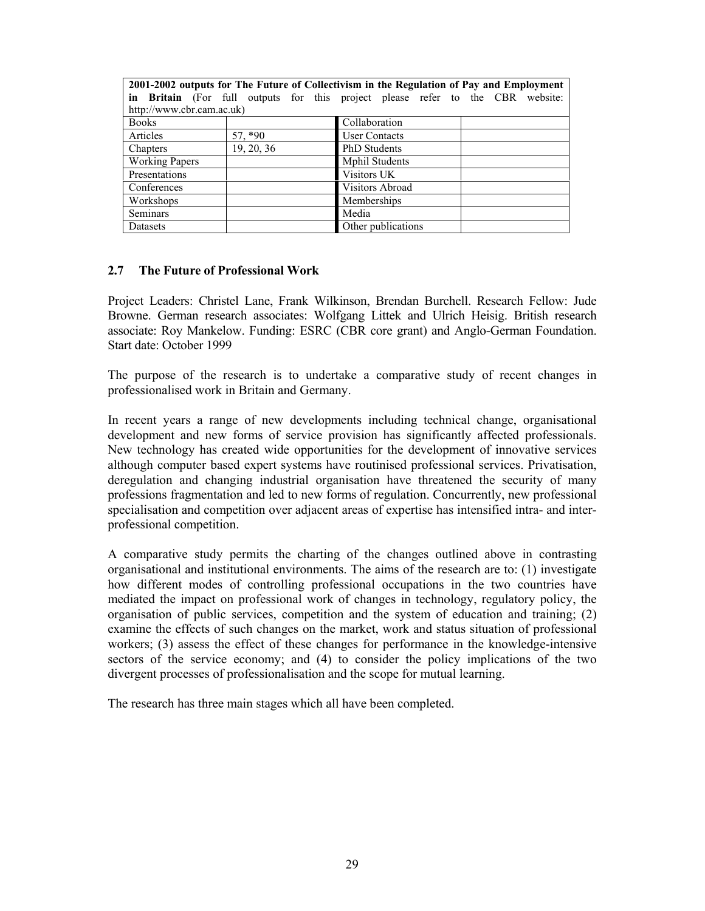| **2001-2002 outputs for The Future of Collectivism in the Regulation of Pay and Employment in Britain** (For full outputs for this project please refer to the CBR website: http://www.cbr.cam.ac.uk) | | | |
|---|---|---|---|
| Books | | Collaboration | |
| Articles | 57, *90 | User Contacts | |
| Chapters | 19, 20, 36 | PhD Students | |
| Working Papers | | Mphil Students | |
| Presentations | | Visitors UK | |
| Conferences | | Visitors Abroad | |
| Workshops | | Memberships | |
| Seminars | | Media | |
| Datasets | | Other publications | |

### 2.7 The Future of Professional Work

Project Leaders: Christel Lane, Frank Wilkinson, Brendan Burchell. Research Fellow: Jude Browne. German research associates: Wolfgang Littek and Ulrich Heisig. British research associate: Roy Mankelow. Funding: ESRC (CBR core grant) and Anglo-German Foundation. Start date: October 1999

The purpose of the research is to undertake a comparative study of recent changes in professionalised work in Britain and Germany.

In recent years a range of new developments including technical change, organisational development and new forms of service provision has significantly affected professionals. New technology has created wide opportunities for the development of innovative services although computer based expert systems have routinised professional services. Privatisation, deregulation and changing industrial organisation have threatened the security of many professions fragmentation and led to new forms of regulation. Concurrently, new professional specialisation and competition over adjacent areas of expertise has intensified intra- and inter-professional competition.

A comparative study permits the charting of the changes outlined above in contrasting organisational and institutional environments. The aims of the research are to: (1) investigate how different modes of controlling professional occupations in the two countries have mediated the impact on professional work of changes in technology, regulatory policy, the organisation of public services, competition and the system of education and training; (2) examine the effects of such changes on the market, work and status situation of professional workers; (3) assess the effect of these changes for performance in the knowledge-intensive sectors of the service economy; and (4) to consider the policy implications of the two divergent processes of professionalisation and the scope for mutual learning.

The research has three main stages which all have been completed.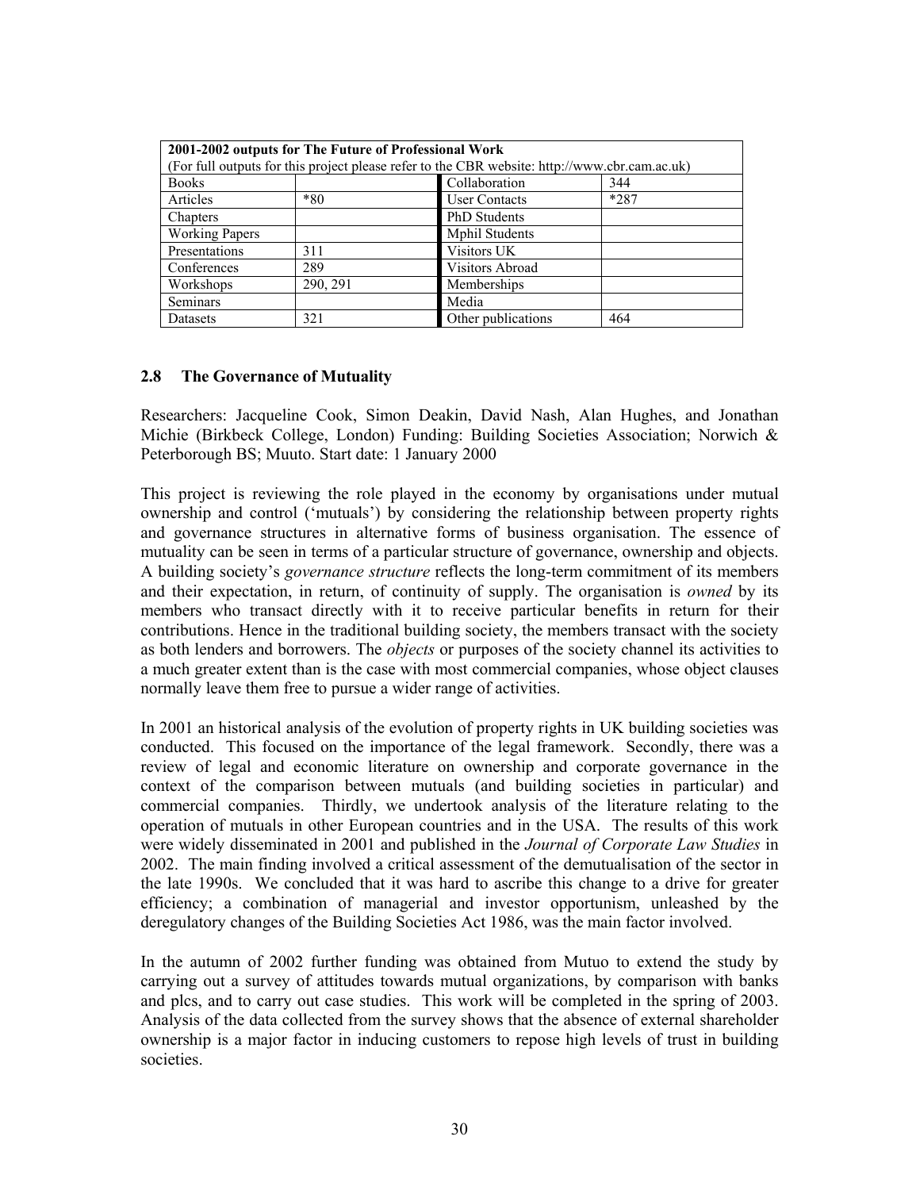| 2001-2002 outputs for The Future of Professional Work | | | |
|---|---|---|---|
| (For full outputs for this project please refer to the CBR website: http://www.cbr.cam.ac.uk) | | | |
| Books | | Collaboration | 344 |
| Articles | *80 | User Contacts | *287 |
| Chapters | | PhD Students | |
| Working Papers | | Mphil Students | |
| Presentations | 311 | Visitors UK | |
| Conferences | 289 | Visitors Abroad | |
| Workshops | 290, 291 | Memberships | |
| Seminars | | Media | |
| Datasets | 321 | Other publications | 464 |

## 2.8 The Governance of Mutuality

Researchers: Jacqueline Cook, Simon Deakin, David Nash, Alan Hughes, and Jonathan Michie (Birkbeck College, London) Funding: Building Societies Association; Norwich & Peterborough BS; Muuto. Start date: 1 January 2000

This project is reviewing the role played in the economy by organisations under mutual ownership and control ('mutuals') by considering the relationship between property rights and governance structures in alternative forms of business organisation. The essence of mutuality can be seen in terms of a particular structure of governance, ownership and objects. A building society's *governance structure* reflects the long-term commitment of its members and their expectation, in return, of continuity of supply. The organisation is *owned* by its members who transact directly with it to receive particular benefits in return for their contributions. Hence in the traditional building society, the members transact with the society as both lenders and borrowers. The *objects* or purposes of the society channel its activities to a much greater extent than is the case with most commercial companies, whose object clauses normally leave them free to pursue a wider range of activities.

In 2001 an historical analysis of the evolution of property rights in UK building societies was conducted. This focused on the importance of the legal framework. Secondly, there was a review of legal and economic literature on ownership and corporate governance in the context of the comparison between mutuals (and building societies in particular) and commercial companies. Thirdly, we undertook analysis of the literature relating to the operation of mutuals in other European countries and in the USA. The results of this work were widely disseminated in 2001 and published in the *Journal of Corporate Law Studies* in 2002. The main finding involved a critical assessment of the demutualisation of the sector in the late 1990s. We concluded that it was hard to ascribe this change to a drive for greater efficiency; a combination of managerial and investor opportunism, unleashed by the deregulatory changes of the Building Societies Act 1986, was the main factor involved.

In the autumn of 2002 further funding was obtained from Mutuo to extend the study by carrying out a survey of attitudes towards mutual organizations, by comparison with banks and plcs, and to carry out case studies. This work will be completed in the spring of 2003. Analysis of the data collected from the survey shows that the absence of external shareholder ownership is a major factor in inducing customers to repose high levels of trust in building societies.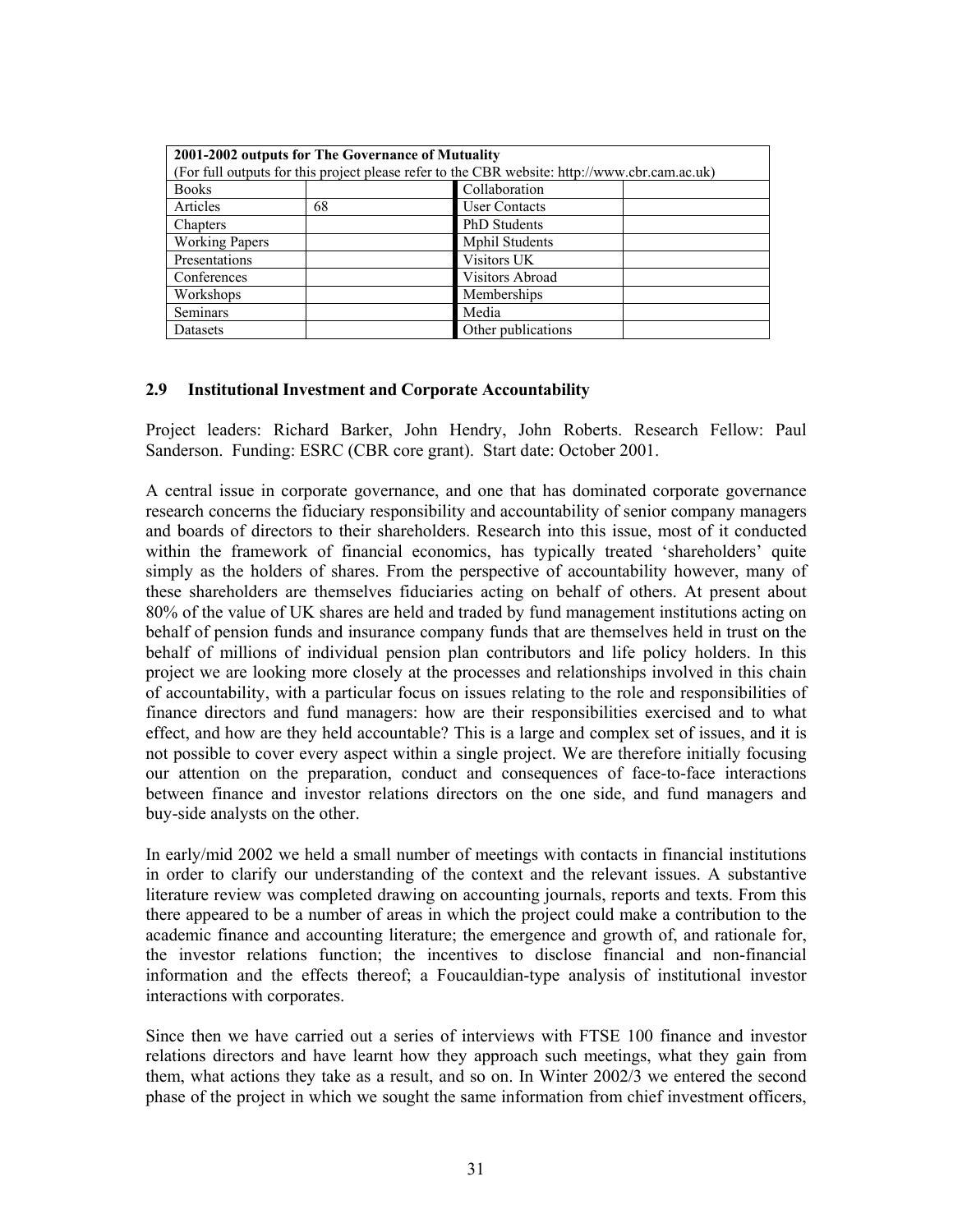| 2001-2002 outputs for The Governance of Mutuality | | | |
|---|---|---|---|
| (For full outputs for this project please refer to the CBR website: http://www.cbr.cam.ac.uk) | | | |
| Books | | Collaboration | |
| Articles | 68 | User Contacts | |
| Chapters | | PhD Students | |
| Working Papers | | Mphil Students | |
| Presentations | | Visitors UK | |
| Conferences | | Visitors Abroad | |
| Workshops | | Memberships | |
| Seminars | | Media | |
| Datasets | | Other publications | |

### 2.9 Institutional Investment and Corporate Accountability

Project leaders: Richard Barker, John Hendry, John Roberts. Research Fellow: Paul Sanderson. Funding: ESRC (CBR core grant). Start date: October 2001.

A central issue in corporate governance, and one that has dominated corporate governance research concerns the fiduciary responsibility and accountability of senior company managers and boards of directors to their shareholders. Research into this issue, most of it conducted within the framework of financial economics, has typically treated 'shareholders' quite simply as the holders of shares. From the perspective of accountability however, many of these shareholders are themselves fiduciaries acting on behalf of others. At present about 80% of the value of UK shares are held and traded by fund management institutions acting on behalf of pension funds and insurance company funds that are themselves held in trust on the behalf of millions of individual pension plan contributors and life policy holders. In this project we are looking more closely at the processes and relationships involved in this chain of accountability, with a particular focus on issues relating to the role and responsibilities of finance directors and fund managers: how are their responsibilities exercised and to what effect, and how are they held accountable? This is a large and complex set of issues, and it is not possible to cover every aspect within a single project. We are therefore initially focusing our attention on the preparation, conduct and consequences of face-to-face interactions between finance and investor relations directors on the one side, and fund managers and buy-side analysts on the other.

In early/mid 2002 we held a small number of meetings with contacts in financial institutions in order to clarify our understanding of the context and the relevant issues. A substantive literature review was completed drawing on accounting journals, reports and texts. From this there appeared to be a number of areas in which the project could make a contribution to the academic finance and accounting literature; the emergence and growth of, and rationale for, the investor relations function; the incentives to disclose financial and non-financial information and the effects thereof; a Foucauldian-type analysis of institutional investor interactions with corporates.

Since then we have carried out a series of interviews with FTSE 100 finance and investor relations directors and have learnt how they approach such meetings, what they gain from them, what actions they take as a result, and so on. In Winter 2002/3 we entered the second phase of the project in which we sought the same information from chief investment officers,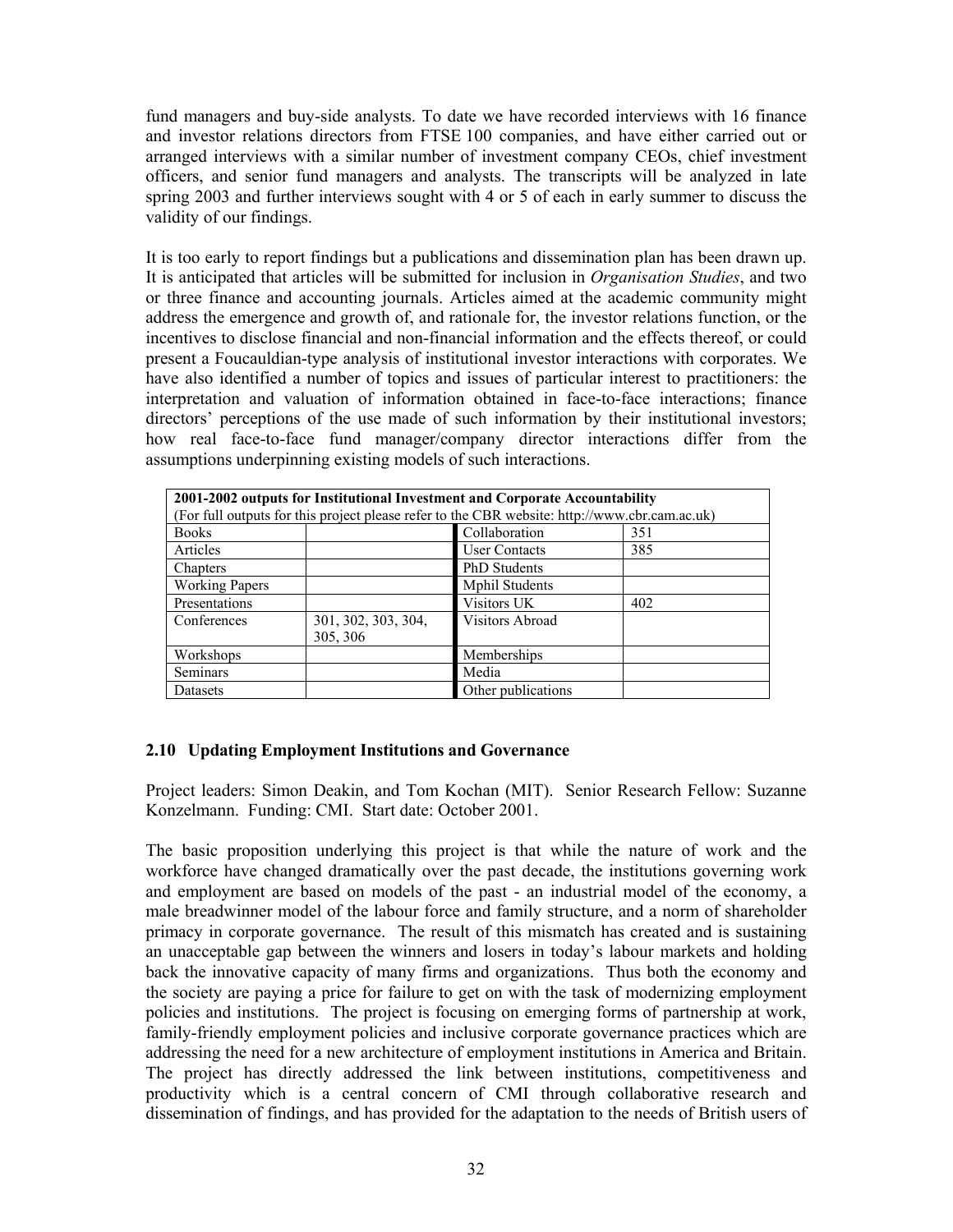fund managers and buy-side analysts. To date we have recorded interviews with 16 finance and investor relations directors from FTSE 100 companies, and have either carried out or arranged interviews with a similar number of investment company CEOs, chief investment officers, and senior fund managers and analysts. The transcripts will be analyzed in late spring 2003 and further interviews sought with 4 or 5 of each in early summer to discuss the validity of our findings.

It is too early to report findings but a publications and dissemination plan has been drawn up. It is anticipated that articles will be submitted for inclusion in *Organisation Studies*, and two or three finance and accounting journals. Articles aimed at the academic community might address the emergence and growth of, and rationale for, the investor relations function, or the incentives to disclose financial and non-financial information and the effects thereof, or could present a Foucauldian-type analysis of institutional investor interactions with corporates. We have also identified a number of topics and issues of particular interest to practitioners: the interpretation and valuation of information obtained in face-to-face interactions; finance directors' perceptions of the use made of such information by their institutional investors; how real face-to-face fund manager/company director interactions differ from the assumptions underpinning existing models of such interactions.

| **2001-2002 outputs for Institutional Investment and Corporate Accountability** (For full outputs for this project please refer to the CBR website: http://www.cbr.cam.ac.uk) | | | |
|---|---|---|---|
| Books | | Collaboration | 351 |
| Articles | | User Contacts | 385 |
| Chapters | | PhD Students | |
| Working Papers | | Mphil Students | |
| Presentations | | Visitors UK | 402 |
| Conferences | 301, 302, 303, 304, 305, 306 | Visitors Abroad | |
| Workshops | | Memberships | |
| Seminars | | Media | |
| Datasets | | Other publications | |

### 2.10 Updating Employment Institutions and Governance

Project leaders: Simon Deakin, and Tom Kochan (MIT). Senior Research Fellow: Suzanne Konzelmann. Funding: CMI. Start date: October 2001.

The basic proposition underlying this project is that while the nature of work and the workforce have changed dramatically over the past decade, the institutions governing work and employment are based on models of the past - an industrial model of the economy, a male breadwinner model of the labour force and family structure, and a norm of shareholder primacy in corporate governance. The result of this mismatch has created and is sustaining an unacceptable gap between the winners and losers in today's labour markets and holding back the innovative capacity of many firms and organizations. Thus both the economy and the society are paying a price for failure to get on with the task of modernizing employment policies and institutions. The project is focusing on emerging forms of partnership at work, family-friendly employment policies and inclusive corporate governance practices which are addressing the need for a new architecture of employment institutions in America and Britain. The project has directly addressed the link between institutions, competitiveness and productivity which is a central concern of CMI through collaborative research and dissemination of findings, and has provided for the adaptation to the needs of British users of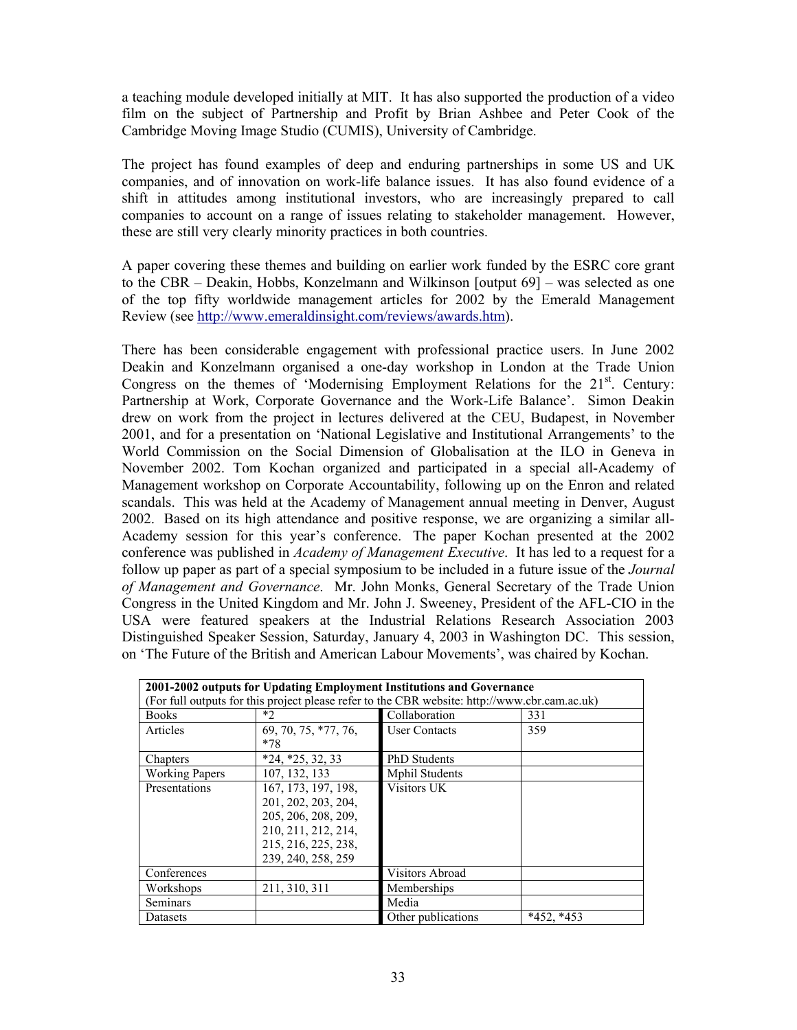a teaching module developed initially at MIT. It has also supported the production of a video film on the subject of Partnership and Profit by Brian Ashbee and Peter Cook of the Cambridge Moving Image Studio (CUMIS), University of Cambridge.

The project has found examples of deep and enduring partnerships in some US and UK companies, and of innovation on work-life balance issues. It has also found evidence of a shift in attitudes among institutional investors, who are increasingly prepared to call companies to account on a range of issues relating to stakeholder management. However, these are still very clearly minority practices in both countries.

A paper covering these themes and building on earlier work funded by the ESRC core grant to the CBR – Deakin, Hobbs, Konzelmann and Wilkinson [output 69] – was selected as one of the top fifty worldwide management articles for 2002 by the Emerald Management Review (see http://www.emeraldinsight.com/reviews/awards.htm).

There has been considerable engagement with professional practice users. In June 2002 Deakin and Konzelmann organised a one-day workshop in London at the Trade Union Congress on the themes of 'Modernising Employment Relations for the 21st. Century: Partnership at Work, Corporate Governance and the Work-Life Balance'. Simon Deakin drew on work from the project in lectures delivered at the CEU, Budapest, in November 2001, and for a presentation on 'National Legislative and Institutional Arrangements' to the World Commission on the Social Dimension of Globalisation at the ILO in Geneva in November 2002. Tom Kochan organized and participated in a special all-Academy of Management workshop on Corporate Accountability, following up on the Enron and related scandals. This was held at the Academy of Management annual meeting in Denver, August 2002. Based on its high attendance and positive response, we are organizing a similar all-Academy session for this year's conference. The paper Kochan presented at the 2002 conference was published in *Academy of Management Executive*. It has led to a request for a follow up paper as part of a special symposium to be included in a future issue of the *Journal of Management and Governance*. Mr. John Monks, General Secretary of the Trade Union Congress in the United Kingdom and Mr. John J. Sweeney, President of the AFL-CIO in the USA were featured speakers at the Industrial Relations Research Association 2003 Distinguished Speaker Session, Saturday, January 4, 2003 in Washington DC. This session, on 'The Future of the British and American Labour Movements', was chaired by Kochan.

| **2001-2002 outputs for Updating Employment Institutions and Governance** (For full outputs for this project please refer to the CBR website: http://www.cbr.cam.ac.uk) | | | |
|---|---|---|---|
| Books | *2 | Collaboration | 331 |
| Articles | 69, 70, 75, *77, 76, *78 | User Contacts | 359 |
| Chapters | *24, *25, 32, 33 | PhD Students | |
| Working Papers | 107, 132, 133 | Mphil Students | |
| Presentations | 167, 173, 197, 198, 201, 202, 203, 204, 205, 206, 208, 209, 210, 211, 212, 214, 215, 216, 225, 238, 239, 240, 258, 259 | Visitors UK | |
| Conferences | | Visitors Abroad | |
| Workshops | 211, 310, 311 | Memberships | |
| Seminars | | Media | |
| Datasets | | Other publications | *452, *453 |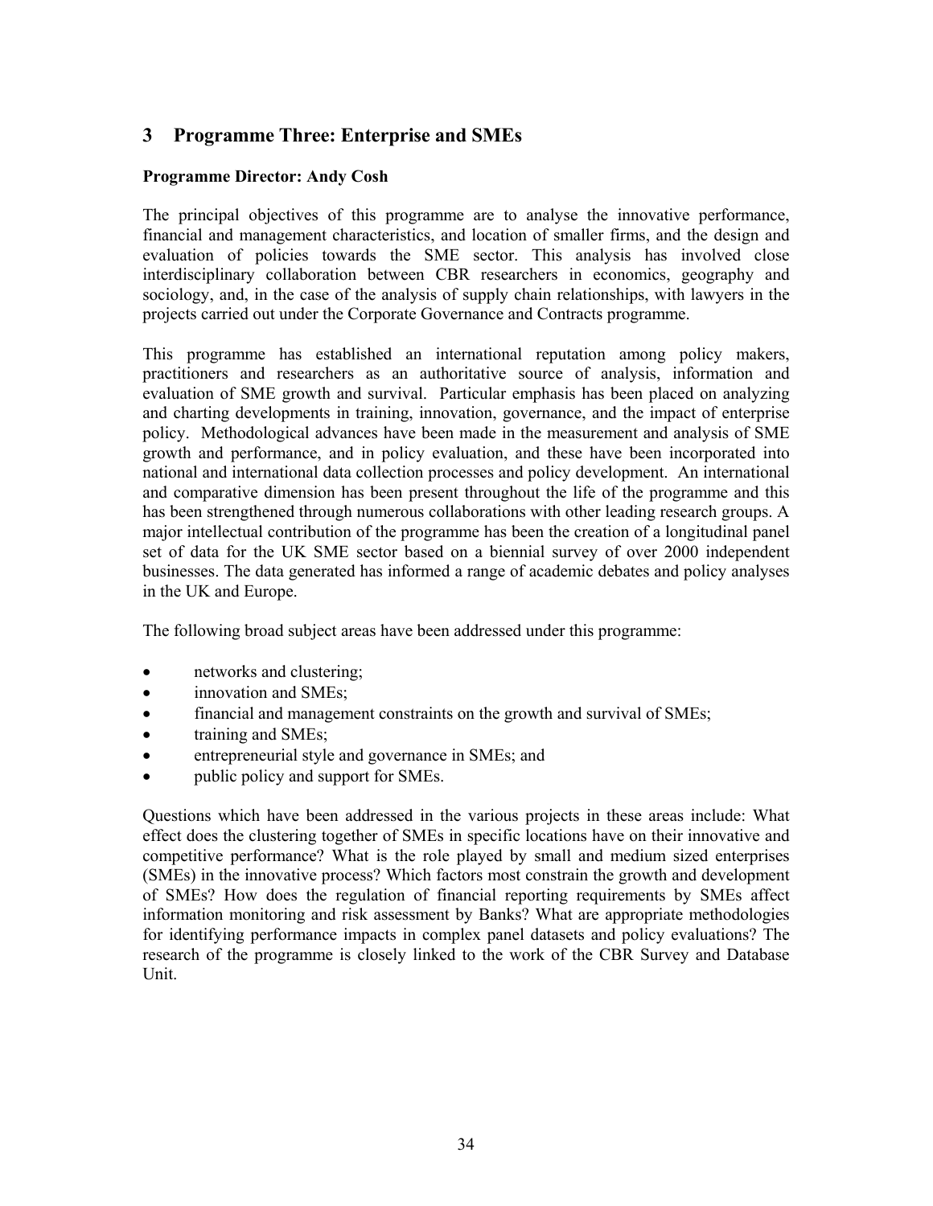## 3 Programme Three: Enterprise and SMEs

**Programme Director: Andy Cosh**

The principal objectives of this programme are to analyse the innovative performance, financial and management characteristics, and location of smaller firms, and the design and evaluation of policies towards the SME sector. This analysis has involved close interdisciplinary collaboration between CBR researchers in economics, geography and sociology, and, in the case of the analysis of supply chain relationships, with lawyers in the projects carried out under the Corporate Governance and Contracts programme.

This programme has established an international reputation among policy makers, practitioners and researchers as an authoritative source of analysis, information and evaluation of SME growth and survival. Particular emphasis has been placed on analyzing and charting developments in training, innovation, governance, and the impact of enterprise policy. Methodological advances have been made in the measurement and analysis of SME growth and performance, and in policy evaluation, and these have been incorporated into national and international data collection processes and policy development. An international and comparative dimension has been present throughout the life of the programme and this has been strengthened through numerous collaborations with other leading research groups. A major intellectual contribution of the programme has been the creation of a longitudinal panel set of data for the UK SME sector based on a biennial survey of over 2000 independent businesses. The data generated has informed a range of academic debates and policy analyses in the UK and Europe.

The following broad subject areas have been addressed under this programme:

- networks and clustering;
- innovation and SMEs;
- financial and management constraints on the growth and survival of SMEs;
- training and SMEs;
- entrepreneurial style and governance in SMEs; and
- public policy and support for SMEs.

Questions which have been addressed in the various projects in these areas include: What effect does the clustering together of SMEs in specific locations have on their innovative and competitive performance? What is the role played by small and medium sized enterprises (SMEs) in the innovative process? Which factors most constrain the growth and development of SMEs? How does the regulation of financial reporting requirements by SMEs affect information monitoring and risk assessment by Banks? What are appropriate methodologies for identifying performance impacts in complex panel datasets and policy evaluations? The research of the programme is closely linked to the work of the CBR Survey and Database Unit.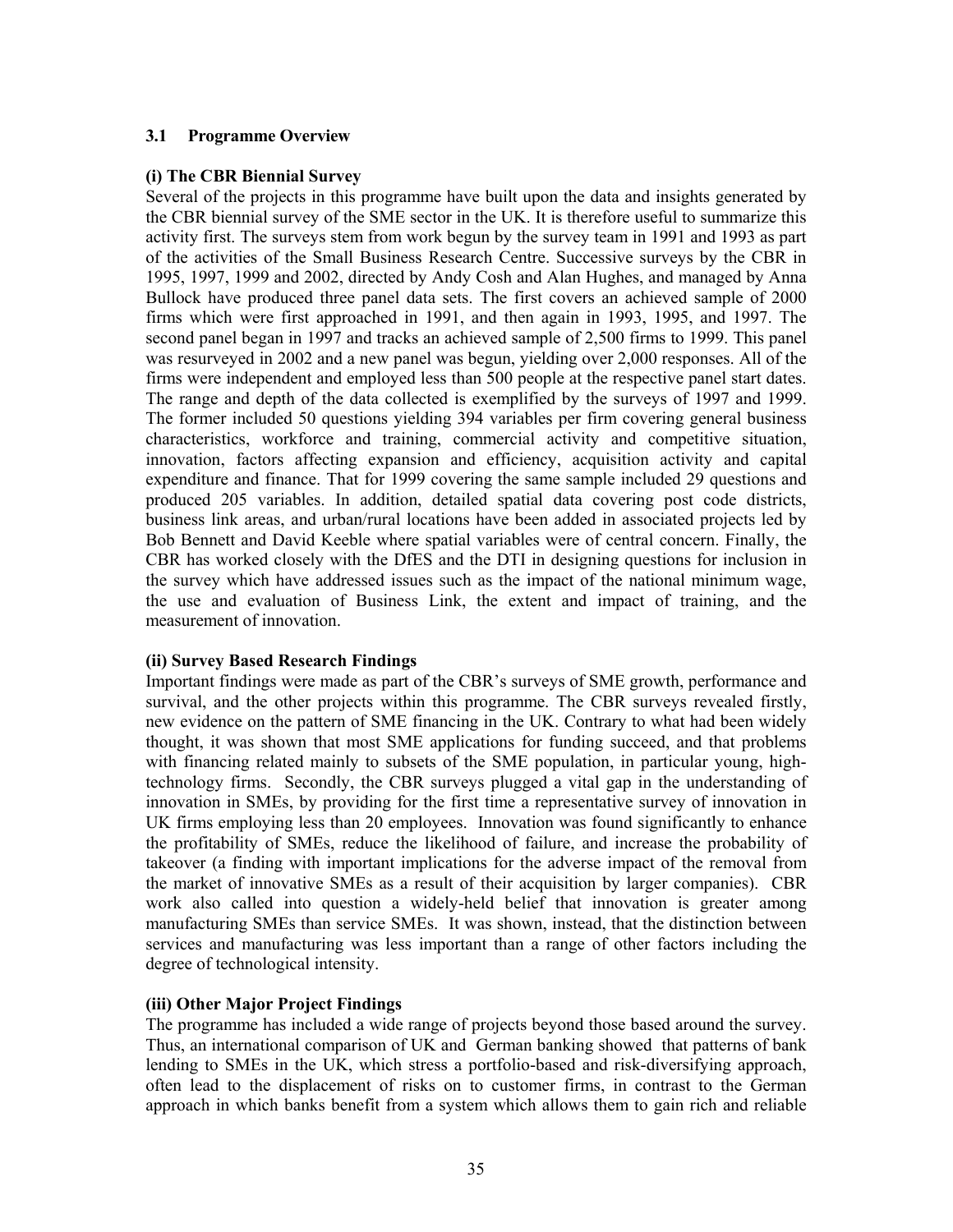### 3.1 Programme Overview

#### (i) The CBR Biennial Survey

Several of the projects in this programme have built upon the data and insights generated by the CBR biennial survey of the SME sector in the UK. It is therefore useful to summarize this activity first. The surveys stem from work begun by the survey team in 1991 and 1993 as part of the activities of the Small Business Research Centre. Successive surveys by the CBR in 1995, 1997, 1999 and 2002, directed by Andy Cosh and Alan Hughes, and managed by Anna Bullock have produced three panel data sets. The first covers an achieved sample of 2000 firms which were first approached in 1991, and then again in 1993, 1995, and 1997. The second panel began in 1997 and tracks an achieved sample of 2,500 firms to 1999. This panel was resurveyed in 2002 and a new panel was begun, yielding over 2,000 responses. All of the firms were independent and employed less than 500 people at the respective panel start dates. The range and depth of the data collected is exemplified by the surveys of 1997 and 1999. The former included 50 questions yielding 394 variables per firm covering general business characteristics, workforce and training, commercial activity and competitive situation, innovation, factors affecting expansion and efficiency, acquisition activity and capital expenditure and finance. That for 1999 covering the same sample included 29 questions and produced 205 variables. In addition, detailed spatial data covering post code districts, business link areas, and urban/rural locations have been added in associated projects led by Bob Bennett and David Keeble where spatial variables were of central concern. Finally, the CBR has worked closely with the DfES and the DTI in designing questions for inclusion in the survey which have addressed issues such as the impact of the national minimum wage, the use and evaluation of Business Link, the extent and impact of training, and the measurement of innovation.

#### (ii) Survey Based Research Findings

Important findings were made as part of the CBR's surveys of SME growth, performance and survival, and the other projects within this programme. The CBR surveys revealed firstly, new evidence on the pattern of SME financing in the UK. Contrary to what had been widely thought, it was shown that most SME applications for funding succeed, and that problems with financing related mainly to subsets of the SME population, in particular young, high-technology firms. Secondly, the CBR surveys plugged a vital gap in the understanding of innovation in SMEs, by providing for the first time a representative survey of innovation in UK firms employing less than 20 employees. Innovation was found significantly to enhance the profitability of SMEs, reduce the likelihood of failure, and increase the probability of takeover (a finding with important implications for the adverse impact of the removal from the market of innovative SMEs as a result of their acquisition by larger companies). CBR work also called into question a widely-held belief that innovation is greater among manufacturing SMEs than service SMEs. It was shown, instead, that the distinction between services and manufacturing was less important than a range of other factors including the degree of technological intensity.

#### (iii) Other Major Project Findings

The programme has included a wide range of projects beyond those based around the survey. Thus, an international comparison of UK and German banking showed that patterns of bank lending to SMEs in the UK, which stress a portfolio-based and risk-diversifying approach, often lead to the displacement of risks on to customer firms, in contrast to the German approach in which banks benefit from a system which allows them to gain rich and reliable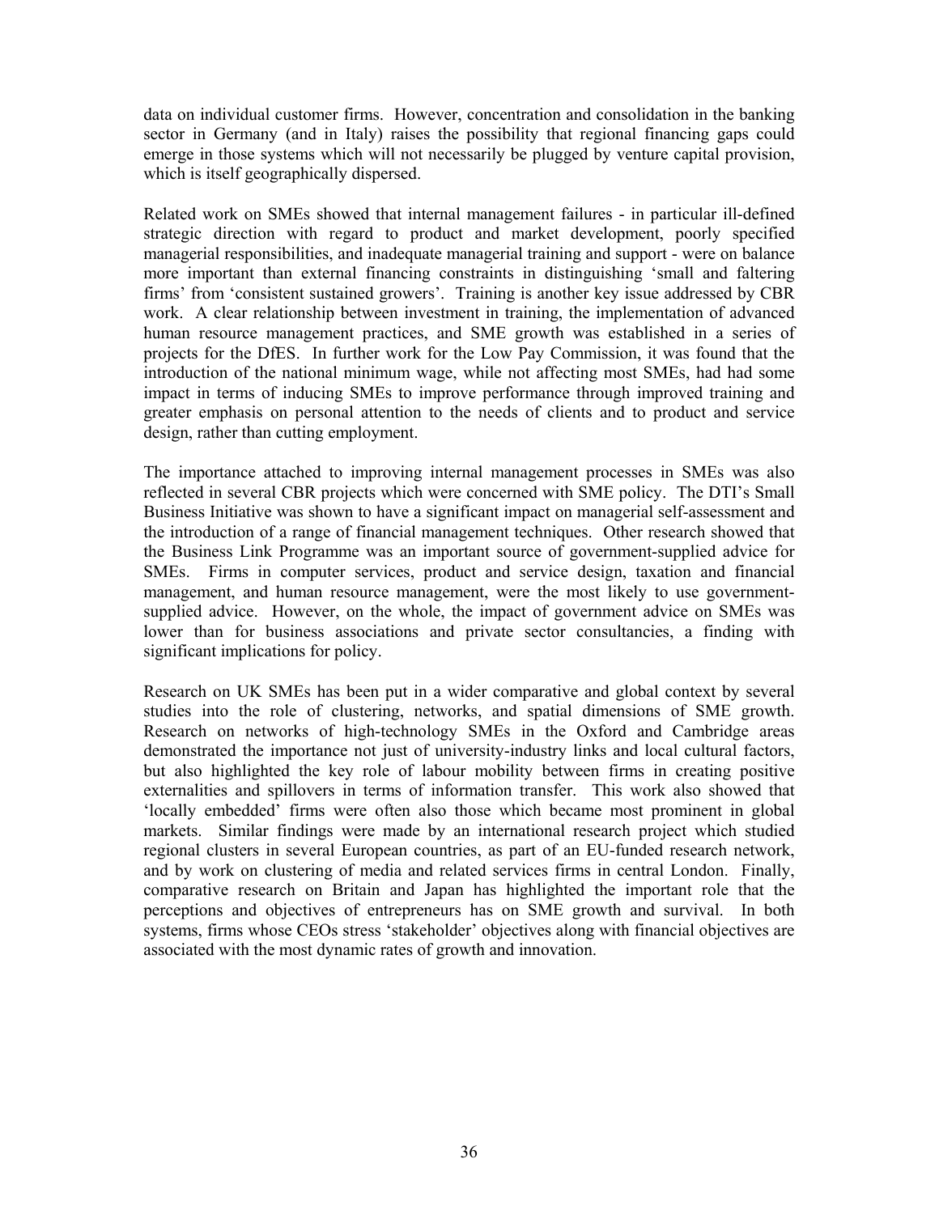data on individual customer firms. However, concentration and consolidation in the banking sector in Germany (and in Italy) raises the possibility that regional financing gaps could emerge in those systems which will not necessarily be plugged by venture capital provision, which is itself geographically dispersed.

Related work on SMEs showed that internal management failures - in particular ill-defined strategic direction with regard to product and market development, poorly specified managerial responsibilities, and inadequate managerial training and support - were on balance more important than external financing constraints in distinguishing 'small and faltering firms' from 'consistent sustained growers'. Training is another key issue addressed by CBR work. A clear relationship between investment in training, the implementation of advanced human resource management practices, and SME growth was established in a series of projects for the DfES. In further work for the Low Pay Commission, it was found that the introduction of the national minimum wage, while not affecting most SMEs, had had some impact in terms of inducing SMEs to improve performance through improved training and greater emphasis on personal attention to the needs of clients and to product and service design, rather than cutting employment.

The importance attached to improving internal management processes in SMEs was also reflected in several CBR projects which were concerned with SME policy. The DTI's Small Business Initiative was shown to have a significant impact on managerial self-assessment and the introduction of a range of financial management techniques. Other research showed that the Business Link Programme was an important source of government-supplied advice for SMEs. Firms in computer services, product and service design, taxation and financial management, and human resource management, were the most likely to use government-supplied advice. However, on the whole, the impact of government advice on SMEs was lower than for business associations and private sector consultancies, a finding with significant implications for policy.

Research on UK SMEs has been put in a wider comparative and global context by several studies into the role of clustering, networks, and spatial dimensions of SME growth. Research on networks of high-technology SMEs in the Oxford and Cambridge areas demonstrated the importance not just of university-industry links and local cultural factors, but also highlighted the key role of labour mobility between firms in creating positive externalities and spillovers in terms of information transfer. This work also showed that 'locally embedded' firms were often also those which became most prominent in global markets. Similar findings were made by an international research project which studied regional clusters in several European countries, as part of an EU-funded research network, and by work on clustering of media and related services firms in central London. Finally, comparative research on Britain and Japan has highlighted the important role that the perceptions and objectives of entrepreneurs has on SME growth and survival. In both systems, firms whose CEOs stress 'stakeholder' objectives along with financial objectives are associated with the most dynamic rates of growth and innovation.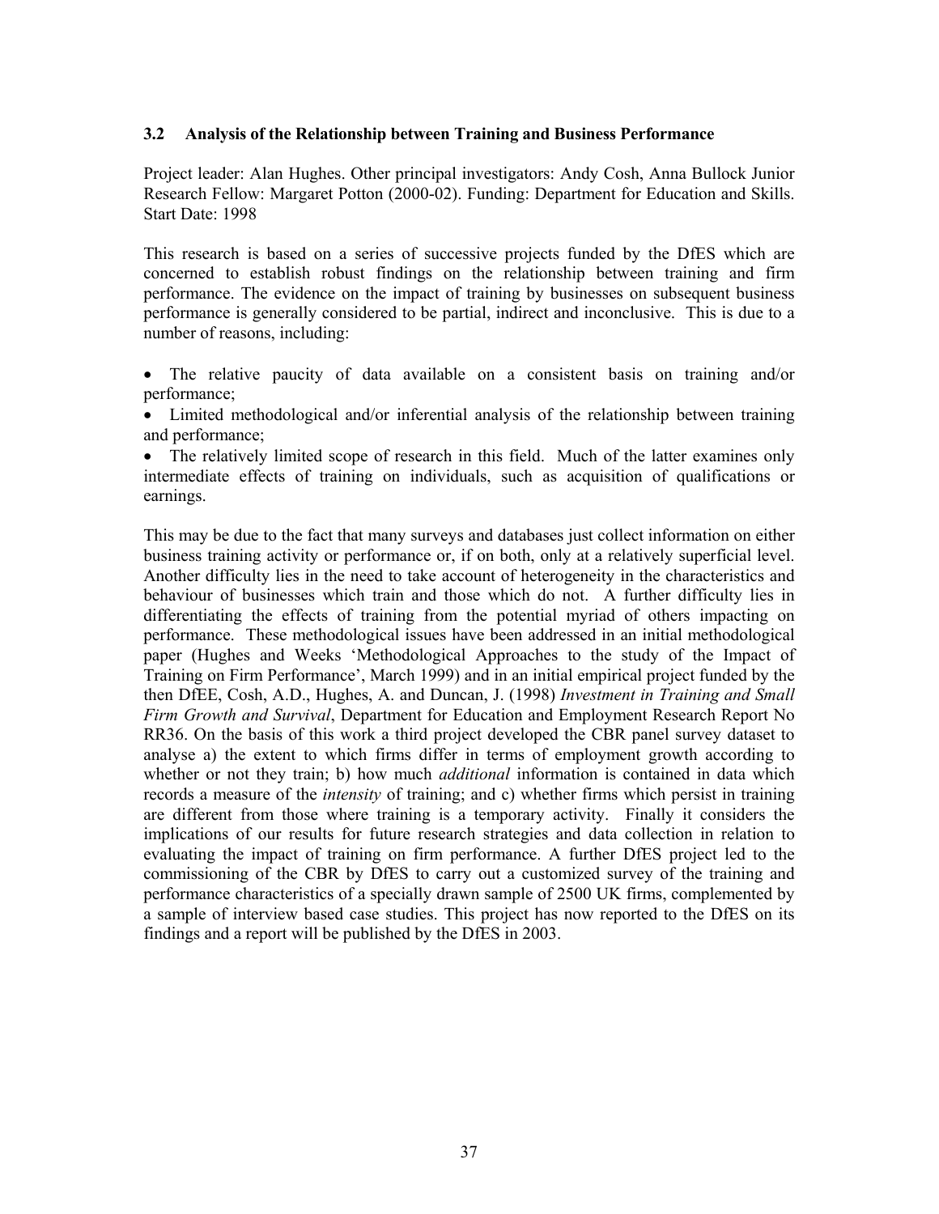### 3.2 Analysis of the Relationship between Training and Business Performance

Project leader: Alan Hughes. Other principal investigators: Andy Cosh, Anna Bullock Junior Research Fellow: Margaret Potton (2000-02). Funding: Department for Education and Skills. Start Date: 1998

This research is based on a series of successive projects funded by the DfES which are concerned to establish robust findings on the relationship between training and firm performance. The evidence on the impact of training by businesses on subsequent business performance is generally considered to be partial, indirect and inconclusive. This is due to a number of reasons, including:

- The relative paucity of data available on a consistent basis on training and/or performance;
- Limited methodological and/or inferential analysis of the relationship between training and performance;
- The relatively limited scope of research in this field. Much of the latter examines only intermediate effects of training on individuals, such as acquisition of qualifications or earnings.

This may be due to the fact that many surveys and databases just collect information on either business training activity or performance or, if on both, only at a relatively superficial level. Another difficulty lies in the need to take account of heterogeneity in the characteristics and behaviour of businesses which train and those which do not. A further difficulty lies in differentiating the effects of training from the potential myriad of others impacting on performance. These methodological issues have been addressed in an initial methodological paper (Hughes and Weeks 'Methodological Approaches to the study of the Impact of Training on Firm Performance', March 1999) and in an initial empirical project funded by the then DfEE, Cosh, A.D., Hughes, A. and Duncan, J. (1998) *Investment in Training and Small Firm Growth and Survival*, Department for Education and Employment Research Report No RR36. On the basis of this work a third project developed the CBR panel survey dataset to analyse a) the extent to which firms differ in terms of employment growth according to whether or not they train; b) how much *additional* information is contained in data which records a measure of the *intensity* of training; and c) whether firms which persist in training are different from those where training is a temporary activity. Finally it considers the implications of our results for future research strategies and data collection in relation to evaluating the impact of training on firm performance. A further DfES project led to the commissioning of the CBR by DfES to carry out a customized survey of the training and performance characteristics of a specially drawn sample of 2500 UK firms, complemented by a sample of interview based case studies. This project has now reported to the DfES on its findings and a report will be published by the DfES in 2003.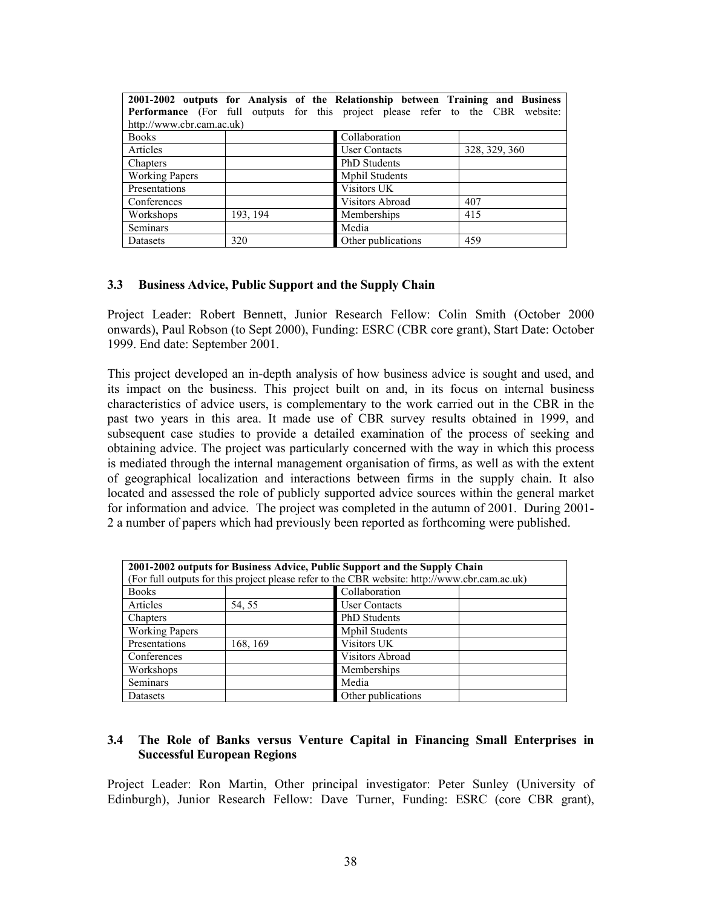| **2001-2002 outputs for Analysis of the Relationship between Training and Business Performance** (For full outputs for this project please refer to the CBR website: http://www.cbr.cam.ac.uk) | | | |
|---|---|---|---|
| Books | | Collaboration | |
| Articles | | User Contacts | 328, 329, 360 |
| Chapters | | PhD Students | |
| Working Papers | | Mphil Students | |
| Presentations | | Visitors UK | |
| Conferences | | Visitors Abroad | 407 |
| Workshops | 193, 194 | Memberships | 415 |
| Seminars | | Media | |
| Datasets | 320 | Other publications | 459 |

### 3.3 Business Advice, Public Support and the Supply Chain

Project Leader: Robert Bennett, Junior Research Fellow: Colin Smith (October 2000 onwards), Paul Robson (to Sept 2000), Funding: ESRC (CBR core grant), Start Date: October 1999. End date: September 2001.

This project developed an in-depth analysis of how business advice is sought and used, and its impact on the business. This project built on and, in its focus on internal business characteristics of advice users, is complementary to the work carried out in the CBR in the past two years in this area. It made use of CBR survey results obtained in 1999, and subsequent case studies to provide a detailed examination of the process of seeking and obtaining advice. The project was particularly concerned with the way in which this process is mediated through the internal management organisation of firms, as well as with the extent of geographical localization and interactions between firms in the supply chain. It also located and assessed the role of publicly supported advice sources within the general market for information and advice. The project was completed in the autumn of 2001. During 2001-2 a number of papers which had previously been reported as forthcoming were published.

| **2001-2002 outputs for Business Advice, Public Support and the Supply Chain** (For full outputs for this project please refer to the CBR website: http://www.cbr.cam.ac.uk) | | | |
|---|---|---|---|
| Books | | Collaboration | |
| Articles | 54, 55 | User Contacts | |
| Chapters | | PhD Students | |
| Working Papers | | Mphil Students | |
| Presentations | 168, 169 | Visitors UK | |
| Conferences | | Visitors Abroad | |
| Workshops | | Memberships | |
| Seminars | | Media | |
| Datasets | | Other publications | |

### 3.4 The Role of Banks versus Venture Capital in Financing Small Enterprises in Successful European Regions

Project Leader: Ron Martin, Other principal investigator: Peter Sunley (University of Edinburgh), Junior Research Fellow: Dave Turner, Funding: ESRC (core CBR grant),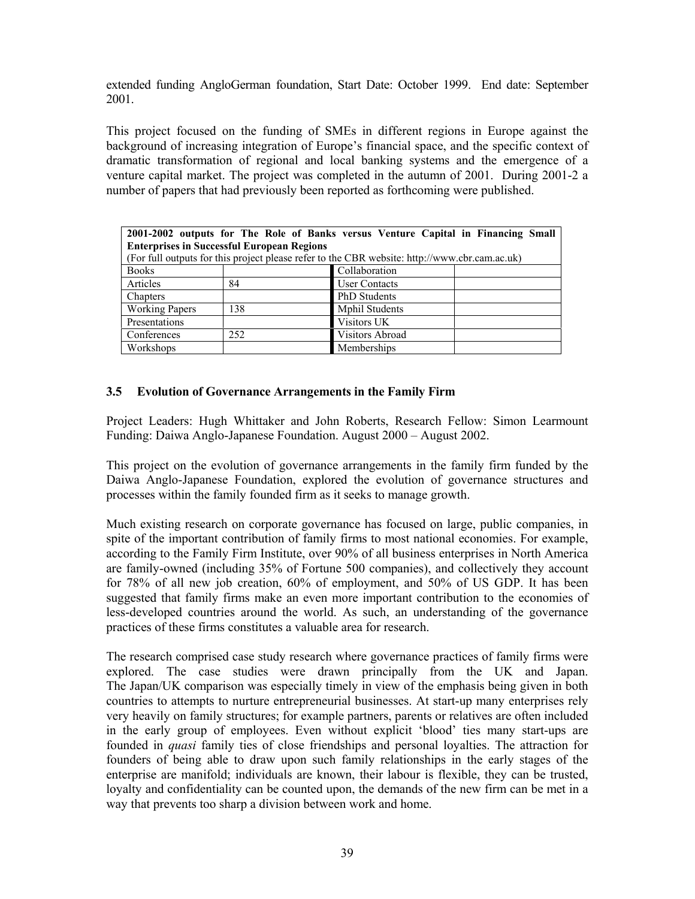extended funding AngloGerman foundation, Start Date: October 1999. End date: September 2001.

This project focused on the funding of SMEs in different regions in Europe against the background of increasing integration of Europe's financial space, and the specific context of dramatic transformation of regional and local banking systems and the emergence of a venture capital market. The project was completed in the autumn of 2001. During 2001-2 a number of papers that had previously been reported as forthcoming were published.

| **2001-2002 outputs for The Role of Banks versus Venture Capital in Financing Small Enterprises in Successful European Regions** (For full outputs for this project please refer to the CBR website: http://www.cbr.cam.ac.uk) | | | |
|---|---|---|---|
| Books | | Collaboration | |
| Articles | 84 | User Contacts | |
| Chapters | | PhD Students | |
| Working Papers | 138 | Mphil Students | |
| Presentations | | Visitors UK | |
| Conferences | 252 | Visitors Abroad | |
| Workshops | | Memberships | |

### 3.5 Evolution of Governance Arrangements in the Family Firm

Project Leaders: Hugh Whittaker and John Roberts, Research Fellow: Simon Learmount
Funding: Daiwa Anglo-Japanese Foundation. August 2000 – August 2002.

This project on the evolution of governance arrangements in the family firm funded by the Daiwa Anglo-Japanese Foundation, explored the evolution of governance structures and processes within the family founded firm as it seeks to manage growth.

Much existing research on corporate governance has focused on large, public companies, in spite of the important contribution of family firms to most national economies. For example, according to the Family Firm Institute, over 90% of all business enterprises in North America are family-owned (including 35% of Fortune 500 companies), and collectively they account for 78% of all new job creation, 60% of employment, and 50% of US GDP. It has been suggested that family firms make an even more important contribution to the economies of less-developed countries around the world. As such, an understanding of the governance practices of these firms constitutes a valuable area for research.

The research comprised case study research where governance practices of family firms were explored. The case studies were drawn principally from the UK and Japan. The Japan/UK comparison was especially timely in view of the emphasis being given in both countries to attempts to nurture entrepreneurial businesses. At start-up many enterprises rely very heavily on family structures; for example partners, parents or relatives are often included in the early group of employees. Even without explicit 'blood' ties many start-ups are founded in *quasi* family ties of close friendships and personal loyalties. The attraction for founders of being able to draw upon such family relationships in the early stages of the enterprise are manifold; individuals are known, their labour is flexible, they can be trusted, loyalty and confidentiality can be counted upon, the demands of the new firm can be met in a way that prevents too sharp a division between work and home.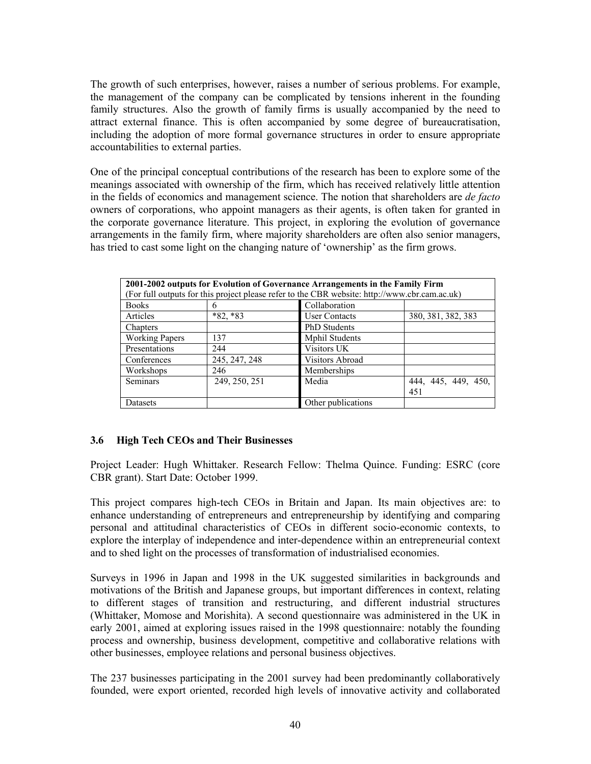The growth of such enterprises, however, raises a number of serious problems. For example, the management of the company can be complicated by tensions inherent in the founding family structures. Also the growth of family firms is usually accompanied by the need to attract external finance. This is often accompanied by some degree of bureaucratisation, including the adoption of more formal governance structures in order to ensure appropriate accountabilities to external parties.

One of the principal conceptual contributions of the research has been to explore some of the meanings associated with ownership of the firm, which has received relatively little attention in the fields of economics and management science. The notion that shareholders are *de facto* owners of corporations, who appoint managers as their agents, is often taken for granted in the corporate governance literature. This project, in exploring the evolution of governance arrangements in the family firm, where majority shareholders are often also senior managers, has tried to cast some light on the changing nature of 'ownership' as the firm grows.

| **2001-2002 outputs for Evolution of Governance Arrangements in the Family Firm** (For full outputs for this project please refer to the CBR website: http://www.cbr.cam.ac.uk) | | | |
|---|---|---|---|
| Books | 6 | Collaboration | |
| Articles | *82, *83 | User Contacts | 380, 381, 382, 383 |
| Chapters | | PhD Students | |
| Working Papers | 137 | Mphil Students | |
| Presentations | 244 | Visitors UK | |
| Conferences | 245, 247, 248 | Visitors Abroad | |
| Workshops | 246 | Memberships | |
| Seminars | 249, 250, 251 | Media | 444, 445, 449, 450, 451 |
| Datasets | | Other publications | |

### 3.6 High Tech CEOs and Their Businesses

Project Leader: Hugh Whittaker. Research Fellow: Thelma Quince. Funding: ESRC (core CBR grant). Start Date: October 1999.

This project compares high-tech CEOs in Britain and Japan. Its main objectives are: to enhance understanding of entrepreneurs and entrepreneurship by identifying and comparing personal and attitudinal characteristics of CEOs in different socio-economic contexts, to explore the interplay of independence and inter-dependence within an entrepreneurial context and to shed light on the processes of transformation of industrialised economies.

Surveys in 1996 in Japan and 1998 in the UK suggested similarities in backgrounds and motivations of the British and Japanese groups, but important differences in context, relating to different stages of transition and restructuring, and different industrial structures (Whittaker, Momose and Morishita). A second questionnaire was administered in the UK in early 2001, aimed at exploring issues raised in the 1998 questionnaire: notably the founding process and ownership, business development, competitive and collaborative relations with other businesses, employee relations and personal business objectives.

The 237 businesses participating in the 2001 survey had been predominantly collaboratively founded, were export oriented, recorded high levels of innovative activity and collaborated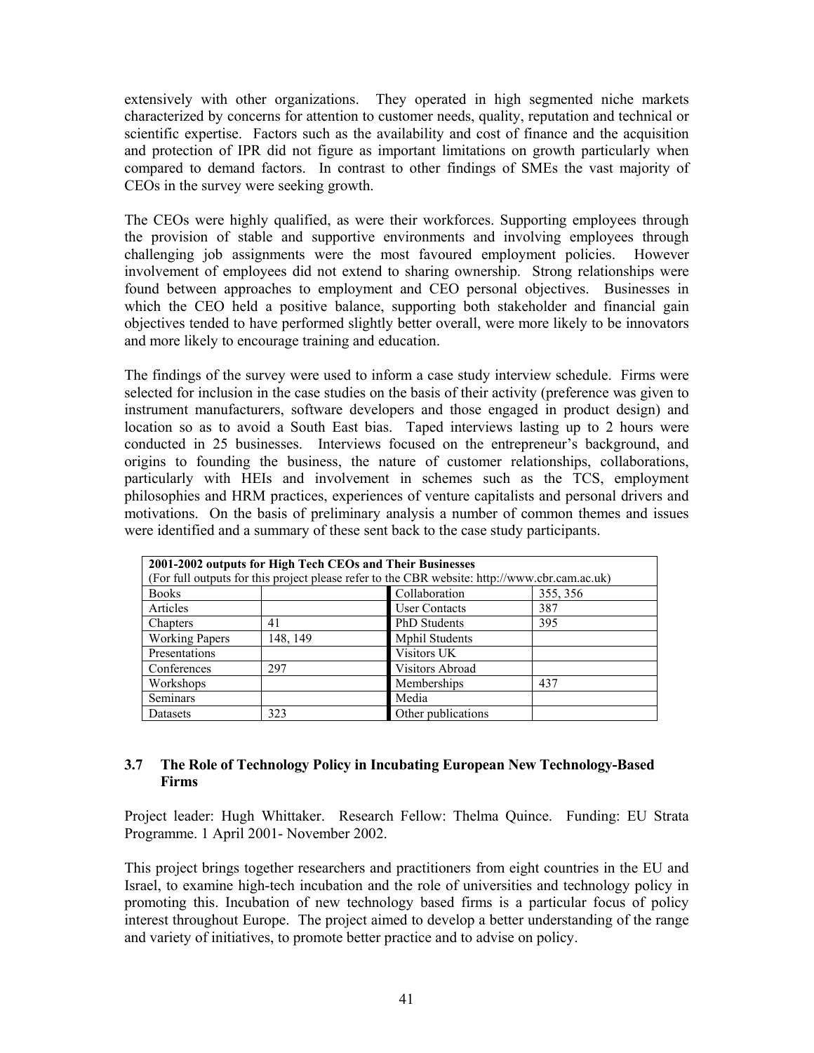extensively with other organizations. They operated in high segmented niche markets characterized by concerns for attention to customer needs, quality, reputation and technical or scientific expertise. Factors such as the availability and cost of finance and the acquisition and protection of IPR did not figure as important limitations on growth particularly when compared to demand factors. In contrast to other findings of SMEs the vast majority of CEOs in the survey were seeking growth.

The CEOs were highly qualified, as were their workforces. Supporting employees through the provision of stable and supportive environments and involving employees through challenging job assignments were the most favoured employment policies. However involvement of employees did not extend to sharing ownership. Strong relationships were found between approaches to employment and CEO personal objectives. Businesses in which the CEO held a positive balance, supporting both stakeholder and financial gain objectives tended to have performed slightly better overall, were more likely to be innovators and more likely to encourage training and education.

The findings of the survey were used to inform a case study interview schedule. Firms were selected for inclusion in the case studies on the basis of their activity (preference was given to instrument manufacturers, software developers and those engaged in product design) and location so as to avoid a South East bias. Taped interviews lasting up to 2 hours were conducted in 25 businesses. Interviews focused on the entrepreneur's background, and origins to founding the business, the nature of customer relationships, collaborations, particularly with HEIs and involvement in schemes such as the TCS, employment philosophies and HRM practices, experiences of venture capitalists and personal drivers and motivations. On the basis of preliminary analysis a number of common themes and issues were identified and a summary of these sent back to the case study participants.

| **2001-2002 outputs for High Tech CEOs and Their Businesses**<br>(For full outputs for this project please refer to the CBR website: http://www.cbr.cam.ac.uk) | | | |
|---|---|---|---|
| Books | | Collaboration | 355, 356 |
| Articles | | User Contacts | 387 |
| Chapters | 41 | PhD Students | 395 |
| Working Papers | 148, 149 | Mphil Students | |
| Presentations | | Visitors UK | |
| Conferences | 297 | Visitors Abroad | |
| Workshops | | Memberships | 437 |
| Seminars | | Media | |
| Datasets | 323 | Other publications | |

### 3.7 The Role of Technology Policy in Incubating European New Technology-Based Firms

Project leader: Hugh Whittaker. Research Fellow: Thelma Quince. Funding: EU Strata Programme. 1 April 2001- November 2002.

This project brings together researchers and practitioners from eight countries in the EU and Israel, to examine high-tech incubation and the role of universities and technology policy in promoting this. Incubation of new technology based firms is a particular focus of policy interest throughout Europe. The project aimed to develop a better understanding of the range and variety of initiatives, to promote better practice and to advise on policy.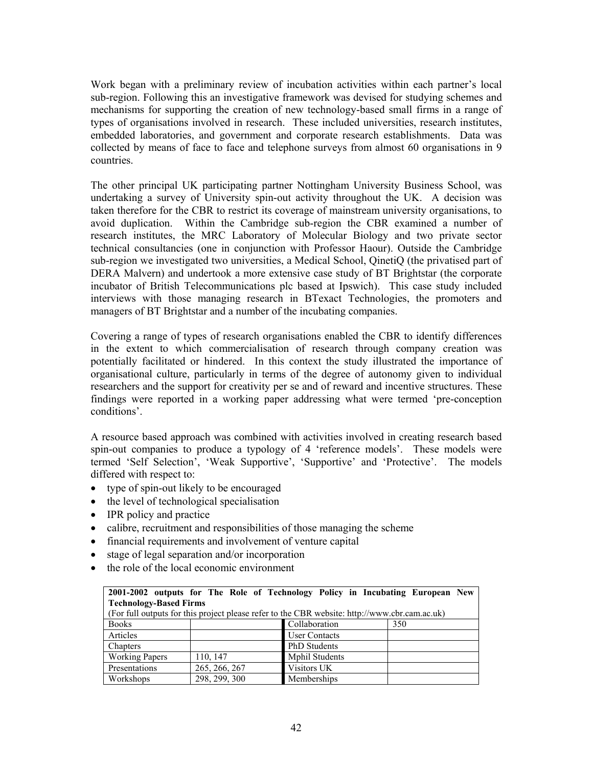Work began with a preliminary review of incubation activities within each partner's local sub-region. Following this an investigative framework was devised for studying schemes and mechanisms for supporting the creation of new technology-based small firms in a range of types of organisations involved in research. These included universities, research institutes, embedded laboratories, and government and corporate research establishments. Data was collected by means of face to face and telephone surveys from almost 60 organisations in 9 countries.

The other principal UK participating partner Nottingham University Business School, was undertaking a survey of University spin-out activity throughout the UK. A decision was taken therefore for the CBR to restrict its coverage of mainstream university organisations, to avoid duplication. Within the Cambridge sub-region the CBR examined a number of research institutes, the MRC Laboratory of Molecular Biology and two private sector technical consultancies (one in conjunction with Professor Haour). Outside the Cambridge sub-region we investigated two universities, a Medical School, QinetiQ (the privatised part of DERA Malvern) and undertook a more extensive case study of BT Brightstar (the corporate incubator of British Telecommunications plc based at Ipswich). This case study included interviews with those managing research in BTexact Technologies, the promoters and managers of BT Brightstar and a number of the incubating companies.

Covering a range of types of research organisations enabled the CBR to identify differences in the extent to which commercialisation of research through company creation was potentially facilitated or hindered. In this context the study illustrated the importance of organisational culture, particularly in terms of the degree of autonomy given to individual researchers and the support for creativity per se and of reward and incentive structures. These findings were reported in a working paper addressing what were termed 'pre-conception conditions'.

A resource based approach was combined with activities involved in creating research based spin-out companies to produce a typology of 4 'reference models'. These models were termed 'Self Selection', 'Weak Supportive', 'Supportive' and 'Protective'. The models differed with respect to:

- type of spin-out likely to be encouraged
- the level of technological specialisation
- IPR policy and practice
- calibre, recruitment and responsibilities of those managing the scheme
- financial requirements and involvement of venture capital
- stage of legal separation and/or incorporation
- the role of the local economic environment

| **2001-2002 outputs for The Role of Technology Policy in Incubating European New Technology-Based Firms** (For full outputs for this project please refer to the CBR website: http://www.cbr.cam.ac.uk) | | | |
|---|---|---|---|
| Books | | Collaboration | 350 |
| Articles | | User Contacts | |
| Chapters | | PhD Students | |
| Working Papers | 110, 147 | Mphil Students | |
| Presentations | 265, 266, 267 | Visitors UK | |
| Workshops | 298, 299, 300 | Memberships | |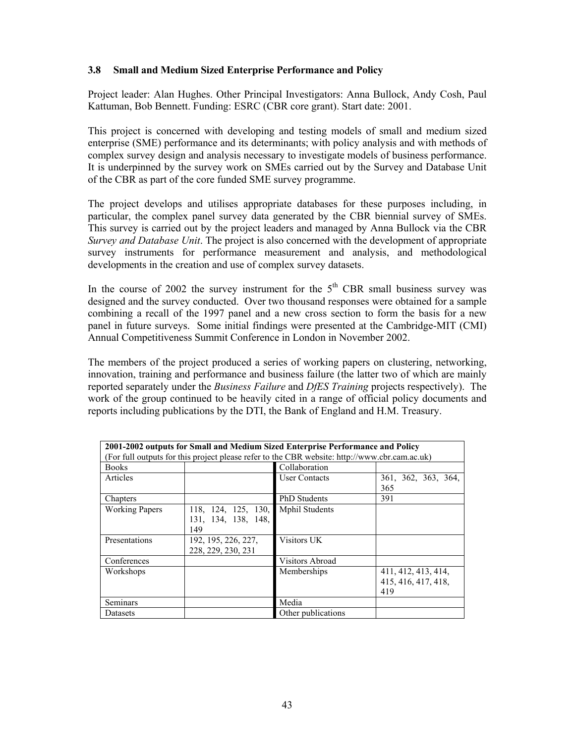### 3.8 Small and Medium Sized Enterprise Performance and Policy

Project leader: Alan Hughes. Other Principal Investigators: Anna Bullock, Andy Cosh, Paul Kattuman, Bob Bennett. Funding: ESRC (CBR core grant). Start date: 2001.

This project is concerned with developing and testing models of small and medium sized enterprise (SME) performance and its determinants; with policy analysis and with methods of complex survey design and analysis necessary to investigate models of business performance. It is underpinned by the survey work on SMEs carried out by the Survey and Database Unit of the CBR as part of the core funded SME survey programme.

The project develops and utilises appropriate databases for these purposes including, in particular, the complex panel survey data generated by the CBR biennial survey of SMEs. This survey is carried out by the project leaders and managed by Anna Bullock via the CBR *Survey and Database Unit*. The project is also concerned with the development of appropriate survey instruments for performance measurement and analysis, and methodological developments in the creation and use of complex survey datasets.

In the course of 2002 the survey instrument for the 5th CBR small business survey was designed and the survey conducted. Over two thousand responses were obtained for a sample combining a recall of the 1997 panel and a new cross section to form the basis for a new panel in future surveys. Some initial findings were presented at the Cambridge-MIT (CMI) Annual Competitiveness Summit Conference in London in November 2002.

The members of the project produced a series of working papers on clustering, networking, innovation, training and performance and business failure (the latter two of which are mainly reported separately under the *Business Failure* and *DfES Training* projects respectively). The work of the group continued to be heavily cited in a range of official policy documents and reports including publications by the DTI, the Bank of England and H.M. Treasury.

| **2001-2002 outputs for Small and Medium Sized Enterprise Performance and Policy** (For full outputs for this project please refer to the CBR website: http://www.cbr.cam.ac.uk) | | | |
|---|---|---|---|
| Books | | Collaboration | |
| Articles | | User Contacts | 361, 362, 363, 364, 365 |
| Chapters | | PhD Students | 391 |
| Working Papers | 118, 124, 125, 130, 131, 134, 138, 148, 149 | Mphil Students | |
| Presentations | 192, 195, 226, 227, 228, 229, 230, 231 | Visitors UK | |
| Conferences | | Visitors Abroad | |
| Workshops | | Memberships | 411, 412, 413, 414, 415, 416, 417, 418, 419 |
| Seminars | | Media | |
| Datasets | | Other publications | |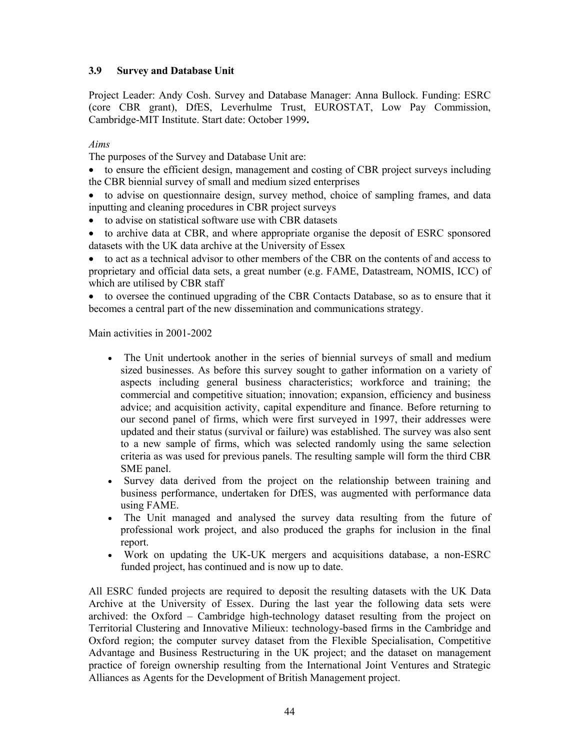### 3.9 Survey and Database Unit

Project Leader: Andy Cosh. Survey and Database Manager: Anna Bullock. Funding: ESRC (core CBR grant), DfES, Leverhulme Trust, EUROSTAT, Low Pay Commission, Cambridge-MIT Institute. Start date: October 1999**.**

*Aims*

The purposes of the Survey and Database Unit are:

- to ensure the efficient design, management and costing of CBR project surveys including the CBR biennial survey of small and medium sized enterprises
- to advise on questionnaire design, survey method, choice of sampling frames, and data inputting and cleaning procedures in CBR project surveys
- to advise on statistical software use with CBR datasets
- to archive data at CBR, and where appropriate organise the deposit of ESRC sponsored datasets with the UK data archive at the University of Essex
- to act as a technical advisor to other members of the CBR on the contents of and access to proprietary and official data sets, a great number (e.g. FAME, Datastream, NOMIS, ICC) of which are utilised by CBR staff
- to oversee the continued upgrading of the CBR Contacts Database, so as to ensure that it becomes a central part of the new dissemination and communications strategy.

Main activities in 2001-2002

- The Unit undertook another in the series of biennial surveys of small and medium sized businesses. As before this survey sought to gather information on a variety of aspects including general business characteristics; workforce and training; the commercial and competitive situation; innovation; expansion, efficiency and business advice; and acquisition activity, capital expenditure and finance. Before returning to our second panel of firms, which were first surveyed in 1997, their addresses were updated and their status (survival or failure) was established. The survey was also sent to a new sample of firms, which was selected randomly using the same selection criteria as was used for previous panels. The resulting sample will form the third CBR SME panel.
- Survey data derived from the project on the relationship between training and business performance, undertaken for DfES, was augmented with performance data using FAME.
- The Unit managed and analysed the survey data resulting from the future of professional work project, and also produced the graphs for inclusion in the final report.
- Work on updating the UK-UK mergers and acquisitions database, a non-ESRC funded project, has continued and is now up to date.

All ESRC funded projects are required to deposit the resulting datasets with the UK Data Archive at the University of Essex. During the last year the following data sets were archived: the Oxford – Cambridge high-technology dataset resulting from the project on Territorial Clustering and Innovative Milieux: technology-based firms in the Cambridge and Oxford region; the computer survey dataset from the Flexible Specialisation, Competitive Advantage and Business Restructuring in the UK project; and the dataset on management practice of foreign ownership resulting from the International Joint Ventures and Strategic Alliances as Agents for the Development of British Management project.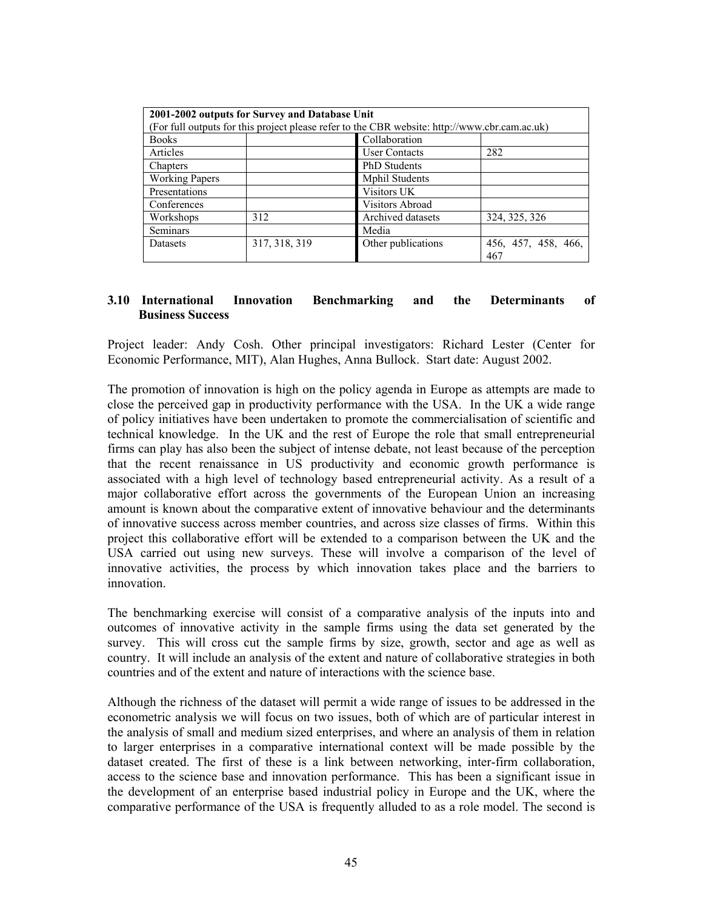| 2001-2002 outputs for Survey and Database Unit<br>(For full outputs for this project please refer to the CBR website: http://www.cbr.cam.ac.uk) | | | |
|---|---|---|---|
| Books | | Collaboration | |
| Articles | | User Contacts | 282 |
| Chapters | | PhD Students | |
| Working Papers | | Mphil Students | |
| Presentations | | Visitors UK | |
| Conferences | | Visitors Abroad | |
| Workshops | 312 | Archived datasets | 324, 325, 326 |
| Seminars | | Media | |
| Datasets | 317, 318, 319 | Other publications | 456, 457, 458, 466, 467 |

### 3.10 International Innovation Benchmarking and the Determinants of Business Success

Project leader: Andy Cosh. Other principal investigators: Richard Lester (Center for Economic Performance, MIT), Alan Hughes, Anna Bullock. Start date: August 2002.

The promotion of innovation is high on the policy agenda in Europe as attempts are made to close the perceived gap in productivity performance with the USA. In the UK a wide range of policy initiatives have been undertaken to promote the commercialisation of scientific and technical knowledge. In the UK and the rest of Europe the role that small entrepreneurial firms can play has also been the subject of intense debate, not least because of the perception that the recent renaissance in US productivity and economic growth performance is associated with a high level of technology based entrepreneurial activity. As a result of a major collaborative effort across the governments of the European Union an increasing amount is known about the comparative extent of innovative behaviour and the determinants of innovative success across member countries, and across size classes of firms. Within this project this collaborative effort will be extended to a comparison between the UK and the USA carried out using new surveys. These will involve a comparison of the level of innovative activities, the process by which innovation takes place and the barriers to innovation.

The benchmarking exercise will consist of a comparative analysis of the inputs into and outcomes of innovative activity in the sample firms using the data set generated by the survey. This will cross cut the sample firms by size, growth, sector and age as well as country. It will include an analysis of the extent and nature of collaborative strategies in both countries and of the extent and nature of interactions with the science base.

Although the richness of the dataset will permit a wide range of issues to be addressed in the econometric analysis we will focus on two issues, both of which are of particular interest in the analysis of small and medium sized enterprises, and where an analysis of them in relation to larger enterprises in a comparative international context will be made possible by the dataset created. The first of these is a link between networking, inter-firm collaboration, access to the science base and innovation performance. This has been a significant issue in the development of an enterprise based industrial policy in Europe and the UK, where the comparative performance of the USA is frequently alluded to as a role model. The second is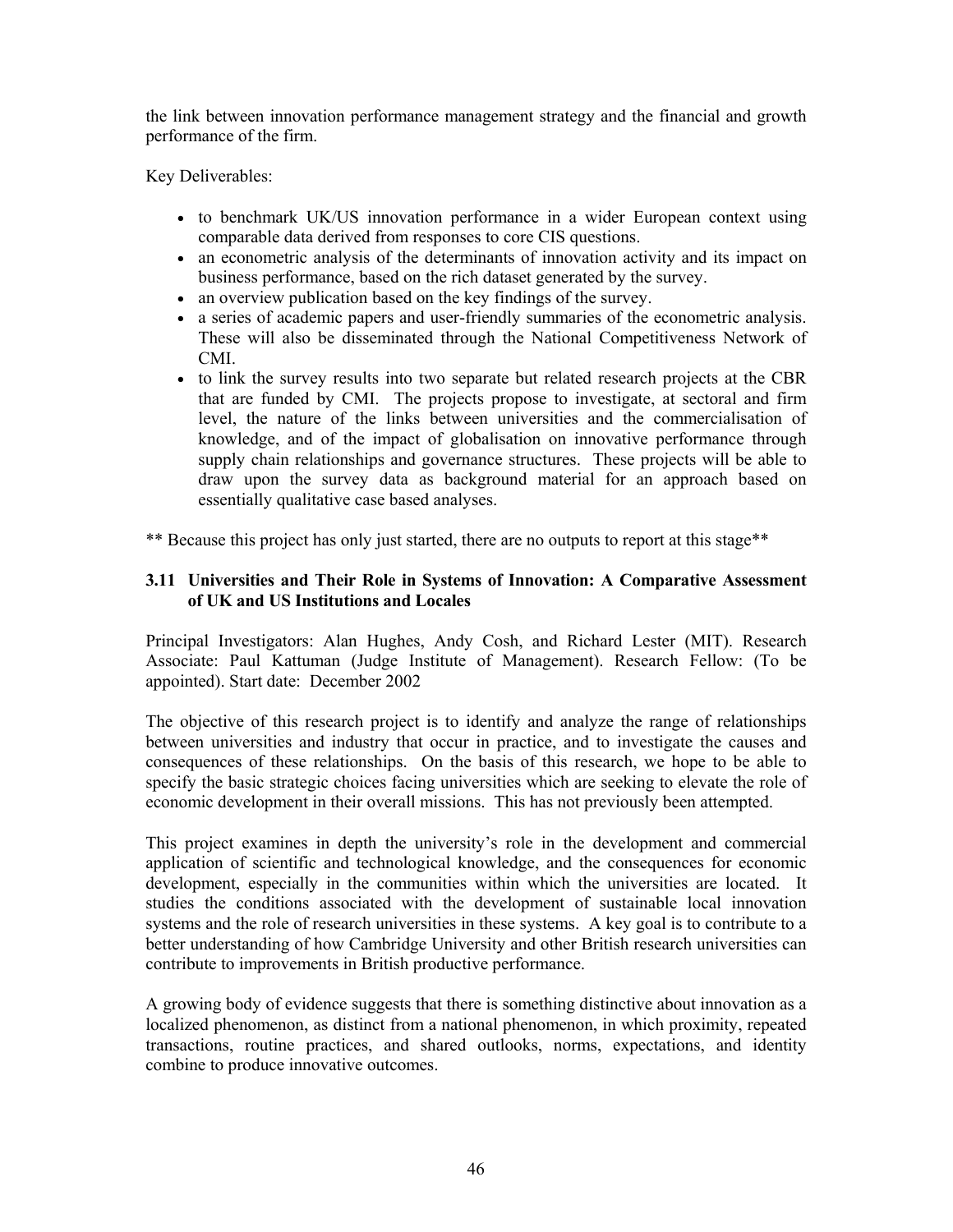the link between innovation performance management strategy and the financial and growth performance of the firm.

Key Deliverables:

- to benchmark UK/US innovation performance in a wider European context using comparable data derived from responses to core CIS questions.
- an econometric analysis of the determinants of innovation activity and its impact on business performance, based on the rich dataset generated by the survey.
- an overview publication based on the key findings of the survey.
- a series of academic papers and user-friendly summaries of the econometric analysis. These will also be disseminated through the National Competitiveness Network of CMI.
- to link the survey results into two separate but related research projects at the CBR that are funded by CMI. The projects propose to investigate, at sectoral and firm level, the nature of the links between universities and the commercialisation of knowledge, and of the impact of globalisation on innovative performance through supply chain relationships and governance structures. These projects will be able to draw upon the survey data as background material for an approach based on essentially qualitative case based analyses.

** Because this project has only just started, there are no outputs to report at this stage**

### 3.11 Universities and Their Role in Systems of Innovation: A Comparative Assessment of UK and US Institutions and Locales

Principal Investigators: Alan Hughes, Andy Cosh, and Richard Lester (MIT). Research Associate: Paul Kattuman (Judge Institute of Management). Research Fellow: (To be appointed). Start date: December 2002

The objective of this research project is to identify and analyze the range of relationships between universities and industry that occur in practice, and to investigate the causes and consequences of these relationships. On the basis of this research, we hope to be able to specify the basic strategic choices facing universities which are seeking to elevate the role of economic development in their overall missions. This has not previously been attempted.

This project examines in depth the university's role in the development and commercial application of scientific and technological knowledge, and the consequences for economic development, especially in the communities within which the universities are located. It studies the conditions associated with the development of sustainable local innovation systems and the role of research universities in these systems. A key goal is to contribute to a better understanding of how Cambridge University and other British research universities can contribute to improvements in British productive performance.

A growing body of evidence suggests that there is something distinctive about innovation as a localized phenomenon, as distinct from a national phenomenon, in which proximity, repeated transactions, routine practices, and shared outlooks, norms, expectations, and identity combine to produce innovative outcomes.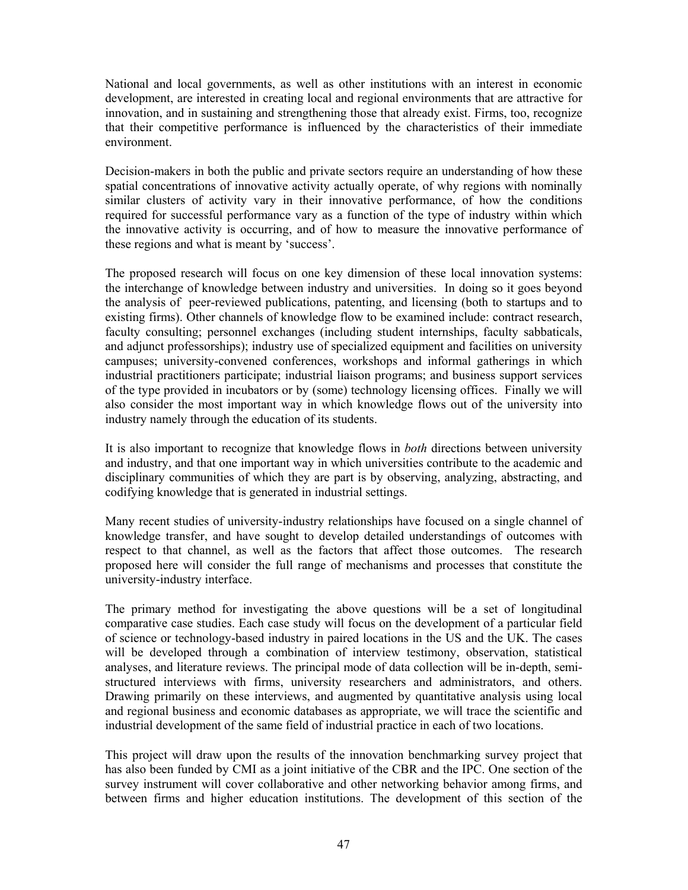National and local governments, as well as other institutions with an interest in economic development, are interested in creating local and regional environments that are attractive for innovation, and in sustaining and strengthening those that already exist. Firms, too, recognize that their competitive performance is influenced by the characteristics of their immediate environment.

Decision-makers in both the public and private sectors require an understanding of how these spatial concentrations of innovative activity actually operate, of why regions with nominally similar clusters of activity vary in their innovative performance, of how the conditions required for successful performance vary as a function of the type of industry within which the innovative activity is occurring, and of how to measure the innovative performance of these regions and what is meant by 'success'.

The proposed research will focus on one key dimension of these local innovation systems: the interchange of knowledge between industry and universities. In doing so it goes beyond the analysis of peer-reviewed publications, patenting, and licensing (both to startups and to existing firms). Other channels of knowledge flow to be examined include: contract research, faculty consulting; personnel exchanges (including student internships, faculty sabbaticals, and adjunct professorships); industry use of specialized equipment and facilities on university campuses; university-convened conferences, workshops and informal gatherings in which industrial practitioners participate; industrial liaison programs; and business support services of the type provided in incubators or by (some) technology licensing offices. Finally we will also consider the most important way in which knowledge flows out of the university into industry namely through the education of its students.

It is also important to recognize that knowledge flows in *both* directions between university and industry, and that one important way in which universities contribute to the academic and disciplinary communities of which they are part is by observing, analyzing, abstracting, and codifying knowledge that is generated in industrial settings.

Many recent studies of university-industry relationships have focused on a single channel of knowledge transfer, and have sought to develop detailed understandings of outcomes with respect to that channel, as well as the factors that affect those outcomes. The research proposed here will consider the full range of mechanisms and processes that constitute the university-industry interface.

The primary method for investigating the above questions will be a set of longitudinal comparative case studies. Each case study will focus on the development of a particular field of science or technology-based industry in paired locations in the US and the UK. The cases will be developed through a combination of interview testimony, observation, statistical analyses, and literature reviews. The principal mode of data collection will be in-depth, semi-structured interviews with firms, university researchers and administrators, and others. Drawing primarily on these interviews, and augmented by quantitative analysis using local and regional business and economic databases as appropriate, we will trace the scientific and industrial development of the same field of industrial practice in each of two locations.

This project will draw upon the results of the innovation benchmarking survey project that has also been funded by CMI as a joint initiative of the CBR and the IPC. One section of the survey instrument will cover collaborative and other networking behavior among firms, and between firms and higher education institutions. The development of this section of the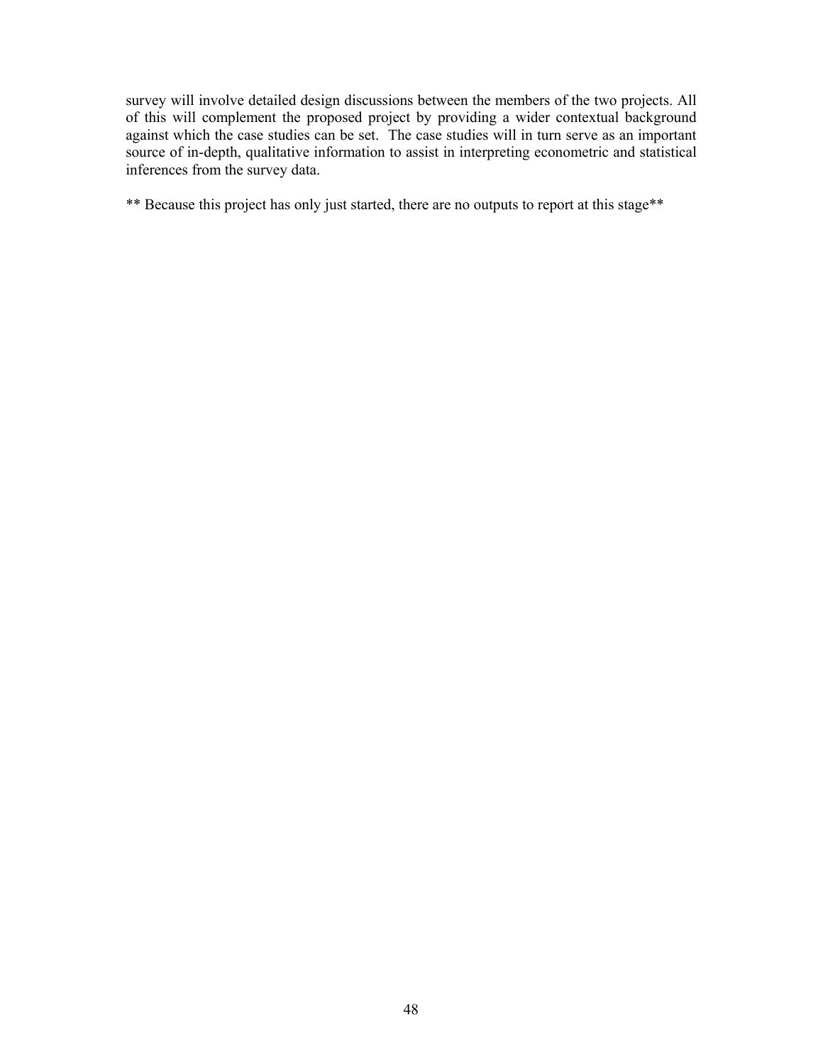survey will involve detailed design discussions between the members of the two projects. All of this will complement the proposed project by providing a wider contextual background against which the case studies can be set. The case studies will in turn serve as an important source of in-depth, qualitative information to assist in interpreting econometric and statistical inferences from the survey data.

** Because this project has only just started, there are no outputs to report at this stage**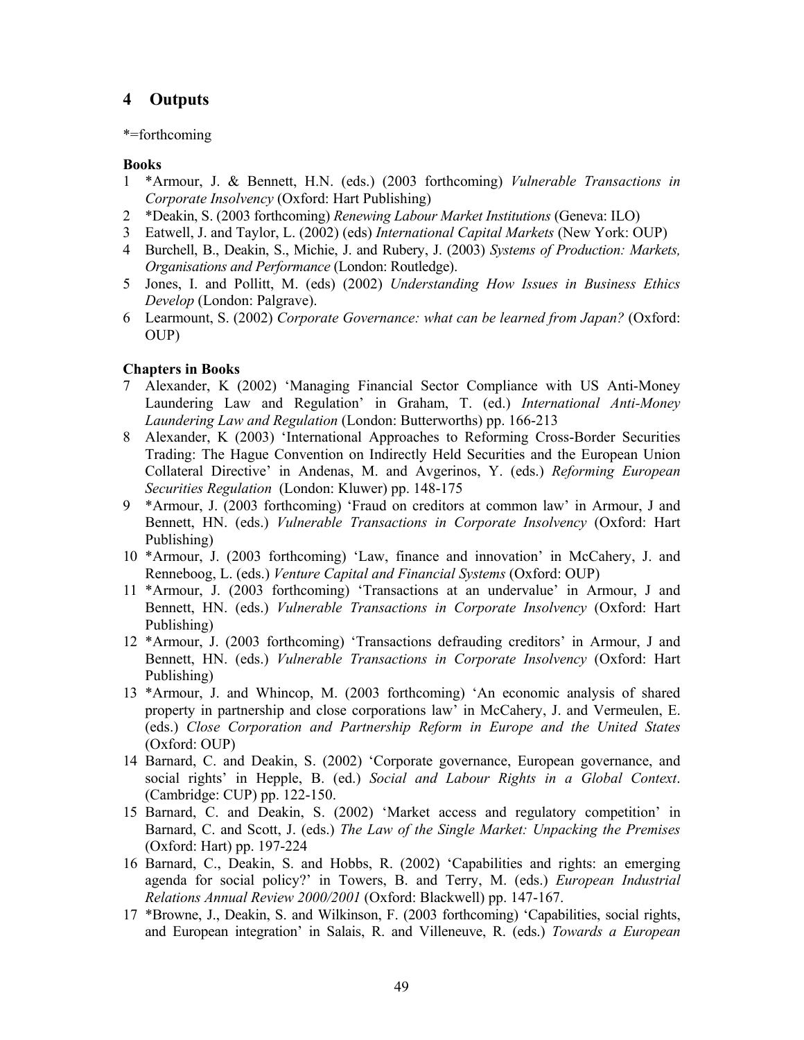## 4 Outputs

*=forthcoming

**Books**

1 *Armour, J. & Bennett, H.N. (eds.) (2003 forthcoming) *Vulnerable Transactions in Corporate Insolvency* (Oxford: Hart Publishing)

2 *Deakin, S. (2003 forthcoming) *Renewing Labour Market Institutions* (Geneva: ILO)

3 Eatwell, J. and Taylor, L. (2002) (eds) *International Capital Markets* (New York: OUP)

4 Burchell, B., Deakin, S., Michie, J. and Rubery, J. (2003) *Systems of Production: Markets, Organisations and Performance* (London: Routledge).

5 Jones, I. and Pollitt, M. (eds) (2002) *Understanding How Issues in Business Ethics Develop* (London: Palgrave).

6 Learmount, S. (2002) *Corporate Governance: what can be learned from Japan?* (Oxford: OUP)

**Chapters in Books**

7 Alexander, K (2002) 'Managing Financial Sector Compliance with US Anti-Money Laundering Law and Regulation' in Graham, T. (ed.) *International Anti-Money Laundering Law and Regulation* (London: Butterworths) pp. 166-213

8 Alexander, K (2003) 'International Approaches to Reforming Cross-Border Securities Trading: The Hague Convention on Indirectly Held Securities and the European Union Collateral Directive' in Andenas, M. and Avgerinos, Y. (eds.) *Reforming European Securities Regulation* (London: Kluwer) pp. 148-175

9 *Armour, J. (2003 forthcoming) 'Fraud on creditors at common law' in Armour, J and Bennett, HN. (eds.) *Vulnerable Transactions in Corporate Insolvency* (Oxford: Hart Publishing)

10 *Armour, J. (2003 forthcoming) 'Law, finance and innovation' in McCahery, J. and Renneboog, L. (eds.) *Venture Capital and Financial Systems* (Oxford: OUP)

11 *Armour, J. (2003 forthcoming) 'Transactions at an undervalue' in Armour, J and Bennett, HN. (eds.) *Vulnerable Transactions in Corporate Insolvency* (Oxford: Hart Publishing)

12 *Armour, J. (2003 forthcoming) 'Transactions defrauding creditors' in Armour, J and Bennett, HN. (eds.) *Vulnerable Transactions in Corporate Insolvency* (Oxford: Hart Publishing)

13 *Armour, J. and Whincop, M. (2003 forthcoming) 'An economic analysis of shared property in partnership and close corporations law' in McCahery, J. and Vermeulen, E. (eds.) *Close Corporation and Partnership Reform in Europe and the United States* (Oxford: OUP)

14 Barnard, C. and Deakin, S. (2002) 'Corporate governance, European governance, and social rights' in Hepple, B. (ed.) *Social and Labour Rights in a Global Context*. (Cambridge: CUP) pp. 122-150.

15 Barnard, C. and Deakin, S. (2002) 'Market access and regulatory competition' in Barnard, C. and Scott, J. (eds.) *The Law of the Single Market: Unpacking the Premises* (Oxford: Hart) pp. 197-224

16 Barnard, C., Deakin, S. and Hobbs, R. (2002) 'Capabilities and rights: an emerging agenda for social policy?' in Towers, B. and Terry, M. (eds.) *European Industrial Relations Annual Review 2000/2001* (Oxford: Blackwell) pp. 147-167.

17 *Browne, J., Deakin, S. and Wilkinson, F. (2003 forthcoming) 'Capabilities, social rights, and European integration' in Salais, R. and Villeneuve, R. (eds.) *Towards a European*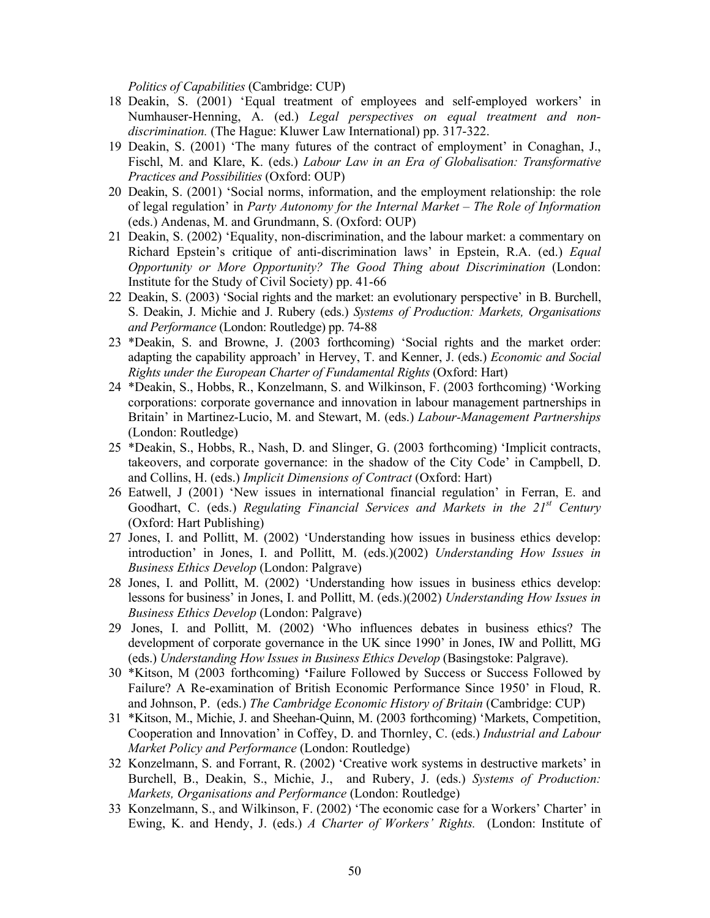*Politics of Capabilities* (Cambridge: CUP)

18 Deakin, S. (2001) 'Equal treatment of employees and self-employed workers' in Numhauser-Henning, A. (ed.) *Legal perspectives on equal treatment and non-discrimination.* (The Hague: Kluwer Law International) pp. 317-322.

19 Deakin, S. (2001) 'The many futures of the contract of employment' in Conaghan, J., Fischl, M. and Klare, K. (eds.) *Labour Law in an Era of Globalisation: Transformative Practices and Possibilities* (Oxford: OUP)

20 Deakin, S. (2001) 'Social norms, information, and the employment relationship: the role of legal regulation' in *Party Autonomy for the Internal Market – The Role of Information* (eds.) Andenas, M. and Grundmann, S. (Oxford: OUP)

21 Deakin, S. (2002) 'Equality, non-discrimination, and the labour market: a commentary on Richard Epstein's critique of anti-discrimination laws' in Epstein, R.A. (ed.) *Equal Opportunity or More Opportunity? The Good Thing about Discrimination* (London: Institute for the Study of Civil Society) pp. 41-66

22 Deakin, S. (2003) 'Social rights and the market: an evolutionary perspective' in B. Burchell, S. Deakin, J. Michie and J. Rubery (eds.) *Systems of Production: Markets, Organisations and Performance* (London: Routledge) pp. 74-88

23 *Deakin, S. and Browne, J. (2003 forthcoming) 'Social rights and the market order: adapting the capability approach' in Hervey, T. and Kenner, J. (eds.) *Economic and Social Rights under the European Charter of Fundamental Rights* (Oxford: Hart)

24 *Deakin, S., Hobbs, R., Konzelmann, S. and Wilkinson, F. (2003 forthcoming) 'Working corporations: corporate governance and innovation in labour management partnerships in Britain' in Martinez-Lucio, M. and Stewart, M. (eds.) *Labour-Management Partnerships* (London: Routledge)

25 *Deakin, S., Hobbs, R., Nash, D. and Slinger, G. (2003 forthcoming) 'Implicit contracts, takeovers, and corporate governance: in the shadow of the City Code' in Campbell, D. and Collins, H. (eds.) *Implicit Dimensions of Contract* (Oxford: Hart)

26 Eatwell, J (2001) 'New issues in international financial regulation' in Ferran, E. and Goodhart, C. (eds.) *Regulating Financial Services and Markets in the 21st Century* (Oxford: Hart Publishing)

27 Jones, I. and Pollitt, M. (2002) 'Understanding how issues in business ethics develop: introduction' in Jones, I. and Pollitt, M. (eds.)(2002) *Understanding How Issues in Business Ethics Develop* (London: Palgrave)

28 Jones, I. and Pollitt, M. (2002) 'Understanding how issues in business ethics develop: lessons for business' in Jones, I. and Pollitt, M. (eds.)(2002) *Understanding How Issues in Business Ethics Develop* (London: Palgrave)

29 Jones, I. and Pollitt, M. (2002) 'Who influences debates in business ethics? The development of corporate governance in the UK since 1990' in Jones, IW and Pollitt, MG (eds.) *Understanding How Issues in Business Ethics Develop* (Basingstoke: Palgrave).

30 *Kitson, M (2003 forthcoming) **'**Failure Followed by Success or Success Followed by Failure? A Re-examination of British Economic Performance Since 1950' in Floud, R. and Johnson, P. (eds.) *The Cambridge Economic History of Britain* (Cambridge: CUP)

31 *Kitson, M., Michie, J. and Sheehan-Quinn, M. (2003 forthcoming) 'Markets, Competition, Cooperation and Innovation' in Coffey, D. and Thornley, C. (eds.) *Industrial and Labour Market Policy and Performance* (London: Routledge)

32 Konzelmann, S. and Forrant, R. (2002) 'Creative work systems in destructive markets' in Burchell, B., Deakin, S., Michie, J., and Rubery, J. (eds.) *Systems of Production: Markets, Organisations and Performance* (London: Routledge)

33 Konzelmann, S., and Wilkinson, F. (2002) 'The economic case for a Workers' Charter' in Ewing, K. and Hendy, J. (eds.) *A Charter of Workers' Rights.* (London: Institute of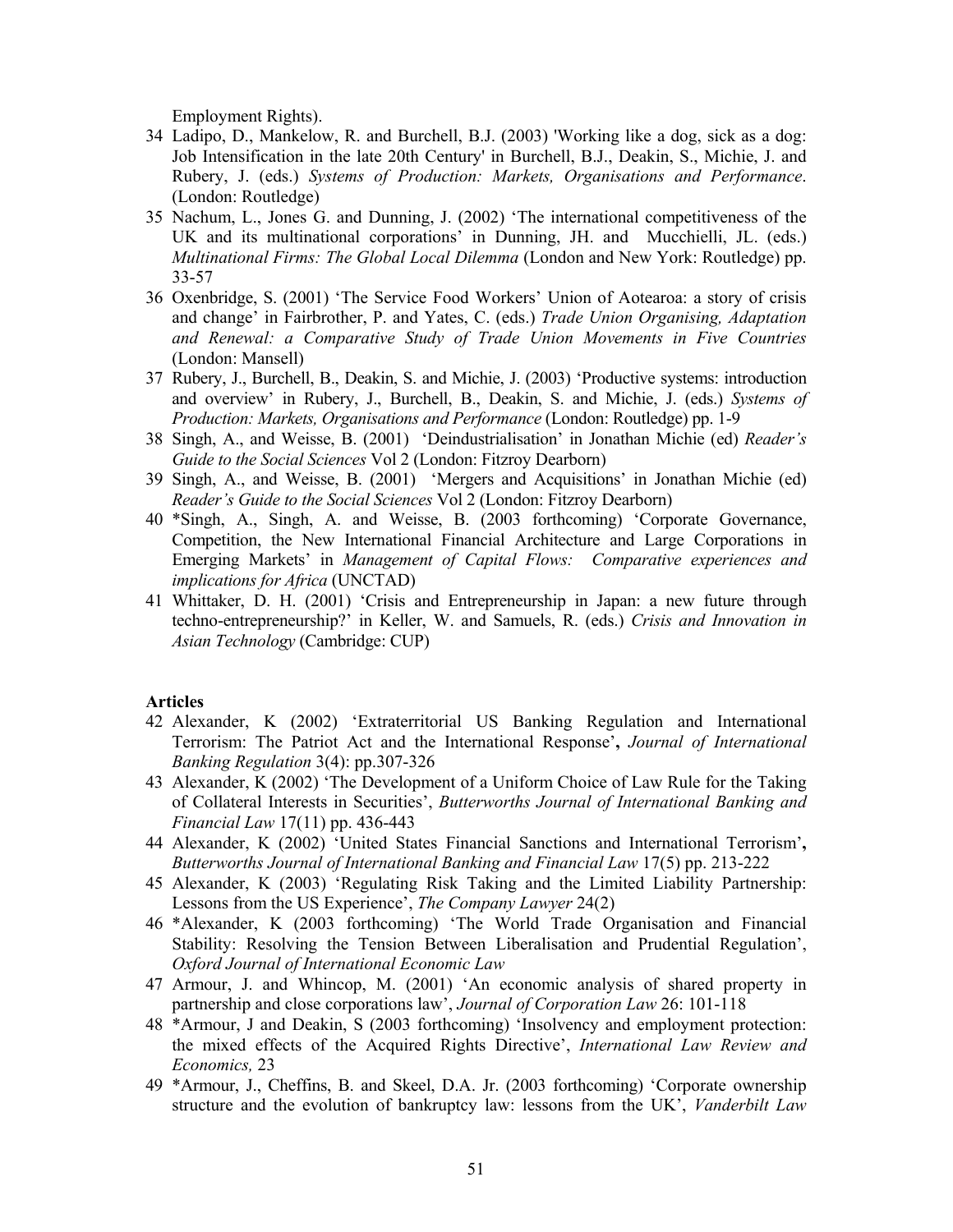Employment Rights).

34 Ladipo, D., Mankelow, R. and Burchell, B.J. (2003) 'Working like a dog, sick as a dog: Job Intensification in the late 20th Century' in Burchell, B.J., Deakin, S., Michie, J. and Rubery, J. (eds.) *Systems of Production: Markets, Organisations and Performance*. (London: Routledge)

35 Nachum, L., Jones G. and Dunning, J. (2002) 'The international competitiveness of the UK and its multinational corporations' in Dunning, JH. and Mucchielli, JL. (eds.) *Multinational Firms: The Global Local Dilemma* (London and New York: Routledge) pp. 33-57

36 Oxenbridge, S. (2001) 'The Service Food Workers' Union of Aotearoa: a story of crisis and change' in Fairbrother, P. and Yates, C. (eds.) *Trade Union Organising, Adaptation and Renewal: a Comparative Study of Trade Union Movements in Five Countries* (London: Mansell)

37 Rubery, J., Burchell, B., Deakin, S. and Michie, J. (2003) 'Productive systems: introduction and overview' in Rubery, J., Burchell, B., Deakin, S. and Michie, J. (eds.) *Systems of Production: Markets, Organisations and Performance* (London: Routledge) pp. 1-9

38 Singh, A., and Weisse, B. (2001) 'Deindustrialisation' in Jonathan Michie (ed) *Reader's Guide to the Social Sciences* Vol 2 (London: Fitzroy Dearborn)

39 Singh, A., and Weisse, B. (2001) 'Mergers and Acquisitions' in Jonathan Michie (ed) *Reader's Guide to the Social Sciences* Vol 2 (London: Fitzroy Dearborn)

40 *Singh, A., Singh, A. and Weisse, B. (2003 forthcoming) 'Corporate Governance, Competition, the New International Financial Architecture and Large Corporations in Emerging Markets' in *Management of Capital Flows: Comparative experiences and implications for Africa* (UNCTAD)

41 Whittaker, D. H. (2001) 'Crisis and Entrepreneurship in Japan: a new future through techno-entrepreneurship?' in Keller, W. and Samuels, R. (eds.) *Crisis and Innovation in Asian Technology* (Cambridge: CUP)

**Articles**

42 Alexander, K (2002) 'Extraterritorial US Banking Regulation and International Terrorism: The Patriot Act and the International Response', *Journal of International Banking Regulation* 3(4): pp.307-326

43 Alexander, K (2002) 'The Development of a Uniform Choice of Law Rule for the Taking of Collateral Interests in Securities', *Butterworths Journal of International Banking and Financial Law* 17(11) pp. 436-443

44 Alexander, K (2002) 'United States Financial Sanctions and International Terrorism', *Butterworths Journal of International Banking and Financial Law* 17(5) pp. 213-222

45 Alexander, K (2003) 'Regulating Risk Taking and the Limited Liability Partnership: Lessons from the US Experience', *The Company Lawyer* 24(2)

46 *Alexander, K (2003 forthcoming) 'The World Trade Organisation and Financial Stability: Resolving the Tension Between Liberalisation and Prudential Regulation', *Oxford Journal of International Economic Law*

47 Armour, J. and Whincop, M. (2001) 'An economic analysis of shared property in partnership and close corporations law', *Journal of Corporation Law* 26: 101-118

48 *Armour, J and Deakin, S (2003 forthcoming) 'Insolvency and employment protection: the mixed effects of the Acquired Rights Directive', *International Law Review and Economics,* 23

49 *Armour, J., Cheffins, B. and Skeel, D.A. Jr. (2003 forthcoming) 'Corporate ownership structure and the evolution of bankruptcy law: lessons from the UK', *Vanderbilt Law*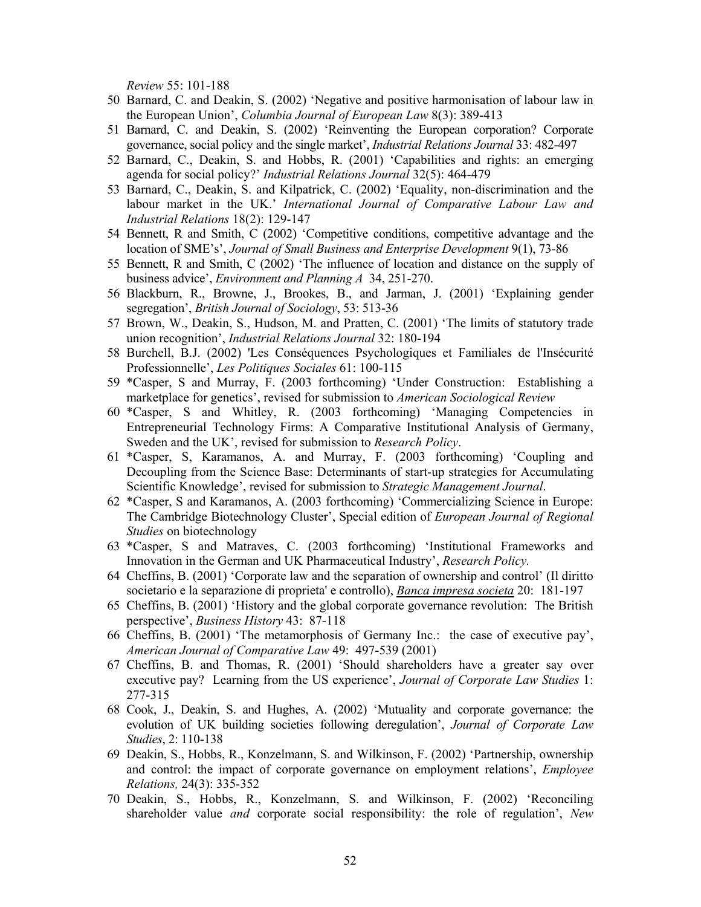*Review* 55: 101-188

50 Barnard, C. and Deakin, S. (2002) 'Negative and positive harmonisation of labour law in the European Union', *Columbia Journal of European Law* 8(3): 389-413

51 Barnard, C. and Deakin, S. (2002) 'Reinventing the European corporation? Corporate governance, social policy and the single market', *Industrial Relations Journal* 33: 482-497

52 Barnard, C., Deakin, S. and Hobbs, R. (2001) 'Capabilities and rights: an emerging agenda for social policy?' *Industrial Relations Journal* 32(5): 464-479

53 Barnard, C., Deakin, S. and Kilpatrick, C. (2002) 'Equality, non-discrimination and the labour market in the UK.' *International Journal of Comparative Labour Law and Industrial Relations* 18(2): 129-147

54 Bennett, R and Smith, C (2002) 'Competitive conditions, competitive advantage and the location of SME's', *Journal of Small Business and Enterprise Development* 9(1), 73-86

55 Bennett, R and Smith, C (2002) 'The influence of location and distance on the supply of business advice', *Environment and Planning A* 34, 251-270.

56 Blackburn, R., Browne, J., Brookes, B., and Jarman, J. (2001) 'Explaining gender segregation', *British Journal of Sociology*, 53: 513-36

57 Brown, W., Deakin, S., Hudson, M. and Pratten, C. (2001) 'The limits of statutory trade union recognition', *Industrial Relations Journal* 32: 180-194

58 Burchell, B.J. (2002) 'Les Conséquences Psychologiques et Familiales de l'Insécurité Professionnelle', *Les Politiques Sociales* 61: 100-115

59 *Casper, S and Murray, F. (2003 forthcoming) 'Under Construction: Establishing a marketplace for genetics', revised for submission to *American Sociological Review*

60 *Casper, S and Whitley, R. (2003 forthcoming) 'Managing Competencies in Entrepreneurial Technology Firms: A Comparative Institutional Analysis of Germany, Sweden and the UK', revised for submission to *Research Policy*.

61 *Casper, S, Karamanos, A. and Murray, F. (2003 forthcoming) 'Coupling and Decoupling from the Science Base: Determinants of start-up strategies for Accumulating Scientific Knowledge', revised for submission to *Strategic Management Journal*.

62 *Casper, S and Karamanos, A. (2003 forthcoming) 'Commercializing Science in Europe: The Cambridge Biotechnology Cluster', Special edition of *European Journal of Regional Studies* on biotechnology

63 *Casper, S and Matraves, C. (2003 forthcoming) 'Institutional Frameworks and Innovation in the German and UK Pharmaceutical Industry', *Research Policy.*

64 Cheffins, B. (2001) 'Corporate law and the separation of ownership and control' (Il diritto societario e la separazione di proprieta' e controllo), *Banca impresa societa* 20: 181-197

65 Cheffins, B. (2001) 'History and the global corporate governance revolution: The British perspective', *Business History* 43: 87-118

66 Cheffins, B. (2001) 'The metamorphosis of Germany Inc.: the case of executive pay', *American Journal of Comparative Law* 49: 497-539 (2001)

67 Cheffins, B. and Thomas, R. (2001) 'Should shareholders have a greater say over executive pay? Learning from the US experience', *Journal of Corporate Law Studies* 1: 277-315

68 Cook, J., Deakin, S. and Hughes, A. (2002) 'Mutuality and corporate governance: the evolution of UK building societies following deregulation', *Journal of Corporate Law Studies*, 2: 110-138

69 Deakin, S., Hobbs, R., Konzelmann, S. and Wilkinson, F. (2002) 'Partnership, ownership and control: the impact of corporate governance on employment relations', *Employee Relations,* 24(3): 335-352

70 Deakin, S., Hobbs, R., Konzelmann, S. and Wilkinson, F. (2002) 'Reconciling shareholder value *and* corporate social responsibility: the role of regulation', *New*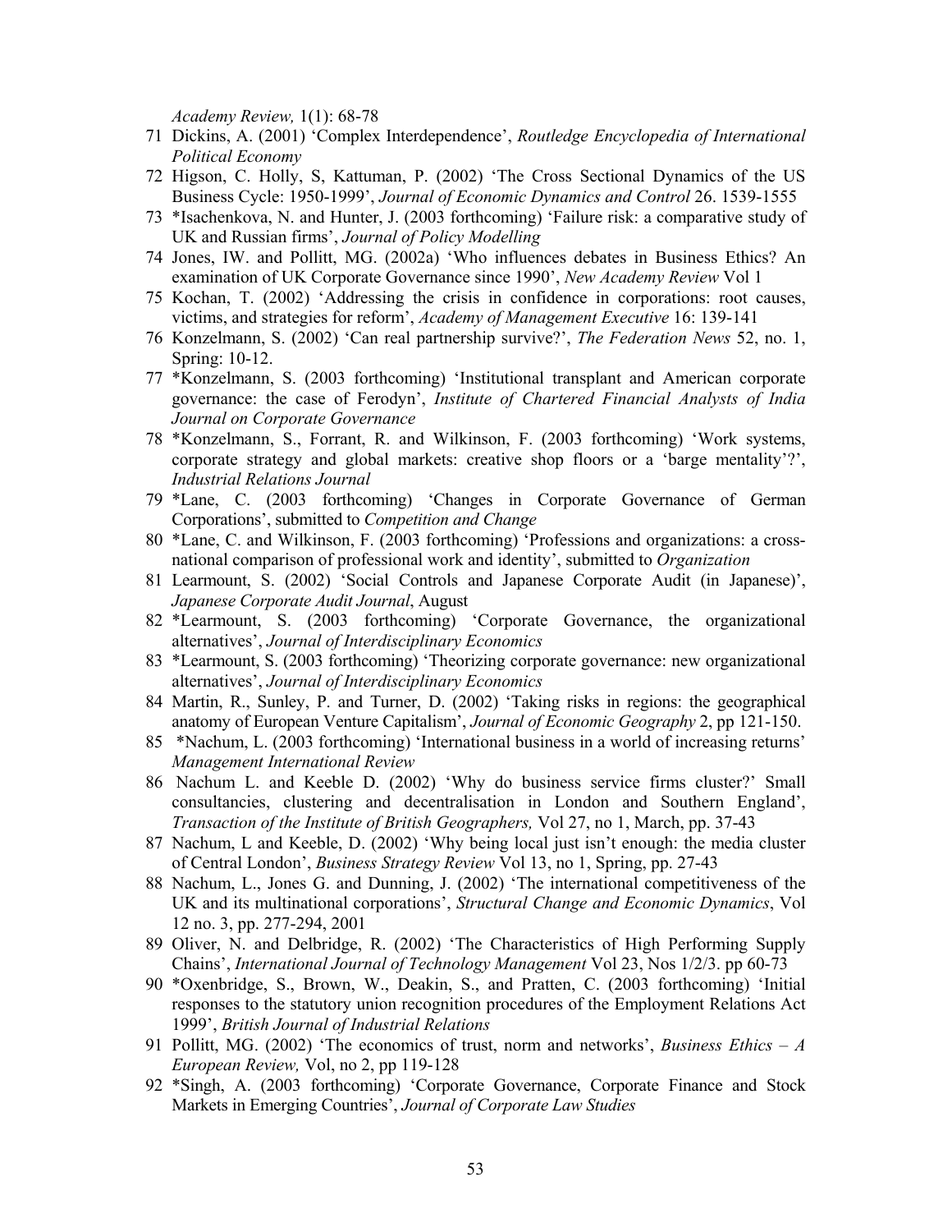*Academy Review,* 1(1): 68-78

71 Dickins, A. (2001) 'Complex Interdependence', *Routledge Encyclopedia of International Political Economy*

72 Higson, C. Holly, S, Kattuman, P. (2002) 'The Cross Sectional Dynamics of the US Business Cycle: 1950-1999', *Journal of Economic Dynamics and Control* 26. 1539-1555

73 *Isachenkova, N. and Hunter, J. (2003 forthcoming) 'Failure risk: a comparative study of UK and Russian firms', *Journal of Policy Modelling*

74 Jones, IW. and Pollitt, MG. (2002a) 'Who influences debates in Business Ethics? An examination of UK Corporate Governance since 1990', *New Academy Review* Vol 1

75 Kochan, T. (2002) 'Addressing the crisis in confidence in corporations: root causes, victims, and strategies for reform', *Academy of Management Executive* 16: 139-141

76 Konzelmann, S. (2002) 'Can real partnership survive?', *The Federation News* 52, no. 1, Spring: 10-12.

77 *Konzelmann, S. (2003 forthcoming) 'Institutional transplant and American corporate governance: the case of Ferodyn', *Institute of Chartered Financial Analysts of India Journal on Corporate Governance*

78 *Konzelmann, S., Forrant, R. and Wilkinson, F. (2003 forthcoming) 'Work systems, corporate strategy and global markets: creative shop floors or a 'barge mentality'?', *Industrial Relations Journal*

79 *Lane, C. (2003 forthcoming) 'Changes in Corporate Governance of German Corporations', submitted to *Competition and Change*

80 *Lane, C. and Wilkinson, F. (2003 forthcoming) 'Professions and organizations: a cross-national comparison of professional work and identity', submitted to *Organization*

81 Learmount, S. (2002) 'Social Controls and Japanese Corporate Audit (in Japanese)', *Japanese Corporate Audit Journal*, August

82 *Learmount, S. (2003 forthcoming) 'Corporate Governance, the organizational alternatives', *Journal of Interdisciplinary Economics*

83 *Learmount, S. (2003 forthcoming) 'Theorizing corporate governance: new organizational alternatives', *Journal of Interdisciplinary Economics*

84 Martin, R., Sunley, P. and Turner, D. (2002) 'Taking risks in regions: the geographical anatomy of European Venture Capitalism', *Journal of Economic Geography* 2, pp 121-150.

85 *Nachum, L. (2003 forthcoming) 'International business in a world of increasing returns' *Management International Review*

86 Nachum L. and Keeble D. (2002) 'Why do business service firms cluster?' Small consultancies, clustering and decentralisation in London and Southern England', *Transaction of the Institute of British Geographers,* Vol 27, no 1, March, pp. 37-43

87 Nachum, L and Keeble, D. (2002) 'Why being local just isn't enough: the media cluster of Central London', *Business Strategy Review* Vol 13, no 1, Spring, pp. 27-43

88 Nachum, L., Jones G. and Dunning, J. (2002) 'The international competitiveness of the UK and its multinational corporations', *Structural Change and Economic Dynamics*, Vol 12 no. 3, pp. 277-294, 2001

89 Oliver, N. and Delbridge, R. (2002) 'The Characteristics of High Performing Supply Chains', *International Journal of Technology Management* Vol 23, Nos 1/2/3. pp 60-73

90 *Oxenbridge, S., Brown, W., Deakin, S., and Pratten, C. (2003 forthcoming) 'Initial responses to the statutory union recognition procedures of the Employment Relations Act 1999', *British Journal of Industrial Relations*

91 Pollitt, MG. (2002) 'The economics of trust, norm and networks', *Business Ethics – A European Review,* Vol, no 2, pp 119-128

92 *Singh, A. (2003 forthcoming) 'Corporate Governance, Corporate Finance and Stock Markets in Emerging Countries', *Journal of Corporate Law Studies*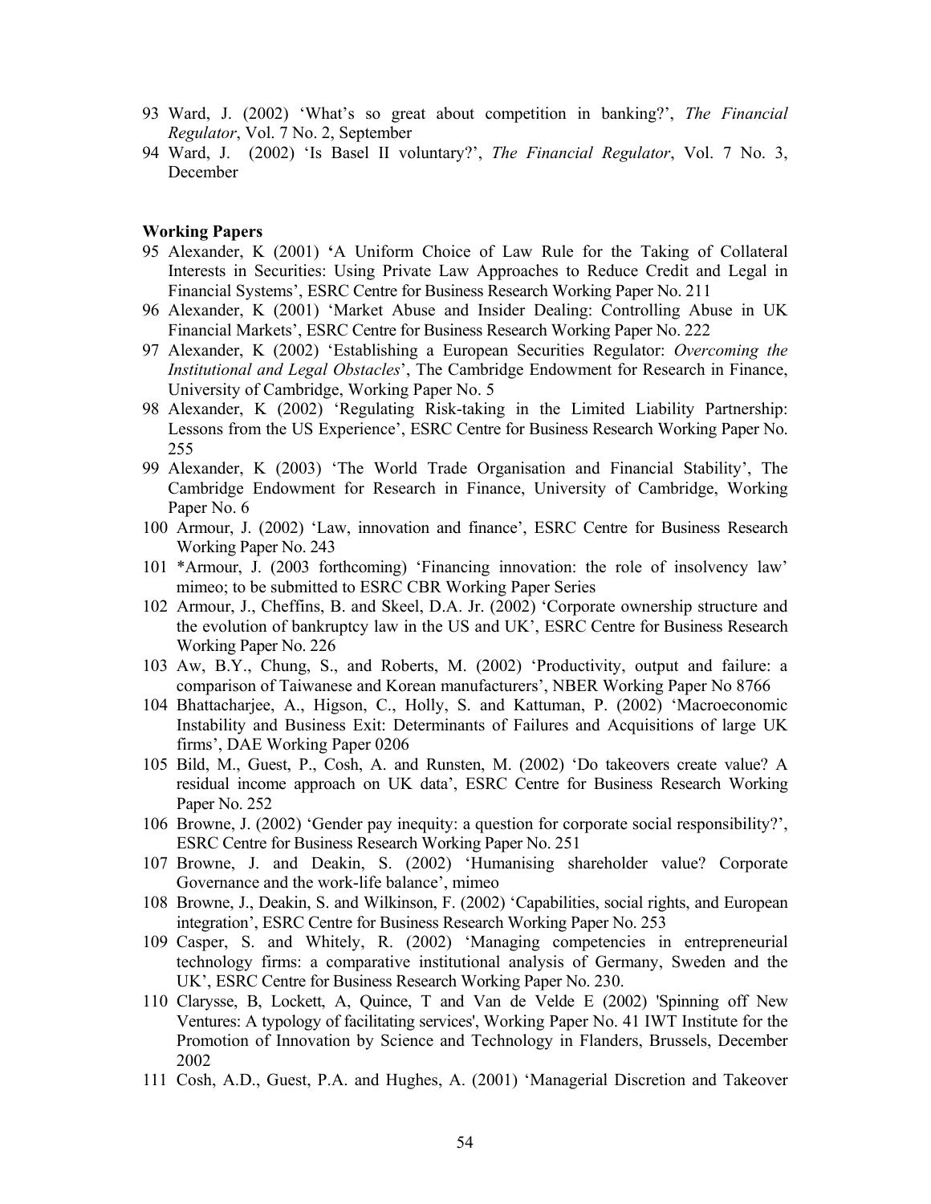93 Ward, J. (2002) 'What's so great about competition in banking?', *The Financial Regulator*, Vol. 7 No. 2, September

94 Ward, J. (2002) 'Is Basel II voluntary?', *The Financial Regulator*, Vol. 7 No. 3, December

**Working Papers**

95 Alexander, K (2001) 'A Uniform Choice of Law Rule for the Taking of Collateral Interests in Securities: Using Private Law Approaches to Reduce Credit and Legal in Financial Systems', ESRC Centre for Business Research Working Paper No. 211

96 Alexander, K (2001) 'Market Abuse and Insider Dealing: Controlling Abuse in UK Financial Markets', ESRC Centre for Business Research Working Paper No. 222

97 Alexander, K (2002) 'Establishing a European Securities Regulator: *Overcoming the Institutional and Legal Obstacles*', The Cambridge Endowment for Research in Finance, University of Cambridge, Working Paper No. 5

98 Alexander, K (2002) 'Regulating Risk-taking in the Limited Liability Partnership: Lessons from the US Experience', ESRC Centre for Business Research Working Paper No. 255

99 Alexander, K (2003) 'The World Trade Organisation and Financial Stability', The Cambridge Endowment for Research in Finance, University of Cambridge, Working Paper No. 6

100 Armour, J. (2002) 'Law, innovation and finance', ESRC Centre for Business Research Working Paper No. 243

101 *Armour, J. (2003 forthcoming) 'Financing innovation: the role of insolvency law' mimeo; to be submitted to ESRC CBR Working Paper Series

102 Armour, J., Cheffins, B. and Skeel, D.A. Jr. (2002) 'Corporate ownership structure and the evolution of bankruptcy law in the US and UK', ESRC Centre for Business Research Working Paper No. 226

103 Aw, B.Y., Chung, S., and Roberts, M. (2002) 'Productivity, output and failure: a comparison of Taiwanese and Korean manufacturers', NBER Working Paper No 8766

104 Bhattacharjee, A., Higson, C., Holly, S. and Kattuman, P. (2002) 'Macroeconomic Instability and Business Exit: Determinants of Failures and Acquisitions of large UK firms', DAE Working Paper 0206

105 Bild, M., Guest, P., Cosh, A. and Runsten, M. (2002) 'Do takeovers create value? A residual income approach on UK data', ESRC Centre for Business Research Working Paper No. 252

106 Browne, J. (2002) 'Gender pay inequity: a question for corporate social responsibility?', ESRC Centre for Business Research Working Paper No. 251

107 Browne, J. and Deakin, S. (2002) 'Humanising shareholder value? Corporate Governance and the work-life balance', mimeo

108 Browne, J., Deakin, S. and Wilkinson, F. (2002) 'Capabilities, social rights, and European integration', ESRC Centre for Business Research Working Paper No. 253

109 Casper, S. and Whitely, R. (2002) 'Managing competencies in entrepreneurial technology firms: a comparative institutional analysis of Germany, Sweden and the UK', ESRC Centre for Business Research Working Paper No. 230.

110 Clarysse, B, Lockett, A, Quince, T and Van de Velde E (2002) 'Spinning off New Ventures: A typology of facilitating services', Working Paper No. 41 IWT Institute for the Promotion of Innovation by Science and Technology in Flanders, Brussels, December 2002

111 Cosh, A.D., Guest, P.A. and Hughes, A. (2001) 'Managerial Discretion and Takeover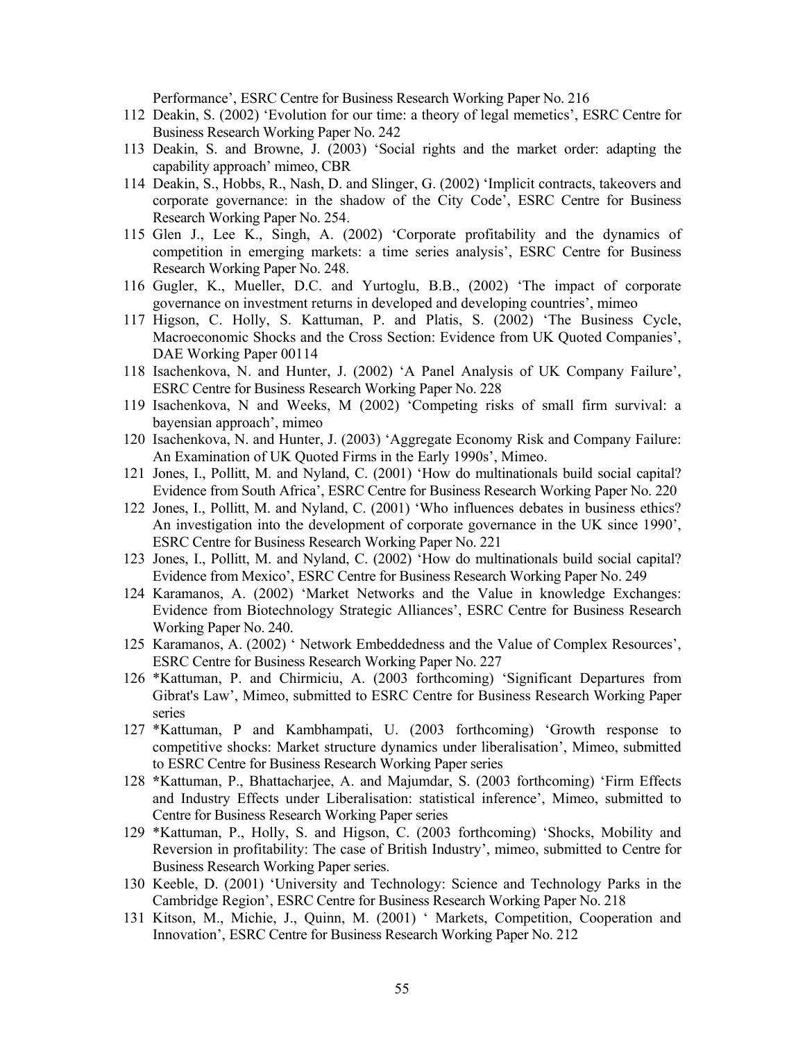Performance', ESRC Centre for Business Research Working Paper No. 216

112 Deakin, S. (2002) 'Evolution for our time: a theory of legal memetics', ESRC Centre for Business Research Working Paper No. 242

113 Deakin, S. and Browne, J. (2003) 'Social rights and the market order: adapting the capability approach' mimeo, CBR

114 Deakin, S., Hobbs, R., Nash, D. and Slinger, G. (2002) 'Implicit contracts, takeovers and corporate governance: in the shadow of the City Code', ESRC Centre for Business Research Working Paper No. 254.

115 Glen J., Lee K., Singh, A. (2002) 'Corporate profitability and the dynamics of competition in emerging markets: a time series analysis', ESRC Centre for Business Research Working Paper No. 248.

116 Gugler, K., Mueller, D.C. and Yurtoglu, B.B., (2002) 'The impact of corporate governance on investment returns in developed and developing countries', mimeo

117 Higson, C. Holly, S. Kattuman, P. and Platis, S. (2002) 'The Business Cycle, Macroeconomic Shocks and the Cross Section: Evidence from UK Quoted Companies', DAE Working Paper 00114

118 Isachenkova, N. and Hunter, J. (2002) 'A Panel Analysis of UK Company Failure', ESRC Centre for Business Research Working Paper No. 228

119 Isachenkova, N and Weeks, M (2002) 'Competing risks of small firm survival: a bayensian approach', mimeo

120 Isachenkova, N. and Hunter, J. (2003) 'Aggregate Economy Risk and Company Failure: An Examination of UK Quoted Firms in the Early 1990s', Mimeo.

121 Jones, I., Pollitt, M. and Nyland, C. (2001) 'How do multinationals build social capital? Evidence from South Africa', ESRC Centre for Business Research Working Paper No. 220

122 Jones, I., Pollitt, M. and Nyland, C. (2001) 'Who influences debates in business ethics? An investigation into the development of corporate governance in the UK since 1990', ESRC Centre for Business Research Working Paper No. 221

123 Jones, I., Pollitt, M. and Nyland, C. (2002) 'How do multinationals build social capital? Evidence from Mexico', ESRC Centre for Business Research Working Paper No. 249

124 Karamanos, A. (2002) 'Market Networks and the Value in knowledge Exchanges: Evidence from Biotechnology Strategic Alliances', ESRC Centre for Business Research Working Paper No. 240.

125 Karamanos, A. (2002) ' Network Embeddedness and the Value of Complex Resources', ESRC Centre for Business Research Working Paper No. 227

126 *Kattuman, P. and Chirmiciu, A. (2003 forthcoming) 'Significant Departures from Gibrat's Law', Mimeo, submitted to ESRC Centre for Business Research Working Paper series

127 *Kattuman, P and Kambhampati, U. (2003 forthcoming) 'Growth response to competitive shocks: Market structure dynamics under liberalisation', Mimeo, submitted to ESRC Centre for Business Research Working Paper series

128 *Kattuman, P., Bhattacharjee, A. and Majumdar, S. (2003 forthcoming) 'Firm Effects and Industry Effects under Liberalisation: statistical inference', Mimeo, submitted to Centre for Business Research Working Paper series

129 *Kattuman, P., Holly, S. and Higson, C. (2003 forthcoming) 'Shocks, Mobility and Reversion in profitability: The case of British Industry', mimeo, submitted to Centre for Business Research Working Paper series.

130 Keeble, D. (2001) 'University and Technology: Science and Technology Parks in the Cambridge Region', ESRC Centre for Business Research Working Paper No. 218

131 Kitson, M., Michie, J., Quinn, M. (2001) ' Markets, Competition, Cooperation and Innovation', ESRC Centre for Business Research Working Paper No. 212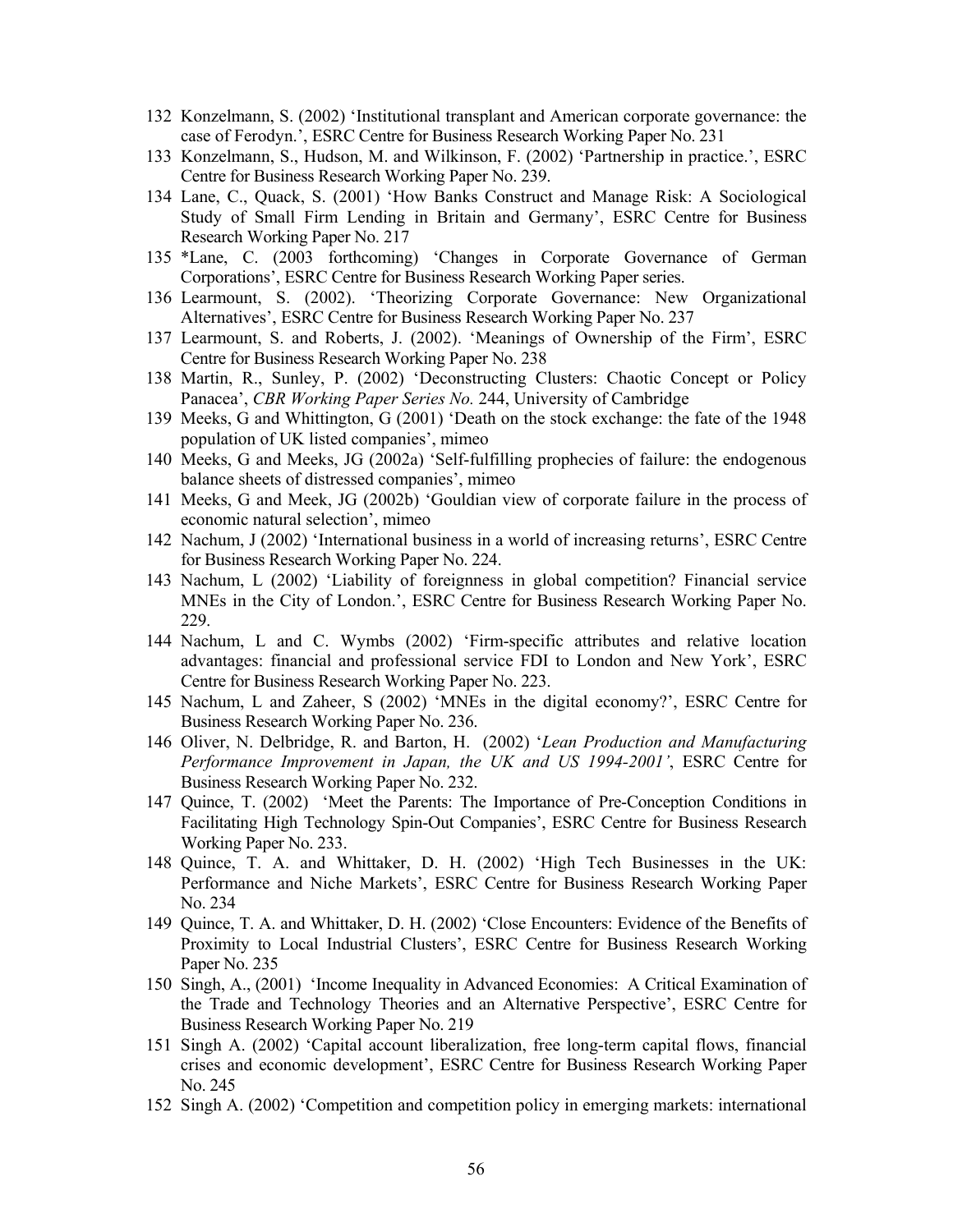132 Konzelmann, S. (2002) 'Institutional transplant and American corporate governance: the case of Ferodyn.', ESRC Centre for Business Research Working Paper No. 231

133 Konzelmann, S., Hudson, M. and Wilkinson, F. (2002) 'Partnership in practice.', ESRC Centre for Business Research Working Paper No. 239.

134 Lane, C., Quack, S. (2001) 'How Banks Construct and Manage Risk: A Sociological Study of Small Firm Lending in Britain and Germany', ESRC Centre for Business Research Working Paper No. 217

135 *Lane, C. (2003 forthcoming) 'Changes in Corporate Governance of German Corporations', ESRC Centre for Business Research Working Paper series.

136 Learmount, S. (2002). 'Theorizing Corporate Governance: New Organizational Alternatives', ESRC Centre for Business Research Working Paper No. 237

137 Learmount, S. and Roberts, J. (2002). 'Meanings of Ownership of the Firm', ESRC Centre for Business Research Working Paper No. 238

138 Martin, R., Sunley, P. (2002) 'Deconstructing Clusters: Chaotic Concept or Policy Panacea', *CBR Working Paper Series No.* 244, University of Cambridge

139 Meeks, G and Whittington, G (2001) 'Death on the stock exchange: the fate of the 1948 population of UK listed companies', mimeo

140 Meeks, G and Meeks, JG (2002a) 'Self-fulfilling prophecies of failure: the endogenous balance sheets of distressed companies', mimeo

141 Meeks, G and Meek, JG (2002b) 'Gouldian view of corporate failure in the process of economic natural selection', mimeo

142 Nachum, J (2002) 'International business in a world of increasing returns', ESRC Centre for Business Research Working Paper No. 224.

143 Nachum, L (2002) 'Liability of foreignness in global competition? Financial service MNEs in the City of London.', ESRC Centre for Business Research Working Paper No. 229.

144 Nachum, L and C. Wymbs (2002) 'Firm-specific attributes and relative location advantages: financial and professional service FDI to London and New York', ESRC Centre for Business Research Working Paper No. 223.

145 Nachum, L and Zaheer, S (2002) 'MNEs in the digital economy?', ESRC Centre for Business Research Working Paper No. 236.

146 Oliver, N. Delbridge, R. and Barton, H. (2002) '*Lean Production and Manufacturing Performance Improvement in Japan, the UK and US 1994-2001'*, ESRC Centre for Business Research Working Paper No. 232.

147 Quince, T. (2002) 'Meet the Parents: The Importance of Pre-Conception Conditions in Facilitating High Technology Spin-Out Companies', ESRC Centre for Business Research Working Paper No. 233.

148 Quince, T. A. and Whittaker, D. H. (2002) 'High Tech Businesses in the UK: Performance and Niche Markets', ESRC Centre for Business Research Working Paper No. 234

149 Quince, T. A. and Whittaker, D. H. (2002) 'Close Encounters: Evidence of the Benefits of Proximity to Local Industrial Clusters', ESRC Centre for Business Research Working Paper No. 235

150 Singh, A., (2001) 'Income Inequality in Advanced Economies: A Critical Examination of the Trade and Technology Theories and an Alternative Perspective', ESRC Centre for Business Research Working Paper No. 219

151 Singh A. (2002) 'Capital account liberalization, free long-term capital flows, financial crises and economic development', ESRC Centre for Business Research Working Paper No. 245

152 Singh A. (2002) 'Competition and competition policy in emerging markets: international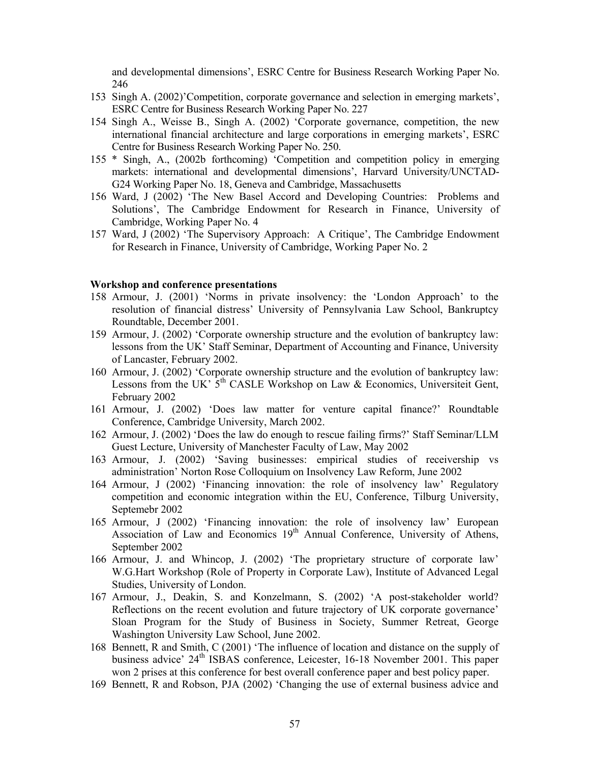and developmental dimensions', ESRC Centre for Business Research Working Paper No. 246

153 Singh A. (2002)'Competition, corporate governance and selection in emerging markets', ESRC Centre for Business Research Working Paper No. 227

154 Singh A., Weisse B., Singh A. (2002) 'Corporate governance, competition, the new international financial architecture and large corporations in emerging markets', ESRC Centre for Business Research Working Paper No. 250.

155 * Singh, A., (2002b forthcoming) 'Competition and competition policy in emerging markets: international and developmental dimensions', Harvard University/UNCTAD-G24 Working Paper No. 18, Geneva and Cambridge, Massachusetts

156 Ward, J (2002) 'The New Basel Accord and Developing Countries: Problems and Solutions', The Cambridge Endowment for Research in Finance, University of Cambridge, Working Paper No. 4

157 Ward, J (2002) 'The Supervisory Approach: A Critique', The Cambridge Endowment for Research in Finance, University of Cambridge, Working Paper No. 2

**Workshop and conference presentations**

158 Armour, J. (2001) 'Norms in private insolvency: the 'London Approach' to the resolution of financial distress' University of Pennsylvania Law School, Bankruptcy Roundtable, December 2001.

159 Armour, J. (2002) 'Corporate ownership structure and the evolution of bankruptcy law: lessons from the UK' Staff Seminar, Department of Accounting and Finance, University of Lancaster, February 2002.

160 Armour, J. (2002) 'Corporate ownership structure and the evolution of bankruptcy law: Lessons from the UK' 5th CASLE Workshop on Law & Economics, Universiteit Gent, February 2002

161 Armour, J. (2002) 'Does law matter for venture capital finance?' Roundtable Conference, Cambridge University, March 2002.

162 Armour, J. (2002) 'Does the law do enough to rescue failing firms?' Staff Seminar/LLM Guest Lecture, University of Manchester Faculty of Law, May 2002

163 Armour, J. (2002) 'Saving businesses: empirical studies of receivership vs administration' Norton Rose Colloquium on Insolvency Law Reform, June 2002

164 Armour, J (2002) 'Financing innovation: the role of insolvency law' Regulatory competition and economic integration within the EU, Conference, Tilburg University, Septemebr 2002

165 Armour, J (2002) 'Financing innovation: the role of insolvency law' European Association of Law and Economics 19th Annual Conference, University of Athens, September 2002

166 Armour, J. and Whincop, J. (2002) 'The proprietary structure of corporate law' W.G.Hart Workshop (Role of Property in Corporate Law), Institute of Advanced Legal Studies, University of London.

167 Armour, J., Deakin, S. and Konzelmann, S. (2002) 'A post-stakeholder world? Reflections on the recent evolution and future trajectory of UK corporate governance' Sloan Program for the Study of Business in Society, Summer Retreat, George Washington University Law School, June 2002.

168 Bennett, R and Smith, C (2001) 'The influence of location and distance on the supply of business advice' 24th ISBAS conference, Leicester, 16-18 November 2001. This paper won 2 prises at this conference for best overall conference paper and best policy paper.

169 Bennett, R and Robson, PJA (2002) 'Changing the use of external business advice and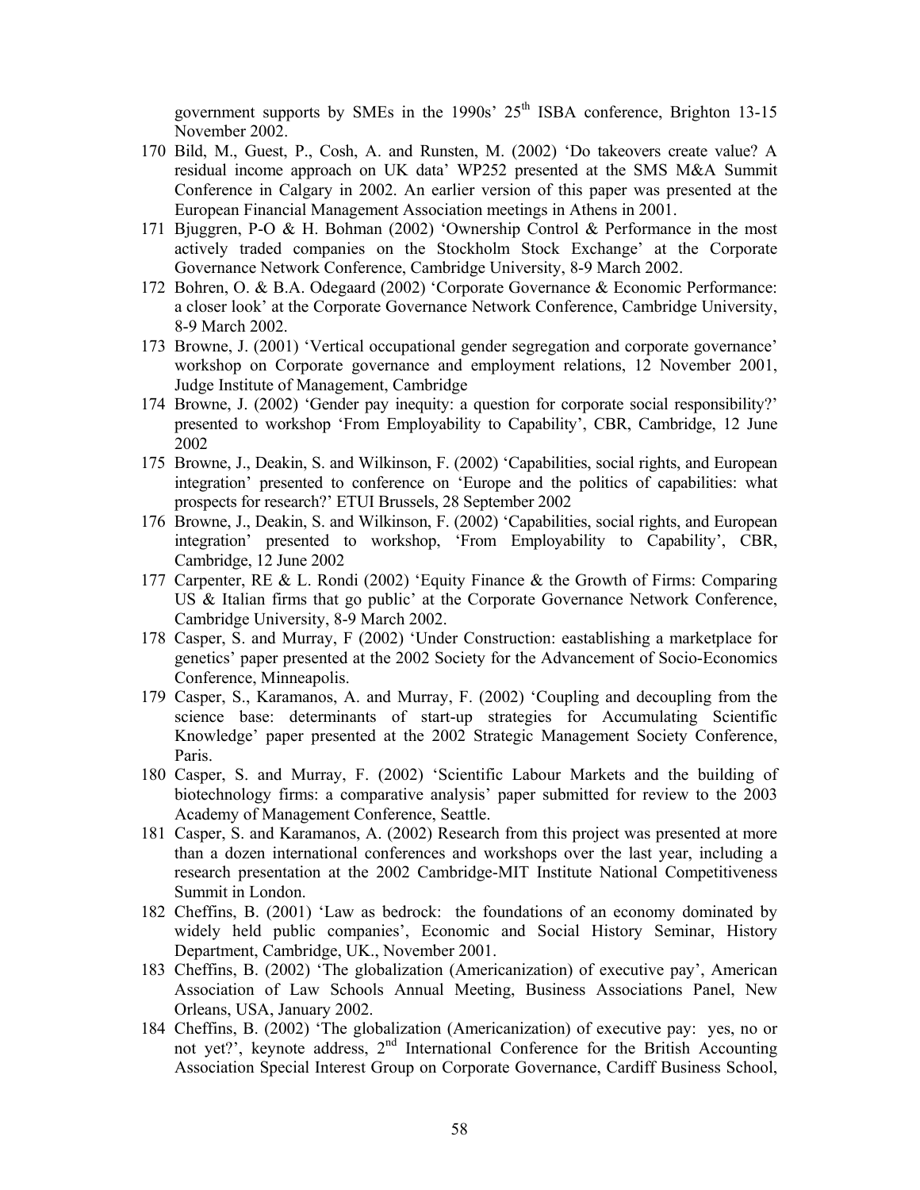government supports by SMEs in the 1990s' 25th ISBA conference, Brighton 13-15 November 2002.

170 Bild, M., Guest, P., Cosh, A. and Runsten, M. (2002) 'Do takeovers create value? A residual income approach on UK data' WP252 presented at the SMS M&A Summit Conference in Calgary in 2002. An earlier version of this paper was presented at the European Financial Management Association meetings in Athens in 2001.

171 Bjuggren, P-O & H. Bohman (2002) 'Ownership Control & Performance in the most actively traded companies on the Stockholm Stock Exchange' at the Corporate Governance Network Conference, Cambridge University, 8-9 March 2002.

172 Bohren, O. & B.A. Odegaard (2002) 'Corporate Governance & Economic Performance: a closer look' at the Corporate Governance Network Conference, Cambridge University, 8-9 March 2002.

173 Browne, J. (2001) 'Vertical occupational gender segregation and corporate governance' workshop on Corporate governance and employment relations, 12 November 2001, Judge Institute of Management, Cambridge

174 Browne, J. (2002) 'Gender pay inequity: a question for corporate social responsibility?' presented to workshop 'From Employability to Capability', CBR, Cambridge, 12 June 2002

175 Browne, J., Deakin, S. and Wilkinson, F. (2002) 'Capabilities, social rights, and European integration' presented to conference on 'Europe and the politics of capabilities: what prospects for research?' ETUI Brussels, 28 September 2002

176 Browne, J., Deakin, S. and Wilkinson, F. (2002) 'Capabilities, social rights, and European integration' presented to workshop, 'From Employability to Capability', CBR, Cambridge, 12 June 2002

177 Carpenter, RE & L. Rondi (2002) 'Equity Finance & the Growth of Firms: Comparing US & Italian firms that go public' at the Corporate Governance Network Conference, Cambridge University, 8-9 March 2002.

178 Casper, S. and Murray, F (2002) 'Under Construction: eastablishing a marketplace for genetics' paper presented at the 2002 Society for the Advancement of Socio-Economics Conference, Minneapolis.

179 Casper, S., Karamanos, A. and Murray, F. (2002) 'Coupling and decoupling from the science base: determinants of start-up strategies for Accumulating Scientific Knowledge' paper presented at the 2002 Strategic Management Society Conference, Paris.

180 Casper, S. and Murray, F. (2002) 'Scientific Labour Markets and the building of biotechnology firms: a comparative analysis' paper submitted for review to the 2003 Academy of Management Conference, Seattle.

181 Casper, S. and Karamanos, A. (2002) Research from this project was presented at more than a dozen international conferences and workshops over the last year, including a research presentation at the 2002 Cambridge-MIT Institute National Competitiveness Summit in London.

182 Cheffins, B. (2001) 'Law as bedrock: the foundations of an economy dominated by widely held public companies', Economic and Social History Seminar, History Department, Cambridge, UK., November 2001.

183 Cheffins, B. (2002) 'The globalization (Americanization) of executive pay', American Association of Law Schools Annual Meeting, Business Associations Panel, New Orleans, USA, January 2002.

184 Cheffins, B. (2002) 'The globalization (Americanization) of executive pay: yes, no or not yet?', keynote address, 2nd International Conference for the British Accounting Association Special Interest Group on Corporate Governance, Cardiff Business School,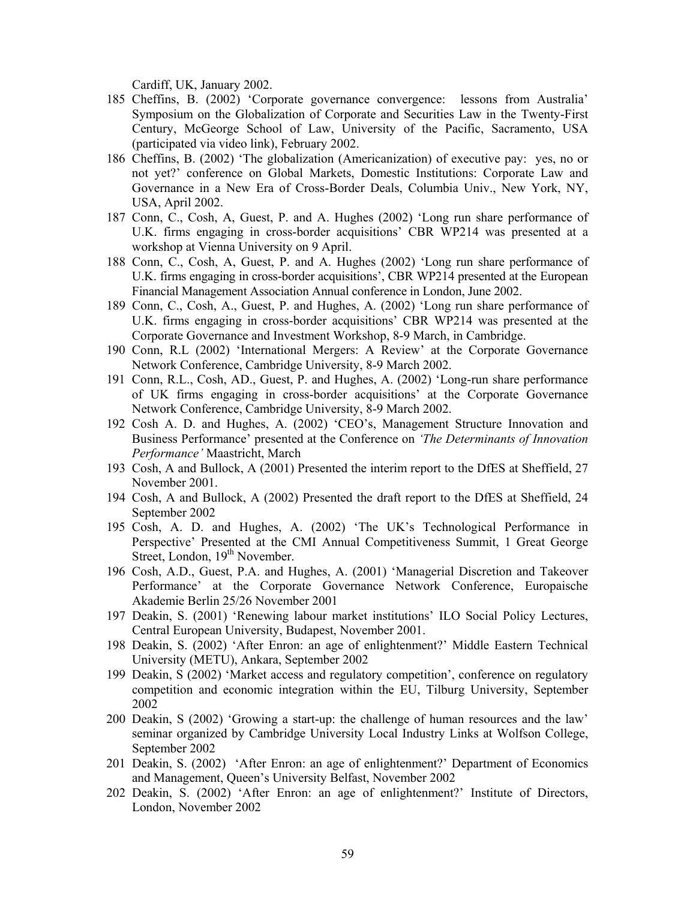Cardiff, UK, January 2002.

185 Cheffins, B. (2002) 'Corporate governance convergence: lessons from Australia' Symposium on the Globalization of Corporate and Securities Law in the Twenty-First Century, McGeorge School of Law, University of the Pacific, Sacramento, USA (participated via video link), February 2002.

186 Cheffins, B. (2002) 'The globalization (Americanization) of executive pay: yes, no or not yet?' conference on Global Markets, Domestic Institutions: Corporate Law and Governance in a New Era of Cross-Border Deals, Columbia Univ., New York, NY, USA, April 2002.

187 Conn, C., Cosh, A, Guest, P. and A. Hughes (2002) 'Long run share performance of U.K. firms engaging in cross-border acquisitions' CBR WP214 was presented at a workshop at Vienna University on 9 April.

188 Conn, C., Cosh, A, Guest, P. and A. Hughes (2002) 'Long run share performance of U.K. firms engaging in cross-border acquisitions', CBR WP214 presented at the European Financial Management Association Annual conference in London, June 2002.

189 Conn, C., Cosh, A., Guest, P. and Hughes, A. (2002) 'Long run share performance of U.K. firms engaging in cross-border acquisitions' CBR WP214 was presented at the Corporate Governance and Investment Workshop, 8-9 March, in Cambridge.

190 Conn, R.L (2002) 'International Mergers: A Review' at the Corporate Governance Network Conference, Cambridge University, 8-9 March 2002.

191 Conn, R.L., Cosh, AD., Guest, P. and Hughes, A. (2002) 'Long-run share performance of UK firms engaging in cross-border acquisitions' at the Corporate Governance Network Conference, Cambridge University, 8-9 March 2002.

192 Cosh A. D. and Hughes, A. (2002) 'CEO's, Management Structure Innovation and Business Performance' presented at the Conference on *'The Determinants of Innovation Performance'* Maastricht, March

193 Cosh, A and Bullock, A (2001) Presented the interim report to the DfES at Sheffield, 27 November 2001.

194 Cosh, A and Bullock, A (2002) Presented the draft report to the DfES at Sheffield, 24 September 2002

195 Cosh, A. D. and Hughes, A. (2002) 'The UK's Technological Performance in Perspective' Presented at the CMI Annual Competitiveness Summit, 1 Great George Street, London, 19th November.

196 Cosh, A.D., Guest, P.A. and Hughes, A. (2001) 'Managerial Discretion and Takeover Performance' at the Corporate Governance Network Conference, Europaische Akademie Berlin 25/26 November 2001

197 Deakin, S. (2001) 'Renewing labour market institutions' ILO Social Policy Lectures, Central European University, Budapest, November 2001.

198 Deakin, S. (2002) 'After Enron: an age of enlightenment?' Middle Eastern Technical University (METU), Ankara, September 2002

199 Deakin, S (2002) 'Market access and regulatory competition', conference on regulatory competition and economic integration within the EU, Tilburg University, September 2002

200 Deakin, S (2002) 'Growing a start-up: the challenge of human resources and the law' seminar organized by Cambridge University Local Industry Links at Wolfson College, September 2002

201 Deakin, S. (2002) 'After Enron: an age of enlightenment?' Department of Economics and Management, Queen's University Belfast, November 2002

202 Deakin, S. (2002) 'After Enron: an age of enlightenment?' Institute of Directors, London, November 2002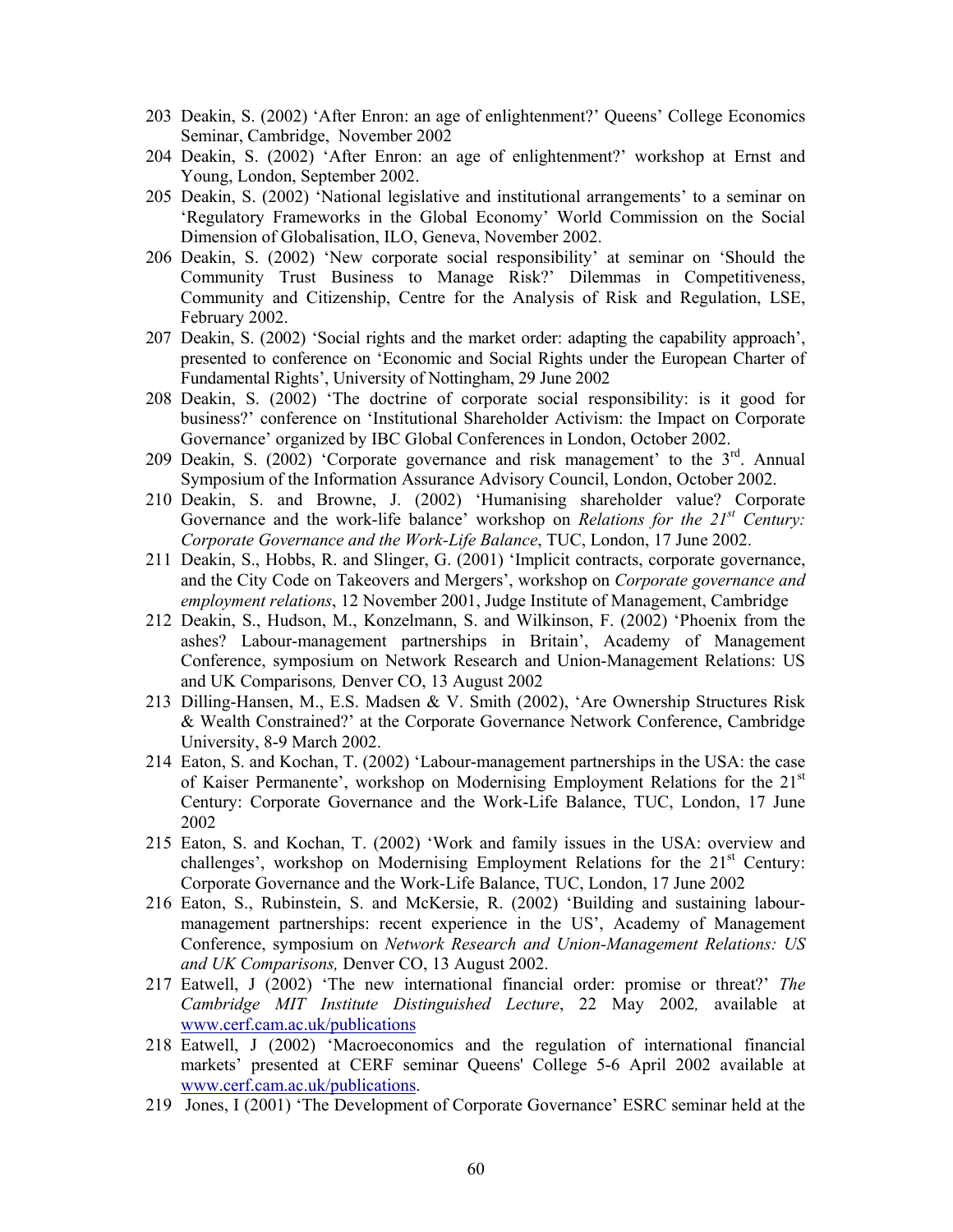203 Deakin, S. (2002) ‘After Enron: an age of enlightenment?’ Queens’ College Economics Seminar, Cambridge, November 2002

204 Deakin, S. (2002) ‘After Enron: an age of enlightenment?’ workshop at Ernst and Young, London, September 2002.

205 Deakin, S. (2002) ‘National legislative and institutional arrangements’ to a seminar on ‘Regulatory Frameworks in the Global Economy’ World Commission on the Social Dimension of Globalisation, ILO, Geneva, November 2002.

206 Deakin, S. (2002) ‘New corporate social responsibility’ at seminar on ‘Should the Community Trust Business to Manage Risk?’ Dilemmas in Competitiveness, Community and Citizenship, Centre for the Analysis of Risk and Regulation, LSE, February 2002.

207 Deakin, S. (2002) ‘Social rights and the market order: adapting the capability approach’, presented to conference on ‘Economic and Social Rights under the European Charter of Fundamental Rights’, University of Nottingham, 29 June 2002

208 Deakin, S. (2002) ‘The doctrine of corporate social responsibility: is it good for business?’ conference on ‘Institutional Shareholder Activism: the Impact on Corporate Governance’ organized by IBC Global Conferences in London, October 2002.

209 Deakin, S. (2002) ‘Corporate governance and risk management’ to the 3rd. Annual Symposium of the Information Assurance Advisory Council, London, October 2002.

210 Deakin, S. and Browne, J. (2002) ‘Humanising shareholder value? Corporate Governance and the work-life balance’ workshop on *Relations for the 21st Century: Corporate Governance and the Work-Life Balance*, TUC, London, 17 June 2002.

211 Deakin, S., Hobbs, R. and Slinger, G. (2001) ‘Implicit contracts, corporate governance, and the City Code on Takeovers and Mergers’, workshop on *Corporate governance and employment relations*, 12 November 2001, Judge Institute of Management, Cambridge

212 Deakin, S., Hudson, M., Konzelmann, S. and Wilkinson, F. (2002) ‘Phoenix from the ashes? Labour-management partnerships in Britain’, Academy of Management Conference, symposium on Network Research and Union-Management Relations: US and UK Comparisons*,* Denver CO, 13 August 2002

213 Dilling-Hansen, M., E.S. Madsen & V. Smith (2002), ‘Are Ownership Structures Risk & Wealth Constrained?’ at the Corporate Governance Network Conference, Cambridge University, 8-9 March 2002.

214 Eaton, S. and Kochan, T. (2002) ‘Labour-management partnerships in the USA: the case of Kaiser Permanente’, workshop on Modernising Employment Relations for the 21st Century: Corporate Governance and the Work-Life Balance, TUC, London, 17 June 2002

215 Eaton, S. and Kochan, T. (2002) ‘Work and family issues in the USA: overview and challenges’, workshop on Modernising Employment Relations for the 21st Century: Corporate Governance and the Work-Life Balance, TUC, London, 17 June 2002

216 Eaton, S., Rubinstein, S. and McKersie, R. (2002) ‘Building and sustaining labour-management partnerships: recent experience in the US’, Academy of Management Conference, symposium on *Network Research and Union-Management Relations: US and UK Comparisons,* Denver CO, 13 August 2002.

217 Eatwell, J (2002) ‘The new international financial order: promise or threat?’ *The Cambridge MIT Institute Distinguished Lecture*, 22 May 2002*,* available at www.cerf.cam.ac.uk/publications

218 Eatwell, J (2002) ‘Macroeconomics and the regulation of international financial markets’ presented at CERF seminar Queens' College 5-6 April 2002 available at www.cerf.cam.ac.uk/publications.

219 Jones, I (2001) ‘The Development of Corporate Governance’ ESRC seminar held at the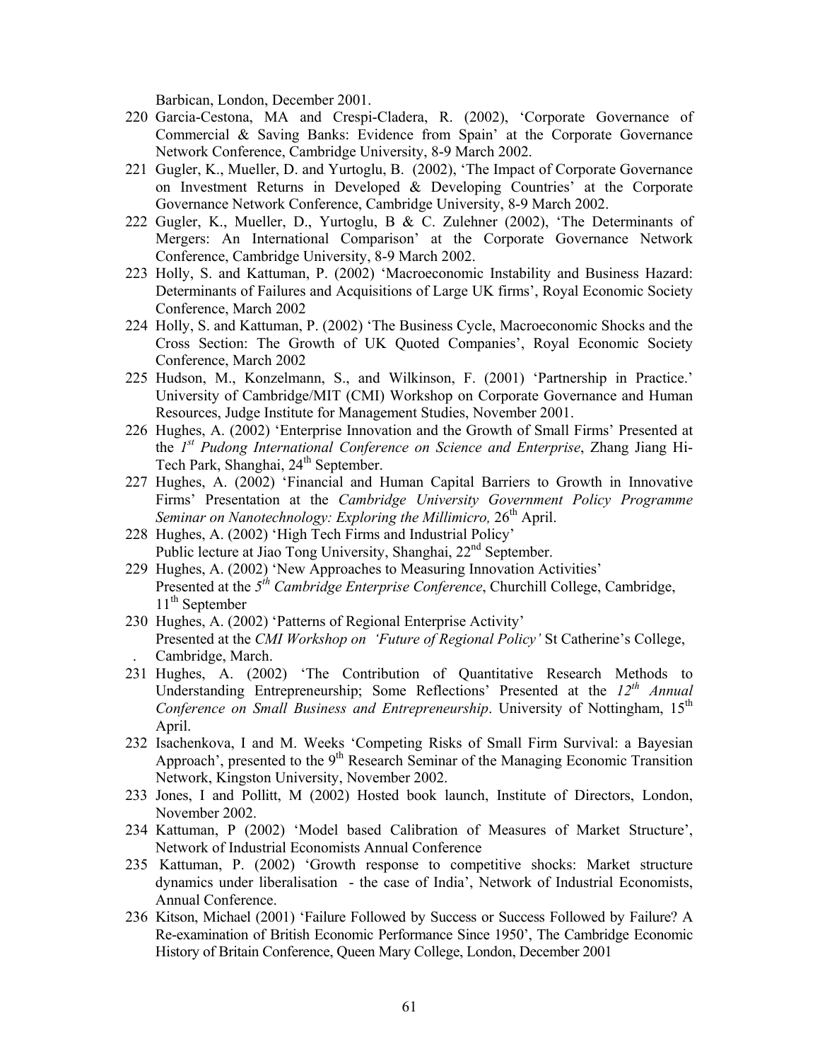Barbican, London, December 2001.

220 Garcia-Cestona, MA and Crespi-Cladera, R. (2002), 'Corporate Governance of Commercial & Saving Banks: Evidence from Spain' at the Corporate Governance Network Conference, Cambridge University, 8-9 March 2002.

221 Gugler, K., Mueller, D. and Yurtoglu, B. (2002), 'The Impact of Corporate Governance on Investment Returns in Developed & Developing Countries' at the Corporate Governance Network Conference, Cambridge University, 8-9 March 2002.

222 Gugler, K., Mueller, D., Yurtoglu, B & C. Zulehner (2002), 'The Determinants of Mergers: An International Comparison' at the Corporate Governance Network Conference, Cambridge University, 8-9 March 2002.

223 Holly, S. and Kattuman, P. (2002) 'Macroeconomic Instability and Business Hazard: Determinants of Failures and Acquisitions of Large UK firms', Royal Economic Society Conference, March 2002

224 Holly, S. and Kattuman, P. (2002) 'The Business Cycle, Macroeconomic Shocks and the Cross Section: The Growth of UK Quoted Companies', Royal Economic Society Conference, March 2002

225 Hudson, M., Konzelmann, S., and Wilkinson, F. (2001) 'Partnership in Practice.' University of Cambridge/MIT (CMI) Workshop on Corporate Governance and Human Resources, Judge Institute for Management Studies, November 2001.

226 Hughes, A. (2002) 'Enterprise Innovation and the Growth of Small Firms' Presented at the *1st Pudong International Conference on Science and Enterprise*, Zhang Jiang Hi-Tech Park, Shanghai, 24th September.

227 Hughes, A. (2002) 'Financial and Human Capital Barriers to Growth in Innovative Firms' Presentation at the *Cambridge University Government Policy Programme Seminar on Nanotechnology: Exploring the Millimicro,* 26th April.

228 Hughes, A. (2002) 'High Tech Firms and Industrial Policy' Public lecture at Jiao Tong University, Shanghai, 22nd September.

229 Hughes, A. (2002) 'New Approaches to Measuring Innovation Activities' Presented at the *5th Cambridge Enterprise Conference*, Churchill College, Cambridge, 11th September

230 Hughes, A. (2002) 'Patterns of Regional Enterprise Activity' Presented at the *CMI Workshop on 'Future of Regional Policy'* St Catherine's College, Cambridge, March.

231 Hughes, A. (2002) 'The Contribution of Quantitative Research Methods to Understanding Entrepreneurship; Some Reflections' Presented at the *12th Annual Conference on Small Business and Entrepreneurship*. University of Nottingham, 15th April.

232 Isachenkova, I and M. Weeks 'Competing Risks of Small Firm Survival: a Bayesian Approach', presented to the 9th Research Seminar of the Managing Economic Transition Network, Kingston University, November 2002.

233 Jones, I and Pollitt, M (2002) Hosted book launch, Institute of Directors, London, November 2002.

234 Kattuman, P (2002) 'Model based Calibration of Measures of Market Structure', Network of Industrial Economists Annual Conference

235 Kattuman, P. (2002) 'Growth response to competitive shocks: Market structure dynamics under liberalisation - the case of India', Network of Industrial Economists, Annual Conference.

236 Kitson, Michael (2001) 'Failure Followed by Success or Success Followed by Failure? A Re-examination of British Economic Performance Since 1950', The Cambridge Economic History of Britain Conference, Queen Mary College, London, December 2001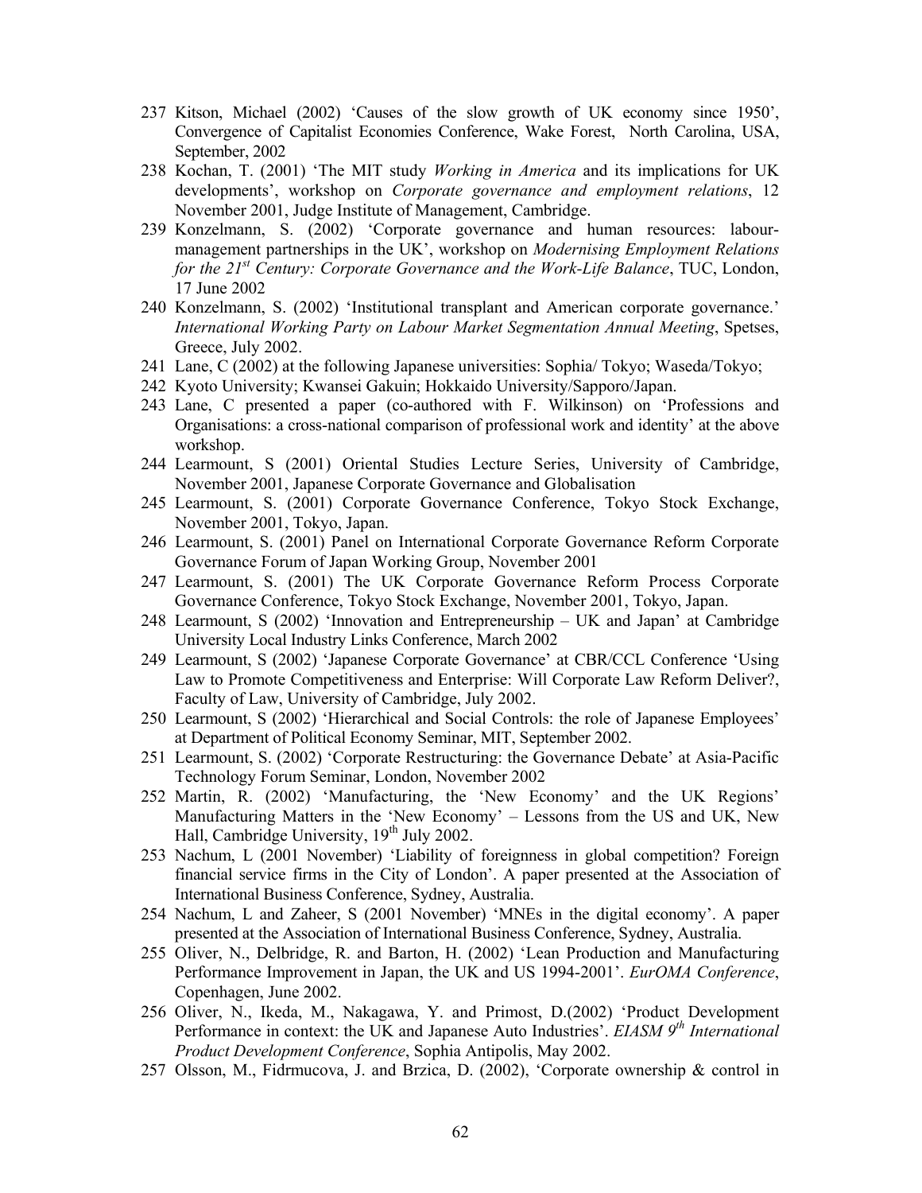237 Kitson, Michael (2002) 'Causes of the slow growth of UK economy since 1950', Convergence of Capitalist Economies Conference, Wake Forest, North Carolina, USA, September, 2002

238 Kochan, T. (2001) 'The MIT study *Working in America* and its implications for UK developments', workshop on *Corporate governance and employment relations*, 12 November 2001, Judge Institute of Management, Cambridge.

239 Konzelmann, S. (2002) 'Corporate governance and human resources: labour-management partnerships in the UK', workshop on *Modernising Employment Relations for the 21st Century: Corporate Governance and the Work-Life Balance*, TUC, London, 17 June 2002

240 Konzelmann, S. (2002) 'Institutional transplant and American corporate governance.' *International Working Party on Labour Market Segmentation Annual Meeting*, Spetses, Greece, July 2002.

241 Lane, C (2002) at the following Japanese universities: Sophia/ Tokyo; Waseda/Tokyo;

242 Kyoto University; Kwansei Gakuin; Hokkaido University/Sapporo/Japan.

243 Lane, C presented a paper (co-authored with F. Wilkinson) on 'Professions and Organisations: a cross-national comparison of professional work and identity' at the above workshop.

244 Learmount, S (2001) Oriental Studies Lecture Series, University of Cambridge, November 2001, Japanese Corporate Governance and Globalisation

245 Learmount, S. (2001) Corporate Governance Conference, Tokyo Stock Exchange, November 2001, Tokyo, Japan.

246 Learmount, S. (2001) Panel on International Corporate Governance Reform Corporate Governance Forum of Japan Working Group, November 2001

247 Learmount, S. (2001) The UK Corporate Governance Reform Process Corporate Governance Conference, Tokyo Stock Exchange, November 2001, Tokyo, Japan.

248 Learmount, S (2002) 'Innovation and Entrepreneurship – UK and Japan' at Cambridge University Local Industry Links Conference, March 2002

249 Learmount, S (2002) 'Japanese Corporate Governance' at CBR/CCL Conference 'Using Law to Promote Competitiveness and Enterprise: Will Corporate Law Reform Deliver?, Faculty of Law, University of Cambridge, July 2002.

250 Learmount, S (2002) 'Hierarchical and Social Controls: the role of Japanese Employees' at Department of Political Economy Seminar, MIT, September 2002.

251 Learmount, S. (2002) 'Corporate Restructuring: the Governance Debate' at Asia-Pacific Technology Forum Seminar, London, November 2002

252 Martin, R. (2002) 'Manufacturing, the 'New Economy' and the UK Regions' Manufacturing Matters in the 'New Economy' – Lessons from the US and UK, New Hall, Cambridge University, 19th July 2002.

253 Nachum, L (2001 November) 'Liability of foreignness in global competition? Foreign financial service firms in the City of London'. A paper presented at the Association of International Business Conference, Sydney, Australia.

254 Nachum, L and Zaheer, S (2001 November) 'MNEs in the digital economy'. A paper presented at the Association of International Business Conference, Sydney, Australia.

255 Oliver, N., Delbridge, R. and Barton, H. (2002) 'Lean Production and Manufacturing Performance Improvement in Japan, the UK and US 1994-2001'. *EurOMA Conference*, Copenhagen, June 2002.

256 Oliver, N., Ikeda, M., Nakagawa, Y. and Primost, D.(2002) 'Product Development Performance in context: the UK and Japanese Auto Industries'. *EIASM 9th International Product Development Conference*, Sophia Antipolis, May 2002.

257 Olsson, M., Fidrmucova, J. and Brzica, D. (2002), 'Corporate ownership & control in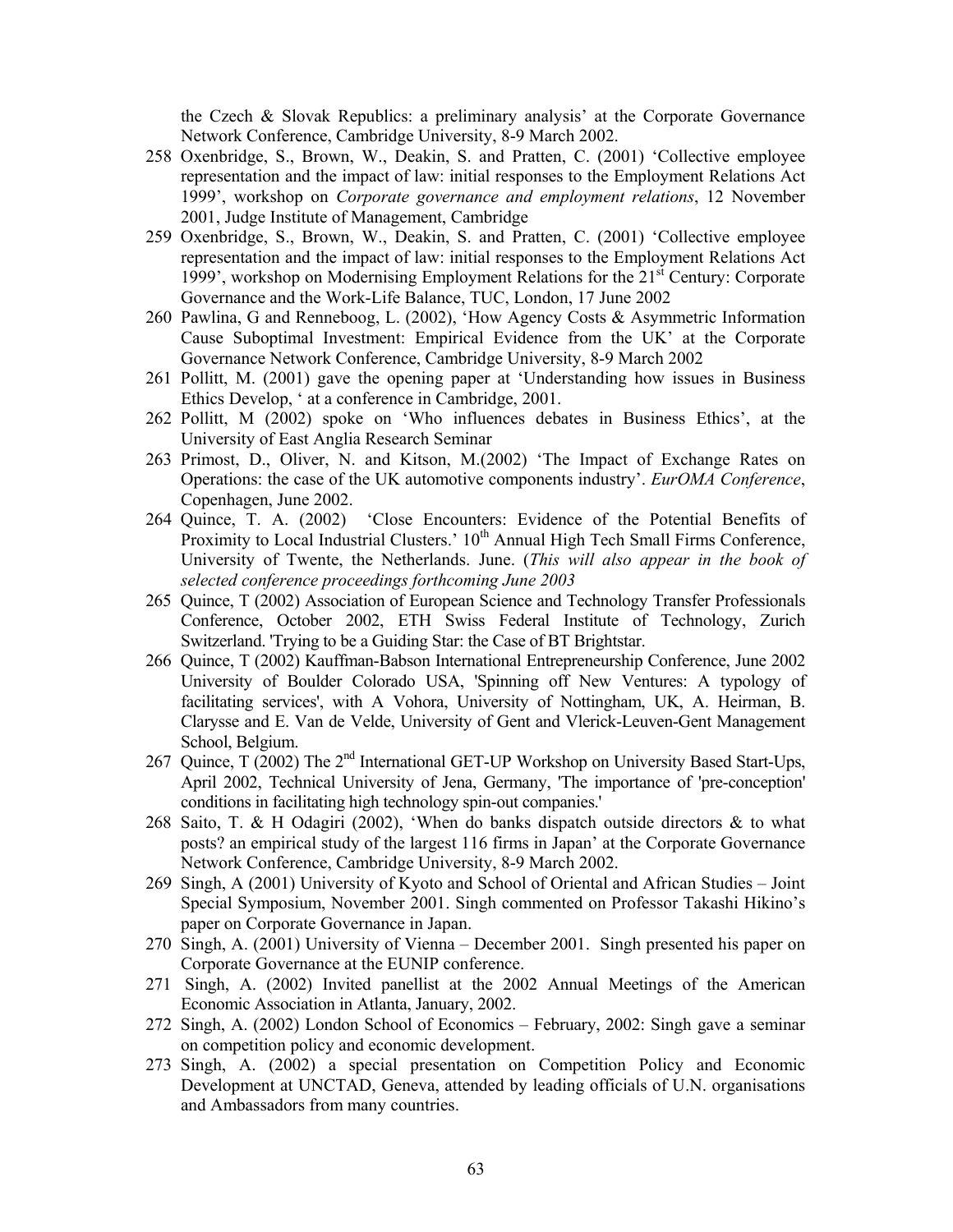the Czech & Slovak Republics: a preliminary analysis' at the Corporate Governance Network Conference, Cambridge University, 8-9 March 2002.

258 Oxenbridge, S., Brown, W., Deakin, S. and Pratten, C. (2001) 'Collective employee representation and the impact of law: initial responses to the Employment Relations Act 1999', workshop on *Corporate governance and employment relations*, 12 November 2001, Judge Institute of Management, Cambridge

259 Oxenbridge, S., Brown, W., Deakin, S. and Pratten, C. (2001) 'Collective employee representation and the impact of law: initial responses to the Employment Relations Act 1999', workshop on Modernising Employment Relations for the 21st Century: Corporate Governance and the Work-Life Balance, TUC, London, 17 June 2002

260 Pawlina, G and Renneboog, L. (2002), 'How Agency Costs & Asymmetric Information Cause Suboptimal Investment: Empirical Evidence from the UK' at the Corporate Governance Network Conference, Cambridge University, 8-9 March 2002

261 Pollitt, M. (2001) gave the opening paper at 'Understanding how issues in Business Ethics Develop, ' at a conference in Cambridge, 2001.

262 Pollitt, M (2002) spoke on 'Who influences debates in Business Ethics', at the University of East Anglia Research Seminar

263 Primost, D., Oliver, N. and Kitson, M.(2002) 'The Impact of Exchange Rates on Operations: the case of the UK automotive components industry'. *EurOMA Conference*, Copenhagen, June 2002.

264 Quince, T. A. (2002) 'Close Encounters: Evidence of the Potential Benefits of Proximity to Local Industrial Clusters.' 10th Annual High Tech Small Firms Conference, University of Twente, the Netherlands. June. (*This will also appear in the book of selected conference proceedings forthcoming June 2003*

265 Quince, T (2002) Association of European Science and Technology Transfer Professionals Conference, October 2002, ETH Swiss Federal Institute of Technology, Zurich Switzerland. 'Trying to be a Guiding Star: the Case of BT Brightstar.

266 Quince, T (2002) Kauffman-Babson International Entrepreneurship Conference, June 2002 University of Boulder Colorado USA, 'Spinning off New Ventures: A typology of facilitating services', with A Vohora, University of Nottingham, UK, A. Heirman, B. Clarysse and E. Van de Velde, University of Gent and Vlerick-Leuven-Gent Management School, Belgium.

267 Quince, T (2002) The 2nd International GET-UP Workshop on University Based Start-Ups, April 2002, Technical University of Jena, Germany, 'The importance of 'pre-conception' conditions in facilitating high technology spin-out companies.'

268 Saito, T. & H Odagiri (2002), 'When do banks dispatch outside directors & to what posts? an empirical study of the largest 116 firms in Japan' at the Corporate Governance Network Conference, Cambridge University, 8-9 March 2002.

269 Singh, A (2001) University of Kyoto and School of Oriental and African Studies – Joint Special Symposium, November 2001. Singh commented on Professor Takashi Hikino's paper on Corporate Governance in Japan.

270 Singh, A. (2001) University of Vienna – December 2001. Singh presented his paper on Corporate Governance at the EUNIP conference.

271 Singh, A. (2002) Invited panellist at the 2002 Annual Meetings of the American Economic Association in Atlanta, January, 2002.

272 Singh, A. (2002) London School of Economics – February, 2002: Singh gave a seminar on competition policy and economic development.

273 Singh, A. (2002) a special presentation on Competition Policy and Economic Development at UNCTAD, Geneva, attended by leading officials of U.N. organisations and Ambassadors from many countries.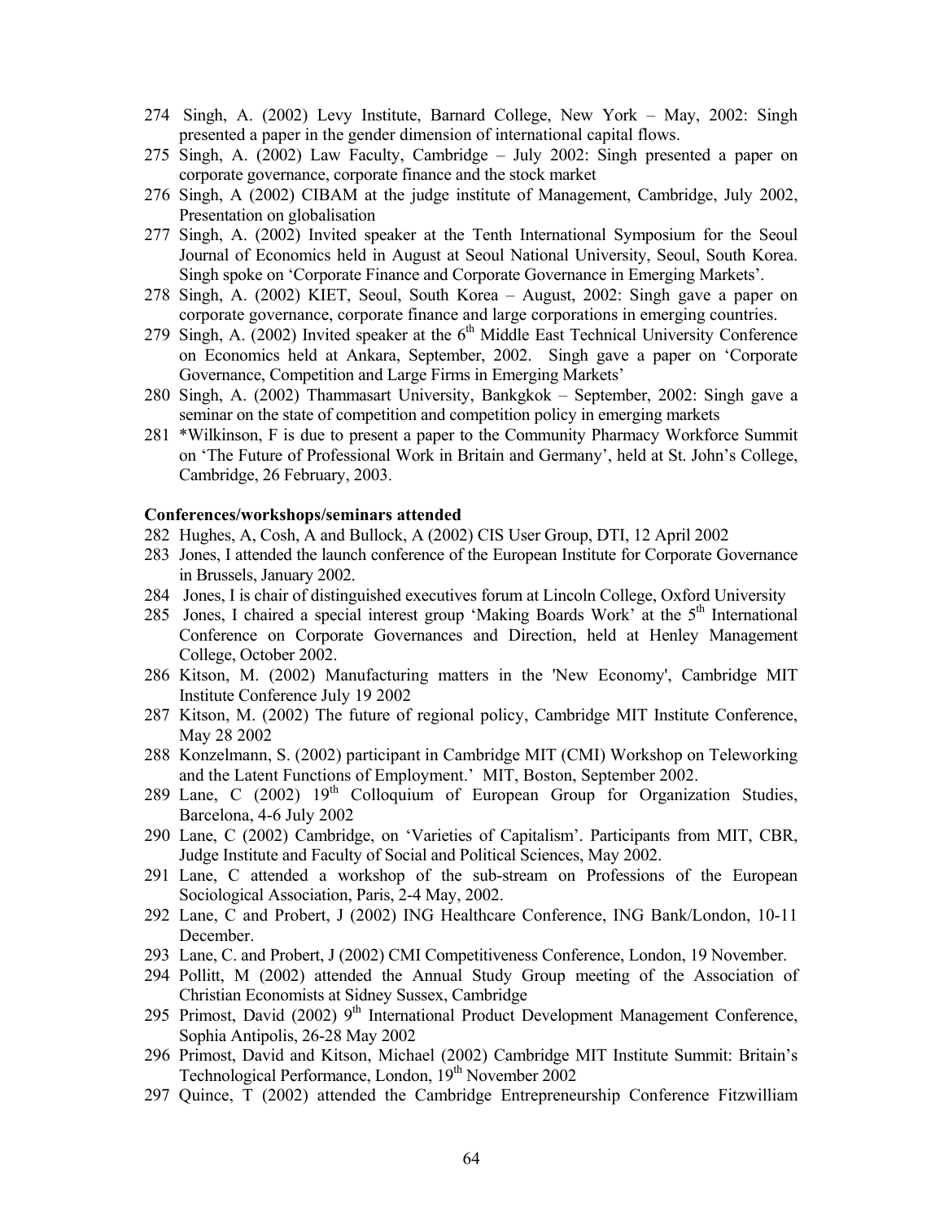274 Singh, A. (2002) Levy Institute, Barnard College, New York – May, 2002: Singh presented a paper in the gender dimension of international capital flows.

275 Singh, A. (2002) Law Faculty, Cambridge – July 2002: Singh presented a paper on corporate governance, corporate finance and the stock market

276 Singh, A (2002) CIBAM at the judge institute of Management, Cambridge, July 2002, Presentation on globalisation

277 Singh, A. (2002) Invited speaker at the Tenth International Symposium for the Seoul Journal of Economics held in August at Seoul National University, Seoul, South Korea. Singh spoke on 'Corporate Finance and Corporate Governance in Emerging Markets'.

278 Singh, A. (2002) KIET, Seoul, South Korea – August, 2002: Singh gave a paper on corporate governance, corporate finance and large corporations in emerging countries.

279 Singh, A. (2002) Invited speaker at the 6th Middle East Technical University Conference on Economics held at Ankara, September, 2002. Singh gave a paper on 'Corporate Governance, Competition and Large Firms in Emerging Markets'

280 Singh, A. (2002) Thammasart University, Bankgkok – September, 2002: Singh gave a seminar on the state of competition and competition policy in emerging markets

281 *Wilkinson, F is due to present a paper to the Community Pharmacy Workforce Summit on 'The Future of Professional Work in Britain and Germany', held at St. John's College, Cambridge, 26 February, 2003.

**Conferences/workshops/seminars attended**

282 Hughes, A, Cosh, A and Bullock, A (2002) CIS User Group, DTI, 12 April 2002

283 Jones, I attended the launch conference of the European Institute for Corporate Governance in Brussels, January 2002.

284 Jones, I is chair of distinguished executives forum at Lincoln College, Oxford University

285 Jones, I chaired a special interest group 'Making Boards Work' at the 5th International Conference on Corporate Governances and Direction, held at Henley Management College, October 2002.

286 Kitson, M. (2002) Manufacturing matters in the 'New Economy', Cambridge MIT Institute Conference July 19 2002

287 Kitson, M. (2002) The future of regional policy, Cambridge MIT Institute Conference, May 28 2002

288 Konzelmann, S. (2002) participant in Cambridge MIT (CMI) Workshop on Teleworking and the Latent Functions of Employment.' MIT, Boston, September 2002.

289 Lane, C (2002) 19th Colloquium of European Group for Organization Studies, Barcelona, 4-6 July 2002

290 Lane, C (2002) Cambridge, on 'Varieties of Capitalism'. Participants from MIT, CBR, Judge Institute and Faculty of Social and Political Sciences, May 2002.

291 Lane, C attended a workshop of the sub-stream on Professions of the European Sociological Association, Paris, 2-4 May, 2002.

292 Lane, C and Probert, J (2002) ING Healthcare Conference, ING Bank/London, 10-11 December.

293 Lane, C. and Probert, J (2002) CMI Competitiveness Conference, London, 19 November.

294 Pollitt, M (2002) attended the Annual Study Group meeting of the Association of Christian Economists at Sidney Sussex, Cambridge

295 Primost, David (2002) 9th International Product Development Management Conference, Sophia Antipolis, 26-28 May 2002

296 Primost, David and Kitson, Michael (2002) Cambridge MIT Institute Summit: Britain's Technological Performance, London, 19th November 2002

297 Quince, T (2002) attended the Cambridge Entrepreneurship Conference Fitzwilliam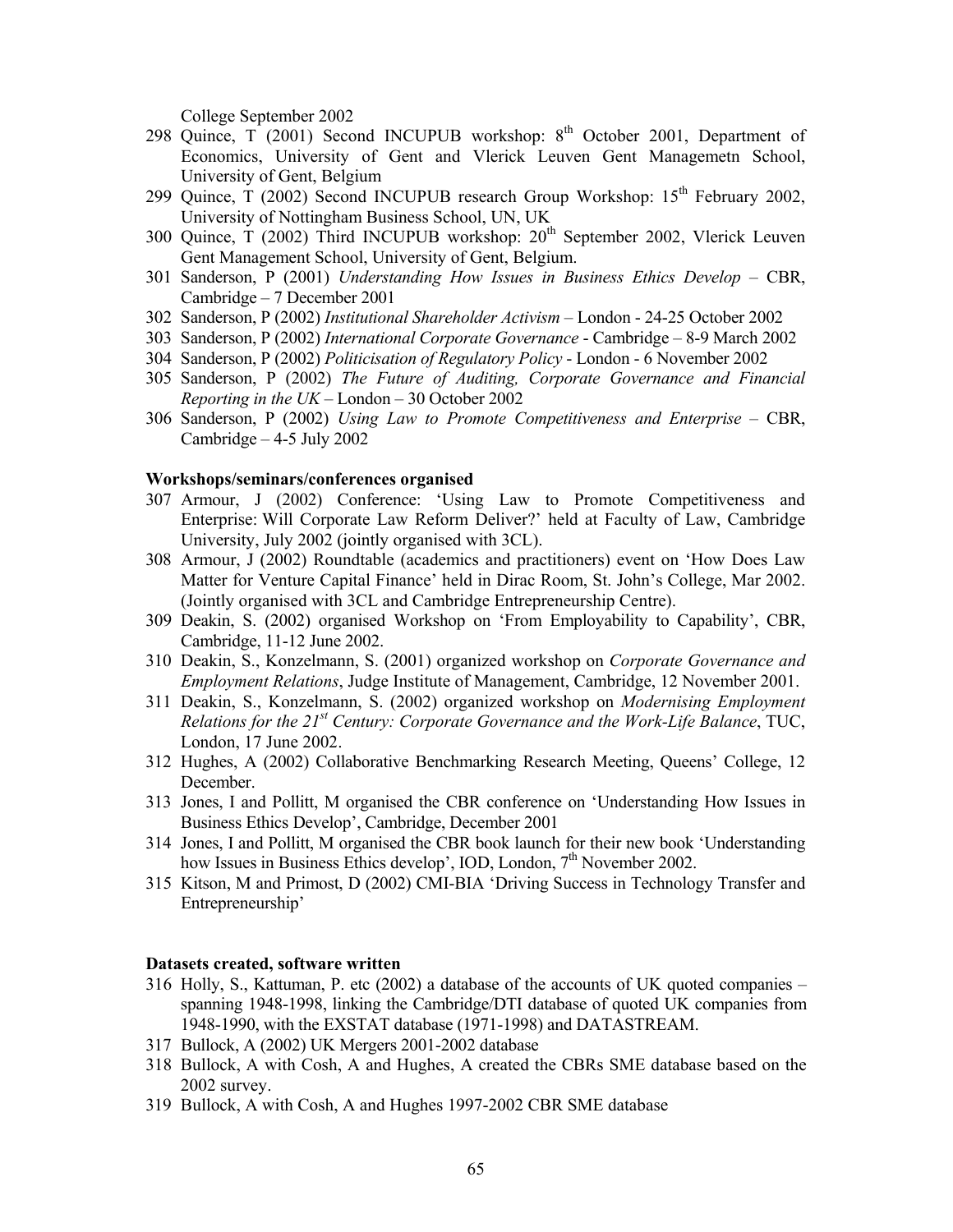College September 2002

298 Quince, T (2001) Second INCUPUB workshop: 8th October 2001, Department of Economics, University of Gent and Vlerick Leuven Gent Managemetn School, University of Gent, Belgium

299 Quince, T (2002) Second INCUPUB research Group Workshop: 15th February 2002, University of Nottingham Business School, UN, UK

300 Quince, T (2002) Third INCUPUB workshop: 20th September 2002, Vlerick Leuven Gent Management School, University of Gent, Belgium.

301 Sanderson, P (2001) *Understanding How Issues in Business Ethics Develop* – CBR, Cambridge – 7 December 2001

302 Sanderson, P (2002) *Institutional Shareholder Activism* – London - 24-25 October 2002

303 Sanderson, P (2002) *International Corporate Governance* - Cambridge – 8-9 March 2002

304 Sanderson, P (2002) *Politicisation of Regulatory Policy* - London - 6 November 2002

305 Sanderson, P (2002) *The Future of Auditing, Corporate Governance and Financial Reporting in the UK* – London – 30 October 2002

306 Sanderson, P (2002) *Using Law to Promote Competitiveness and Enterprise* – CBR, Cambridge – 4-5 July 2002

**Workshops/seminars/conferences organised**

307 Armour, J (2002) Conference: 'Using Law to Promote Competitiveness and Enterprise: Will Corporate Law Reform Deliver?' held at Faculty of Law, Cambridge University, July 2002 (jointly organised with 3CL).

308 Armour, J (2002) Roundtable (academics and practitioners) event on 'How Does Law Matter for Venture Capital Finance' held in Dirac Room, St. John's College, Mar 2002. (Jointly organised with 3CL and Cambridge Entrepreneurship Centre).

309 Deakin, S. (2002) organised Workshop on 'From Employability to Capability', CBR, Cambridge, 11-12 June 2002.

310 Deakin, S., Konzelmann, S. (2001) organized workshop on *Corporate Governance and Employment Relations*, Judge Institute of Management, Cambridge, 12 November 2001.

311 Deakin, S., Konzelmann, S. (2002) organized workshop on *Modernising Employment Relations for the 21st Century: Corporate Governance and the Work-Life Balance*, TUC, London, 17 June 2002.

312 Hughes, A (2002) Collaborative Benchmarking Research Meeting, Queens' College, 12 December.

313 Jones, I and Pollitt, M organised the CBR conference on 'Understanding How Issues in Business Ethics Develop', Cambridge, December 2001

314 Jones, I and Pollitt, M organised the CBR book launch for their new book 'Understanding how Issues in Business Ethics develop', IOD, London, 7th November 2002.

315 Kitson, M and Primost, D (2002) CMI-BIA 'Driving Success in Technology Transfer and Entrepreneurship'

**Datasets created, software written**

316 Holly, S., Kattuman, P. etc (2002) a database of the accounts of UK quoted companies – spanning 1948-1998, linking the Cambridge/DTI database of quoted UK companies from 1948-1990, with the EXSTAT database (1971-1998) and DATASTREAM.

317 Bullock, A (2002) UK Mergers 2001-2002 database

318 Bullock, A with Cosh, A and Hughes, A created the CBRs SME database based on the 2002 survey.

319 Bullock, A with Cosh, A and Hughes 1997-2002 CBR SME database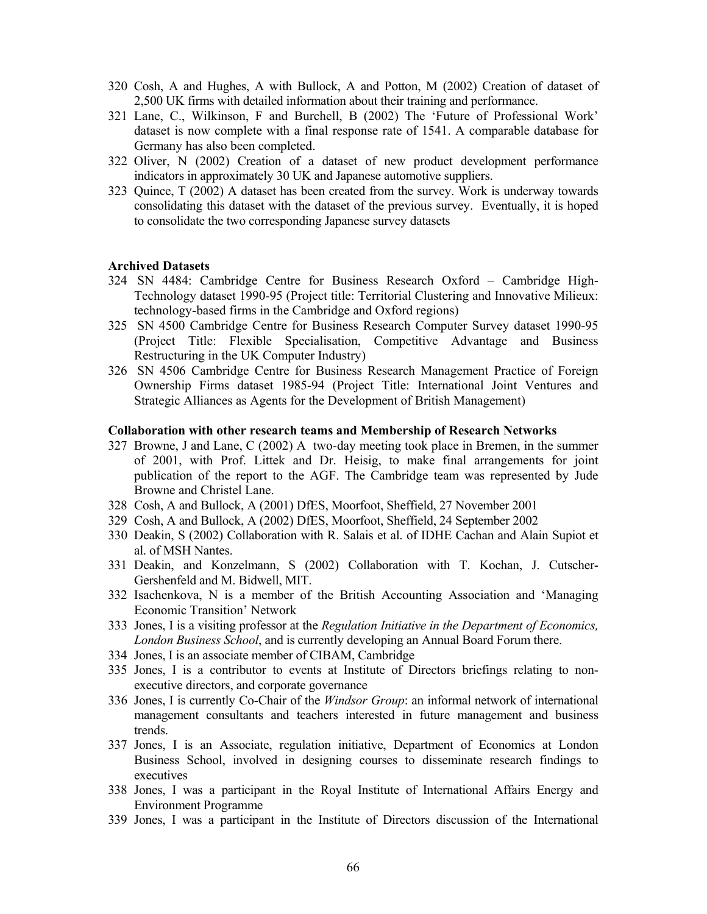320 Cosh, A and Hughes, A with Bullock, A and Potton, M (2002) Creation of dataset of 2,500 UK firms with detailed information about their training and performance.

321 Lane, C., Wilkinson, F and Burchell, B (2002) The 'Future of Professional Work' dataset is now complete with a final response rate of 1541. A comparable database for Germany has also been completed.

322 Oliver, N (2002) Creation of a dataset of new product development performance indicators in approximately 30 UK and Japanese automotive suppliers.

323 Quince, T (2002) A dataset has been created from the survey. Work is underway towards consolidating this dataset with the dataset of the previous survey. Eventually, it is hoped to consolidate the two corresponding Japanese survey datasets

**Archived Datasets**

324 SN 4484: Cambridge Centre for Business Research Oxford – Cambridge High-Technology dataset 1990-95 (Project title: Territorial Clustering and Innovative Milieux: technology-based firms in the Cambridge and Oxford regions)

325 SN 4500 Cambridge Centre for Business Research Computer Survey dataset 1990-95 (Project Title: Flexible Specialisation, Competitive Advantage and Business Restructuring in the UK Computer Industry)

326 SN 4506 Cambridge Centre for Business Research Management Practice of Foreign Ownership Firms dataset 1985-94 (Project Title: International Joint Ventures and Strategic Alliances as Agents for the Development of British Management)

**Collaboration with other research teams and Membership of Research Networks**

327 Browne, J and Lane, C (2002) A two-day meeting took place in Bremen, in the summer of 2001, with Prof. Littek and Dr. Heisig, to make final arrangements for joint publication of the report to the AGF. The Cambridge team was represented by Jude Browne and Christel Lane.

328 Cosh, A and Bullock, A (2001) DfES, Moorfoot, Sheffield, 27 November 2001

329 Cosh, A and Bullock, A (2002) DfES, Moorfoot, Sheffield, 24 September 2002

330 Deakin, S (2002) Collaboration with R. Salais et al. of IDHE Cachan and Alain Supiot et al. of MSH Nantes.

331 Deakin, and Konzelmann, S (2002) Collaboration with T. Kochan, J. Cutscher-Gershenfeld and M. Bidwell, MIT.

332 Isachenkova, N is a member of the British Accounting Association and 'Managing Economic Transition' Network

333 Jones, I is a visiting professor at the *Regulation Initiative in the Department of Economics, London Business School*, and is currently developing an Annual Board Forum there.

334 Jones, I is an associate member of CIBAM, Cambridge

335 Jones, I is a contributor to events at Institute of Directors briefings relating to non-executive directors, and corporate governance

336 Jones, I is currently Co-Chair of the *Windsor Group*: an informal network of international management consultants and teachers interested in future management and business trends.

337 Jones, I is an Associate, regulation initiative, Department of Economics at London Business School, involved in designing courses to disseminate research findings to executives

338 Jones, I was a participant in the Royal Institute of International Affairs Energy and Environment Programme

339 Jones, I was a participant in the Institute of Directors discussion of the International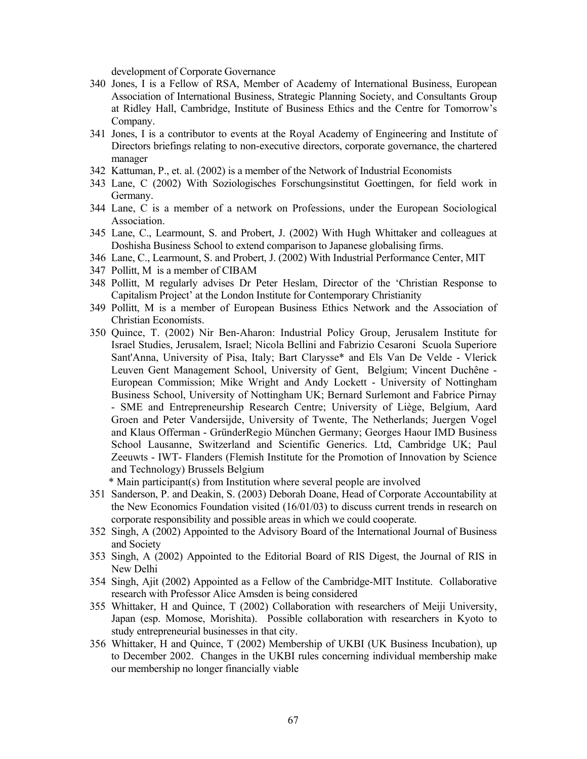development of Corporate Governance

340 Jones, I is a Fellow of RSA, Member of Academy of International Business, European Association of International Business, Strategic Planning Society, and Consultants Group at Ridley Hall, Cambridge, Institute of Business Ethics and the Centre for Tomorrow's Company.

341 Jones, I is a contributor to events at the Royal Academy of Engineering and Institute of Directors briefings relating to non-executive directors, corporate governance, the chartered manager

342 Kattuman, P., et. al. (2002) is a member of the Network of Industrial Economists

343 Lane, C (2002) With Soziologisches Forschungsinstitut Goettingen, for field work in Germany.

344 Lane, C is a member of a network on Professions, under the European Sociological Association.

345 Lane, C., Learmount, S. and Probert, J. (2002) With Hugh Whittaker and colleagues at Doshisha Business School to extend comparison to Japanese globalising firms.

346 Lane, C., Learmount, S. and Probert, J. (2002) With Industrial Performance Center, MIT

347 Pollitt, M is a member of CIBAM

348 Pollitt, M regularly advises Dr Peter Heslam, Director of the 'Christian Response to Capitalism Project' at the London Institute for Contemporary Christianity

349 Pollitt, M is a member of European Business Ethics Network and the Association of Christian Economists.

350 Quince, T. (2002) Nir Ben-Aharon: Industrial Policy Group, Jerusalem Institute for Israel Studies, Jerusalem, Israel; Nicola Bellini and Fabrizio Cesaroni Scuola Superiore Sant'Anna, University of Pisa, Italy; Bart Clarysse* and Els Van De Velde - Vlerick Leuven Gent Management School, University of Gent, Belgium; Vincent Duchêne - European Commission; Mike Wright and Andy Lockett - University of Nottingham Business School, University of Nottingham UK; Bernard Surlemont and Fabrice Pirnay - SME and Entrepreneurship Research Centre; University of Liège, Belgium, Aard Groen and Peter Vandersijde, University of Twente, The Netherlands; Juergen Vogel and Klaus Offerman - GründerRegio München Germany; Georges Haour IMD Business School Lausanne, Switzerland and Scientific Generics. Ltd, Cambridge UK; Paul Zeeuwts - IWT- Flanders (Flemish Institute for the Promotion of Innovation by Science and Technology) Brussels Belgium

\* Main participant(s) from Institution where several people are involved

351 Sanderson, P. and Deakin, S. (2003) Deborah Doane, Head of Corporate Accountability at the New Economics Foundation visited (16/01/03) to discuss current trends in research on corporate responsibility and possible areas in which we could cooperate.

352 Singh, A (2002) Appointed to the Advisory Board of the International Journal of Business and Society

353 Singh, A (2002) Appointed to the Editorial Board of RIS Digest, the Journal of RIS in New Delhi

354 Singh, Ajit (2002) Appointed as a Fellow of the Cambridge-MIT Institute. Collaborative research with Professor Alice Amsden is being considered

355 Whittaker, H and Quince, T (2002) Collaboration with researchers of Meiji University, Japan (esp. Momose, Morishita). Possible collaboration with researchers in Kyoto to study entrepreneurial businesses in that city.

356 Whittaker, H and Quince, T (2002) Membership of UKBI (UK Business Incubation), up to December 2002. Changes in the UKBI rules concerning individual membership make our membership no longer financially viable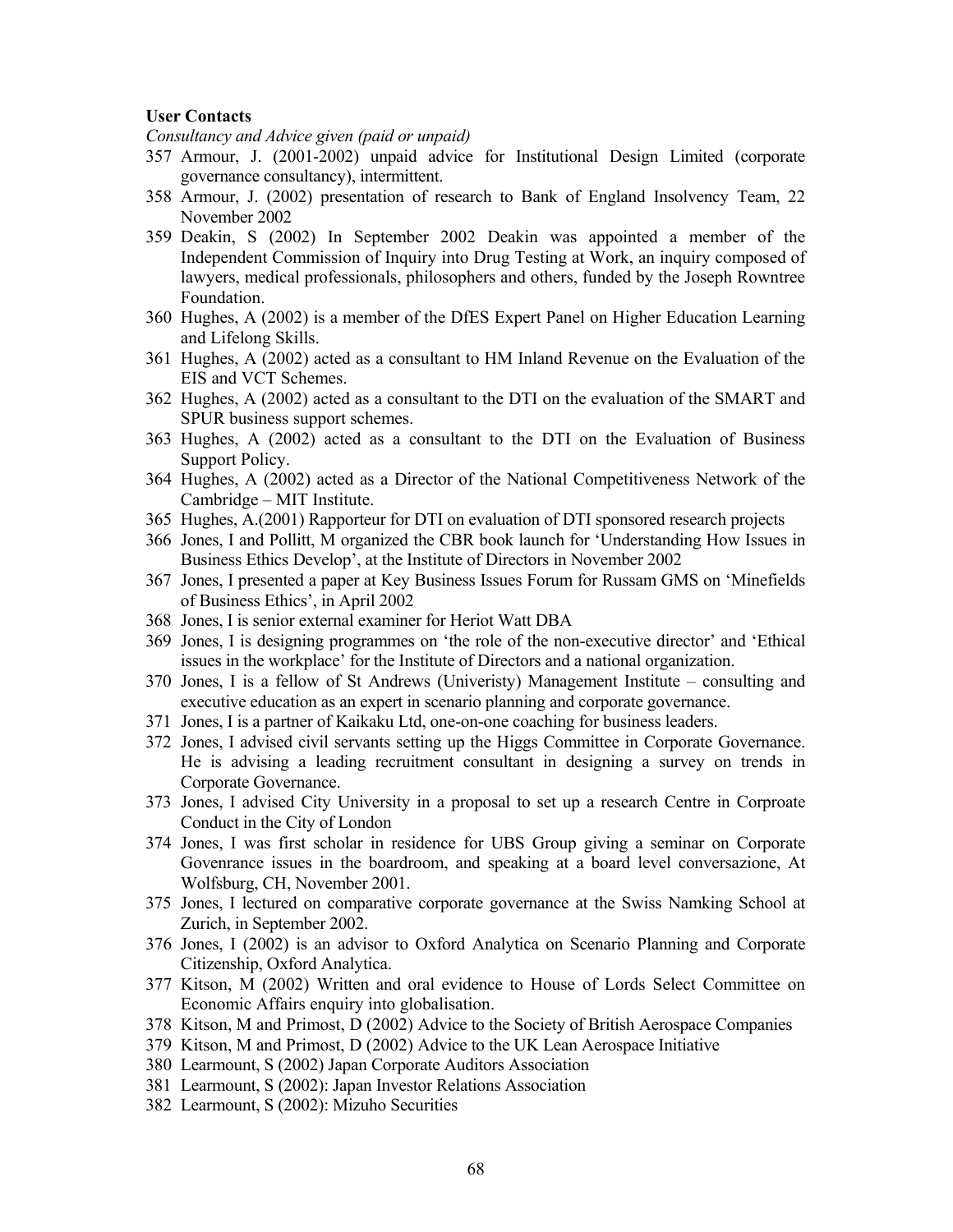**User Contacts**

*Consultancy and Advice given (paid or unpaid)*

357 Armour, J. (2001-2002) unpaid advice for Institutional Design Limited (corporate governance consultancy), intermittent.

358 Armour, J. (2002) presentation of research to Bank of England Insolvency Team, 22 November 2002

359 Deakin, S (2002) In September 2002 Deakin was appointed a member of the Independent Commission of Inquiry into Drug Testing at Work, an inquiry composed of lawyers, medical professionals, philosophers and others, funded by the Joseph Rowntree Foundation.

360 Hughes, A (2002) is a member of the DfES Expert Panel on Higher Education Learning and Lifelong Skills.

361 Hughes, A (2002) acted as a consultant to HM Inland Revenue on the Evaluation of the EIS and VCT Schemes.

362 Hughes, A (2002) acted as a consultant to the DTI on the evaluation of the SMART and SPUR business support schemes.

363 Hughes, A (2002) acted as a consultant to the DTI on the Evaluation of Business Support Policy.

364 Hughes, A (2002) acted as a Director of the National Competitiveness Network of the Cambridge – MIT Institute.

365 Hughes, A.(2001) Rapporteur for DTI on evaluation of DTI sponsored research projects

366 Jones, I and Pollitt, M organized the CBR book launch for 'Understanding How Issues in Business Ethics Develop', at the Institute of Directors in November 2002

367 Jones, I presented a paper at Key Business Issues Forum for Russam GMS on 'Minefields of Business Ethics', in April 2002

368 Jones, I is senior external examiner for Heriot Watt DBA

369 Jones, I is designing programmes on 'the role of the non-executive director' and 'Ethical issues in the workplace' for the Institute of Directors and a national organization.

370 Jones, I is a fellow of St Andrews (Univeristy) Management Institute – consulting and executive education as an expert in scenario planning and corporate governance.

371 Jones, I is a partner of Kaikaku Ltd, one-on-one coaching for business leaders.

372 Jones, I advised civil servants setting up the Higgs Committee in Corporate Governance. He is advising a leading recruitment consultant in designing a survey on trends in Corporate Governance.

373 Jones, I advised City University in a proposal to set up a research Centre in Corproate Conduct in the City of London

374 Jones, I was first scholar in residence for UBS Group giving a seminar on Corporate Govenrance issues in the boardroom, and speaking at a board level conversazione, At Wolfsburg, CH, November 2001.

375 Jones, I lectured on comparative corporate governance at the Swiss Namking School at Zurich, in September 2002.

376 Jones, I (2002) is an advisor to Oxford Analytica on Scenario Planning and Corporate Citizenship, Oxford Analytica.

377 Kitson, M (2002) Written and oral evidence to House of Lords Select Committee on Economic Affairs enquiry into globalisation.

378 Kitson, M and Primost, D (2002) Advice to the Society of British Aerospace Companies

379 Kitson, M and Primost, D (2002) Advice to the UK Lean Aerospace Initiative

380 Learmount, S (2002) Japan Corporate Auditors Association

381 Learmount, S (2002): Japan Investor Relations Association

382 Learmount, S (2002): Mizuho Securities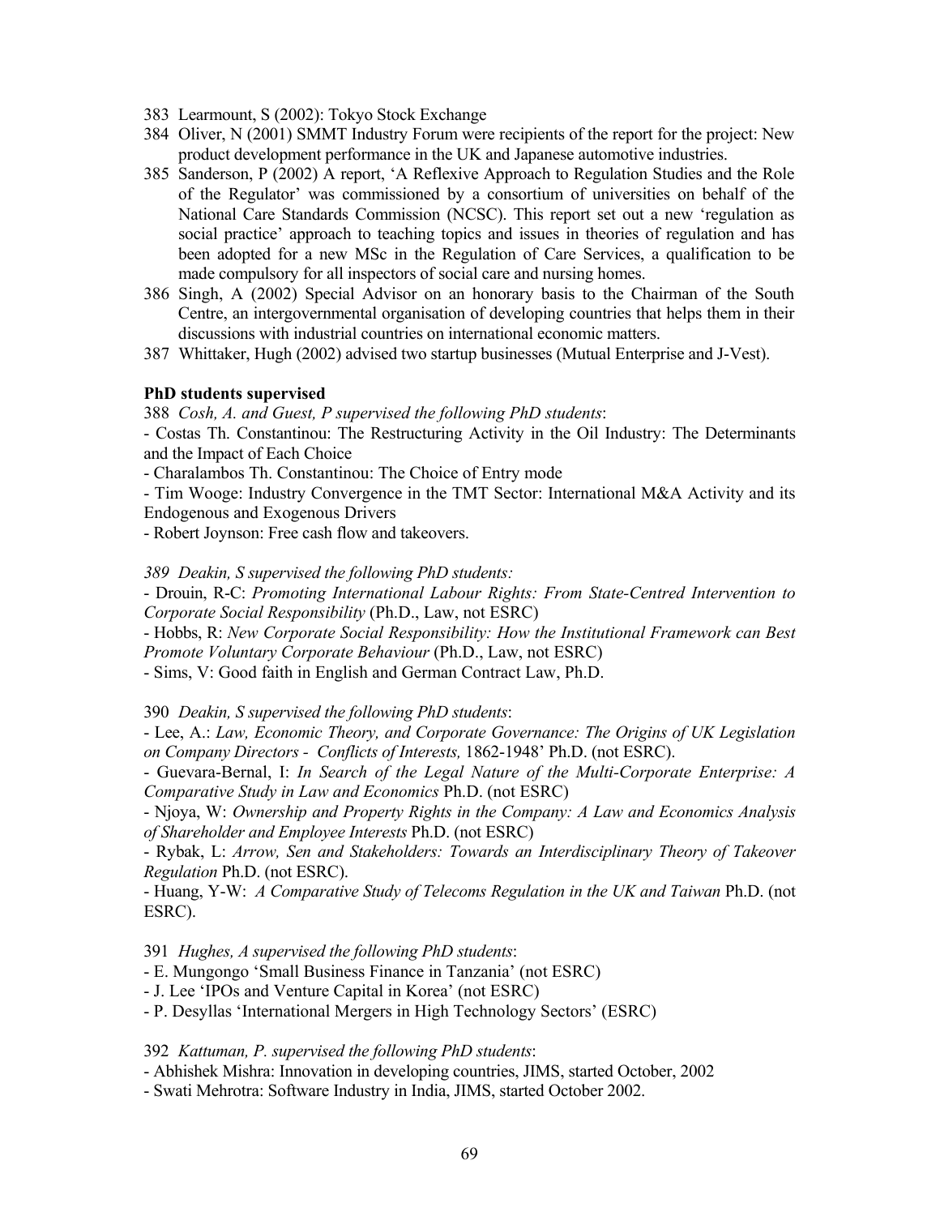383 Learmount, S (2002): Tokyo Stock Exchange

384 Oliver, N (2001) SMMT Industry Forum were recipients of the report for the project: New product development performance in the UK and Japanese automotive industries.

385 Sanderson, P (2002) A report, 'A Reflexive Approach to Regulation Studies and the Role of the Regulator' was commissioned by a consortium of universities on behalf of the National Care Standards Commission (NCSC). This report set out a new 'regulation as social practice' approach to teaching topics and issues in theories of regulation and has been adopted for a new MSc in the Regulation of Care Services, a qualification to be made compulsory for all inspectors of social care and nursing homes.

386 Singh, A (2002) Special Advisor on an honorary basis to the Chairman of the South Centre, an intergovernmental organisation of developing countries that helps them in their discussions with industrial countries on international economic matters.

387 Whittaker, Hugh (2002) advised two startup businesses (Mutual Enterprise and J-Vest).

**PhD students supervised**

388 *Cosh, A. and Guest, P supervised the following PhD students*:

- Costas Th. Constantinou: The Restructuring Activity in the Oil Industry: The Determinants and the Impact of Each Choice
- Charalambos Th. Constantinou: The Choice of Entry mode
- Tim Wooge: Industry Convergence in the TMT Sector: International M&A Activity and its Endogenous and Exogenous Drivers
- Robert Joynson: Free cash flow and takeovers.

*389 Deakin, S supervised the following PhD students:*

- Drouin, R-C: *Promoting International Labour Rights: From State-Centred Intervention to Corporate Social Responsibility* (Ph.D., Law, not ESRC)
- Hobbs, R: *New Corporate Social Responsibility: How the Institutional Framework can Best Promote Voluntary Corporate Behaviour* (Ph.D., Law, not ESRC)
- Sims, V: Good faith in English and German Contract Law, Ph.D.

390 *Deakin, S supervised the following PhD students*:

- Lee, A.: *Law, Economic Theory, and Corporate Governance: The Origins of UK Legislation on Company Directors - Conflicts of Interests,* 1862-1948' Ph.D. (not ESRC).
- Guevara-Bernal, I: *In Search of the Legal Nature of the Multi-Corporate Enterprise: A Comparative Study in Law and Economics* Ph.D. (not ESRC)
- Njoya, W: *Ownership and Property Rights in the Company: A Law and Economics Analysis of Shareholder and Employee Interests* Ph.D. (not ESRC)
- Rybak, L: *Arrow, Sen and Stakeholders: Towards an Interdisciplinary Theory of Takeover Regulation* Ph.D. (not ESRC).
- Huang, Y-W: *A Comparative Study of Telecoms Regulation in the UK and Taiwan* Ph.D. (not ESRC).

391 *Hughes, A supervised the following PhD students*:

- E. Mungongo 'Small Business Finance in Tanzania' (not ESRC)
- J. Lee 'IPOs and Venture Capital in Korea' (not ESRC)
- P. Desyllas 'International Mergers in High Technology Sectors' (ESRC)

392 *Kattuman, P. supervised the following PhD students*:

- Abhishek Mishra: Innovation in developing countries, JIMS, started October, 2002
- Swati Mehrotra: Software Industry in India, JIMS, started October 2002.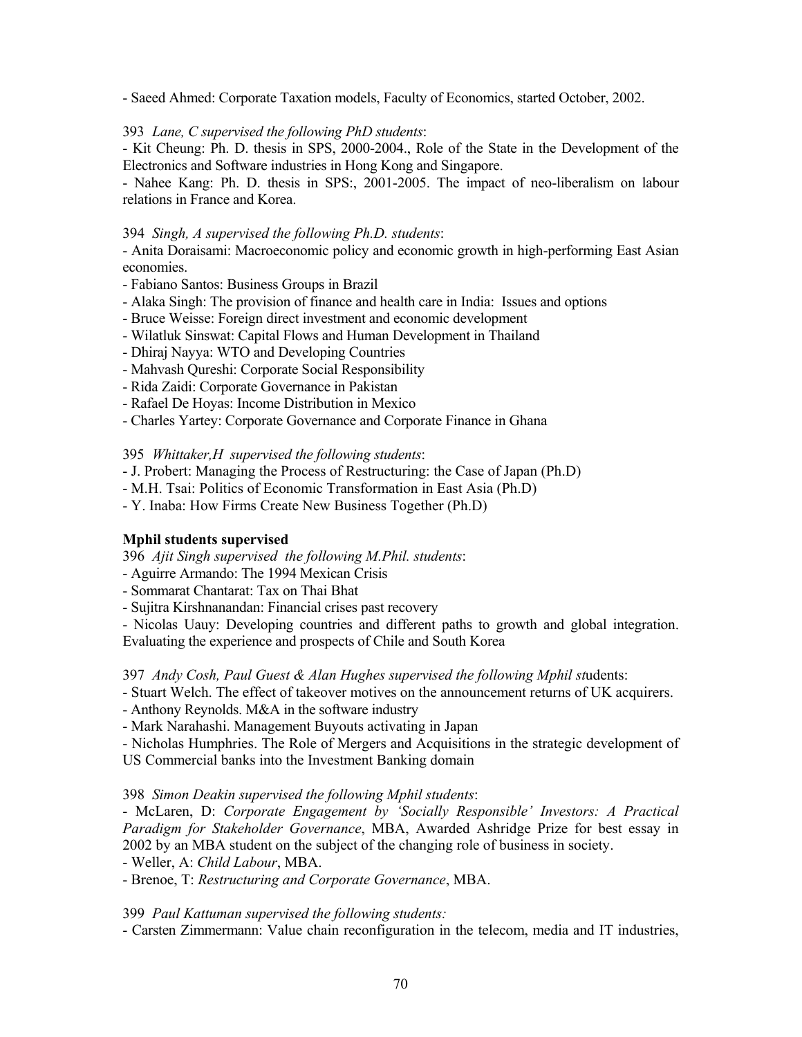- Saeed Ahmed: Corporate Taxation models, Faculty of Economics, started October, 2002.

393 *Lane, C supervised the following PhD students*:

- Kit Cheung: Ph. D. thesis in SPS, 2000-2004., Role of the State in the Development of the Electronics and Software industries in Hong Kong and Singapore.
- Nahee Kang: Ph. D. thesis in SPS:, 2001-2005. The impact of neo-liberalism on labour relations in France and Korea.

394 *Singh, A supervised the following Ph.D. students*:

- Anita Doraisami: Macroeconomic policy and economic growth in high-performing East Asian economies.
- Fabiano Santos: Business Groups in Brazil
- Alaka Singh: The provision of finance and health care in India: Issues and options
- Bruce Weisse: Foreign direct investment and economic development
- Wilatluk Sinswat: Capital Flows and Human Development in Thailand
- Dhiraj Nayya: WTO and Developing Countries
- Mahvash Qureshi: Corporate Social Responsibility
- Rida Zaidi: Corporate Governance in Pakistan
- Rafael De Hoyas: Income Distribution in Mexico
- Charles Yartey: Corporate Governance and Corporate Finance in Ghana

395 *Whittaker,H supervised the following students*:

- J. Probert: Managing the Process of Restructuring: the Case of Japan (Ph.D)
- M.H. Tsai: Politics of Economic Transformation in East Asia (Ph.D)
- Y. Inaba: How Firms Create New Business Together (Ph.D)

**Mphil students supervised**

396 *Ajit Singh supervised the following M.Phil. students*:

- Aguirre Armando: The 1994 Mexican Crisis
- Sommarat Chantarat: Tax on Thai Bhat
- Sujitra Kirshnanandan: Financial crises past recovery
- Nicolas Uauy: Developing countries and different paths to growth and global integration. Evaluating the experience and prospects of Chile and South Korea

397 *Andy Cosh, Paul Guest & Alan Hughes supervised the following Mphil st*udents:

- Stuart Welch. The effect of takeover motives on the announcement returns of UK acquirers.
- Anthony Reynolds. M&A in the software industry
- Mark Narahashi. Management Buyouts activating in Japan
- Nicholas Humphries. The Role of Mergers and Acquisitions in the strategic development of US Commercial banks into the Investment Banking domain

398 *Simon Deakin supervised the following Mphil students*:

- McLaren, D: *Corporate Engagement by 'Socially Responsible' Investors: A Practical Paradigm for Stakeholder Governance*, MBA, Awarded Ashridge Prize for best essay in 2002 by an MBA student on the subject of the changing role of business in society.
- Weller, A: *Child Labour*, MBA.
- Brenoe, T: *Restructuring and Corporate Governance*, MBA.

399 *Paul Kattuman supervised the following students:*

- Carsten Zimmermann: Value chain reconfiguration in the telecom, media and IT industries,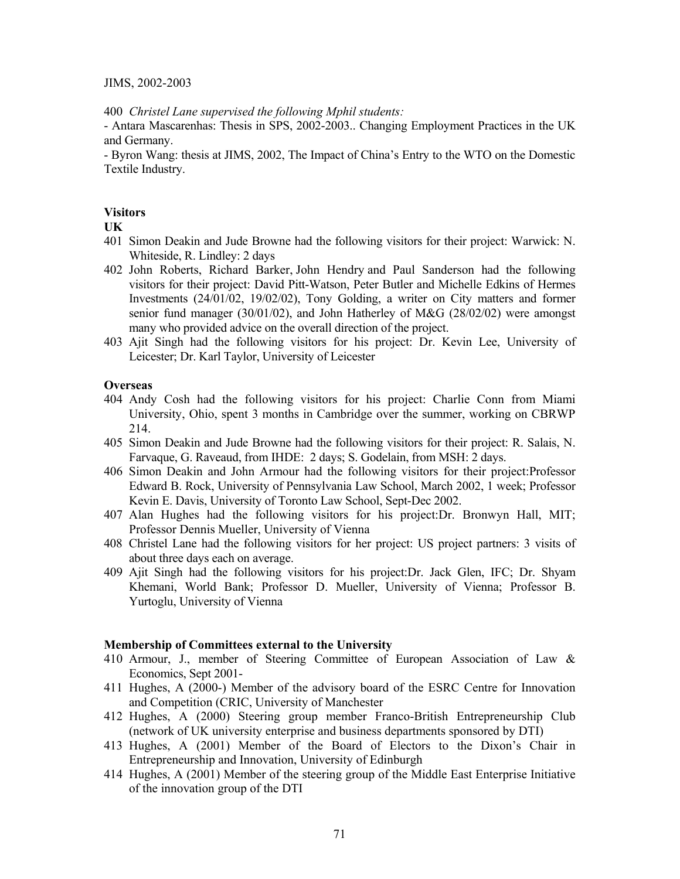JIMS, 2002-2003

400 *Christel Lane supervised the following Mphil students:*

- Antara Mascarenhas: Thesis in SPS, 2002-2003.. Changing Employment Practices in the UK and Germany.
- Byron Wang: thesis at JIMS, 2002, The Impact of China's Entry to the WTO on the Domestic Textile Industry.

**Visitors**

**UK**

401 Simon Deakin and Jude Browne had the following visitors for their project: Warwick: N. Whiteside, R. Lindley: 2 days

402 John Roberts, Richard Barker, John Hendry and Paul Sanderson had the following visitors for their project: David Pitt-Watson, Peter Butler and Michelle Edkins of Hermes Investments (24/01/02, 19/02/02), Tony Golding, a writer on City matters and former senior fund manager (30/01/02), and John Hatherley of M&G (28/02/02) were amongst many who provided advice on the overall direction of the project.

403 Ajit Singh had the following visitors for his project: Dr. Kevin Lee, University of Leicester; Dr. Karl Taylor, University of Leicester

**Overseas**

404 Andy Cosh had the following visitors for his project: Charlie Conn from Miami University, Ohio, spent 3 months in Cambridge over the summer, working on CBRWP 214.

405 Simon Deakin and Jude Browne had the following visitors for their project: R. Salais, N. Farvaque, G. Raveaud, from IHDE: 2 days; S. Godelain, from MSH: 2 days.

406 Simon Deakin and John Armour had the following visitors for their project:Professor Edward B. Rock, University of Pennsylvania Law School, March 2002, 1 week; Professor Kevin E. Davis, University of Toronto Law School, Sept-Dec 2002.

407 Alan Hughes had the following visitors for his project:Dr. Bronwyn Hall, MIT; Professor Dennis Mueller, University of Vienna

408 Christel Lane had the following visitors for her project: US project partners: 3 visits of about three days each on average.

409 Ajit Singh had the following visitors for his project:Dr. Jack Glen, IFC; Dr. Shyam Khemani, World Bank; Professor D. Mueller, University of Vienna; Professor B. Yurtoglu, University of Vienna

**Membership of Committees external to the University**

410 Armour, J., member of Steering Committee of European Association of Law & Economics, Sept 2001-

411 Hughes, A (2000-) Member of the advisory board of the ESRC Centre for Innovation and Competition (CRIC, University of Manchester

412 Hughes, A (2000) Steering group member Franco-British Entrepreneurship Club (network of UK university enterprise and business departments sponsored by DTI)

413 Hughes, A (2001) Member of the Board of Electors to the Dixon's Chair in Entrepreneurship and Innovation, University of Edinburgh

414 Hughes, A (2001) Member of the steering group of the Middle East Enterprise Initiative of the innovation group of the DTI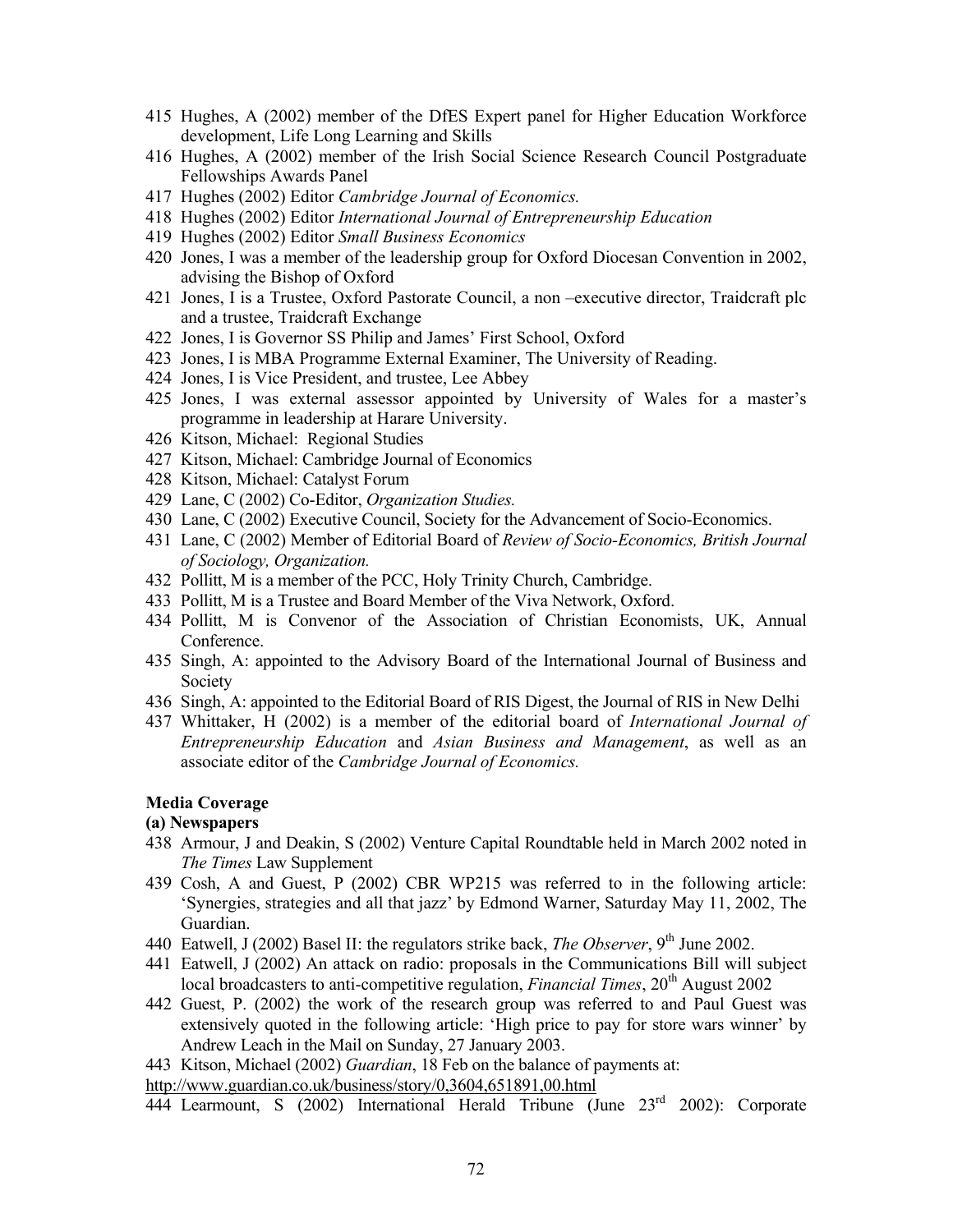415 Hughes, A (2002) member of the DfES Expert panel for Higher Education Workforce development, Life Long Learning and Skills
416 Hughes, A (2002) member of the Irish Social Science Research Council Postgraduate Fellowships Awards Panel
417 Hughes (2002) Editor *Cambridge Journal of Economics.*
418 Hughes (2002) Editor *International Journal of Entrepreneurship Education*
419 Hughes (2002) Editor *Small Business Economics*
420 Jones, I was a member of the leadership group for Oxford Diocesan Convention in 2002, advising the Bishop of Oxford
421 Jones, I is a Trustee, Oxford Pastorate Council, a non –executive director, Traidcraft plc and a trustee, Traidcraft Exchange
422 Jones, I is Governor SS Philip and James' First School, Oxford
423 Jones, I is MBA Programme External Examiner, The University of Reading.
424 Jones, I is Vice President, and trustee, Lee Abbey
425 Jones, I was external assessor appointed by University of Wales for a master's programme in leadership at Harare University.
426 Kitson, Michael: Regional Studies
427 Kitson, Michael: Cambridge Journal of Economics
428 Kitson, Michael: Catalyst Forum
429 Lane, C (2002) Co-Editor, *Organization Studies.*
430 Lane, C (2002) Executive Council, Society for the Advancement of Socio-Economics.
431 Lane, C (2002) Member of Editorial Board of *Review of Socio-Economics, British Journal of Sociology, Organization.*
432 Pollitt, M is a member of the PCC, Holy Trinity Church, Cambridge.
433 Pollitt, M is a Trustee and Board Member of the Viva Network, Oxford.
434 Pollitt, M is Convenor of the Association of Christian Economists, UK, Annual Conference.
435 Singh, A: appointed to the Advisory Board of the International Journal of Business and Society
436 Singh, A: appointed to the Editorial Board of RIS Digest, the Journal of RIS in New Delhi
437 Whittaker, H (2002) is a member of the editorial board of *International Journal of Entrepreneurship Education* and *Asian Business and Management*, as well as an associate editor of the *Cambridge Journal of Economics.*

**Media Coverage**

**(a) Newspapers**

438 Armour, J and Deakin, S (2002) Venture Capital Roundtable held in March 2002 noted in *The Times* Law Supplement
439 Cosh, A and Guest, P (2002) CBR WP215 was referred to in the following article: 'Synergies, strategies and all that jazz' by Edmond Warner, Saturday May 11, 2002, The Guardian.
440 Eatwell, J (2002) Basel II: the regulators strike back, *The Observer*, 9th June 2002.
441 Eatwell, J (2002) An attack on radio: proposals in the Communications Bill will subject local broadcasters to anti-competitive regulation, *Financial Times*, 20th August 2002
442 Guest, P. (2002) the work of the research group was referred to and Paul Guest was extensively quoted in the following article: 'High price to pay for store wars winner' by Andrew Leach in the Mail on Sunday, 27 January 2003.
443 Kitson, Michael (2002) *Guardian*, 18 Feb on the balance of payments at:
http://www.guardian.co.uk/business/story/0,3604,651891,00.html
444 Learmount, S (2002) International Herald Tribune (June 23rd 2002): Corporate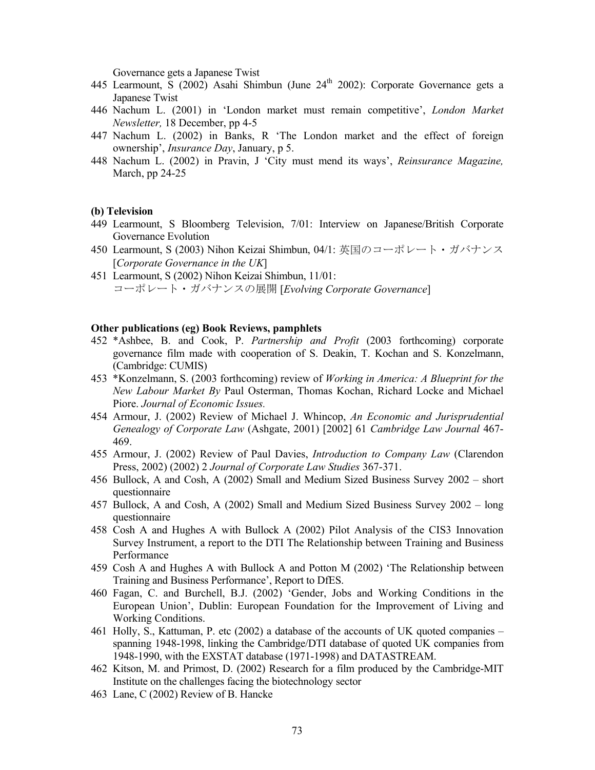Governance gets a Japanese Twist

445 Learmount, S (2002) Asahi Shimbun (June 24th 2002): Corporate Governance gets a Japanese Twist

446 Nachum L. (2001) in 'London market must remain competitive', *London Market Newsletter,* 18 December, pp 4-5

447 Nachum L. (2002) in Banks, R 'The London market and the effect of foreign ownership', *Insurance Day*, January, p 5.

448 Nachum L. (2002) in Pravin, J 'City must mend its ways', *Reinsurance Magazine,* March, pp 24-25

**(b) Television**

449 Learmount, S Bloomberg Television, 7/01: Interview on Japanese/British Corporate Governance Evolution

450 Learmount, S (2003) Nihon Keizai Shimbun, 04/1: 英国のコーポレート・ガバナンス [*Corporate Governance in the UK*]

451 Learmount, S (2002) Nihon Keizai Shimbun, 11/01: コーポレート・ガバナンスの展開 [*Evolving Corporate Governance*]

**Other publications (eg) Book Reviews, pamphlets**

452 *Ashbee, B. and Cook, P. *Partnership and Profit* (2003 forthcoming) corporate governance film made with cooperation of S. Deakin, T. Kochan and S. Konzelmann, (Cambridge: CUMIS)

453 *Konzelmann, S. (2003 forthcoming) review of *Working in America: A Blueprint for the New Labour Market By* Paul Osterman, Thomas Kochan, Richard Locke and Michael Piore. *Journal of Economic Issues.*

454 Armour, J. (2002) Review of Michael J. Whincop, *An Economic and Jurisprudential Genealogy of Corporate Law* (Ashgate, 2001) [2002] 61 *Cambridge Law Journal* 467-469.

455 Armour, J. (2002) Review of Paul Davies, *Introduction to Company Law* (Clarendon Press, 2002) (2002) 2 *Journal of Corporate Law Studies* 367-371.

456 Bullock, A and Cosh, A (2002) Small and Medium Sized Business Survey 2002 – short questionnaire

457 Bullock, A and Cosh, A (2002) Small and Medium Sized Business Survey 2002 – long questionnaire

458 Cosh A and Hughes A with Bullock A (2002) Pilot Analysis of the CIS3 Innovation Survey Instrument, a report to the DTI The Relationship between Training and Business Performance

459 Cosh A and Hughes A with Bullock A and Potton M (2002) 'The Relationship between Training and Business Performance', Report to DfES.

460 Fagan, C. and Burchell, B.J. (2002) 'Gender, Jobs and Working Conditions in the European Union', Dublin: European Foundation for the Improvement of Living and Working Conditions.

461 Holly, S., Kattuman, P. etc (2002) a database of the accounts of UK quoted companies – spanning 1948-1998, linking the Cambridge/DTI database of quoted UK companies from 1948-1990, with the EXSTAT database (1971-1998) and DATASTREAM.

462 Kitson, M. and Primost, D. (2002) Research for a film produced by the Cambridge-MIT Institute on the challenges facing the biotechnology sector

463 Lane, C (2002) Review of B. Hancke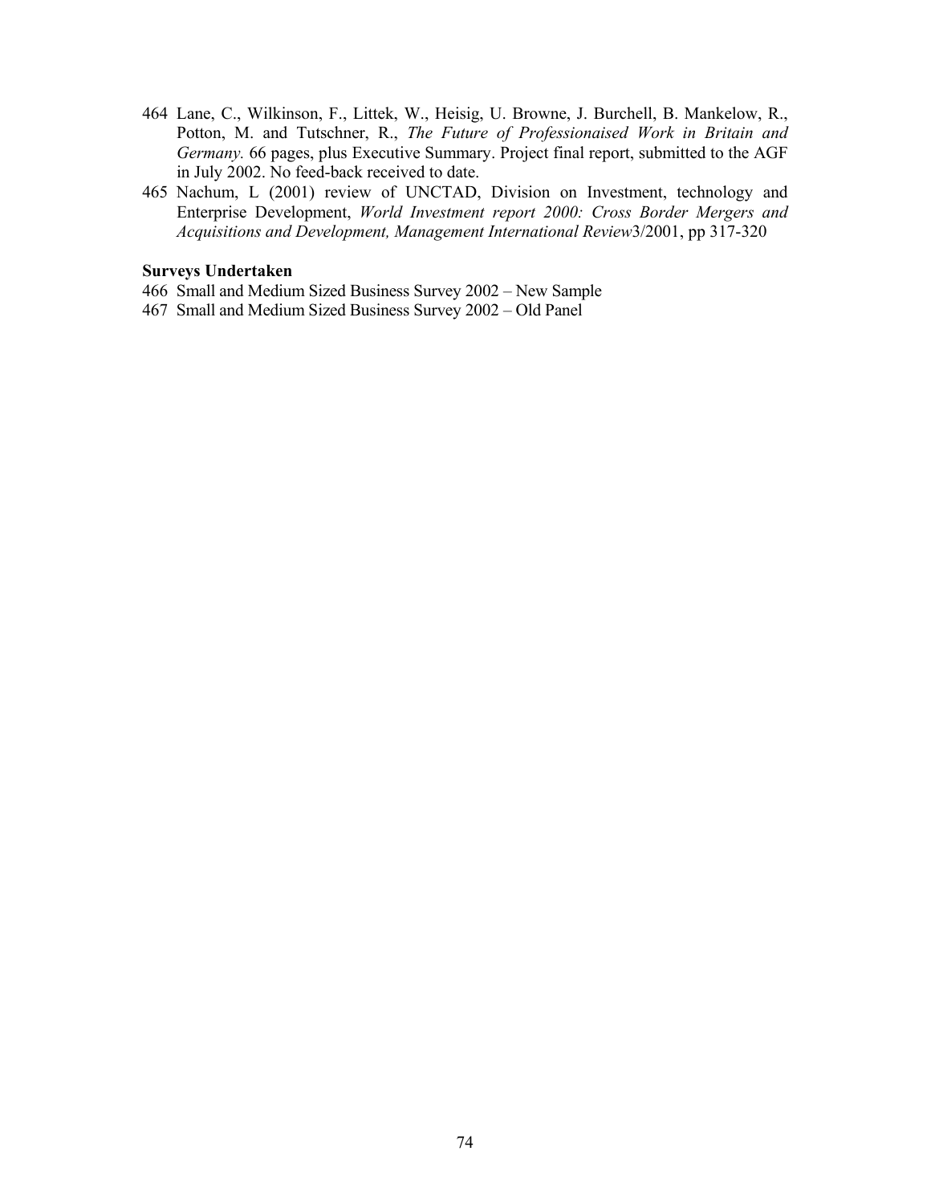464 Lane, C., Wilkinson, F., Littek, W., Heisig, U. Browne, J. Burchell, B. Mankelow, R., Potton, M. and Tutschner, R., *The Future of Professionaised Work in Britain and Germany.* 66 pages, plus Executive Summary. Project final report, submitted to the AGF in July 2002. No feed-back received to date.

465 Nachum, L (2001) review of UNCTAD, Division on Investment, technology and Enterprise Development, *World Investment report 2000: Cross Border Mergers and Acquisitions and Development, Management International Review*3/2001, pp 317-320

**Surveys Undertaken**

466 Small and Medium Sized Business Survey 2002 – New Sample

467 Small and Medium Sized Business Survey 2002 – Old Panel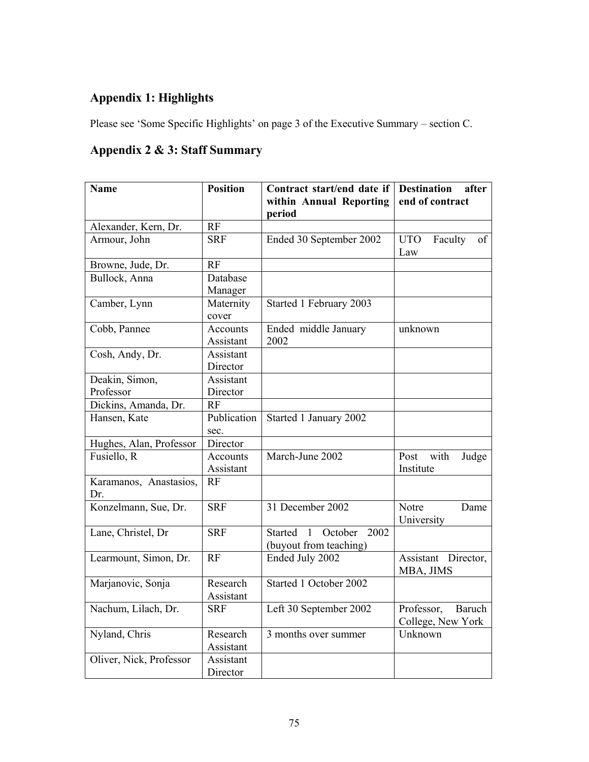## Appendix 1: Highlights

Please see 'Some Specific Highlights' on page 3 of the Executive Summary – section C.

## Appendix 2 & 3: Staff Summary

| Name | Position | Contract start/end date if within Annual Reporting period | Destination after end of contract |
|---|---|---|---|
| Alexander, Kern, Dr. | RF | | |
| Armour, John | SRF | Ended 30 September 2002 | UTO Faculty of Law |
| Browne, Jude, Dr. | RF | | |
| Bullock, Anna | Database Manager | | |
| Camber, Lynn | Maternity cover | Started 1 February 2003 | |
| Cobb, Pannee | Accounts Assistant | Ended middle January 2002 | unknown |
| Cosh, Andy, Dr. | Assistant Director | | |
| Deakin, Simon, Professor | Assistant Director | | |
| Dickins, Amanda, Dr. | RF | | |
| Hansen, Kate | Publication sec. | Started 1 January 2002 | |
| Hughes, Alan, Professor | Director | | |
| Fusiello, R | Accounts Assistant | March-June 2002 | Post with Judge Institute |
| Karamanos, Anastasios, Dr. | RF | | |
| Konzelmann, Sue, Dr. | SRF | 31 December 2002 | Notre Dame University |
| Lane, Christel, Dr | SRF | Started 1 October 2002 (buyout from teaching) | |
| Learmount, Simon, Dr. | RF | Ended July 2002 | Assistant Director, MBA, JIMS |
| Marjanovic, Sonja | Research Assistant | Started 1 October 2002 | |
| Nachum, Lilach, Dr. | SRF | Left 30 September 2002 | Professor, Baruch College, New York |
| Nyland, Chris | Research Assistant | 3 months over summer | Unknown |
| Oliver, Nick, Professor | Assistant Director | | |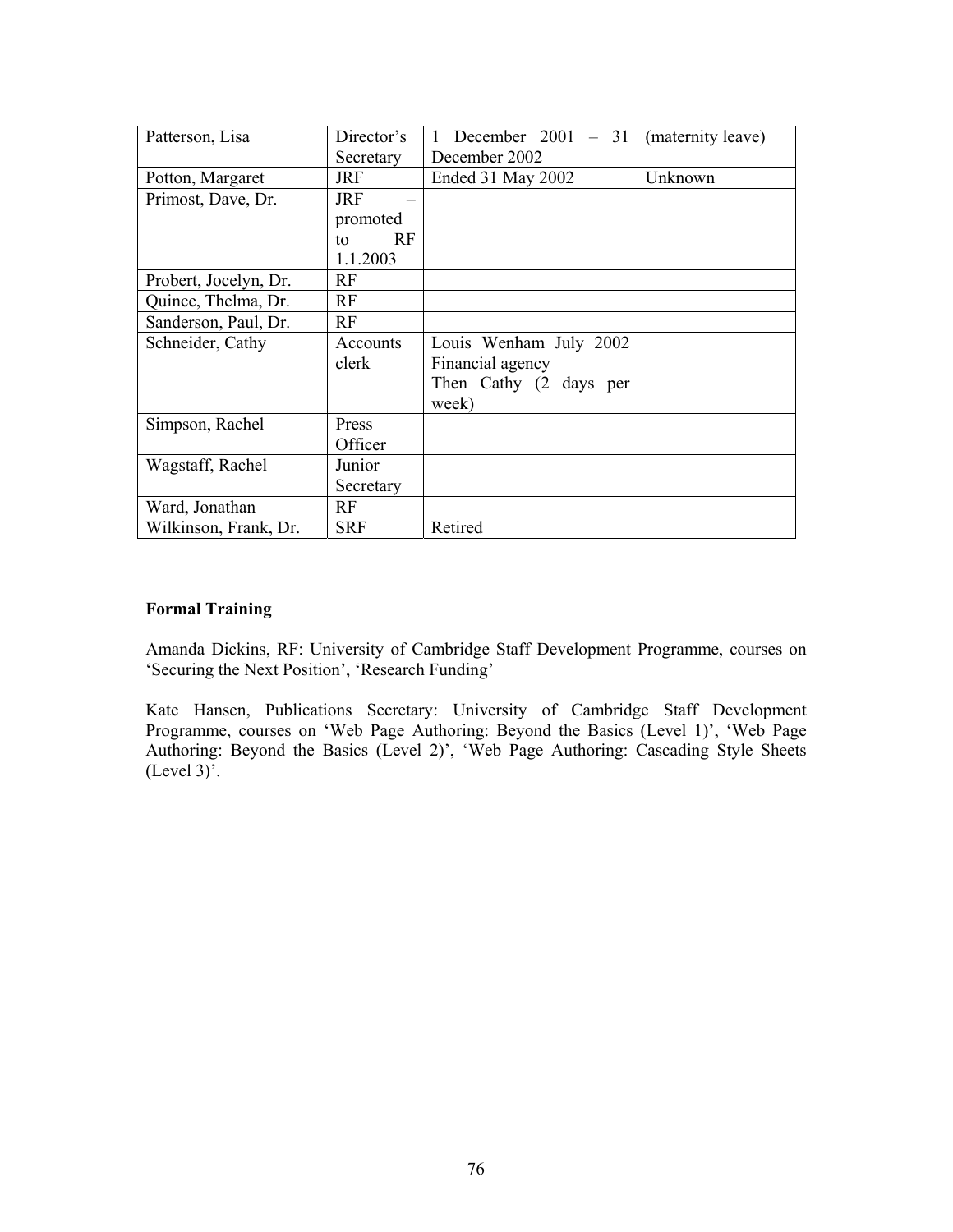| Patterson, Lisa | Director's Secretary | 1 December 2001 – 31 December 2002 | (maternity leave) |
|---|---|---|---|
| Potton, Margaret | JRF | Ended 31 May 2002 | Unknown |
| Primost, Dave, Dr. | JRF – promoted to RF 1.1.2003 | | |
| Probert, Jocelyn, Dr. | RF | | |
| Quince, Thelma, Dr. | RF | | |
| Sanderson, Paul, Dr. | RF | | |
| Schneider, Cathy | Accounts clerk | Louis Wenham July 2002 Financial agency Then Cathy (2 days per week) | |
| Simpson, Rachel | Press Officer | | |
| Wagstaff, Rachel | Junior Secretary | | |
| Ward, Jonathan | RF | | |
| Wilkinson, Frank, Dr. | SRF | Retired | |

**Formal Training**

Amanda Dickins, RF: University of Cambridge Staff Development Programme, courses on 'Securing the Next Position', 'Research Funding'

Kate Hansen, Publications Secretary: University of Cambridge Staff Development Programme, courses on 'Web Page Authoring: Beyond the Basics (Level 1)', 'Web Page Authoring: Beyond the Basics (Level 2)', 'Web Page Authoring: Cascading Style Sheets (Level 3)'.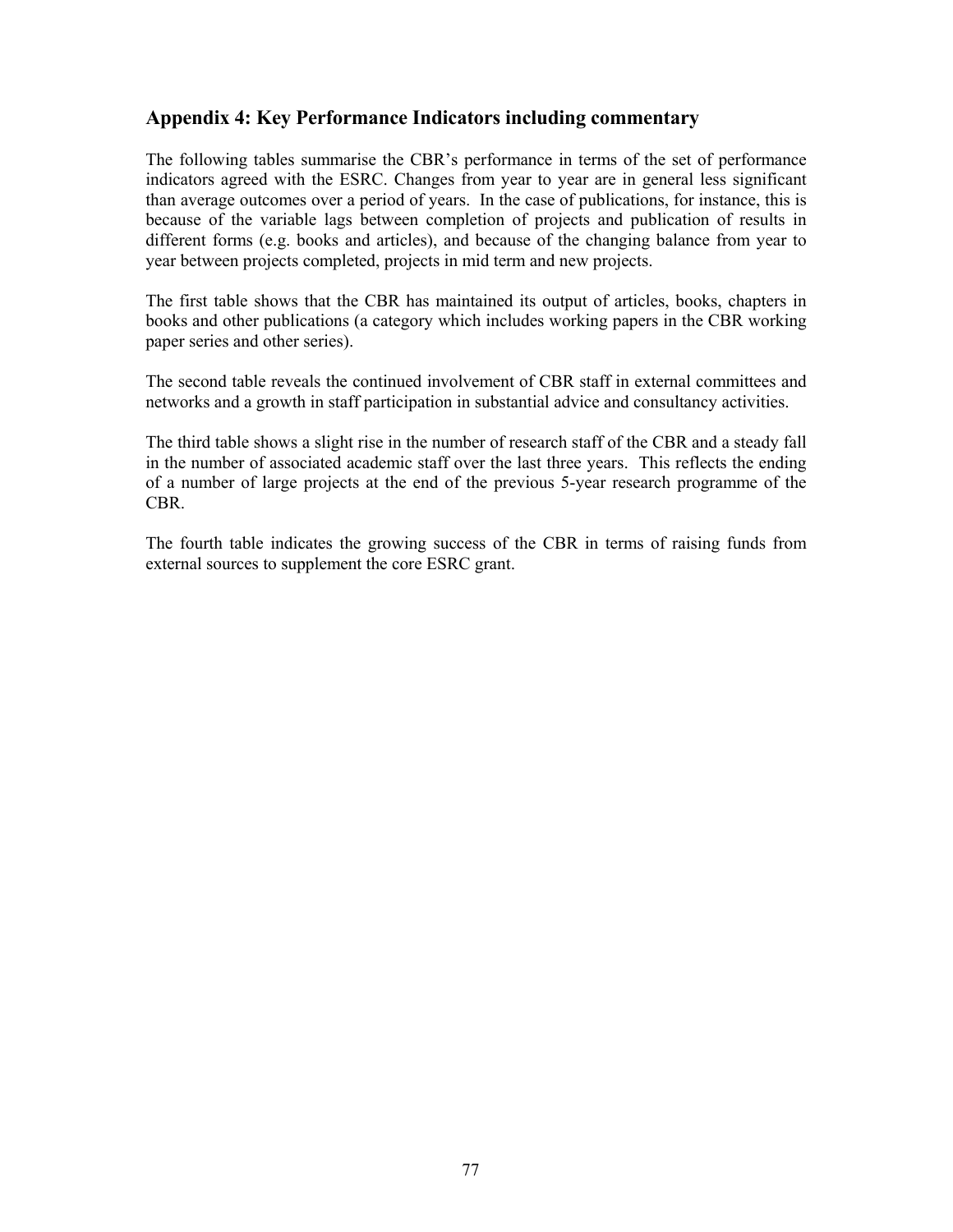## Appendix 4: Key Performance Indicators including commentary

The following tables summarise the CBR's performance in terms of the set of performance indicators agreed with the ESRC. Changes from year to year are in general less significant than average outcomes over a period of years. In the case of publications, for instance, this is because of the variable lags between completion of projects and publication of results in different forms (e.g. books and articles), and because of the changing balance from year to year between projects completed, projects in mid term and new projects.

The first table shows that the CBR has maintained its output of articles, books, chapters in books and other publications (a category which includes working papers in the CBR working paper series and other series).

The second table reveals the continued involvement of CBR staff in external committees and networks and a growth in staff participation in substantial advice and consultancy activities.

The third table shows a slight rise in the number of research staff of the CBR and a steady fall in the number of associated academic staff over the last three years. This reflects the ending of a number of large projects at the end of the previous 5-year research programme of the CBR.

The fourth table indicates the growing success of the CBR in terms of raising funds from external sources to supplement the core ESRC grant.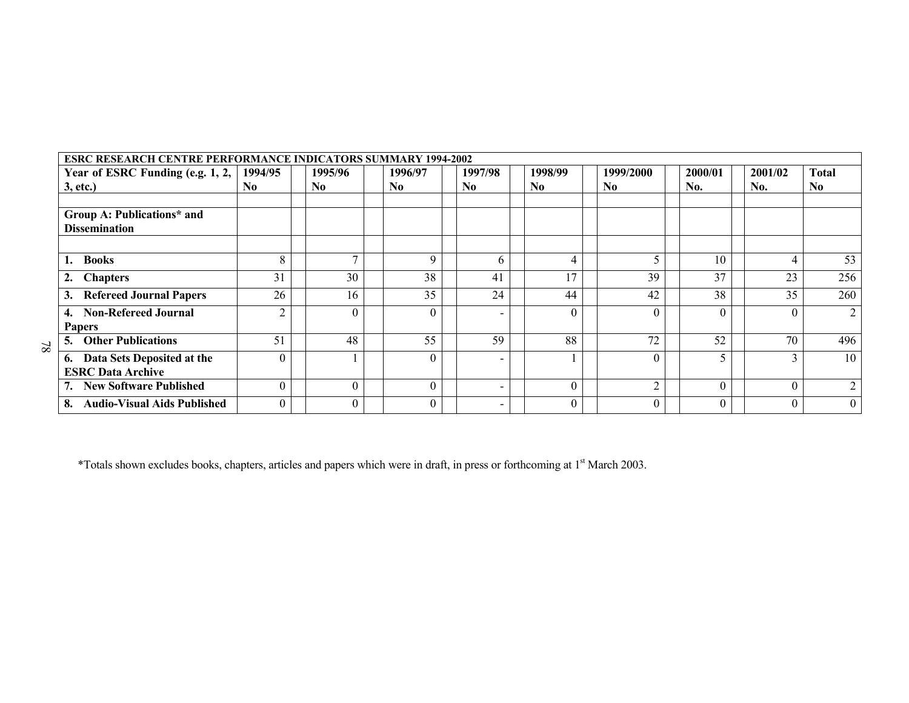| ESRC RESEARCH CENTRE PERFORMANCE INDICATORS SUMMARY 1994-2002 | | | | | | | | | |
|---|---|---|---|---|---|---|---|---|---|
| **Year of ESRC Funding (e.g. 1, 2, 3, etc.)** | **1994/95 No** | **1995/96 No** | **1996/97 No** | **1997/98 No** | **1998/99 No** | **1999/2000 No** | **2000/01 No.** | **2001/02 No.** | **Total No** |
| | | | | | | | | | |
| **Group A: Publications* and Dissemination** | | | | | | | | | |
| | | | | | | | | | |
| **1. Books** | 8 | 7 | 9 | 6 | 4 | 5 | 10 | 4 | 53 |
| **2. Chapters** | 31 | 30 | 38 | 41 | 17 | 39 | 37 | 23 | 256 |
| **3. Refereed Journal Papers** | 26 | 16 | 35 | 24 | 44 | 42 | 38 | 35 | 260 |
| **4. Non-Refereed Journal Papers** | 2 | 0 | 0 | - | 0 | 0 | 0 | 0 | 2 |
| **5. Other Publications** | 51 | 48 | 55 | 59 | 88 | 72 | 52 | 70 | 496 |
| **6. Data Sets Deposited at the ESRC Data Archive** | 0 | 1 | 0 | - | 1 | 0 | 5 | 3 | 10 |
| **7. New Software Published** | 0 | 0 | 0 | - | 0 | 2 | 0 | 0 | 2 |
| **8. Audio-Visual Aids Published** | 0 | 0 | 0 | - | 0 | 0 | 0 | 0 | 0 |

*Totals shown excludes books, chapters, articles and papers which were in draft, in press or forthcoming at 1st March 2003.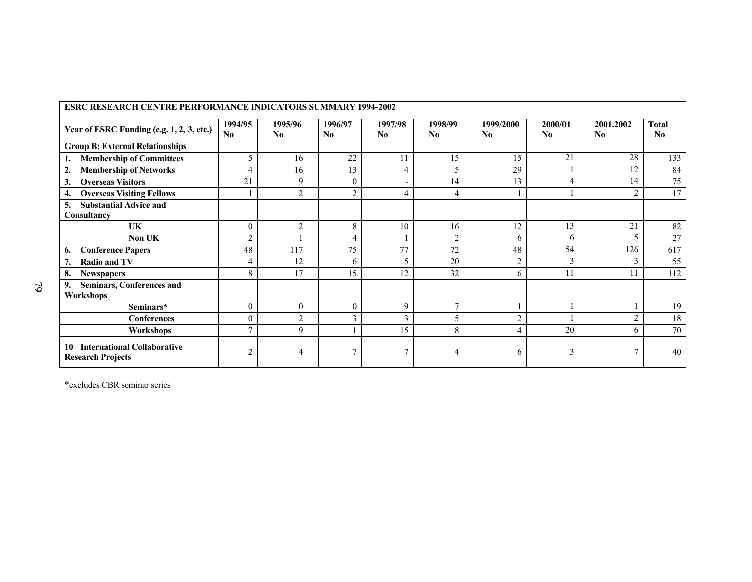| ESRC RESEARCH CENTRE PERFORMANCE INDICATORS SUMMARY 1994-2002 | | | | | | | | | |
|---|---|---|---|---|---|---|---|---|---|
| **Year of ESRC Funding (e.g. 1, 2, 3, etc.)** | **1994/95 No** | **1995/96 No** | **1996/97 No** | **1997/98 No** | **1998/99 No** | **1999/2000 No** | **2000/01 No** | **2001.2002 No** | **Total No** |
| **Group B: External Relationships** | | | | | | | | | |
| **1. Membership of Committees** | 5 | 16 | 22 | 11 | 15 | 15 | 21 | 28 | 133 |
| **2. Membership of Networks** | 4 | 16 | 13 | 4 | 5 | 29 | 1 | 12 | 84 |
| **3. Overseas Visitors** | 21 | 9 | 0 | - | 14 | 13 | 4 | 14 | 75 |
| **4. Overseas Visiting Fellows** | 1 | 2 | 2 | 4 | 4 | 1 | 1 | 2 | 17 |
| **5. Substantial Advice and Consultancy** | | | | | | | | | |
| **UK** | 0 | 2 | 8 | 10 | 16 | 12 | 13 | 21 | 82 |
| **Non UK** | 2 | 1 | 4 | 1 | 2 | 6 | 6 | 5 | 27 |
| **6. Conference Papers** | 48 | 117 | 75 | 77 | 72 | 48 | 54 | 126 | 617 |
| **7. Radio and TV** | 4 | 12 | 6 | 5 | 20 | 2 | 3 | 3 | 55 |
| **8. Newspapers** | 8 | 17 | 15 | 12 | 32 | 6 | 11 | 11 | 112 |
| **9. Seminars, Conferences and Workshops** | | | | | | | | | |
| **Seminars*** | 0 | 0 | 0 | 9 | 7 | 1 | 1 | 1 | 19 |
| **Conferences** | 0 | 2 | 3 | 3 | 5 | 2 | 1 | 2 | 18 |
| **Workshops** | 7 | 9 | 1 | 15 | 8 | 4 | 20 | 6 | 70 |
| **10 International Collaborative Research Projects** | 2 | 4 | 7 | 7 | 4 | 6 | 3 | 7 | 40 |

*excludes CBR seminar series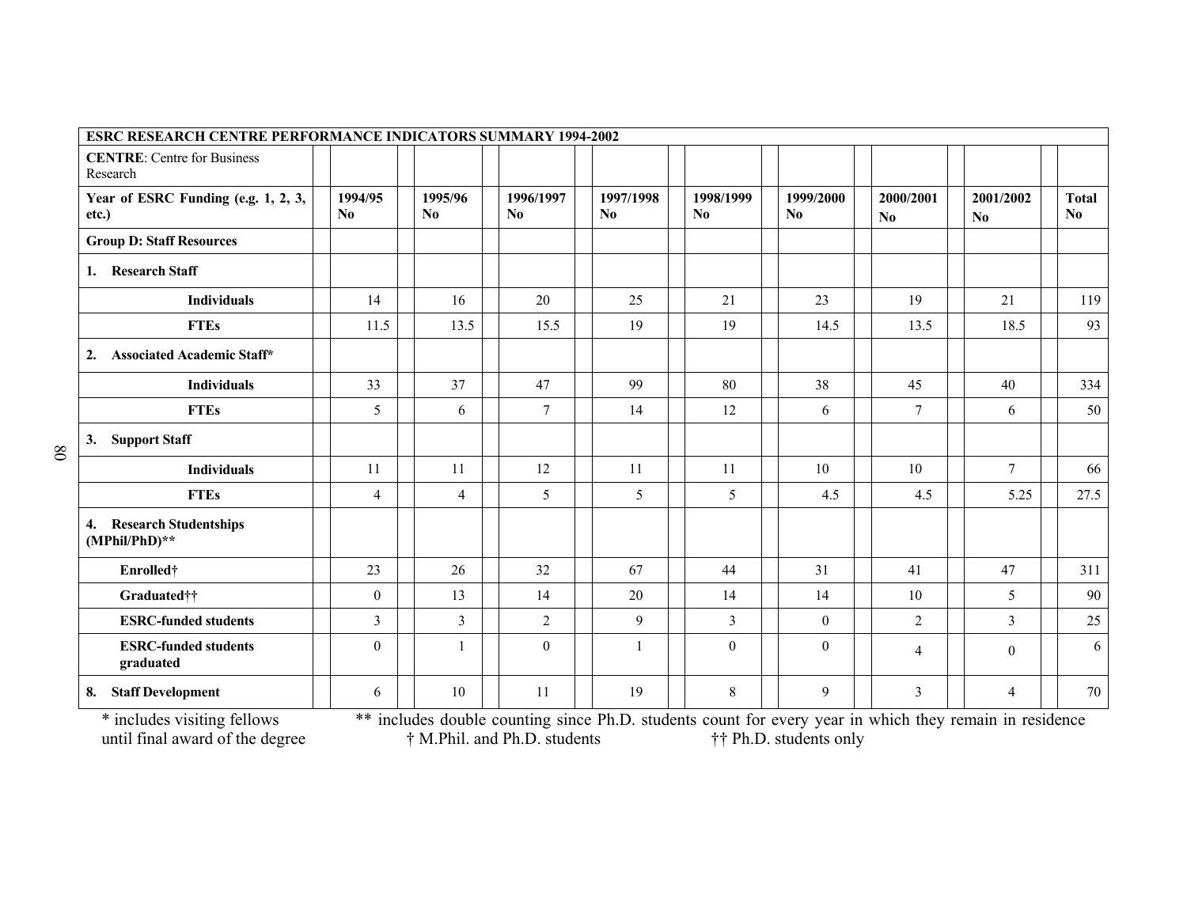| ESRC RESEARCH CENTRE PERFORMANCE INDICATORS SUMMARY 1994-2002 | | | | | | | | | |
|---|---|---|---|---|---|---|---|---|---|
| **CENTRE**: Centre for Business Research | | | | | | | | | |
| **Year of ESRC Funding (e.g. 1, 2, 3, etc.)** | **1994/95 No** | **1995/96 No** | **1996/1997 No** | **1997/1998 No** | **1998/1999 No** | **1999/2000 No** | **2000/2001 No** | **2001/2002 No** | **Total No** |
| **Group D: Staff Resources** | | | | | | | | | |
| **1. Research Staff** | | | | | | | | | |
| **Individuals** | 14 | 16 | 20 | 25 | 21 | 23 | 19 | 21 | 119 |
| **FTEs** | 11.5 | 13.5 | 15.5 | 19 | 19 | 14.5 | 13.5 | 18.5 | 93 |
| **2. Associated Academic Staff*** | | | | | | | | | |
| **Individuals** | 33 | 37 | 47 | 99 | 80 | 38 | 45 | 40 | 334 |
| **FTEs** | 5 | 6 | 7 | 14 | 12 | 6 | 7 | 6 | 50 |
| **3. Support Staff** | | | | | | | | | |
| **Individuals** | 11 | 11 | 12 | 11 | 11 | 10 | 10 | 7 | 66 |
| **FTEs** | 4 | 4 | 5 | 5 | 5 | 4.5 | 4.5 | 5.25 | 27.5 |
| **4. Research Studentships (MPhil/PhD)**** | | | | | | | | | |
| **Enrolled†** | 23 | 26 | 32 | 67 | 44 | 31 | 41 | 47 | 311 |
| **Graduated††** | 0 | 13 | 14 | 20 | 14 | 14 | 10 | 5 | 90 |
| **ESRC-funded students** | 3 | 3 | 2 | 9 | 3 | 0 | 2 | 3 | 25 |
| **ESRC-funded students graduated** | 0 | 1 | 0 | 1 | 0 | 0 | 4 | 0 | 6 |
| **8. Staff Development** | 6 | 10 | 11 | 19 | 8 | 9 | 3 | 4 | 70 |

\* includes visiting fellows ** includes double counting since Ph.D. students count for every year in which they remain in residence until final award of the degree † M.Phil. and Ph.D. students †† Ph.D. students only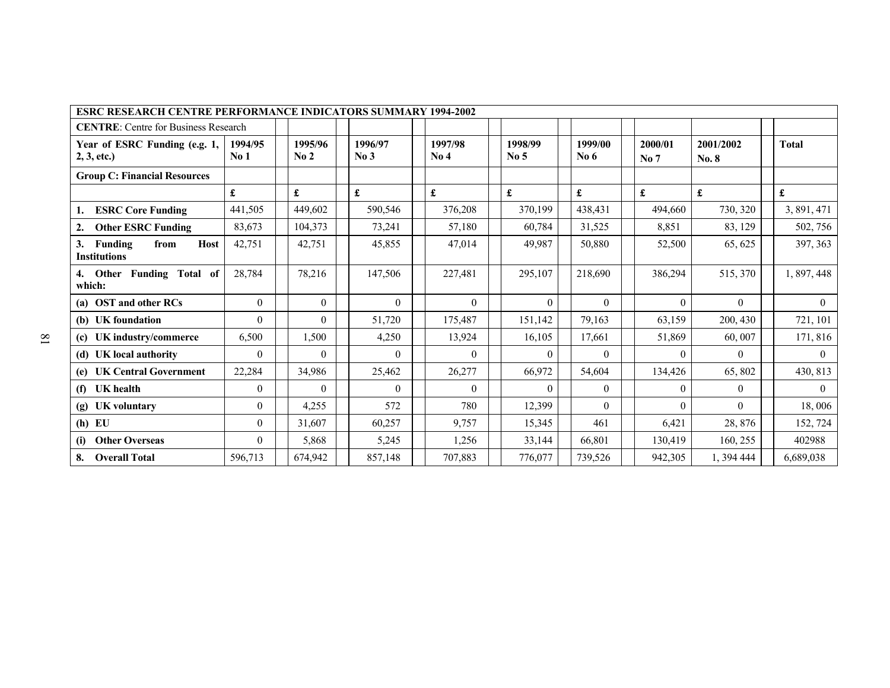| ESRC RESEARCH CENTRE PERFORMANCE INDICATORS SUMMARY 1994-2002 | | | | | | | | | |
|---|---|---|---|---|---|---|---|---|---|
| **CENTRE**: Centre for Business Research | | | | | | | | | |
| **Year of ESRC Funding (e.g. 1, 2, 3, etc.)** | **1994/95 No 1** | **1995/96 No 2** | **1996/97 No 3** | **1997/98 No 4** | **1998/99 No 5** | **1999/00 No 6** | **2000/01 No 7** | **2001/2002 No. 8** | **Total** |
| **Group C: Financial Resources** | | | | | | | | | |
| | **£** | **£** | **£** | **£** | **£** | **£** | **£** | **£** | **£** |
| **1. ESRC Core Funding** | 441,505 | 449,602 | 590,546 | 376,208 | 370,199 | 438,431 | 494,660 | 730, 320 | 3, 891, 471 |
| **2. Other ESRC Funding** | 83,673 | 104,373 | 73,241 | 57,180 | 60,784 | 31,525 | 8,851 | 83, 129 | 502, 756 |
| **3. Funding from Host Institutions** | 42,751 | 42,751 | 45,855 | 47,014 | 49,987 | 50,880 | 52,500 | 65, 625 | 397, 363 |
| **4. Other Funding Total of which:** | 28,784 | 78,216 | 147,506 | 227,481 | 295,107 | 218,690 | 386,294 | 515, 370 | 1, 897, 448 |
| **(a) OST and other RCs** | 0 | 0 | 0 | 0 | 0 | 0 | 0 | 0 | 0 |
| **(b) UK foundation** | 0 | 0 | 51,720 | 175,487 | 151,142 | 79,163 | 63,159 | 200, 430 | 721, 101 |
| **(c) UK industry/commerce** | 6,500 | 1,500 | 4,250 | 13,924 | 16,105 | 17,661 | 51,869 | 60, 007 | 171, 816 |
| **(d) UK local authority** | 0 | 0 | 0 | 0 | 0 | 0 | 0 | 0 | 0 |
| **(e) UK Central Government** | 22,284 | 34,986 | 25,462 | 26,277 | 66,972 | 54,604 | 134,426 | 65, 802 | 430, 813 |
| **(f) UK health** | 0 | 0 | 0 | 0 | 0 | 0 | 0 | 0 | 0 |
| **(g) UK voluntary** | 0 | 4,255 | 572 | 780 | 12,399 | 0 | 0 | 0 | 18, 006 |
| **(h) EU** | 0 | 31,607 | 60,257 | 9,757 | 15,345 | 461 | 6,421 | 28, 876 | 152, 724 |
| **(i) Other Overseas** | 0 | 5,868 | 5,245 | 1,256 | 33,144 | 66,801 | 130,419 | 160, 255 | 402988 |
| **8. Overall Total** | 596,713 | 674,942 | 857,148 | 707,883 | 776,077 | 739,526 | 942,305 | 1, 394 444 | 6,689,038 |